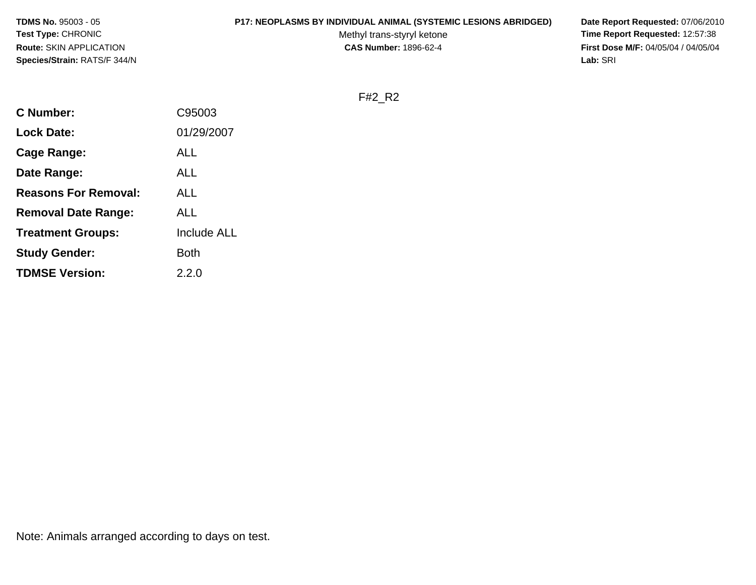**TDMS No.** 95003 - 05
**Test Type:** CHRONIC
**Route:** SKIN APPLICATION
**Species/Strain:** RATS/F 344/N

**P17: NEOPLASMS BY INDIVIDUAL ANIMAL (SYSTEMIC LESIONS ABRIDGED)**
Methyl trans-styryl ketone
**CAS Number:** 1896-62-4

**Date Report Requested:** 07/06/2010
**Time Report Requested:** 12:57:38
**First Dose M/F:** 04/05/04 / 04/05/04
**Lab:** SRI

F#2_R2

| | |
|---|---|
| **C Number:** | C95003 |
| **Lock Date:** | 01/29/2007 |
| **Cage Range:** | ALL |
| **Date Range:** | ALL |
| **Reasons For Removal:** | ALL |
| **Removal Date Range:** | ALL |
| **Treatment Groups:** | Include ALL |
| **Study Gender:** | Both |
| **TDMSE Version:** | 2.2.0 |

Note: Animals arranged according to days on test.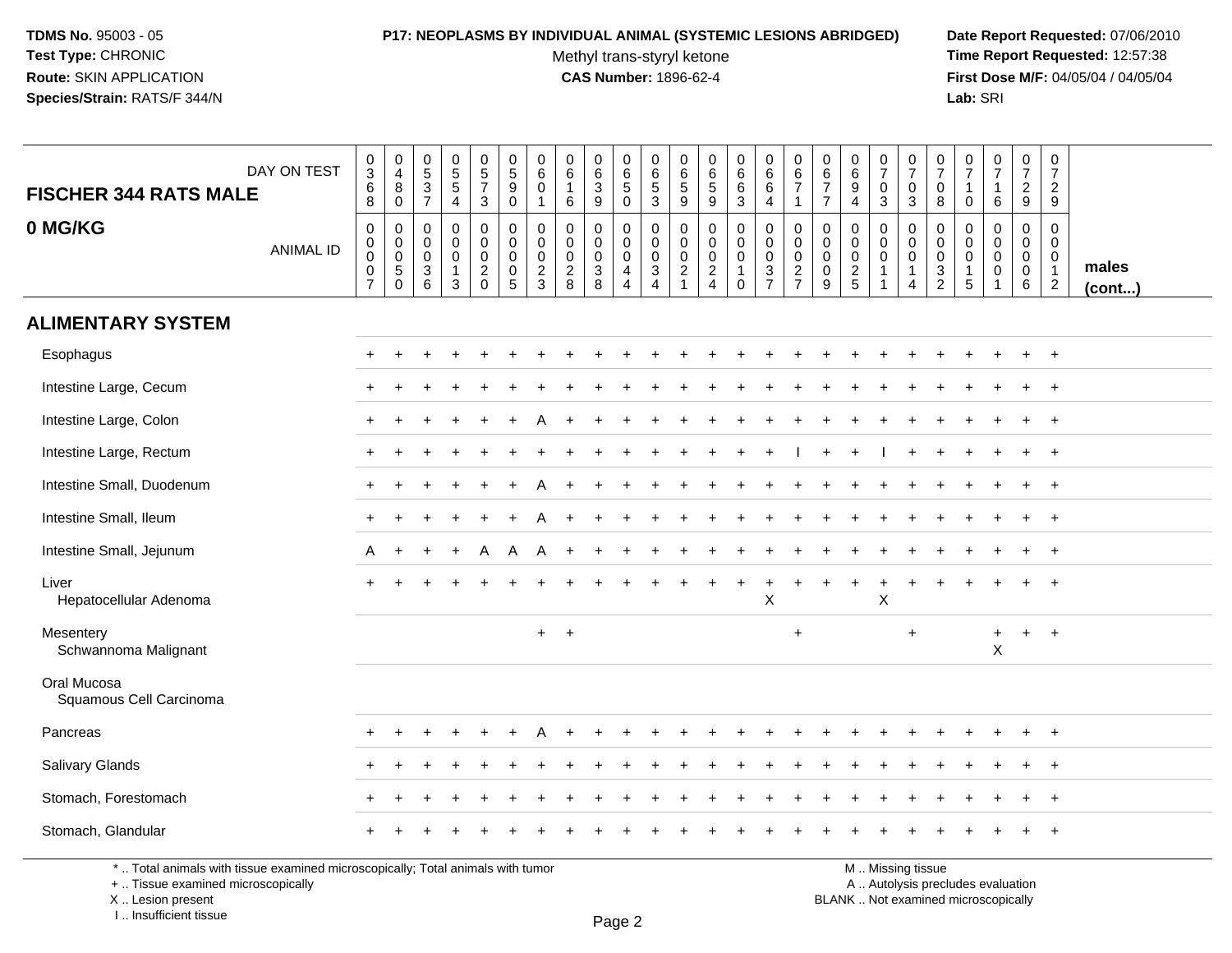**TDMS No.** 95003 - 05
**Test Type:** CHRONIC
**Route:** SKIN APPLICATION
**Species/Strain:** RATS/F 344/N

**P17: NEOPLASMS BY INDIVIDUAL ANIMAL (SYSTEMIC LESIONS ABRIDGED)**
Methyl trans-styryl ketone
**CAS Number:** 1896-62-4

**Date Report Requested:** 07/06/2010
**Time Report Requested:** 12:57:38
**First Dose M/F:** 04/05/04 / 04/05/04
**Lab:** SRI

| FISCHER 344 RATS MALE — DAY ON TEST | 0368 | 0480 | 0537 | 0554 | 0573 | 0590 | 0601 | 0616 | 0639 | 0650 | 0653 | 0659 | 0659 | 0663 | 0664 | 0671 | 0677 | 0694 | 0703 | 0703 | 0708 | 0710 | 0716 | 0729 | 0729 | |
|---|---|---|---|---|---|---|---|---|---|---|---|---|---|---|---|---|---|---|---|---|---|---|---|---|---|---|
| **0 MG/KG** — ANIMAL ID | 00007 | 00050 | 00036 | 00013 | 00020 | 00005 | 00023 | 00028 | 00038 | 00044 | 00034 | 00021 | 00024 | 00010 | 00037 | 00027 | 00009 | 00025 | 00011 | 00014 | 00032 | 00015 | 00001 | 00006 | 00012 | **males (cont...)** |
| **ALIMENTARY SYSTEM** | | | | | | | | | | | | | | | | | | | | | | | | | | |
| Esophagus | + | + | + | + | + | + | + | + | + | + | + | + | + | + | + | + | + | + | + | + | + | + | + | + | + | |
| Intestine Large, Cecum | + | + | + | + | + | + | + | + | + | + | + | + | + | + | + | + | + | + | + | + | + | + | + | + | + | |
| Intestine Large, Colon | + | + | + | + | + | + | A | + | + | + | + | + | + | + | + | + | + | + | + | + | + | + | + | + | + | |
| Intestine Large, Rectum | + | + | + | + | + | + | + | + | + | + | + | + | + | + | + | I | + | + | I | + | + | + | + | + | + | |
| Intestine Small, Duodenum | + | + | + | + | + | + | A | + | + | + | + | + | + | + | + | + | + | + | + | + | + | + | + | + | + | |
| Intestine Small, Ileum | + | + | + | + | + | + | A | + | + | + | + | + | + | + | + | + | + | + | + | + | + | + | + | + | + | |
| Intestine Small, Jejunum | A | + | + | + | A | A | A | + | + | + | + | + | + | + | + | + | + | + | + | + | + | + | + | + | + | |
| Liver | + | + | + | + | + | + | + | + | + | + | + | + | + | + | + | + | + | + | + | + | + | + | + | + | + | |
| Hepatocellular Adenoma | | | | | | | | | | | | | | | X | | | | X | | | | | | | |
| Mesentery | | | | | | | + | + | | | | | | | | + | | | | + | | | + | + | + | |
| Schwannoma Malignant | | | | | | | | | | | | | | | | | | | | | | | X | | | |
| Oral Mucosa | | | | | | | | | | | | | | | | | | | | | | | | | | |
| Squamous Cell Carcinoma | | | | | | | | | | | | | | | | | | | | | | | | | | |
| Pancreas | + | + | + | + | + | + | A | + | + | + | + | + | + | + | + | + | + | + | + | + | + | + | + | + | + | |
| Salivary Glands | + | + | + | + | + | + | + | + | + | + | + | + | + | + | + | + | + | + | + | + | + | + | + | + | + | |
| Stomach, Forestomach | + | + | + | + | + | + | + | + | + | + | + | + | + | + | + | + | + | + | + | + | + | + | + | + | + | |
| Stomach, Glandular | + | + | + | + | + | + | + | + | + | + | + | + | + | + | + | + | + | + | + | + | + | + | + | + | + | |

\* .. Total animals with tissue examined microscopically; Total animals with tumor
\+ .. Tissue examined microscopically
X .. Lesion present
I .. Insufficient tissue

M .. Missing tissue
A .. Autolysis precludes evaluation
BLANK .. Not examined microscopically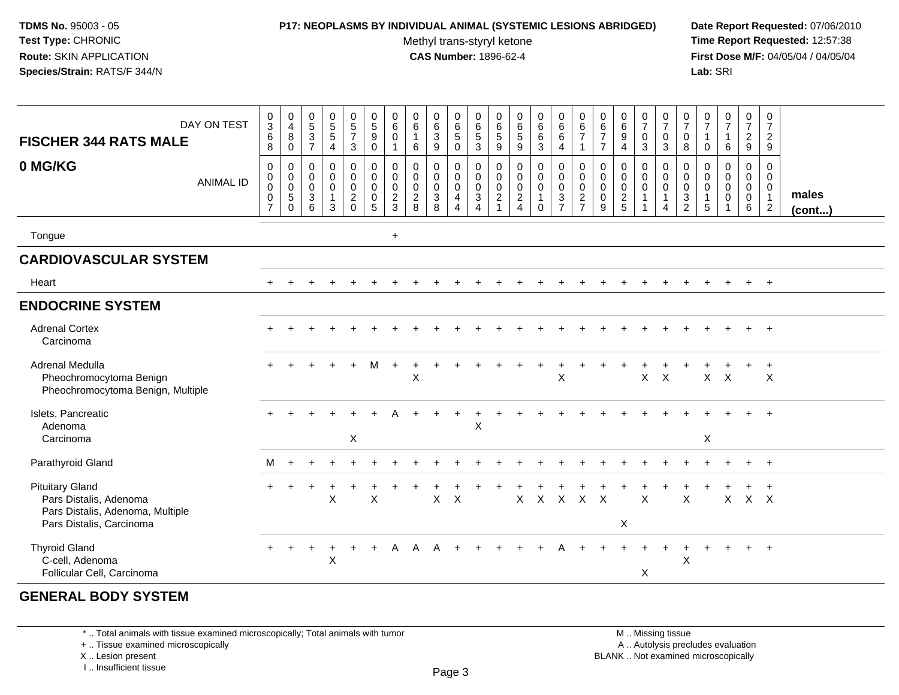**TDMS No.** 95003 - 05
**Test Type:** CHRONIC
**Route:** SKIN APPLICATION
**Species/Strain:** RATS/F 344/N

**P17: NEOPLASMS BY INDIVIDUAL ANIMAL (SYSTEMIC LESIONS ABRIDGED)**
Methyl trans-styryl ketone
**CAS Number:** 1896-62-4

**Date Report Requested:** 07/06/2010
**Time Report Requested:** 12:57:38
**First Dose M/F:** 04/05/04 / 04/05/04
**Lab:** SRI

| FISCHER 344 RATS MALE / 0 MG/KG — DAY ON TEST | 0368 | 0480 | 0537 | 0554 | 0573 | 0590 | 0601 | 0616 | 0639 | 0650 | 0653 | 0659 | 0659 | 0663 | 0664 | 0671 | 0677 | 0694 | 0703 | 0703 | 0708 | 0710 | 0716 | 0729 | 0729 | |
|---|---|---|---|---|---|---|---|---|---|---|---|---|---|---|---|---|---|---|---|---|---|---|---|---|---|---|
| ANIMAL ID | 0007 | 0050 | 0036 | 0013 | 0020 | 0005 | 0023 | 0028 | 0038 | 0044 | 0034 | 0021 | 0024 | 0010 | 0037 | 0027 | 0009 | 0025 | 0011 | 0014 | 0032 | 0015 | 0001 | 0006 | 0012 | males (cont...) |
| Tongue | | | | | | | + | | | | | | | | | | | | | | | | | | | |
| **CARDIOVASCULAR SYSTEM** | | | | | | | | | | | | | | | | | | | | | | | | | | |
| Heart | + | + | + | + | + | + | + | + | + | + | + | + | + | + | + | + | + | + | + | + | + | + | + | + | + | |
| **ENDOCRINE SYSTEM** | | | | | | | | | | | | | | | | | | | | | | | | | | |
| Adrenal Cortex | + | + | + | + | + | + | + | + | + | + | + | + | + | + | + | + | + | + | + | + | + | + | + | + | + | |
| Carcinoma | | | | | | | | | | | | | | | | | | | | | | | | | | |
| Adrenal Medulla | + | + | + | + | + | M | + | + | + | + | + | + | + | + | + | + | + | + | + | + | + | + | + | + | + | |
| Pheochromocytoma Benign | | | | | | | | X | | | | | | | X | | | | X | X | | X | X | | X | |
| Pheochromocytoma Benign, Multiple | | | | | | | | | | | | | | | | | | | | | | | | | | |
| Islets, Pancreatic | + | + | + | + | + | + | A | + | + | + | + | + | + | + | + | + | + | + | + | + | + | + | + | + | + | |
| Adenoma | | | | | | | | | | | X | | | | | | | | | | | | | | | |
| Carcinoma | | | | | X | | | | | | | | | | | | | | | | | X | | | | |
| Parathyroid Gland | M | + | + | + | + | + | + | + | + | + | + | + | + | + | + | + | + | + | + | + | + | + | + | + | + | |
| Pituitary Gland | + | + | + | + | + | + | + | + | + | + | + | + | + | + | + | + | + | + | + | + | + | + | + | + | + | |
| Pars Distalis, Adenoma | | | | X | | X | | | X | X | | | X | X | X | X | X | | X | | X | | X | X | X | |
| Pars Distalis, Adenoma, Multiple | | | | | | | | | | | | | | | | | | | | | | | | | | |
| Pars Distalis, Carcinoma | | | | | | | | | | | | | | | | | | X | | | | | | | | |
| Thyroid Gland | + | + | + | + | + | + | A | A | A | + | + | + | + | + | A | + | + | + | + | + | + | + | + | + | + | |
| C-cell, Adenoma | | | | X | | | | | | | | | | | | | | | | | X | | | | | |
| Follicular Cell, Carcinoma | | | | | | | | | | | | | | | | | | | X | | | | | | | |
| **GENERAL BODY SYSTEM** | | | | | | | | | | | | | | | | | | | | | | | | | | |

\* .. Total animals with tissue examined microscopically; Total animals with tumor
\+ .. Tissue examined microscopically
X .. Lesion present
I .. Insufficient tissue

M .. Missing tissue
A .. Autolysis precludes evaluation
BLANK .. Not examined microscopically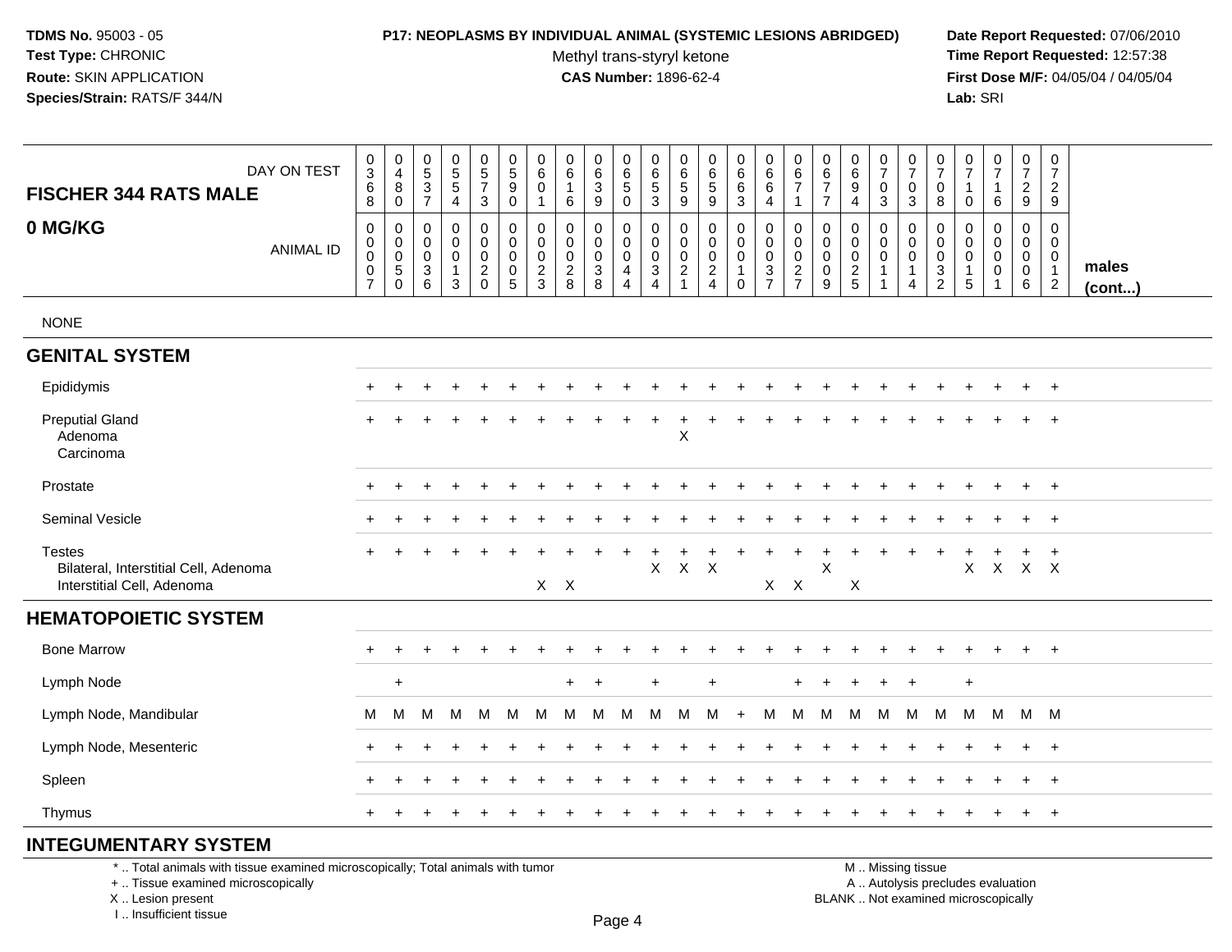**TDMS No.** 95003 - 05
**Test Type:** CHRONIC
**Route:** SKIN APPLICATION
**Species/Strain:** RATS/F 344/N

**P17: NEOPLASMS BY INDIVIDUAL ANIMAL (SYSTEMIC LESIONS ABRIDGED)**
Methyl trans-styryl ketone
**CAS Number:** 1896-62-4

**Date Report Requested:** 07/06/2010
**Time Report Requested:** 12:57:38
**First Dose M/F:** 04/05/04 / 04/05/04
**Lab:** SRI

| FISCHER 344 RATS MALE — DAY ON TEST | 0368 | 0480 | 0537 | 0554 | 0573 | 0590 | 0601 | 0616 | 0639 | 0650 | 0653 | 0659 | 0659 | 0663 | 0664 | 0671 | 0677 | 0694 | 0703 | 0703 | 0708 | 0710 | 0716 | 0729 | 0729 | |
|---|---|---|---|---|---|---|---|---|---|---|---|---|---|---|---|---|---|---|---|---|---|---|---|---|---|---|
| **0 MG/KG** — ANIMAL ID | 00007 | 00050 | 00036 | 00013 | 00020 | 00005 | 00023 | 00028 | 00038 | 00044 | 00034 | 00021 | 00024 | 00010 | 00037 | 00027 | 00009 | 00025 | 00011 | 00014 | 00032 | 00015 | 00001 | 00006 | 00012 | **males (cont...)** |
| NONE | | | | | | | | | | | | | | | | | | | | | | | | | | |
| **GENITAL SYSTEM** | | | | | | | | | | | | | | | | | | | | | | | | | | |
| Epididymis | + | + | + | + | + | + | + | + | + | + | + | + | + | + | + | + | + | + | + | + | + | + | + | + | + | |
| Preputial Gland | + | + | + | + | + | + | + | + | + | + | + | + | + | + | + | + | + | + | + | + | + | + | + | + | + | |
| Adenoma | | | | | | | | | | | | X | | | | | | | | | | | | | | |
| Carcinoma | | | | | | | | | | | | | | | | | | | | | | | | | | |
| Prostate | + | + | + | + | + | + | + | + | + | + | + | + | + | + | + | + | + | + | + | + | + | + | + | + | + | |
| Seminal Vesicle | + | + | + | + | + | + | + | + | + | + | + | + | + | + | + | + | + | + | + | + | + | + | + | + | + | |
| Testes | + | + | + | + | + | + | + | + | + | + | + | + | + | + | + | + | + | + | + | + | + | + | + | + | + | |
| Bilateral, Interstitial Cell, Adenoma | | | | | | | | | | | X | X | X | | | | X | | | | | X | X | X | X | |
| Interstitial Cell, Adenoma | | | | | | | X | X | | | | | | | X | X | | X | | | | | | | | |
| **HEMATOPOIETIC SYSTEM** | | | | | | | | | | | | | | | | | | | | | | | | | | |
| Bone Marrow | + | + | + | + | + | + | + | + | + | + | + | + | + | + | + | + | + | + | + | + | + | + | + | + | + | |
| Lymph Node | | + | | | | | | + | + | | + | | + | | | + | + | + | + | + | | + | | | | |
| Lymph Node, Mandibular | M | M | M | M | M | M | M | M | M | M | M | M | M | + | M | M | M | M | M | M | M | M | M | M | M | |
| Lymph Node, Mesenteric | + | + | + | + | + | + | + | + | + | + | + | + | + | + | + | + | + | + | + | + | + | + | + | + | + | |
| Spleen | + | + | + | + | + | + | + | + | + | + | + | + | + | + | + | + | + | + | + | + | + | + | + | + | + | |
| Thymus | + | + | + | + | + | + | + | + | + | + | + | + | + | + | + | + | + | + | + | + | + | + | + | + | + | |
| **INTEGUMENTARY SYSTEM** | | | | | | | | | | | | | | | | | | | | | | | | | | |

* .. Total animals with tissue examined microscopically; Total animals with tumor
+ .. Tissue examined microscopically
X .. Lesion present
I .. Insufficient tissue

M .. Missing tissue
A .. Autolysis precludes evaluation
BLANK .. Not examined microscopically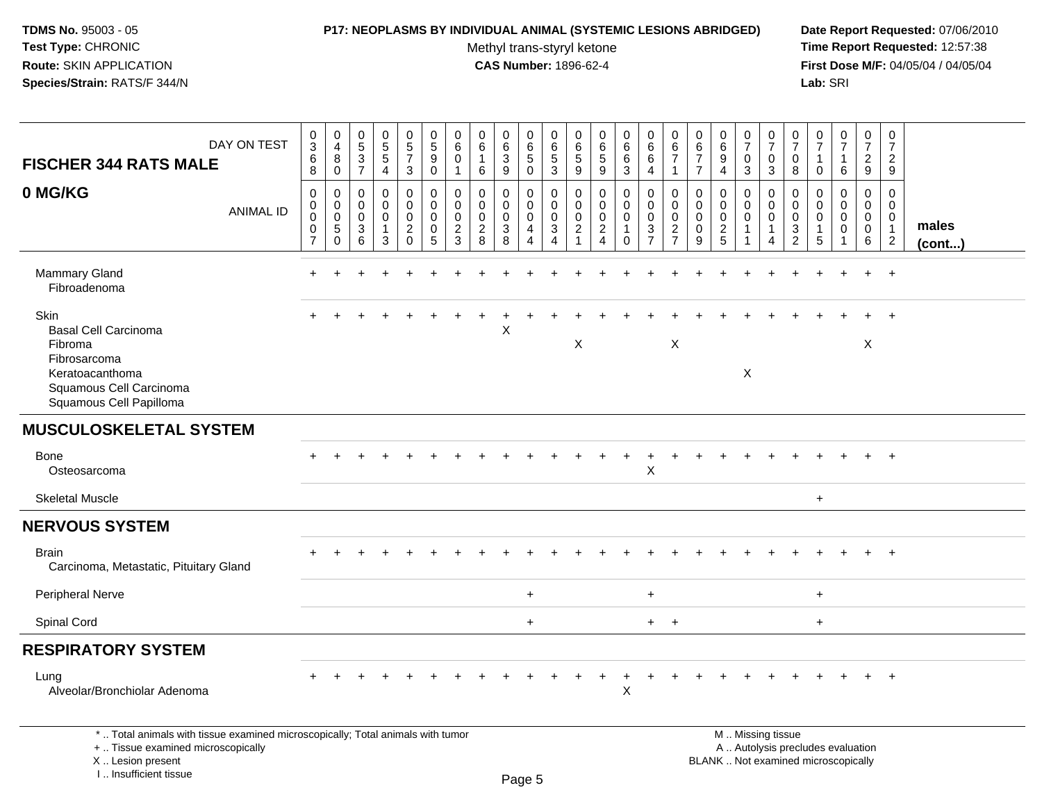**TDMS No.** 95003 - 05
**Test Type:** CHRONIC
**Route:** SKIN APPLICATION
**Species/Strain:** RATS/F 344/N

**P17: NEOPLASMS BY INDIVIDUAL ANIMAL (SYSTEMIC LESIONS ABRIDGED)**
Methyl trans-styryl ketone
**CAS Number:** 1896-62-4

**Date Report Requested:** 07/06/2010
**Time Report Requested:** 12:57:38
**First Dose M/F:** 04/05/04 / 04/05/04
**Lab:** SRI

## FISCHER 344 RATS MALE — 0 MG/KG

| DAY ON TEST | 0368 | 0480 | 0537 | 0554 | 0573 | 0590 | 0601 | 0616 | 0639 | 0650 | 0653 | 0659 | 0659 | 0663 | 0664 | 0671 | 0677 | 0694 | 0703 | 0703 | 0708 | 0710 | 0716 | 0729 | 0729 | |
|---|---|---|---|---|---|---|---|---|---|---|---|---|---|---|---|---|---|---|---|---|---|---|---|---|---|---|
| **ANIMAL ID** | 0007 | 0050 | 0036 | 0013 | 0020 | 0005 | 0023 | 0028 | 0038 | 0044 | 0034 | 0021 | 0024 | 0010 | 0037 | 0027 | 0009 | 0025 | 0011 | 0014 | 0032 | 0015 | 0001 | 0006 | 0012 | **males (cont...)** |
| Mammary Gland | + | + | + | + | + | + | + | + | + | + | + | + | + | + | + | + | + | + | + | + | + | + | + | + | + | |
| Fibroadenoma | | | | | | | | | | | | | | | | | | | | | | | | | | |
| Skin | + | + | + | + | + | + | + | + | + | + | + | + | + | + | + | + | + | + | + | + | + | + | + | + | + | |
| Basal Cell Carcinoma | | | | | | | | | X | | | | | | | | | | | | | | | | | |
| Fibroma | | | | | | | | | | | | X | | | | X | | | | | | | | X | | |
| Fibrosarcoma | | | | | | | | | | | | | | | | | | | | | | | | | | |
| Keratoacanthoma | | | | | | | | | | | | | | | | | | | X | | | | | | | |
| Squamous Cell Carcinoma | | | | | | | | | | | | | | | | | | | | | | | | | | |
| Squamous Cell Papilloma | | | | | | | | | | | | | | | | | | | | | | | | | | |
| **MUSCULOSKELETAL SYSTEM** | | | | | | | | | | | | | | | | | | | | | | | | | | |
| Bone | + | + | + | + | + | + | + | + | + | + | + | + | + | + | + | + | + | + | + | + | + | + | + | + | + | |
| Osteosarcoma | | | | | | | | | | | | | | | X | | | | | | | | | | | |
| Skeletal Muscle | | | | | | | | | | | | | | | | | | | | | | + | | | | |
| **NERVOUS SYSTEM** | | | | | | | | | | | | | | | | | | | | | | | | | | |
| Brain | + | + | + | + | + | + | + | + | + | + | + | + | + | + | + | + | + | + | + | + | + | + | + | + | + | |
| Carcinoma, Metastatic, Pituitary Gland | | | | | | | | | | | | | | | | | | | | | | | | | | |
| Peripheral Nerve | | | | | | | | | | + | | | | | + | | | | | | | + | | | | |
| Spinal Cord | | | | | | | | | | + | | | | | + | + | | | | | | + | | | | |
| **RESPIRATORY SYSTEM** | | | | | | | | | | | | | | | | | | | | | | | | | | |
| Lung | + | + | + | + | + | + | + | + | + | + | + | + | + | + | + | + | + | + | + | + | + | + | + | + | + | |
| Alveolar/Bronchiolar Adenoma | | | | | | | | | | | | | | X | | | | | | | | | | | | |

\* .. Total animals with tissue examined microscopically; Total animals with tumor
\+ .. Tissue examined microscopically
X .. Lesion present
I .. Insufficient tissue

M .. Missing tissue
A .. Autolysis precludes evaluation
BLANK .. Not examined microscopically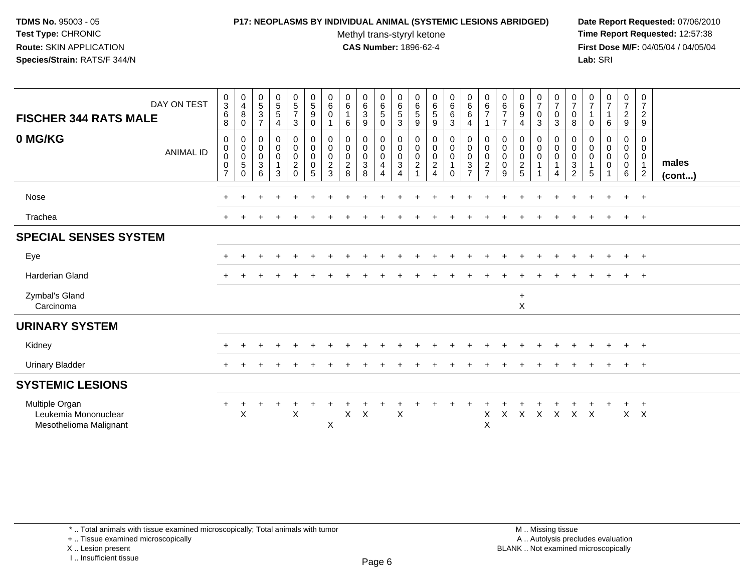**TDMS No.** 95003 - 05
**Test Type:** CHRONIC
**Route:** SKIN APPLICATION
**Species/Strain:** RATS/F 344/N

**P17: NEOPLASMS BY INDIVIDUAL ANIMAL (SYSTEMIC LESIONS ABRIDGED)**
Methyl trans-styryl ketone
**CAS Number:** 1896-62-4

**Date Report Requested:** 07/06/2010
**Time Report Requested:** 12:57:38
**First Dose M/F:** 04/05/04 / 04/05/04
**Lab:** SRI

| FISCHER 344 RATS MALE — DAY ON TEST | 0368 | 0480 | 0537 | 0554 | 0573 | 0590 | 0601 | 0616 | 0639 | 0650 | 0653 | 0659 | 0659 | 0663 | 0664 | 0671 | 0677 | 0694 | 0703 | 0703 | 0708 | 0710 | 0716 | 0729 | 0729 | |
|---|---|---|---|---|---|---|---|---|---|---|---|---|---|---|---|---|---|---|---|---|---|---|---|---|---|---|
| **0 MG/KG** — ANIMAL ID | 0007 | 0050 | 0036 | 0013 | 0020 | 0005 | 0023 | 0028 | 0038 | 0044 | 0034 | 0021 | 0024 | 0010 | 0037 | 0027 | 0009 | 0025 | 0011 | 0014 | 0032 | 0015 | 0001 | 0006 | 0012 | **males (cont...)** |
| Nose | + | + | + | + | + | + | + | + | + | + | + | + | + | + | + | + | + | + | + | + | + | + | + | + | + | |
| Trachea | + | + | + | + | + | + | + | + | + | + | + | + | + | + | + | + | + | + | + | + | + | + | + | + | + | |
| **SPECIAL SENSES SYSTEM** | | | | | | | | | | | | | | | | | | | | | | | | | | |
| Eye | + | + | + | + | + | + | + | + | + | + | + | + | + | + | + | + | + | + | + | + | + | + | + | + | + | |
| Harderian Gland | + | + | + | + | + | + | + | + | + | + | + | + | + | + | + | + | + | + | + | + | + | + | + | + | + | |
| Zymbal's Gland | | | | | | | | | | | | | | | | | | + | | | | | | | | |
| Carcinoma | | | | | | | | | | | | | | | | | | X | | | | | | | | |
| **URINARY SYSTEM** | | | | | | | | | | | | | | | | | | | | | | | | | | |
| Kidney | + | + | + | + | + | + | + | + | + | + | + | + | + | + | + | + | + | + | + | + | + | + | + | + | + | |
| Urinary Bladder | + | + | + | + | + | + | + | + | + | + | + | + | + | + | + | + | + | + | + | + | + | + | + | + | + | |
| **SYSTEMIC LESIONS** | | | | | | | | | | | | | | | | | | | | | | | | | | |
| Multiple Organ | + | + | + | + | + | + | + | + | + | + | + | + | + | + | + | + | + | + | + | + | + | + | + | + | + | |
| Leukemia Mononuclear | | X | | | X | | | X | X | | X | | | | | X | X | X | X | X | X | X | | X | X | |
| Mesothelioma Malignant | | | | | | | X | | | | | | | | | X | | | | | | | | | | |

\* .. Total animals with tissue examined microscopically; Total animals with tumor
+ .. Tissue examined microscopically
X .. Lesion present
I .. Insufficient tissue

M .. Missing tissue
A .. Autolysis precludes evaluation
BLANK .. Not examined microscopically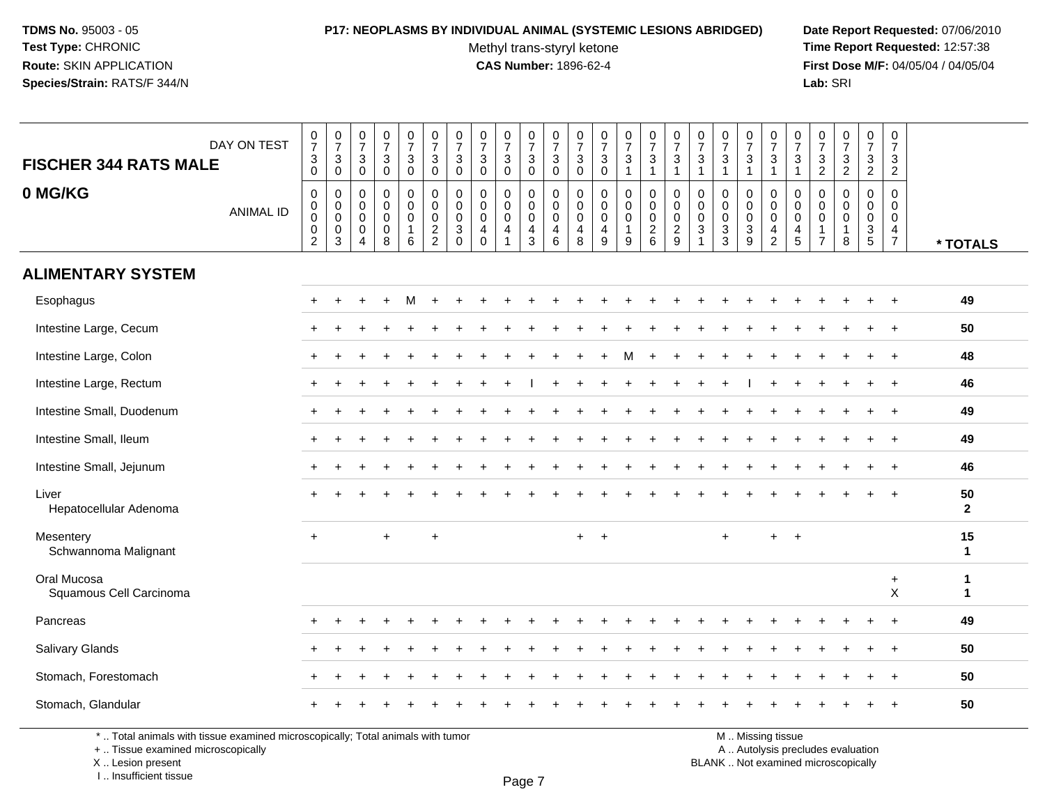**TDMS No.** 95003 - 05
**Test Type:** CHRONIC
**Route:** SKIN APPLICATION
**Species/Strain:** RATS/F 344/N

**P17: NEOPLASMS BY INDIVIDUAL ANIMAL (SYSTEMIC LESIONS ABRIDGED)**
Methyl trans-styryl ketone
**CAS Number:** 1896-62-4

**Date Report Requested:** 07/06/2010
**Time Report Requested:** 12:57:38
**First Dose M/F:** 04/05/04 / 04/05/04
**Lab:** SRI

## FISCHER 344 RATS MALE
## 0 MG/KG

| DAY ON TEST | 0730 | 0730 | 0730 | 0730 | 0730 | 0730 | 0730 | 0730 | 0730 | 0730 | 0730 | 0730 | 0730 | 0731 | 0731 | 0731 | 0731 | 0731 | 0731 | 0731 | 0731 | 0732 | 0732 | 0732 | 0732 | |
|---|---|---|---|---|---|---|---|---|---|---|---|---|---|---|---|---|---|---|---|---|---|---|---|---|---|---|
| **ANIMAL ID** | 00002 | 00003 | 00004 | 00008 | 00016 | 00022 | 00030 | 00040 | 00041 | 00043 | 00046 | 00048 | 00049 | 00019 | 00026 | 00029 | 00031 | 00033 | 00039 | 00042 | 00045 | 00017 | 00018 | 00035 | 00047 | *** TOTALS** |
| **ALIMENTARY SYSTEM** | | | | | | | | | | | | | | | | | | | | | | | | | | |
| Esophagus | + | + | + | + | M | + | + | + | + | + | + | + | + | + | + | + | + | + | + | + | + | + | + | + | + | **49** |
| Intestine Large, Cecum | + | + | + | + | + | + | + | + | + | + | + | + | + | + | + | + | + | + | + | + | + | + | + | + | + | **50** |
| Intestine Large, Colon | + | + | + | + | + | + | + | + | + | + | + | + | + | M | + | + | + | + | + | + | + | + | + | + | + | **48** |
| Intestine Large, Rectum | + | + | + | + | + | + | + | + | + | I | + | + | + | + | + | + | + | + | I | + | + | + | + | + | + | **46** |
| Intestine Small, Duodenum | + | + | + | + | + | + | + | + | + | + | + | + | + | + | + | + | + | + | + | + | + | + | + | + | + | **49** |
| Intestine Small, Ileum | + | + | + | + | + | + | + | + | + | + | + | + | + | + | + | + | + | + | + | + | + | + | + | + | + | **49** |
| Intestine Small, Jejunum | + | + | + | + | + | + | + | + | + | + | + | + | + | + | + | + | + | + | + | + | + | + | + | + | + | **46** |
| Liver | + | + | + | + | + | + | + | + | + | + | + | + | + | + | + | + | + | + | + | + | + | + | + | + | + | **50** |
| Hepatocellular Adenoma | | | | | | | | | | | | | | | | | | | | | | | | | | **2** |
| Mesentery | + | | | + | | + | | | | | | + | + | | | | | + | | + | + | | | | | **15** |
| Schwannoma Malignant | | | | | | | | | | | | | | | | | | | | | | | | | | **1** |
| Oral Mucosa | | | | | | | | | | | | | | | | | | | | | | | | | + | **1** |
| Squamous Cell Carcinoma | | | | | | | | | | | | | | | | | | | | | | | | | X | **1** |
| Pancreas | + | + | + | + | + | + | + | + | + | + | + | + | + | + | + | + | + | + | + | + | + | + | + | + | + | **49** |
| Salivary Glands | + | + | + | + | + | + | + | + | + | + | + | + | + | + | + | + | + | + | + | + | + | + | + | + | + | **50** |
| Stomach, Forestomach | + | + | + | + | + | + | + | + | + | + | + | + | + | + | + | + | + | + | + | + | + | + | + | + | + | **50** |
| Stomach, Glandular | + | + | + | + | + | + | + | + | + | + | + | + | + | + | + | + | + | + | + | + | + | + | + | + | + | **50** |

* .. Total animals with tissue examined microscopically; Total animals with tumor
+ .. Tissue examined microscopically
X .. Lesion present
I .. Insufficient tissue

M .. Missing tissue
A .. Autolysis precludes evaluation
BLANK .. Not examined microscopically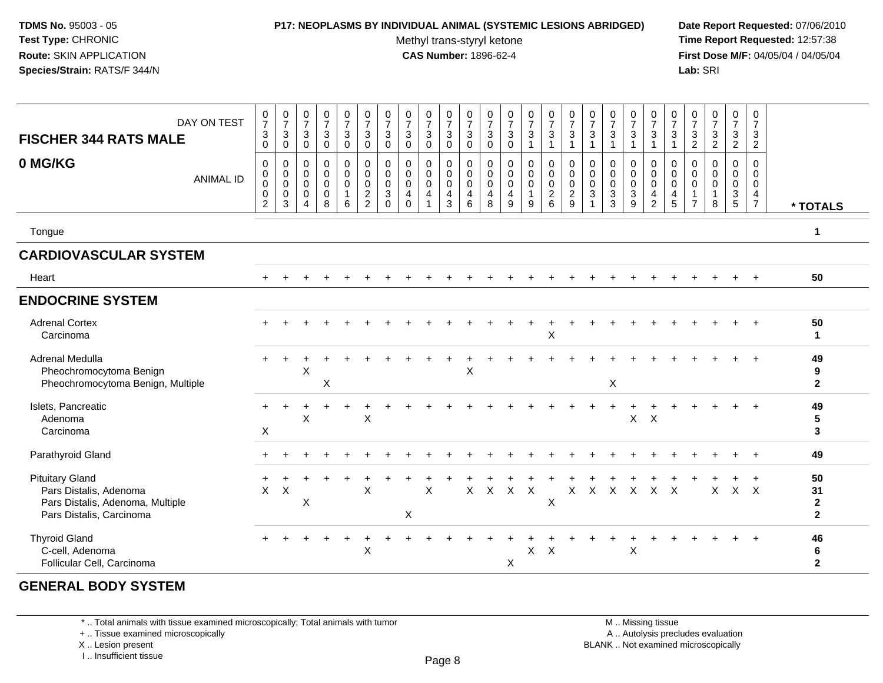**TDMS No.** 95003 - 05
**Test Type:** CHRONIC
**Route:** SKIN APPLICATION
**Species/Strain:** RATS/F 344/N

**P17: NEOPLASMS BY INDIVIDUAL ANIMAL (SYSTEMIC LESIONS ABRIDGED)**
Methyl trans-styryl ketone
**CAS Number:** 1896-62-4

**Date Report Requested:** 07/06/2010
**Time Report Requested:** 12:57:38
**First Dose M/F:** 04/05/04 / 04/05/04
**Lab:** SRI

| FISCHER 344 RATS MALE 0 MG/KG | | | | | | | | | | | | | | | | | | | | | | | | | | |
|---|---|---|---|---|---|---|---|---|---|---|---|---|---|---|---|---|---|---|---|---|---|---|---|---|---|---|
| DAY ON TEST | 0730 | 0730 | 0730 | 0730 | 0730 | 0730 | 0730 | 0730 | 0730 | 0730 | 0730 | 0730 | 0730 | 0731 | 0731 | 0731 | 0731 | 0731 | 0731 | 0731 | 0731 | 0732 | 0732 | 0732 | 0732 | |
| ANIMAL ID | 0002 | 0003 | 0004 | 0008 | 0016 | 0022 | 0030 | 0040 | 0041 | 0043 | 0046 | 0048 | 0049 | 0019 | 0026 | 0029 | 0031 | 0033 | 0039 | 0042 | 0045 | 0017 | 0018 | 0035 | 0047 | * TOTALS |
| Tongue | | | | | | | | | | | | | | | | | | | | | | | | | | 1 |
| **CARDIOVASCULAR SYSTEM** | | | | | | | | | | | | | | | | | | | | | | | | | | |
| Heart | + | + | + | + | + | + | + | + | + | + | + | + | + | + | + | + | + | + | + | + | + | + | + | + | + | 50 |
| **ENDOCRINE SYSTEM** | | | | | | | | | | | | | | | | | | | | | | | | | | |
| Adrenal Cortex | + | + | + | + | + | + | + | + | + | + | + | + | + | + | + | + | + | + | + | + | + | + | + | + | + | 50 |
| Carcinoma | | | | | | | | | | | | | | | X | | | | | | | | | | | 1 |
| Adrenal Medulla | + | + | + | + | + | + | + | + | + | + | + | + | + | + | + | + | + | + | + | + | + | + | + | + | + | 49 |
| Pheochromocytoma Benign | | | X | | | | | | | | X | | | | | | | | | | | | | | | 9 |
| Pheochromocytoma Benign, Multiple | | | | X | | | | | | | | | | | | | | X | | | | | | | | 2 |
| Islets, Pancreatic | + | + | + | + | + | + | + | + | + | + | + | + | + | + | + | + | + | + | + | + | + | + | + | + | + | 49 |
| Adenoma | | | X | | | X | | | | | | | | | | | | | X | X | | | | | | 5 |
| Carcinoma | X | | | | | | | | | | | | | | | | | | | | | | | | | 3 |
| Parathyroid Gland | + | + | + | + | + | + | + | + | + | + | + | + | + | + | + | + | + | + | + | + | + | + | + | + | + | 49 |
| Pituitary Gland | + | + | + | + | + | + | + | + | + | + | + | + | + | + | + | + | + | + | + | + | + | + | + | + | + | 50 |
| Pars Distalis, Adenoma | X | X | | | | X | | | X | | X | X | X | X | | X | X | X | X | X | X | | X | X | X | 31 |
| Pars Distalis, Adenoma, Multiple | | | X | | | | | | | | | | | | X | | | | | | | | | | | 2 |
| Pars Distalis, Carcinoma | | | | | | | | X | | | | | | | | | | | | | | | | | | 2 |
| Thyroid Gland | + | + | + | + | + | + | + | + | + | + | + | + | + | + | + | + | + | + | + | + | + | + | + | + | + | 46 |
| C-cell, Adenoma | | | | | | X | | | | | | | | X | X | | | | X | | | | | | | 6 |
| Follicular Cell, Carcinoma | | | | | | | | | | | | | X | | | | | | | | | | | | | 2 |
| **GENERAL BODY SYSTEM** | | | | | | | | | | | | | | | | | | | | | | | | | | |

\* .. Total animals with tissue examined microscopically; Total animals with tumor
\+ .. Tissue examined microscopically
X .. Lesion present
I .. Insufficient tissue

M .. Missing tissue
A .. Autolysis precludes evaluation
BLANK .. Not examined microscopically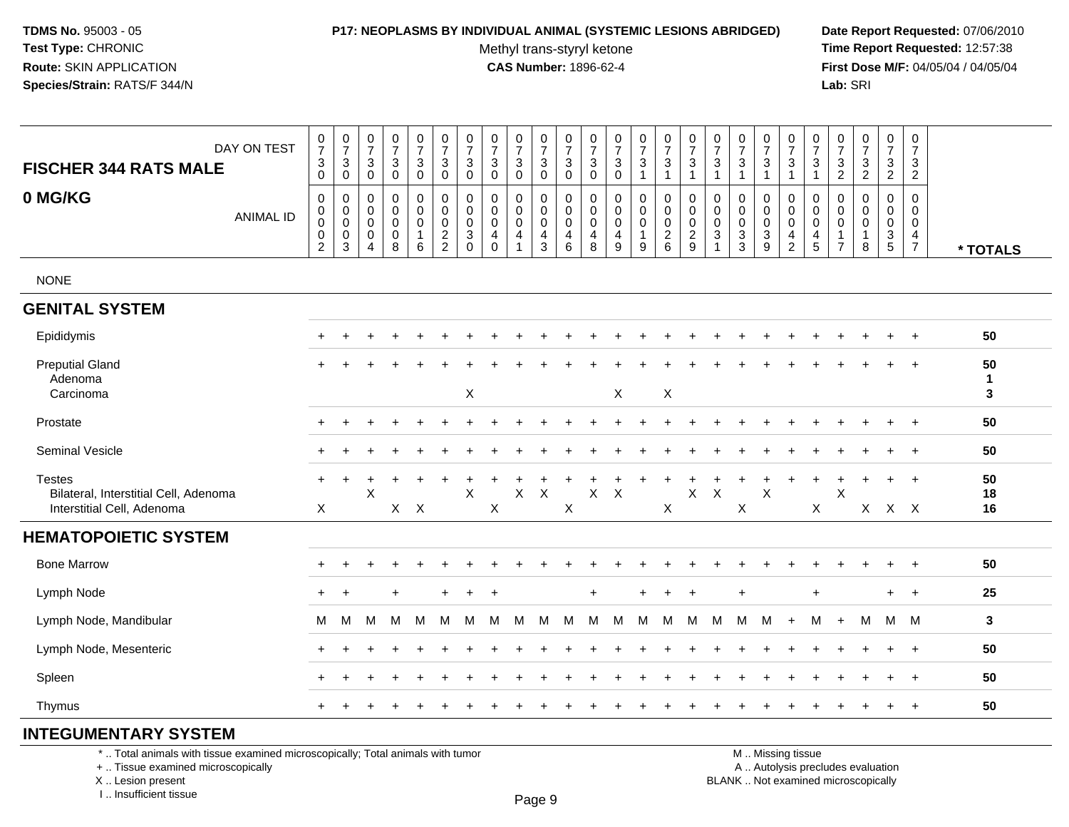**TDMS No.** 95003 - 05
**Test Type:** CHRONIC
**Route:** SKIN APPLICATION
**Species/Strain:** RATS/F 344/N

**P17: NEOPLASMS BY INDIVIDUAL ANIMAL (SYSTEMIC LESIONS ABRIDGED)**
Methyl trans-styryl ketone
**CAS Number:** 1896-62-4

**Date Report Requested:** 07/06/2010
**Time Report Requested:** 12:57:38
**First Dose M/F:** 04/05/04 / 04/05/04
**Lab:** SRI

## FISCHER 344 RATS MALE — 0 MG/KG

| DAY ON TEST | 0730 | 0730 | 0730 | 0730 | 0730 | 0730 | 0730 | 0730 | 0730 | 0730 | 0730 | 0730 | 0730 | 0731 | 0731 | 0731 | 0731 | 0731 | 0731 | 0731 | 0731 | 0732 | 0732 | 0732 | 0732 | |
|---|---|---|---|---|---|---|---|---|---|---|---|---|---|---|---|---|---|---|---|---|---|---|---|---|---|---|
| ANIMAL ID | 00002 | 00003 | 00004 | 00008 | 00016 | 00022 | 00030 | 00040 | 00041 | 00043 | 00046 | 00048 | 00049 | 00019 | 00026 | 00029 | 00031 | 00033 | 00039 | 00042 | 00045 | 00017 | 00018 | 00035 | 00047 | * TOTALS |
| NONE | | | | | | | | | | | | | | | | | | | | | | | | | | |
| **GENITAL SYSTEM** | | | | | | | | | | | | | | | | | | | | | | | | | | |
| Epididymis | + | + | + | + | + | + | + | + | + | + | + | + | + | + | + | + | + | + | + | + | + | + | + | + | + | 50 |
| Preputial Gland | + | + | + | + | + | + | + | + | + | + | + | + | + | + | + | + | + | + | + | + | + | + | + | + | + | 50 |
| Adenoma | | | | | | | | | | | | | | | | | | | | | | | | | | 1 |
| Carcinoma | | | | | | | X | | | | | | X | | X | | | | | | | | | | | 3 |
| Prostate | + | + | + | + | + | + | + | + | + | + | + | + | + | + | + | + | + | + | + | + | + | + | + | + | + | 50 |
| Seminal Vesicle | + | + | + | + | + | + | + | + | + | + | + | + | + | + | + | + | + | + | + | + | + | + | + | + | + | 50 |
| Testes | + | + | + | + | + | + | + | + | + | + | + | + | + | + | + | + | + | + | + | + | + | + | + | + | + | 50 |
| Bilateral, Interstitial Cell, Adenoma | | | X | | | | X | | X | X | | X | X | | | X | X | | X | | | X | | | | 18 |
| Interstitial Cell, Adenoma | X | | | X | X | | | X | | | X | | | | X | | | X | | | X | | X | X | X | 16 |
| **HEMATOPOIETIC SYSTEM** | | | | | | | | | | | | | | | | | | | | | | | | | | |
| Bone Marrow | + | + | + | + | + | + | + | + | + | + | + | + | + | + | + | + | + | + | + | + | + | + | + | + | + | 50 |
| Lymph Node | + | + | | + | | + | + | + | | | | + | | + | + | + | | + | | | + | | | + | + | 25 |
| Lymph Node, Mandibular | M | M | M | M | M | M | M | M | M | M | M | M | M | M | M | M | M | M | M | + | M | + | M | M | M | 3 |
| Lymph Node, Mesenteric | + | + | + | + | + | + | + | + | + | + | + | + | + | + | + | + | + | + | + | + | + | + | + | + | + | 50 |
| Spleen | + | + | + | + | + | + | + | + | + | + | + | + | + | + | + | + | + | + | + | + | + | + | + | + | + | 50 |
| Thymus | + | + | + | + | + | + | + | + | + | + | + | + | + | + | + | + | + | + | + | + | + | + | + | + | + | 50 |
| **INTEGUMENTARY SYSTEM** | | | | | | | | | | | | | | | | | | | | | | | | | | |

\* .. Total animals with tissue examined microscopically; Total animals with tumor
\+ .. Tissue examined microscopically
X .. Lesion present
I .. Insufficient tissue

M .. Missing tissue
A .. Autolysis precludes evaluation
BLANK .. Not examined microscopically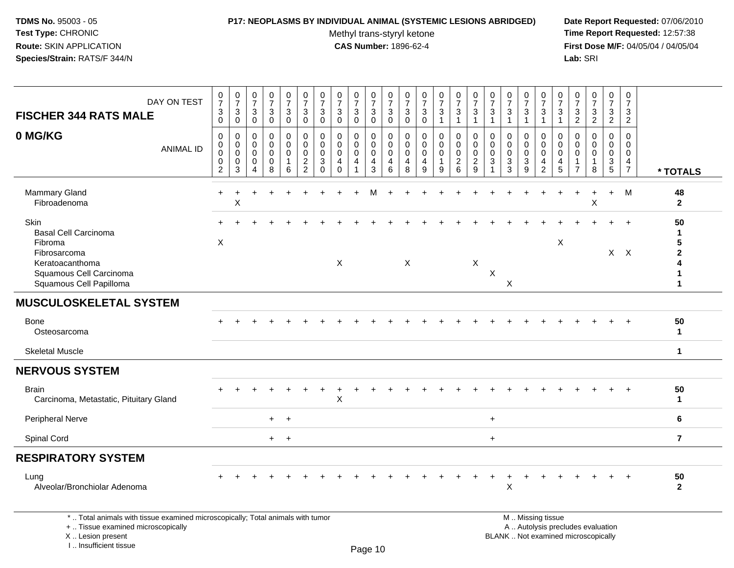**TDMS No.** 95003 - 05
**Test Type:** CHRONIC
**Route:** SKIN APPLICATION
**Species/Strain:** RATS/F 344/N

**P17: NEOPLASMS BY INDIVIDUAL ANIMAL (SYSTEMIC LESIONS ABRIDGED)**
Methyl trans-styryl ketone
**CAS Number:** 1896-62-4

**Date Report Requested:** 07/06/2010
**Time Report Requested:** 12:57:38
**First Dose M/F:** 04/05/04 / 04/05/04
**Lab:** SRI

## FISCHER 344 RATS MALE — 0 MG/KG

| DAY ON TEST | 0730 | 0730 | 0730 | 0730 | 0730 | 0730 | 0730 | 0730 | 0730 | 0730 | 0730 | 0730 | 0730 | 0731 | 0731 | 0731 | 0731 | 0731 | 0731 | 0731 | 0731 | 0732 | 0732 | 0732 | 0732 | |
|---|---|---|---|---|---|---|---|---|---|---|---|---|---|---|---|---|---|---|---|---|---|---|---|---|---|---|
| **ANIMAL ID** | 0002 | 0003 | 0004 | 0008 | 0016 | 0022 | 0030 | 0040 | 0041 | 0043 | 0046 | 0048 | 0049 | 0019 | 0026 | 0029 | 0031 | 0033 | 0039 | 0042 | 0045 | 0017 | 0018 | 0035 | 0047 | *** TOTALS** |
| Mammary Gland | + | + | + | + | + | + | + | + | + | M | + | + | + | + | + | + | + | + | + | + | + | + | + | + | M | **48** |
| Fibroadenoma | | X | | | | | | | | | | | | | | | | | | | | | X | | | **2** |
| Skin | + | + | + | + | + | + | + | + | + | + | + | + | + | + | + | + | + | + | + | + | + | + | + | + | + | **50** |
| Basal Cell Carcinoma | | | | | | | | | | | | | | | | | | | | | | | | | | **1** |
| Fibroma | X | | | | | | | | | | | | | | | | | | | | X | | | | | **5** |
| Fibrosarcoma | | | | | | | | | | | | | | | | | | | | | | | | X | X | **2** |
| Keratoacanthoma | | | | | | | | X | | | | X | | | | X | | | | | | | | | | **4** |
| Squamous Cell Carcinoma | | | | | | | | | | | | | | | | | X | | | | | | | | | **1** |
| Squamous Cell Papilloma | | | | | | | | | | | | | | | | | | X | | | | | | | | **1** |
| **MUSCULOSKELETAL SYSTEM** | | | | | | | | | | | | | | | | | | | | | | | | | | |
| Bone | + | + | + | + | + | + | + | + | + | + | + | + | + | + | + | + | + | + | + | + | + | + | + | + | + | **50** |
| Osteosarcoma | | | | | | | | | | | | | | | | | | | | | | | | | | **1** |
| Skeletal Muscle | | | | | | | | | | | | | | | | | | | | | | | | | | **1** |
| **NERVOUS SYSTEM** | | | | | | | | | | | | | | | | | | | | | | | | | | |
| Brain | + | + | + | + | + | + | + | + | + | + | + | + | + | + | + | + | + | + | + | + | + | + | + | + | + | **50** |
| Carcinoma, Metastatic, Pituitary Gland | | | | | | | | X | | | | | | | | | | | | | | | | | | **1** |
| Peripheral Nerve | | | | + | + | | | | | | | | | | | | + | | | | | | | | | **6** |
| Spinal Cord | | | | + | + | | | | | | | | | | | | + | | | | | | | | | **7** |
| **RESPIRATORY SYSTEM** | | | | | | | | | | | | | | | | | | | | | | | | | | |
| Lung | + | + | + | + | + | + | + | + | + | + | + | + | + | + | + | + | + | + | + | + | + | + | + | + | + | **50** |
| Alveolar/Bronchiolar Adenoma | | | | | | | | | | | | | | | | | | X | | | | | | | | **2** |

* .. Total animals with tissue examined microscopically; Total animals with tumor
+ .. Tissue examined microscopically
X .. Lesion present
I .. Insufficient tissue

M .. Missing tissue
A .. Autolysis precludes evaluation
BLANK .. Not examined microscopically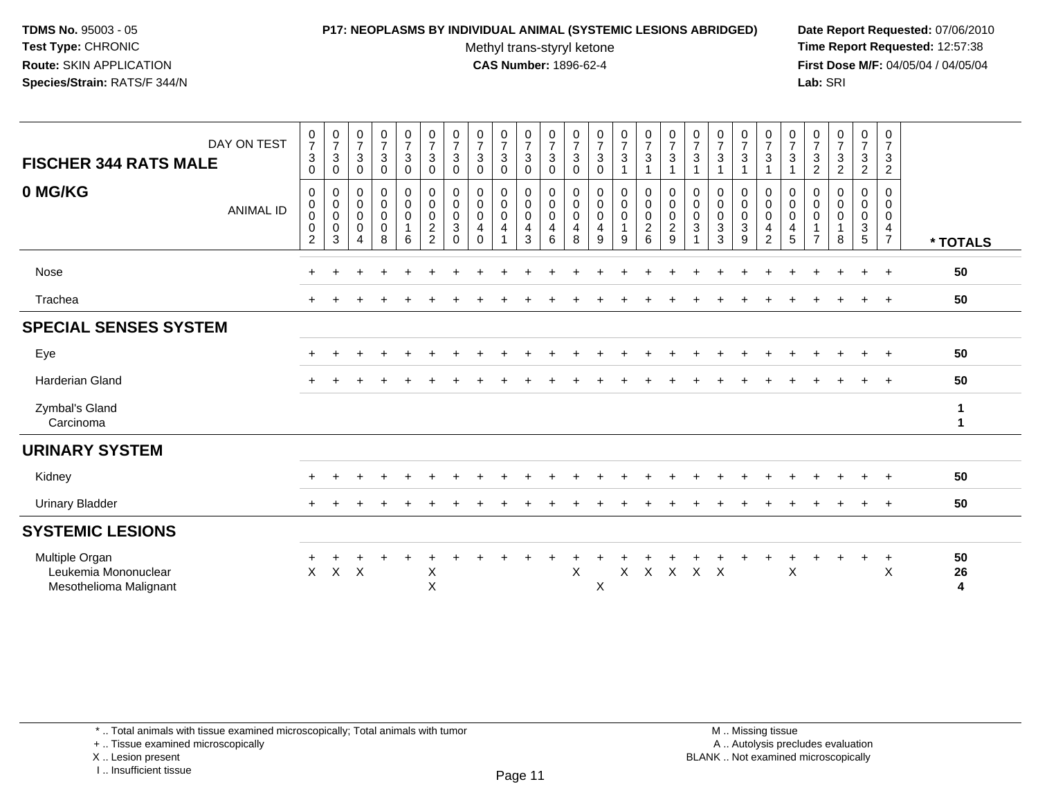**TDMS No.** 95003 - 05
**Test Type:** CHRONIC
**Route:** SKIN APPLICATION
**Species/Strain:** RATS/F 344/N

**P17: NEOPLASMS BY INDIVIDUAL ANIMAL (SYSTEMIC LESIONS ABRIDGED)**
Methyl trans-styryl ketone
**CAS Number:** 1896-62-4

**Date Report Requested:** 07/06/2010
**Time Report Requested:** 12:57:38
**First Dose M/F:** 04/05/04 / 04/05/04
**Lab:** SRI

| FISCHER 344 RATS MALE 0 MG/KG | DAY ON TEST | 0730 | 0730 | 0730 | 0730 | 0730 | 0730 | 0730 | 0730 | 0730 | 0730 | 0730 | 0730 | 0730 | 0731 | 0731 | 0731 | 0731 | 0731 | 0731 | 0731 | 0731 | 0732 | 0732 | 0732 | 0732 | |
|---|---|---|---|---|---|---|---|---|---|---|---|---|---|---|---|---|---|---|---|---|---|---|---|---|---|---|---|
| | ANIMAL ID | 00002 | 00003 | 00004 | 00008 | 00016 | 00022 | 00030 | 00040 | 00041 | 00043 | 00046 | 00048 | 00049 | 00019 | 00026 | 00029 | 00031 | 00033 | 00039 | 00042 | 00045 | 00017 | 00018 | 00035 | 00047 | * TOTALS |
| Nose | | + | + | + | + | + | + | + | + | + | + | + | + | + | + | + | + | + | + | + | + | + | + | + | + | + | 50 |
| Trachea | | + | + | + | + | + | + | + | + | + | + | + | + | + | + | + | + | + | + | + | + | + | + | + | + | + | 50 |
| **SPECIAL SENSES SYSTEM** | | | | | | | | | | | | | | | | | | | | | | | | | | | |
| Eye | | + | + | + | + | + | + | + | + | + | + | + | + | + | + | + | + | + | + | + | + | + | + | + | + | + | 50 |
| Harderian Gland | | + | + | + | + | + | + | + | + | + | + | + | + | + | + | + | + | + | + | + | + | + | + | + | + | + | 50 |
| Zymbal's Gland | | | | | | | | | | | | | | | | | | | | | | | | | | | 1 |
| Carcinoma | | | | | | | | | | | | | | | | | | | | | | | | | | | 1 |
| **URINARY SYSTEM** | | | | | | | | | | | | | | | | | | | | | | | | | | | |
| Kidney | | + | + | + | + | + | + | + | + | + | + | + | + | + | + | + | + | + | + | + | + | + | + | + | + | + | 50 |
| Urinary Bladder | | + | + | + | + | + | + | + | + | + | + | + | + | + | + | + | + | + | + | + | + | + | + | + | + | + | 50 |
| **SYSTEMIC LESIONS** | | | | | | | | | | | | | | | | | | | | | | | | | | | |
| Multiple Organ | | + | + | + | + | + | + | + | + | + | + | + | + | + | + | + | + | + | + | + | + | + | + | + | + | + | 50 |
| Leukemia Mononuclear | | X | X | X | | | X | | | | | | X | | X | X | X | X | X | | | X | | | | X | 26 |
| Mesothelioma Malignant | | | | | | | X | | | | | | | X | | | | | | | | | | | | | 4 |

\* .. Total animals with tissue examined microscopically; Total animals with tumor
\+ .. Tissue examined microscopically
X .. Lesion present
I .. Insufficient tissue

M .. Missing tissue
A .. Autolysis precludes evaluation
BLANK .. Not examined microscopically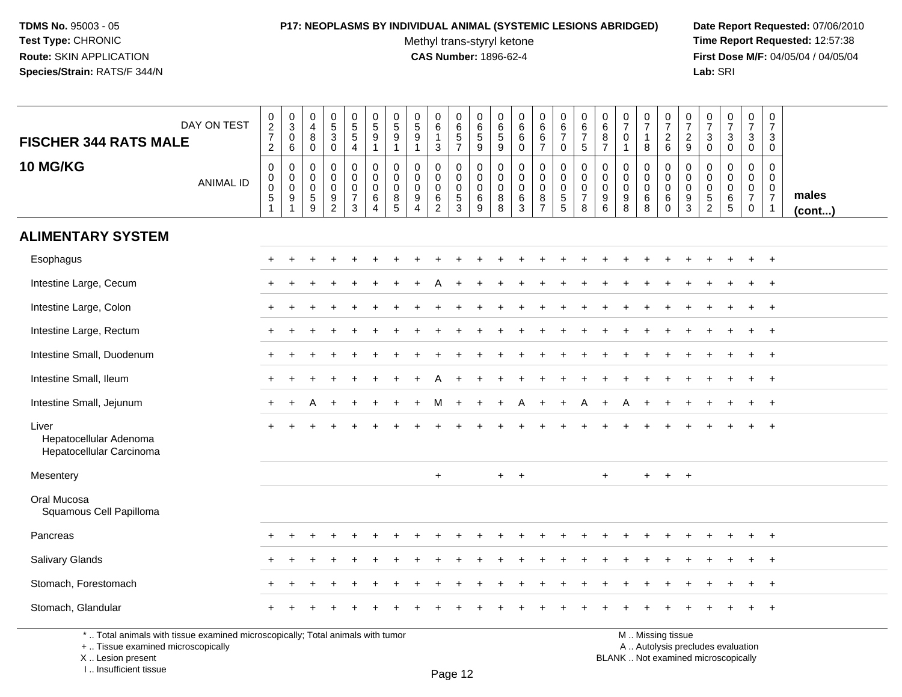**TDMS No.** 95003 - 05
**Test Type:** CHRONIC
**Route:** SKIN APPLICATION
**Species/Strain:** RATS/F 344/N

**P17: NEOPLASMS BY INDIVIDUAL ANIMAL (SYSTEMIC LESIONS ABRIDGED)**
Methyl trans-styryl ketone
**CAS Number:** 1896-62-4

**Date Report Requested:** 07/06/2010
**Time Report Requested:** 12:57:38
**First Dose M/F:** 04/05/04 / 04/05/04
**Lab:** SRI

## FISCHER 344 RATS MALE
## 10 MG/KG

| DAY ON TEST | 0272 | 0306 | 0480 | 0530 | 0554 | 0591 | 0591 | 0591 | 0613 | 0657 | 0659 | 0659 | 0660 | 0667 | 0670 | 0675 | 0687 | 0701 | 0718 | 0726 | 0729 | 0730 | 0730 | 0730 | 0730 | |
|---|---|---|---|---|---|---|---|---|---|---|---|---|---|---|---|---|---|---|---|---|---|---|---|---|---|---|
| **ANIMAL ID** | 0051 | 0091 | 0059 | 0092 | 0073 | 0064 | 0085 | 0094 | 0062 | 0053 | 0069 | 0088 | 0063 | 0087 | 0055 | 0078 | 0096 | 0098 | 0068 | 0060 | 0093 | 0052 | 0065 | 0070 | 0071 | **males (cont...)** |
| **ALIMENTARY SYSTEM** | | | | | | | | | | | | | | | | | | | | | | | | | | |
| Esophagus | + | + | + | + | + | + | + | + | + | + | + | + | + | + | + | + | + | + | + | + | + | + | + | + | + | |
| Intestine Large, Cecum | + | + | + | + | + | + | + | + | A | + | + | + | + | + | + | + | + | + | + | + | + | + | + | + | + | |
| Intestine Large, Colon | + | + | + | + | + | + | + | + | + | + | + | + | + | + | + | + | + | + | + | + | + | + | + | + | + | |
| Intestine Large, Rectum | + | + | + | + | + | + | + | + | + | + | + | + | + | + | + | + | + | + | + | + | + | + | + | + | + | |
| Intestine Small, Duodenum | + | + | + | + | + | + | + | + | + | + | + | + | + | + | + | + | + | + | + | + | + | + | + | + | + | |
| Intestine Small, Ileum | + | + | + | + | + | + | + | + | A | + | + | + | + | + | + | + | + | + | + | + | + | + | + | + | + | |
| Intestine Small, Jejunum | + | + | A | + | + | + | + | + | M | + | + | + | A | + | + | A | + | A | + | + | + | + | + | + | + | |
| Liver | + | + | + | + | + | + | + | + | + | + | + | + | + | + | + | + | + | + | + | + | + | + | + | + | + | |
| Hepatocellular Adenoma | | | | | | | | | | | | | | | | | | | | | | | | | | |
| Hepatocellular Carcinoma | | | | | | | | | | | | | | | | | | | | | | | | | | |
| Mesentery | | | | | | | | | + | | | + | + | | | | + | | + | + | + | | | | | |
| Oral Mucosa | | | | | | | | | | | | | | | | | | | | | | | | | | |
| Squamous Cell Papilloma | | | | | | | | | | | | | | | | | | | | | | | | | | |
| Pancreas | + | + | + | + | + | + | + | + | + | + | + | + | + | + | + | + | + | + | + | + | + | + | + | + | + | |
| Salivary Glands | + | + | + | + | + | + | + | + | + | + | + | + | + | + | + | + | + | + | + | + | + | + | + | + | + | |
| Stomach, Forestomach | + | + | + | + | + | + | + | + | + | + | + | + | + | + | + | + | + | + | + | + | + | + | + | + | + | |
| Stomach, Glandular | + | + | + | + | + | + | + | + | + | + | + | + | + | + | + | + | + | + | + | + | + | + | + | + | + | |

\* .. Total animals with tissue examined microscopically; Total animals with tumor
\+ .. Tissue examined microscopically
X .. Lesion present
I .. Insufficient tissue

M .. Missing tissue
A .. Autolysis precludes evaluation
BLANK .. Not examined microscopically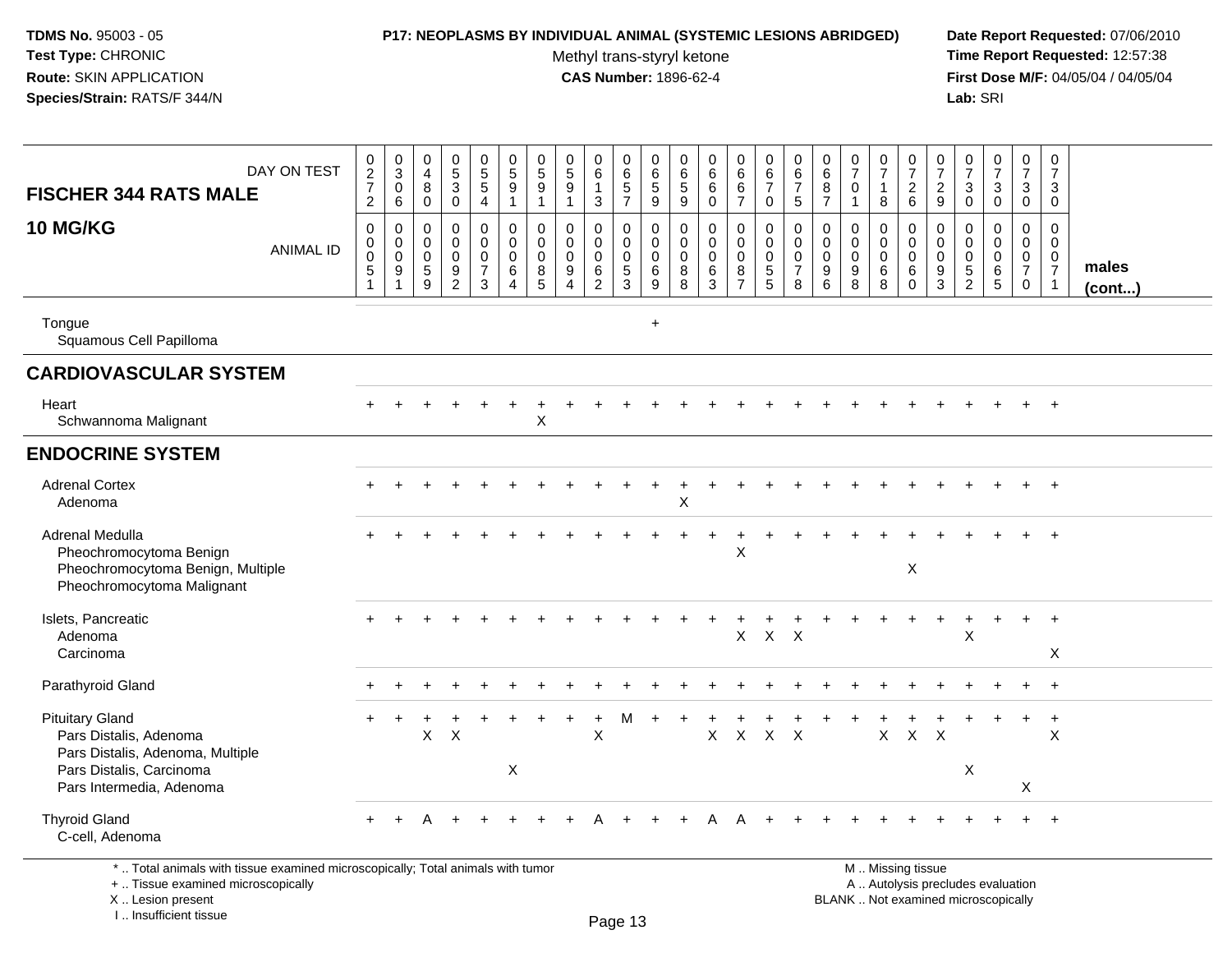**TDMS No.** 95003 - 05
**Test Type:** CHRONIC
**Route:** SKIN APPLICATION
**Species/Strain:** RATS/F 344/N

**P17: NEOPLASMS BY INDIVIDUAL ANIMAL (SYSTEMIC LESIONS ABRIDGED)**
Methyl trans-styryl ketone
**CAS Number:** 1896-62-4

**Date Report Requested:** 07/06/2010
**Time Report Requested:** 12:57:38
**First Dose M/F:** 04/05/04 / 04/05/04
**Lab:** SRI

| FISCHER 344 RATS MALE 10 MG/KG — DAY ON TEST | 0272 | 0306 | 0480 | 0530 | 0554 | 0591 | 0591 | 0591 | 0613 | 0657 | 0659 | 0659 | 0660 | 0667 | 0670 | 0675 | 0687 | 0701 | 0718 | 0726 | 0729 | 0730 | 0730 | 0730 | 0730 | |
|---|---|---|---|---|---|---|---|---|---|---|---|---|---|---|---|---|---|---|---|---|---|---|---|---|---|---|
| ANIMAL ID | 0051 | 0091 | 0059 | 0092 | 0073 | 0064 | 0085 | 0094 | 0062 | 0053 | 0069 | 0088 | 0063 | 0087 | 0055 | 0078 | 0096 | 0098 | 0068 | 0060 | 0093 | 0052 | 0065 | 0070 | 0071 | males (cont...) |
| Tongue | | | | | | | | | | | + | | | | | | | | | | | | | | | |
| Squamous Cell Papilloma | | | | | | | | | | | | | | | | | | | | | | | | | | |
| **CARDIOVASCULAR SYSTEM** | | | | | | | | | | | | | | | | | | | | | | | | | | |
| Heart | + | + | + | + | + | + | + | + | + | + | + | + | + | + | + | + | + | + | + | + | + | + | + | + | + | |
| Schwannoma Malignant | | | | | | | X | | | | | | | | | | | | | | | | | | | |
| **ENDOCRINE SYSTEM** | | | | | | | | | | | | | | | | | | | | | | | | | | |
| Adrenal Cortex | + | + | + | + | + | + | + | + | + | + | + | + | + | + | + | + | + | + | + | + | + | + | + | + | + | |
| Adenoma | | | | | | | | | | | | X | | | | | | | | | | | | | | |
| Adrenal Medulla | + | + | + | + | + | + | + | + | + | + | + | + | + | + | + | + | + | + | + | + | + | + | + | + | + | |
| Pheochromocytoma Benign | | | | | | | | | | | | | | X | | | | | | | | | | | | |
| Pheochromocytoma Benign, Multiple | | | | | | | | | | | | | | | | | | | | X | | | | | | |
| Pheochromocytoma Malignant | | | | | | | | | | | | | | | | | | | | | | | | | | |
| Islets, Pancreatic | + | + | + | + | + | + | + | + | + | + | + | + | + | + | + | + | + | + | + | + | + | + | + | + | + | |
| Adenoma | | | | | | | | | | | | | | X | X | X | | | | | | X | | | | |
| Carcinoma | | | | | | | | | | | | | | | | | | | | | | | | | X | |
| Parathyroid Gland | + | + | + | + | + | + | + | + | + | + | + | + | + | + | + | + | + | + | + | + | + | + | + | + | + | |
| Pituitary Gland | + | + | + | + | + | + | + | + | + | M | + | + | + | + | + | + | + | + | + | + | + | + | + | + | + | |
| Pars Distalis, Adenoma | | | X | X | | | | | X | | | | X | X | X | X | | | X | X | X | | | | X | |
| Pars Distalis, Adenoma, Multiple | | | | | | | | | | | | | | | | | | | | | | | | | | |
| Pars Distalis, Carcinoma | | | | | | X | | | | | | | | | | | | | | | | X | | | | |
| Pars Intermedia, Adenoma | | | | | | | | | | | | | | | | | | | | | | | | X | | |
| Thyroid Gland | + | + | A | + | + | + | + | + | A | + | + | + | A | A | + | + | + | + | + | + | + | + | + | + | + | |
| C-cell, Adenoma | | | | | | | | | | | | | | | | | | | | | | | | | | |

\* .. Total animals with tissue examined microscopically; Total animals with tumor
\+ .. Tissue examined microscopically
X .. Lesion present
I .. Insufficient tissue

M .. Missing tissue
A .. Autolysis precludes evaluation
BLANK .. Not examined microscopically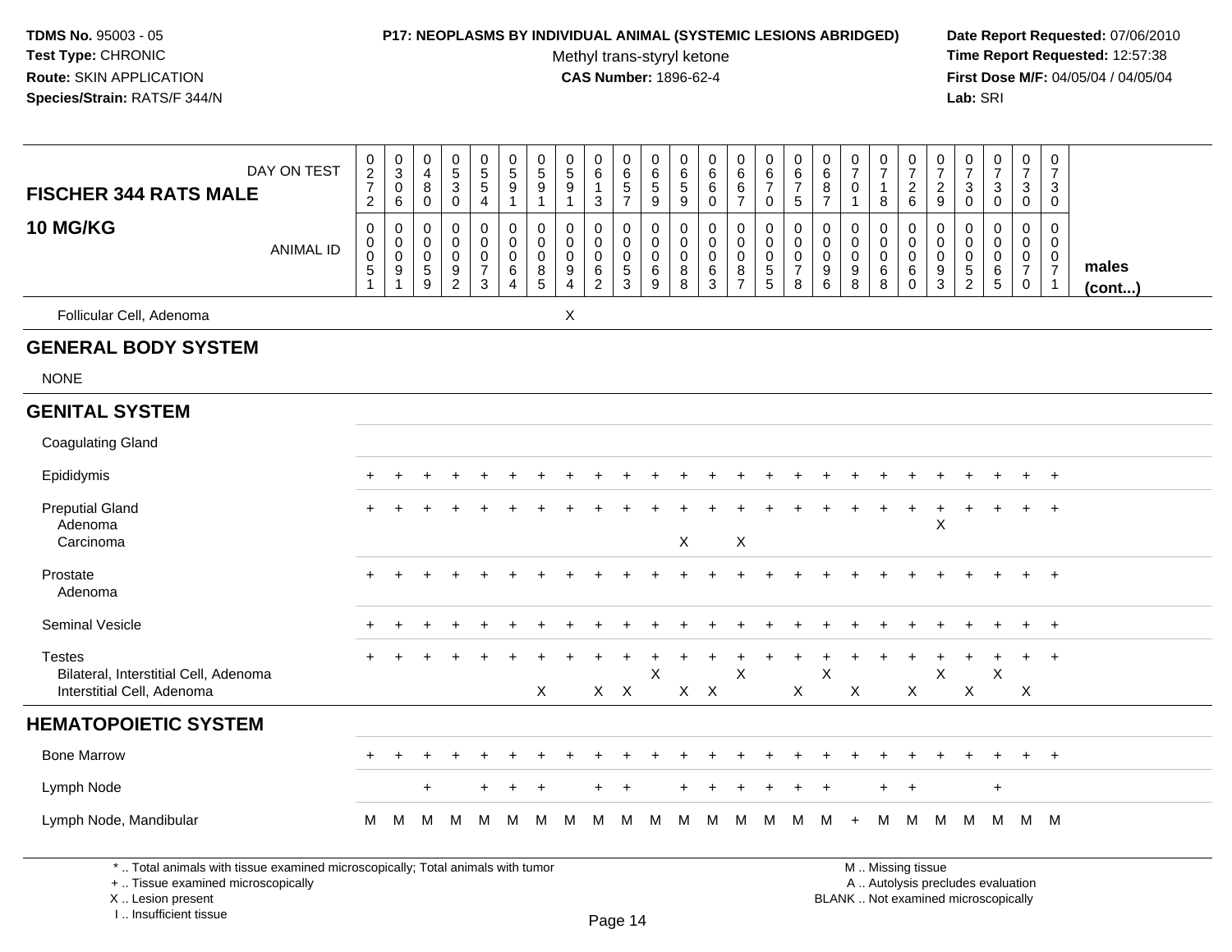**TDMS No.** 95003 - 05
**Test Type:** CHRONIC
**Route:** SKIN APPLICATION
**Species/Strain:** RATS/F 344/N

**P17: NEOPLASMS BY INDIVIDUAL ANIMAL (SYSTEMIC LESIONS ABRIDGED)**
Methyl trans-styryl ketone
**CAS Number:** 1896-62-4

**Date Report Requested:** 07/06/2010
**Time Report Requested:** 12:57:38
**First Dose M/F:** 04/05/04 / 04/05/04
**Lab:** SRI

| FISCHER 344 RATS MALE 10 MG/KG — DAY ON TEST | 0272 | 0306 | 0480 | 0530 | 0554 | 0591 | 0591 | 0591 | 0613 | 0657 | 0659 | 0659 | 0660 | 0667 | 0670 | 0675 | 0687 | 0701 | 0718 | 0726 | 0729 | 0730 | 0730 | 0730 | 0730 |
|---|---|---|---|---|---|---|---|---|---|---|---|---|---|---|---|---|---|---|---|---|---|---|---|---|---|
| ANIMAL ID | 0051 | 0091 | 0059 | 0092 | 0073 | 0064 | 0085 | 0094 | 0062 | 0053 | 0069 | 0088 | 0063 | 0087 | 0055 | 0078 | 0096 | 0098 | 0068 | 0060 | 0093 | 0052 | 0065 | 0070 | 0071 |
| Follicular Cell, Adenoma | | | | | | | | X | | | | | | | | | | | | | | | | | |
| **GENERAL BODY SYSTEM** | | | | | | | | | | | | | | | | | | | | | | | | | |
| NONE | | | | | | | | | | | | | | | | | | | | | | | | | |
| **GENITAL SYSTEM** | | | | | | | | | | | | | | | | | | | | | | | | | |
| Coagulating Gland | | | | | | | | | | | | | | | | | | | | | | | | | |
| Epididymis | + | + | + | + | + | + | + | + | + | + | + | + | + | + | + | + | + | + | + | + | + | + | + | + | + |
| Preputial Gland | + | + | + | + | + | + | + | + | + | + | + | + | + | + | + | + | + | + | + | + | + | + | + | + | + |
| Adenoma | | | | | | | | | | | | | | | | | | | | | X | | | | |
| Carcinoma | | | | | | | | | | | | X | | X | | | | | | | | | | | |
| Prostate | + | + | + | + | + | + | + | + | + | + | + | + | + | + | + | + | + | + | + | + | + | + | + | + | + |
| Adenoma | | | | | | | | | | | | | | | | | | | | | | | | | |
| Seminal Vesicle | + | + | + | + | + | + | + | + | + | + | + | + | + | + | + | + | + | + | + | + | + | + | + | + | + |
| Testes | + | + | + | + | + | + | + | + | + | + | + | + | + | + | + | + | + | + | + | + | + | + | + | + | + |
| Bilateral, Interstitial Cell, Adenoma | | | | | | | | | | | X | | | X | | | X | | | | X | | X | | |
| Interstitial Cell, Adenoma | | | | | | | X | | X | X | | X | X | | | X | | X | | X | | X | | X | |
| **HEMATOPOIETIC SYSTEM** | | | | | | | | | | | | | | | | | | | | | | | | | |
| Bone Marrow | + | + | + | + | + | + | + | + | + | + | + | + | + | + | + | + | + | + | + | + | + | + | + | + | + |
| Lymph Node | | | + | | + | + | + | | + | + | | + | + | + | + | + | + | | + | + | | | + | | |
| Lymph Node, Mandibular | M | M | M | M | M | M | M | M | M | M | M | M | M | M | M | M | M | + | M | M | M | M | M | M | M |

males (cont...)

\* .. Total animals with tissue examined microscopically; Total animals with tumor
\+ .. Tissue examined microscopically
X .. Lesion present
I .. Insufficient tissue

M .. Missing tissue
A .. Autolysis precludes evaluation
BLANK .. Not examined microscopically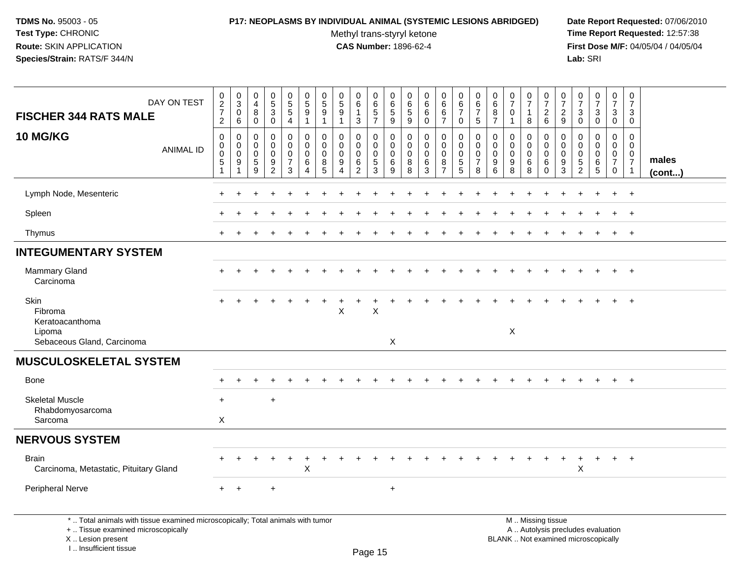**TDMS No.** 95003 - 05
**Test Type:** CHRONIC
**Route:** SKIN APPLICATION
**Species/Strain:** RATS/F 344/N

**P17: NEOPLASMS BY INDIVIDUAL ANIMAL (SYSTEMIC LESIONS ABRIDGED)**
Methyl trans-styryl ketone
**CAS Number:** 1896-62-4

**Date Report Requested:** 07/06/2010
**Time Report Requested:** 12:57:38
**First Dose M/F:** 04/05/04 / 04/05/04
**Lab:** SRI

| FISCHER 344 RATS MALE 10 MG/KG — DAY ON TEST | 0272 | 0306 | 0480 | 0530 | 0554 | 0591 | 0591 | 0591 | 0613 | 0657 | 0659 | 0659 | 0660 | 0667 | 0670 | 0675 | 0687 | 0701 | 0718 | 0726 | 0729 | 0730 | 0730 | 0730 | 0730 | |
|---|---|---|---|---|---|---|---|---|---|---|---|---|---|---|---|---|---|---|---|---|---|---|---|---|---|---|
| ANIMAL ID | 0051 | 0091 | 0059 | 0092 | 0073 | 0064 | 0085 | 0094 | 0062 | 0053 | 0069 | 0088 | 0063 | 0087 | 0055 | 0078 | 0096 | 0098 | 0068 | 0060 | 0093 | 0052 | 0065 | 0070 | 0071 | males (cont...) |
| Lymph Node, Mesenteric | + | + | + | + | + | + | + | + | + | + | + | + | + | + | + | + | + | + | + | + | + | + | + | + | + | |
| Spleen | + | + | + | + | + | + | + | + | + | + | + | + | + | + | + | + | + | + | + | + | + | + | + | + | + | |
| Thymus | + | + | + | + | + | + | + | + | + | + | + | + | + | + | + | + | + | + | + | + | + | + | + | + | + | |
| **INTEGUMENTARY SYSTEM** | | | | | | | | | | | | | | | | | | | | | | | | | | |
| Mammary Gland | + | + | + | + | + | + | + | + | + | + | + | + | + | + | + | + | + | + | + | + | + | + | + | + | + | |
| Carcinoma | | | | | | | | | | | | | | | | | | | | | | | | | | |
| Skin | + | + | + | + | + | + | + | + | + | + | + | + | + | + | + | + | + | + | + | + | + | + | + | + | + | |
| Fibroma | | | | | | | | X | | X | | | | | | | | | | | | | | | | |
| Keratoacanthoma | | | | | | | | | | | | | | | | | | | | | | | | | | |
| Lipoma | | | | | | | | | | | | | | | | | | X | | | | | | | | |
| Sebaceous Gland, Carcinoma | | | | | | | | | | | X | | | | | | | | | | | | | | | |
| **MUSCULOSKELETAL SYSTEM** | | | | | | | | | | | | | | | | | | | | | | | | | | |
| Bone | + | + | + | + | + | + | + | + | + | + | + | + | + | + | + | + | + | + | + | + | + | + | + | + | + | |
| Skeletal Muscle | + | | | + | | | | | | | | | | | | | | | | | | | | | | |
| Rhabdomyosarcoma | | | | | | | | | | | | | | | | | | | | | | | | | | |
| Sarcoma | X | | | | | | | | | | | | | | | | | | | | | | | | | |
| **NERVOUS SYSTEM** | | | | | | | | | | | | | | | | | | | | | | | | | | |
| Brain | + | + | + | + | + | + | + | + | + | + | + | + | + | + | + | + | + | + | + | + | + | + | + | + | + | |
| Carcinoma, Metastatic, Pituitary Gland | | | | | | X | | | | | | | | | | | | | | | | X | | | | |
| Peripheral Nerve | + | + | | + | | | | | | | + | | | | | | | | | | | | | | | |

\* .. Total animals with tissue examined microscopically; Total animals with tumor
\+ .. Tissue examined microscopically
X .. Lesion present
I .. Insufficient tissue

M .. Missing tissue
A .. Autolysis precludes evaluation
BLANK .. Not examined microscopically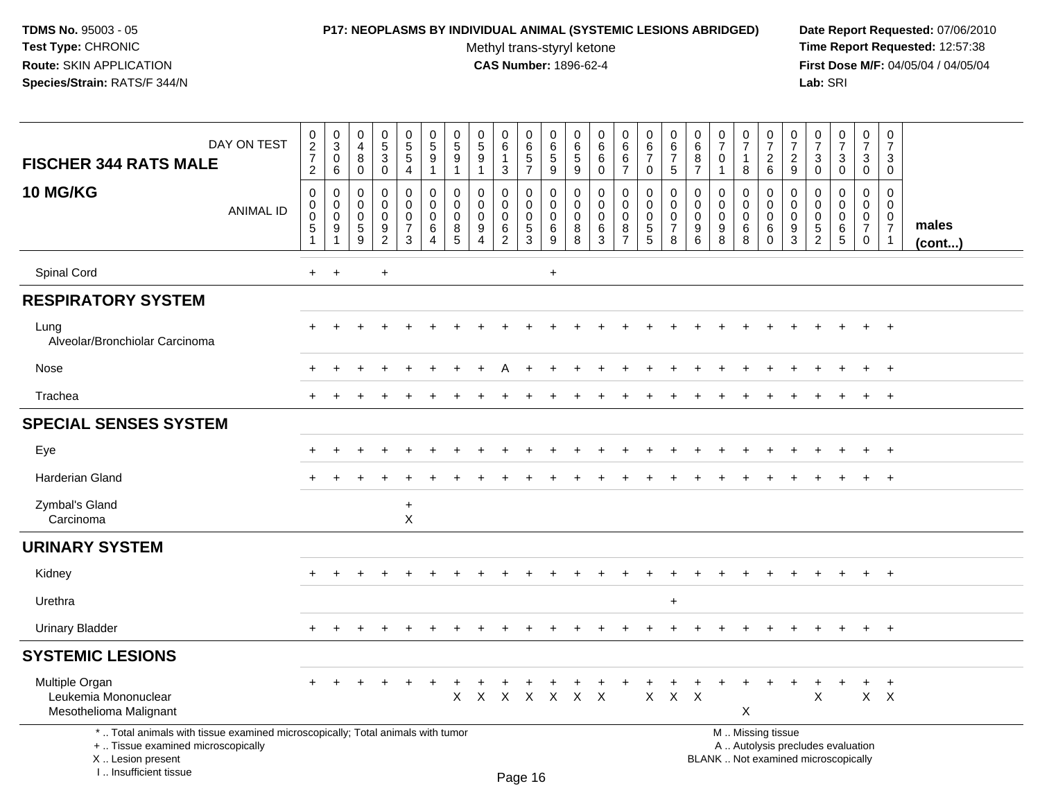**TDMS No.** 95003 - 05
**Test Type:** CHRONIC
**Route:** SKIN APPLICATION
**Species/Strain:** RATS/F 344/N

**P17: NEOPLASMS BY INDIVIDUAL ANIMAL (SYSTEMIC LESIONS ABRIDGED)**
Methyl trans-styryl ketone
**CAS Number:** 1896-62-4

**Date Report Requested:** 07/06/2010
**Time Report Requested:** 12:57:38
**First Dose M/F:** 04/05/04 / 04/05/04
**Lab:** SRI

| FISCHER 344 RATS MALE — DAY ON TEST | 0272 | 0306 | 0480 | 0530 | 0554 | 0591 | 0591 | 0591 | 0613 | 0657 | 0659 | 0659 | 0660 | 0667 | 0670 | 0675 | 0687 | 0701 | 0718 | 0726 | 0729 | 0730 | 0730 | 0730 | 0730 | |
|---|---|---|---|---|---|---|---|---|---|---|---|---|---|---|---|---|---|---|---|---|---|---|---|---|---|---|
| **10 MG/KG** — ANIMAL ID | 0051 | 0091 | 0059 | 0092 | 0073 | 0064 | 0085 | 0094 | 0062 | 0053 | 0069 | 0088 | 0063 | 0087 | 0055 | 0078 | 0096 | 0098 | 0068 | 0060 | 0093 | 0052 | 0065 | 0070 | 0071 | **males (cont...)** |
| Spinal Cord | + | + | | + | | | | | | | + | | | | | | | | | | | | | | | |
| **RESPIRATORY SYSTEM** | | | | | | | | | | | | | | | | | | | | | | | | | | |
| Lung | + | + | + | + | + | + | + | + | + | + | + | + | + | + | + | + | + | + | + | + | + | + | + | + | + | |
| Alveolar/Bronchiolar Carcinoma | | | | | | | | | | | | | | | | | | | | | | | | | | |
| Nose | + | + | + | + | + | + | + | + | A | + | + | + | + | + | + | + | + | + | + | + | + | + | + | + | + | |
| Trachea | + | + | + | + | + | + | + | + | + | + | + | + | + | + | + | + | + | + | + | + | + | + | + | + | + | |
| **SPECIAL SENSES SYSTEM** | | | | | | | | | | | | | | | | | | | | | | | | | | |
| Eye | + | + | + | + | + | + | + | + | + | + | + | + | + | + | + | + | + | + | + | + | + | + | + | + | + | |
| Harderian Gland | + | + | + | + | + | + | + | + | + | + | + | + | + | + | + | + | + | + | + | + | + | + | + | + | + | |
| Zymbal's Gland | | | | | + | | | | | | | | | | | | | | | | | | | | | |
| Carcinoma | | | | | X | | | | | | | | | | | | | | | | | | | | | |
| **URINARY SYSTEM** | | | | | | | | | | | | | | | | | | | | | | | | | | |
| Kidney | + | + | + | + | + | + | + | + | + | + | + | + | + | + | + | + | + | + | + | + | + | + | + | + | + | |
| Urethra | | | | | | | | | | | | | | | | + | | | | | | | | | | |
| Urinary Bladder | + | + | + | + | + | + | + | + | + | + | + | + | + | + | + | + | + | + | + | + | + | + | + | + | + | |
| **SYSTEMIC LESIONS** | | | | | | | | | | | | | | | | | | | | | | | | | | |
| Multiple Organ | + | + | + | + | + | + | + | + | + | + | + | + | + | + | + | + | + | + | + | + | + | + | + | + | + | |
| Leukemia Mononuclear | | | | | | | X | X | X | X | X | X | X | | X | X | X | | | | | X | | X | X | |
| Mesothelioma Malignant | | | | | | | | | | | | | | | | | | | X | | | | | | | |

\* .. Total animals with tissue examined microscopically; Total animals with tumor
\+ .. Tissue examined microscopically
X .. Lesion present
I .. Insufficient tissue

M .. Missing tissue
A .. Autolysis precludes evaluation
BLANK .. Not examined microscopically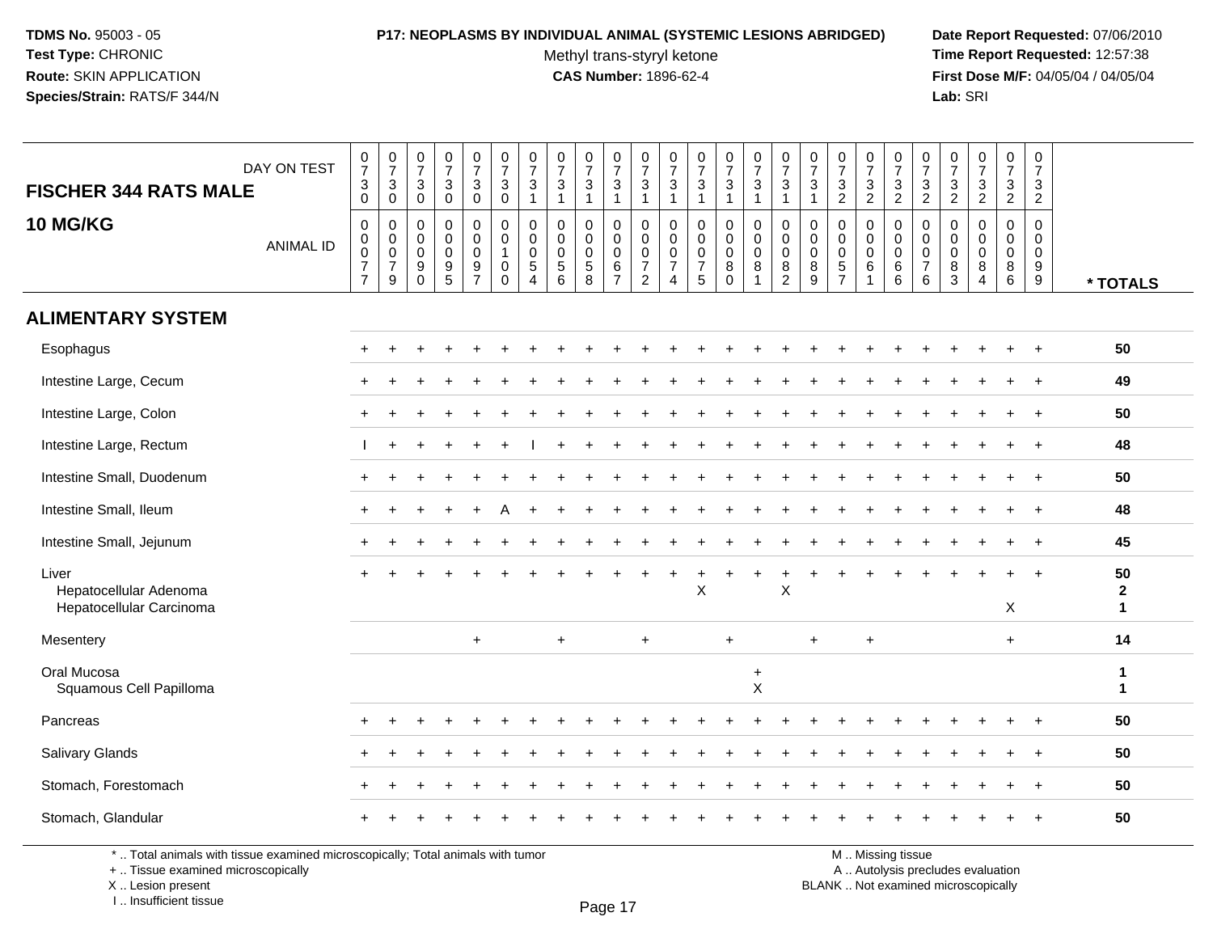**TDMS No.** 95003 - 05
**Test Type:** CHRONIC
**Route:** SKIN APPLICATION
**Species/Strain:** RATS/F 344/N

**P17: NEOPLASMS BY INDIVIDUAL ANIMAL (SYSTEMIC LESIONS ABRIDGED)**
Methyl trans-styryl ketone
**CAS Number:** 1896-62-4

**Date Report Requested:** 07/06/2010
**Time Report Requested:** 12:57:38
**First Dose M/F:** 04/05/04 / 04/05/04
**Lab:** SRI

| FISCHER 344 RATS MALE 10 MG/KG | 0730 | 0730 | 0730 | 0730 | 0730 | 0730 | 0731 | 0731 | 0731 | 0731 | 0731 | 0731 | 0731 | 0731 | 0731 | 0731 | 0731 | 0732 | 0732 | 0732 | 0732 | 0732 | 0732 | 0732 | 0732 | |
|---|---|---|---|---|---|---|---|---|---|---|---|---|---|---|---|---|---|---|---|---|---|---|---|---|---|---|
| ANIMAL ID | 00077 | 00079 | 00090 | 00095 | 00097 | 00100 | 00054 | 00056 | 00058 | 00067 | 00072 | 00074 | 00075 | 00080 | 00081 | 00082 | 00089 | 00057 | 00061 | 00066 | 00076 | 00083 | 00084 | 00086 | 00099 | * TOTALS |
| **ALIMENTARY SYSTEM** | | | | | | | | | | | | | | | | | | | | | | | | | | |
| Esophagus | + | + | + | + | + | + | + | + | + | + | + | + | + | + | + | + | + | + | + | + | + | + | + | + | + | 50 |
| Intestine Large, Cecum | + | + | + | + | + | + | + | + | + | + | + | + | + | + | + | + | + | + | + | + | + | + | + | + | + | 49 |
| Intestine Large, Colon | + | + | + | + | + | + | + | + | + | + | + | + | + | + | + | + | + | + | + | + | + | + | + | + | + | 50 |
| Intestine Large, Rectum | I | + | + | + | + | + | I | + | + | + | + | + | + | + | + | + | + | + | + | + | + | + | + | + | + | 48 |
| Intestine Small, Duodenum | + | + | + | + | + | + | + | + | + | + | + | + | + | + | + | + | + | + | + | + | + | + | + | + | + | 50 |
| Intestine Small, Ileum | + | + | + | + | + | A | + | + | + | + | + | + | + | + | + | + | + | + | + | + | + | + | + | + | + | 48 |
| Intestine Small, Jejunum | + | + | + | + | + | + | + | + | + | + | + | + | + | + | + | + | + | + | + | + | + | + | + | + | + | 45 |
| Liver | + | + | + | + | + | + | + | + | + | + | + | + | + | + | + | + | + | + | + | + | + | + | + | + | + | 50 |
| Hepatocellular Adenoma | | | | | | | | | | | | | X | | | X | | | | | | | | | | 2 |
| Hepatocellular Carcinoma | | | | | | | | | | | | | | | | | | | | | | | | X | | 1 |
| Mesentery | | | | | + | | | + | | | + | | | + | | | + | | + | | | | | + | | 14 |
| Oral Mucosa | | | | | | | | | | | | | | | + | | | | | | | | | | | 1 |
| Squamous Cell Papilloma | | | | | | | | | | | | | | | X | | | | | | | | | | | 1 |
| Pancreas | + | + | + | + | + | + | + | + | + | + | + | + | + | + | + | + | + | + | + | + | + | + | + | + | + | 50 |
| Salivary Glands | + | + | + | + | + | + | + | + | + | + | + | + | + | + | + | + | + | + | + | + | + | + | + | + | + | 50 |
| Stomach, Forestomach | + | + | + | + | + | + | + | + | + | + | + | + | + | + | + | + | + | + | + | + | + | + | + | + | + | 50 |
| Stomach, Glandular | + | + | + | + | + | + | + | + | + | + | + | + | + | + | + | + | + | + | + | + | + | + | + | + | + | 50 |

\* .. Total animals with tissue examined microscopically; Total animals with tumor
\+ .. Tissue examined microscopically
X .. Lesion present
I .. Insufficient tissue

M .. Missing tissue
A .. Autolysis precludes evaluation
BLANK .. Not examined microscopically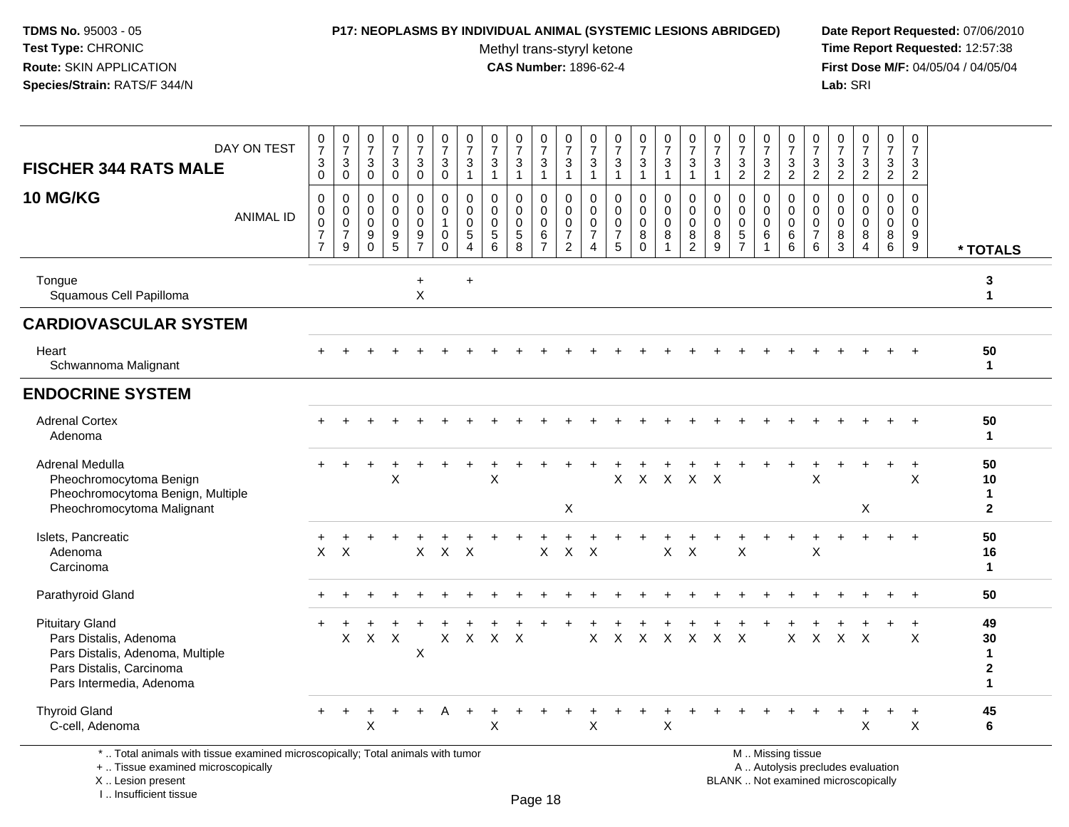**TDMS No.** 95003 - 05
**Test Type:** CHRONIC
**Route:** SKIN APPLICATION
**Species/Strain:** RATS/F 344/N

**P17: NEOPLASMS BY INDIVIDUAL ANIMAL (SYSTEMIC LESIONS ABRIDGED)**
Methyl trans-styryl ketone
**CAS Number:** 1896-62-4

**Date Report Requested:** 07/06/2010
**Time Report Requested:** 12:57:38
**First Dose M/F:** 04/05/04 / 04/05/04
**Lab:** SRI

**FISCHER 344 RATS MALE**
**10 MG/KG**

| DAY ON TEST | 0730 | 0730 | 0730 | 0730 | 0730 | 0730 | 0731 | 0731 | 0731 | 0731 | 0731 | 0731 | 0731 | 0731 | 0731 | 0731 | 0731 | 0732 | 0732 | 0732 | 0732 | 0732 | 0732 | 0732 | 0732 | |
|---|---|---|---|---|---|---|---|---|---|---|---|---|---|---|---|---|---|---|---|---|---|---|---|---|---|---|
| ANIMAL ID | 0077 | 0079 | 0090 | 0095 | 0097 | 0100 | 0054 | 0056 | 0058 | 0067 | 0072 | 0074 | 0075 | 0080 | 0081 | 0082 | 0089 | 0057 | 0061 | 0066 | 0076 | 0083 | 0084 | 0086 | 0099 | * TOTALS |
| Tongue | | | | | + | | + | | | | | | | | | | | | | | | | | | | 3 |
| Squamous Cell Papilloma | | | | | X | | | | | | | | | | | | | | | | | | | | | 1 |
| **CARDIOVASCULAR SYSTEM** | | | | | | | | | | | | | | | | | | | | | | | | | | |
| Heart | + | + | + | + | + | + | + | + | + | + | + | + | + | + | + | + | + | + | + | + | + | + | + | + | + | 50 |
| Schwannoma Malignant | | | | | | | | | | | | | | | | | | | | | | | | | | 1 |
| **ENDOCRINE SYSTEM** | | | | | | | | | | | | | | | | | | | | | | | | | | |
| Adrenal Cortex | + | + | + | + | + | + | + | + | + | + | + | + | + | + | + | + | + | + | + | + | + | + | + | + | + | 50 |
| Adenoma | | | | | | | | | | | | | | | | | | | | | | | | | | 1 |
| Adrenal Medulla | + | + | + | + | + | + | + | + | + | + | + | + | + | + | + | + | + | + | + | + | + | + | + | + | + | 50 |
| Pheochromocytoma Benign | | | | X | | | | X | | | | | X | X | X | X | X | | | | X | | | | X | 10 |
| Pheochromocytoma Benign, Multiple | | | | | | | | | | | | | | | | | | | | | | | | | | 1 |
| Pheochromocytoma Malignant | | | | | | | | | | | X | | | | | | | | | | | | X | | | 2 |
| Islets, Pancreatic | + | + | + | + | + | + | + | + | + | + | + | + | + | + | + | + | + | + | + | + | + | + | + | + | + | 50 |
| Adenoma | X | X | | | X | X | X | | | X | X | X | | | X | X | | X | | | X | | | | | 16 |
| Carcinoma | | | | | | | | | | | | | | | | | | | | | | | | | | 1 |
| Parathyroid Gland | + | + | + | + | + | + | + | + | + | + | + | + | + | + | + | + | + | + | + | + | + | + | + | + | + | 50 |
| Pituitary Gland | + | + | + | + | + | + | + | + | + | + | + | + | + | + | + | + | + | + | + | + | + | + | + | + | + | 49 |
| Pars Distalis, Adenoma | | X | X | X | | X | X | X | X | | | X | X | X | X | X | X | X | | X | X | X | X | | X | 30 |
| Pars Distalis, Adenoma, Multiple | | | | | X | | | | | | | | | | | | | | | | | | | | | 1 |
| Pars Distalis, Carcinoma | | | | | | | | | | | | | | | | | | | | | | | | | | 2 |
| Pars Intermedia, Adenoma | | | | | | | | | | | | | | | | | | | | | | | | | | 1 |
| Thyroid Gland | + | + | + | + | + | A | + | + | + | + | + | + | + | + | + | + | + | + | + | + | + | + | + | + | + | 45 |
| C-cell, Adenoma | | | X | | | | | X | | | | X | | | X | | | | | | | | X | | X | 6 |

\* .. Total animals with tissue examined microscopically; Total animals with tumor
\+ .. Tissue examined microscopically
X .. Lesion present
I .. Insufficient tissue

M .. Missing tissue
A .. Autolysis precludes evaluation
BLANK .. Not examined microscopically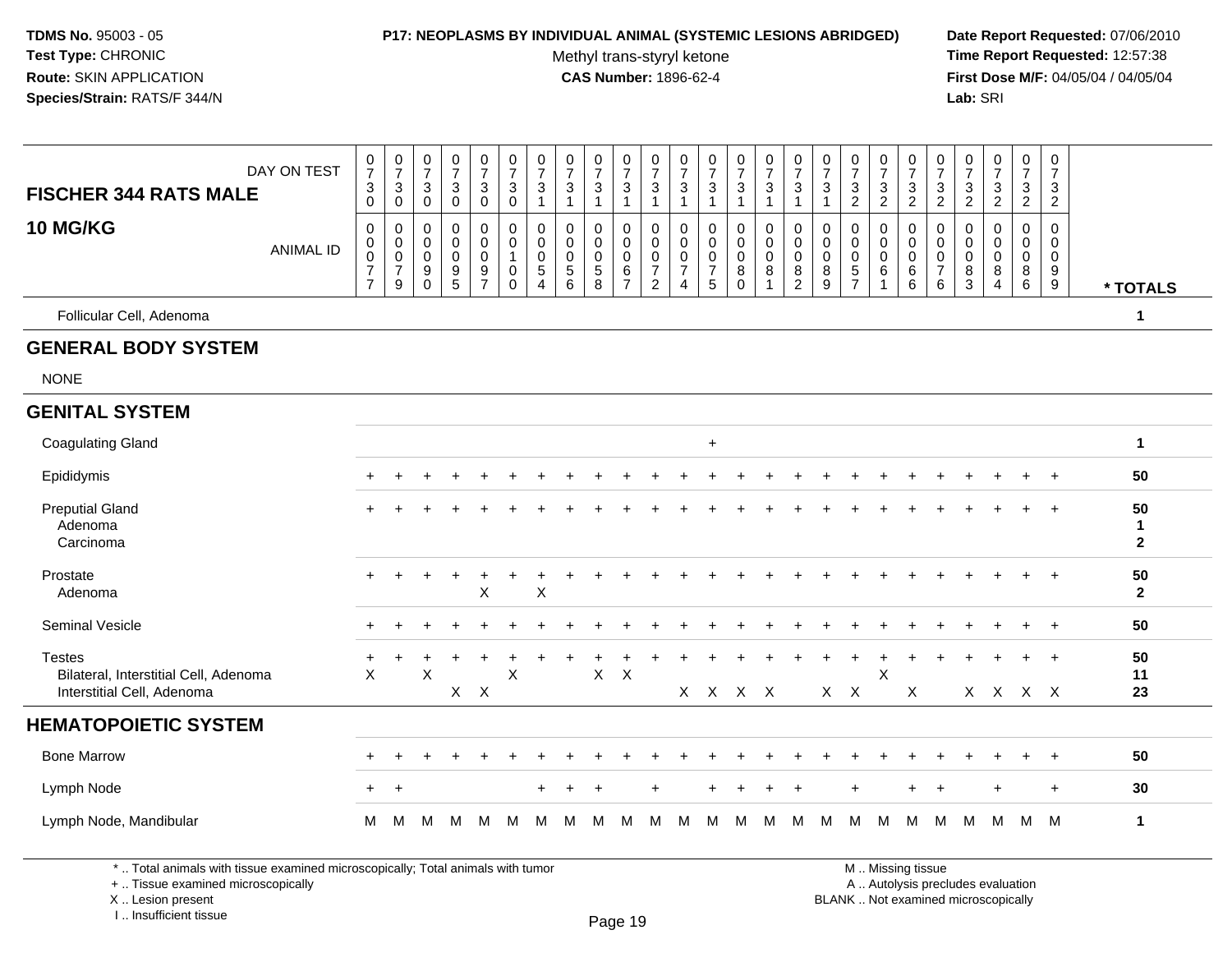TDMS No. 95003 - 05
Test Type: CHRONIC
Route: SKIN APPLICATION
Species/Strain: RATS/F 344/N

**P17: NEOPLASMS BY INDIVIDUAL ANIMAL (SYSTEMIC LESIONS ABRIDGED)**
Methyl trans-styryl ketone
**CAS Number:** 1896-62-4

Date Report Requested: 07/06/2010
Time Report Requested: 12:57:38
First Dose M/F: 04/05/04 / 04/05/04
Lab: SRI

**FISCHER 344 RATS MALE**
**10 MG/KG**

| DAY ON TEST | 0730 | 0730 | 0730 | 0730 | 0730 | 0730 | 0731 | 0731 | 0731 | 0731 | 0731 | 0731 | 0731 | 0731 | 0731 | 0731 | 0731 | 0732 | 0732 | 0732 | 0732 | 0732 | 0732 | 0732 | 0732 | |
|---|---|---|---|---|---|---|---|---|---|---|---|---|---|---|---|---|---|---|---|---|---|---|---|---|---|---|
| ANIMAL ID | 00077 | 00079 | 00090 | 00095 | 00097 | 00100 | 00054 | 00056 | 00058 | 00067 | 00072 | 00074 | 00075 | 00080 | 00081 | 00082 | 00089 | 00057 | 00061 | 00066 | 00076 | 00083 | 00084 | 00086 | 00099 | * TOTALS |
| Follicular Cell, Adenoma | | | | | | | | | | | | | | | | | | | | | | | | | | 1 |
| **GENERAL BODY SYSTEM** | | | | | | | | | | | | | | | | | | | | | | | | | | |
| NONE | | | | | | | | | | | | | | | | | | | | | | | | | | |
| **GENITAL SYSTEM** | | | | | | | | | | | | | | | | | | | | | | | | | | |
| Coagulating Gland | | | | | | | | | | | | | + | | | | | | | | | | | | | 1 |
| Epididymis | + | + | + | + | + | + | + | + | + | + | + | + | + | + | + | + | + | + | + | + | + | + | + | + | + | 50 |
| Preputial Gland | + | + | + | + | + | + | + | + | + | + | + | + | + | + | + | + | + | + | + | + | + | + | + | + | + | 50 |
| Adenoma | | | | | | | | | | | | | | | | | | | | | | | | | | 1 |
| Carcinoma | | | | | | | | | | | | | | | | | | | | | | | | | | 2 |
| Prostate | + | + | + | + | + | + | + | + | + | + | + | + | + | + | + | + | + | + | + | + | + | + | + | + | + | 50 |
| Adenoma | | | | | X | | X | | | | | | | | | | | | | | | | | | | 2 |
| Seminal Vesicle | + | + | + | + | + | + | + | + | + | + | + | + | + | + | + | + | + | + | + | + | + | + | + | + | + | 50 |
| Testes | + | + | + | + | + | + | + | + | + | + | + | + | + | + | + | + | + | + | + | + | + | + | + | + | + | 50 |
| Bilateral, Interstitial Cell, Adenoma | X | | X | | | X | | | X | X | | | | | | | | | X | | | | | | | 11 |
| Interstitial Cell, Adenoma | | | | X | X | | | | | | | X | X | X | X | | X | X | | X | | X | X | X | X | 23 |
| **HEMATOPOIETIC SYSTEM** | | | | | | | | | | | | | | | | | | | | | | | | | | |
| Bone Marrow | + | + | + | + | + | + | + | + | + | + | + | + | + | + | + | + | + | + | + | + | + | + | + | + | + | 50 |
| Lymph Node | + | + | | | | | + | + | + | | + | | + | + | + | + | | + | | + | + | | + | | + | 30 |
| Lymph Node, Mandibular | M | M | M | M | M | M | M | M | M | M | M | M | M | M | M | M | M | M | M | M | M | M | M | M | M | 1 |

\* .. Total animals with tissue examined microscopically; Total animals with tumor
\+ .. Tissue examined microscopically
X .. Lesion present
I .. Insufficient tissue

M .. Missing tissue
A .. Autolysis precludes evaluation
BLANK .. Not examined microscopically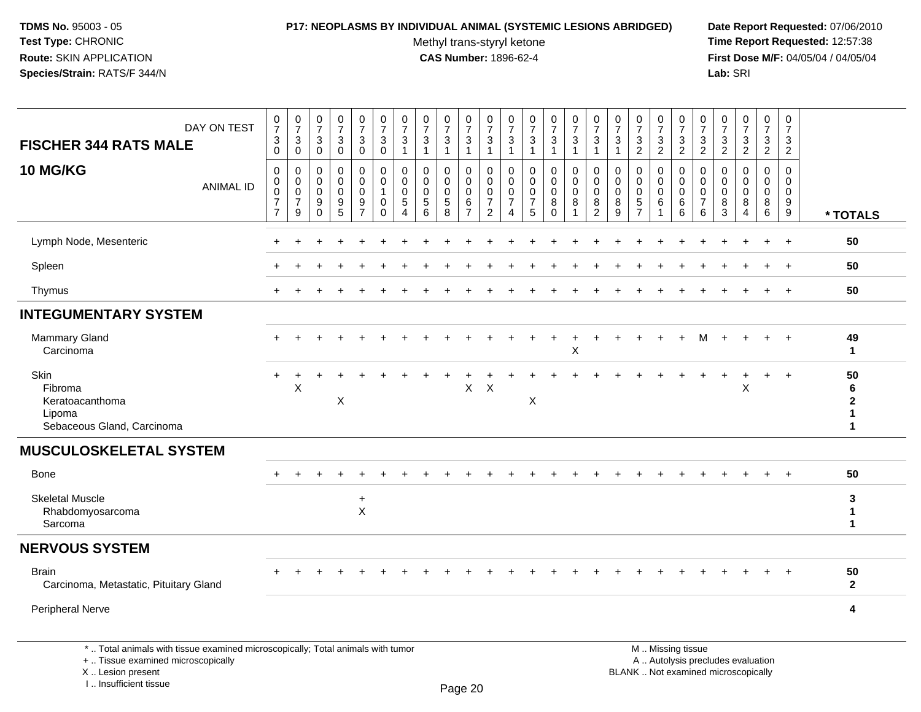**TDMS No.** 95003 - 05
**Test Type:** CHRONIC
**Route:** SKIN APPLICATION
**Species/Strain:** RATS/F 344/N

**P17: NEOPLASMS BY INDIVIDUAL ANIMAL (SYSTEMIC LESIONS ABRIDGED)**
Methyl trans-styryl ketone
**CAS Number:** 1896-62-4

**Date Report Requested:** 07/06/2010
**Time Report Requested:** 12:57:38
**First Dose M/F:** 04/05/04 / 04/05/04
**Lab:** SRI

| FISCHER 344 RATS MALE 10 MG/KG | | | | | | | | | | | | | | | | | | | | | | | | | | |
|---|---|---|---|---|---|---|---|---|---|---|---|---|---|---|---|---|---|---|---|---|---|---|---|---|---|---|
| DAY ON TEST | 0730 | 0730 | 0730 | 0730 | 0730 | 0730 | 0731 | 0731 | 0731 | 0731 | 0731 | 0731 | 0731 | 0731 | 0731 | 0731 | 0731 | 0732 | 0732 | 0732 | 0732 | 0732 | 0732 | 0732 | 0732 | |
| ANIMAL ID | 0077 | 0079 | 0090 | 0095 | 0097 | 0100 | 0054 | 0056 | 0058 | 0067 | 0072 | 0074 | 0075 | 0080 | 0081 | 0082 | 0089 | 0057 | 0061 | 0066 | 0076 | 0083 | 0084 | 0086 | 0099 | * TOTALS |
| Lymph Node, Mesenteric | + | + | + | + | + | + | + | + | + | + | + | + | + | + | + | + | + | + | + | + | + | + | + | + | + | 50 |
| Spleen | + | + | + | + | + | + | + | + | + | + | + | + | + | + | + | + | + | + | + | + | + | + | + | + | + | 50 |
| Thymus | + | + | + | + | + | + | + | + | + | + | + | + | + | + | + | + | + | + | + | + | + | + | + | + | + | 50 |
| **INTEGUMENTARY SYSTEM** | | | | | | | | | | | | | | | | | | | | | | | | | | |
| Mammary Gland | + | + | + | + | + | + | + | + | + | + | + | + | + | + | + | + | + | + | + | + | M | + | + | + | + | 49 |
| Carcinoma | | | | | | | | | | | | | | | X | | | | | | | | | | | 1 |
| Skin | + | + | + | + | + | + | + | + | + | + | + | + | + | + | + | + | + | + | + | + | + | + | + | + | + | 50 |
| Fibroma | | X | | | | | | | | X | X | | | | | | | | | | | | X | | | 6 |
| Keratoacanthoma | | | | X | | | | | | | | | X | | | | | | | | | | | | | 2 |
| Lipoma | | | | | | | | | | | | | | | | | | | | | | | | | | 1 |
| Sebaceous Gland, Carcinoma | | | | | | | | | | | | | | | | | | | | | | | | | | 1 |
| **MUSCULOSKELETAL SYSTEM** | | | | | | | | | | | | | | | | | | | | | | | | | | |
| Bone | + | + | + | + | + | + | + | + | + | + | + | + | + | + | + | + | + | + | + | + | + | + | + | + | + | 50 |
| Skeletal Muscle | | | | | + | | | | | | | | | | | | | | | | | | | | | 3 |
| Rhabdomyosarcoma | | | | | X | | | | | | | | | | | | | | | | | | | | | 1 |
| Sarcoma | | | | | | | | | | | | | | | | | | | | | | | | | | 1 |
| **NERVOUS SYSTEM** | | | | | | | | | | | | | | | | | | | | | | | | | | |
| Brain | + | + | + | + | + | + | + | + | + | + | + | + | + | + | + | + | + | + | + | + | + | + | + | + | + | 50 |
| Carcinoma, Metastatic, Pituitary Gland | | | | | | | | | | | | | | | | | | | | | | | | | | 2 |
| Peripheral Nerve | | | | | | | | | | | | | | | | | | | | | | | | | | 4 |

* .. Total animals with tissue examined microscopically; Total animals with tumor
+ .. Tissue examined microscopically
X .. Lesion present
I .. Insufficient tissue

M .. Missing tissue
A .. Autolysis precludes evaluation
BLANK .. Not examined microscopically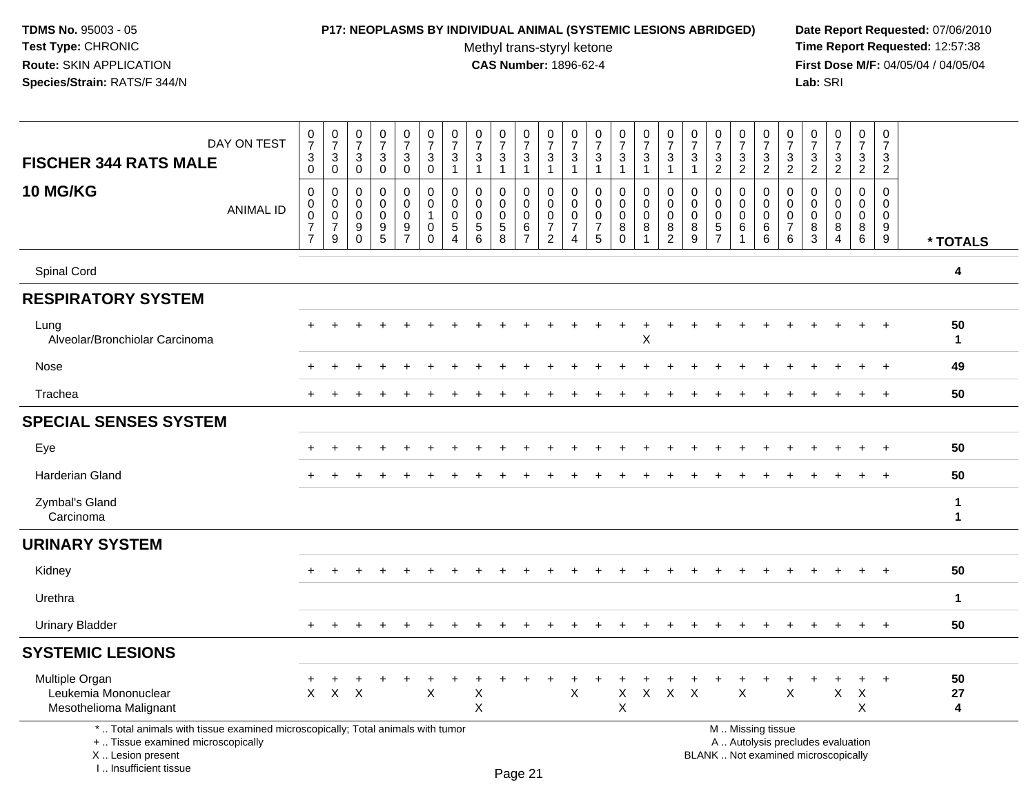**TDMS No.** 95003 - 05
**Test Type:** CHRONIC
**Route:** SKIN APPLICATION
**Species/Strain:** RATS/F 344/N

**P17: NEOPLASMS BY INDIVIDUAL ANIMAL (SYSTEMIC LESIONS ABRIDGED)**
Methyl trans-styryl ketone
**CAS Number:** 1896-62-4

**Date Report Requested:** 07/06/2010
**Time Report Requested:** 12:57:38
**First Dose M/F:** 04/05/04 / 04/05/04
**Lab:** SRI

| FISCHER 344 RATS MALE 10 MG/KG | | | | | | | | | | | | | | | | | | | | | | | | | | |
|---|---|---|---|---|---|---|---|---|---|---|---|---|---|---|---|---|---|---|---|---|---|---|---|---|---|---|
| DAY ON TEST | 0730 | 0730 | 0730 | 0730 | 0730 | 0730 | 0731 | 0731 | 0731 | 0731 | 0731 | 0731 | 0731 | 0731 | 0731 | 0731 | 0731 | 0732 | 0732 | 0732 | 0732 | 0732 | 0732 | 0732 | 0732 | |
| ANIMAL ID | 0077 | 0079 | 0090 | 0095 | 0097 | 0100 | 0054 | 0056 | 0058 | 0067 | 0072 | 0074 | 0075 | 0080 | 0081 | 0082 | 0089 | 0057 | 0061 | 0066 | 0076 | 0083 | 0084 | 0086 | 0099 | * TOTALS |
| Spinal Cord | | | | | | | | | | | | | | | | | | | | | | | | | | 4 |
| **RESPIRATORY SYSTEM** | | | | | | | | | | | | | | | | | | | | | | | | | | |
| Lung | + | + | + | + | + | + | + | + | + | + | + | + | + | + | + | + | + | + | + | + | + | + | + | + | + | 50 |
| Alveolar/Bronchiolar Carcinoma | | | | | | | | | | | | | | | X | | | | | | | | | | | 1 |
| Nose | + | + | + | + | + | + | + | + | + | + | + | + | + | + | + | + | + | + | + | + | + | + | + | + | + | 49 |
| Trachea | + | + | + | + | + | + | + | + | + | + | + | + | + | + | + | + | + | + | + | + | + | + | + | + | + | 50 |
| **SPECIAL SENSES SYSTEM** | | | | | | | | | | | | | | | | | | | | | | | | | | |
| Eye | + | + | + | + | + | + | + | + | + | + | + | + | + | + | + | + | + | + | + | + | + | + | + | + | + | 50 |
| Harderian Gland | + | + | + | + | + | + | + | + | + | + | + | + | + | + | + | + | + | + | + | + | + | + | + | + | + | 50 |
| Zymbal's Gland | | | | | | | | | | | | | | | | | | | | | | | | | | 1 |
| Carcinoma | | | | | | | | | | | | | | | | | | | | | | | | | | 1 |
| **URINARY SYSTEM** | | | | | | | | | | | | | | | | | | | | | | | | | | |
| Kidney | + | + | + | + | + | + | + | + | + | + | + | + | + | + | + | + | + | + | + | + | + | + | + | + | + | 50 |
| Urethra | | | | | | | | | | | | | | | | | | | | | | | | | | 1 |
| Urinary Bladder | + | + | + | + | + | + | + | + | + | + | + | + | + | + | + | + | + | + | + | + | + | + | + | + | + | 50 |
| **SYSTEMIC LESIONS** | | | | | | | | | | | | | | | | | | | | | | | | | | |
| Multiple Organ | + | + | + | + | + | + | + | + | + | + | + | + | + | + | + | + | + | + | + | + | + | + | + | + | + | 50 |
| Leukemia Mononuclear | X | X | X | | | X | | X | | | | X | | X | X | X | X | | X | | X | | X | X | | 27 |
| Mesothelioma Malignant | | | | | | | | X | | | | | | X | | | | | | | | | | X | | 4 |

\* .. Total animals with tissue examined microscopically; Total animals with tumor
\+ .. Tissue examined microscopically
X .. Lesion present
I .. Insufficient tissue

M .. Missing tissue
A .. Autolysis precludes evaluation
BLANK .. Not examined microscopically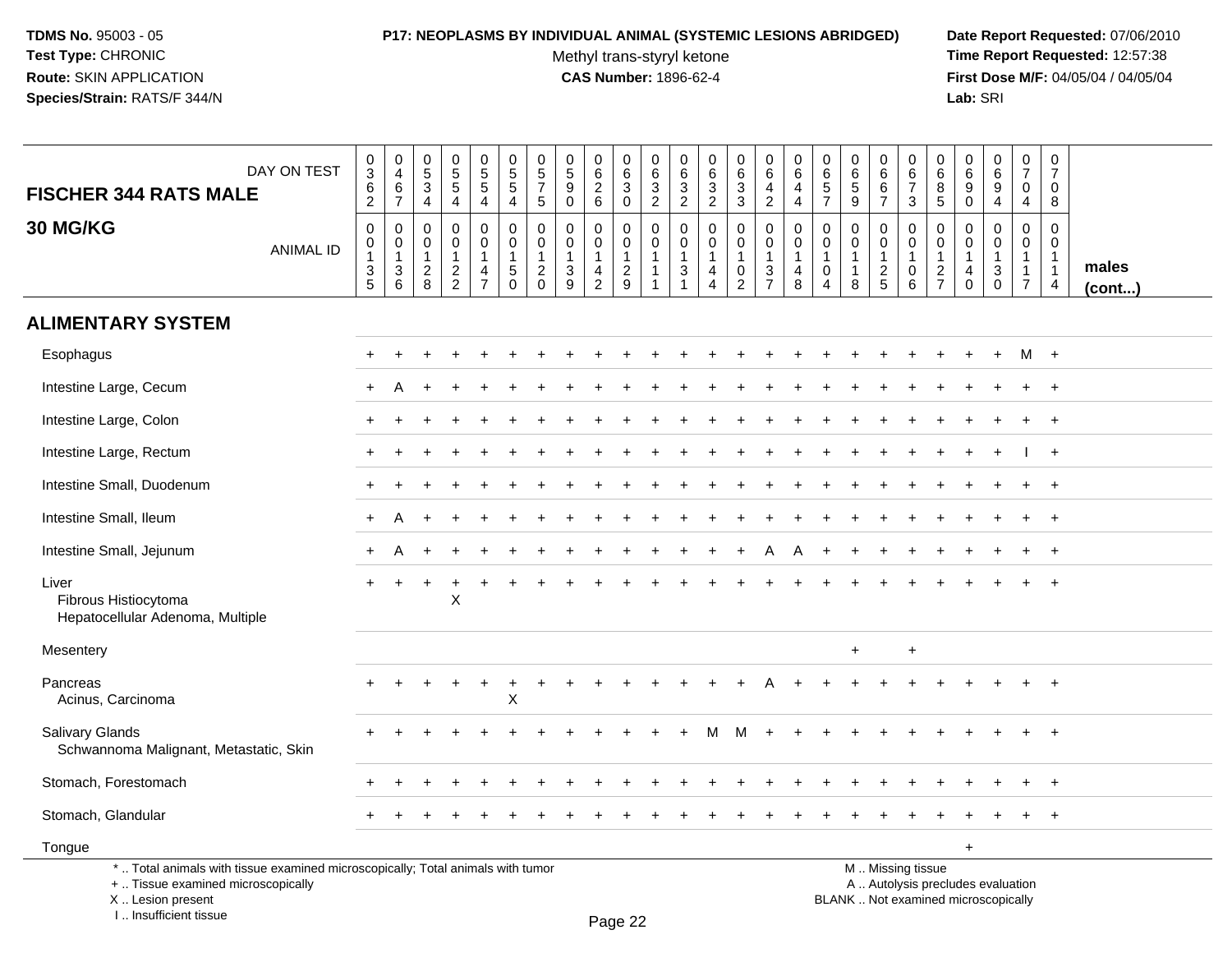**TDMS No.** 95003 - 05
**Test Type:** CHRONIC
**Route:** SKIN APPLICATION
**Species/Strain:** RATS/F 344/N

**P17: NEOPLASMS BY INDIVIDUAL ANIMAL (SYSTEMIC LESIONS ABRIDGED)**
Methyl trans-styryl ketone
**CAS Number:** 1896-62-4

**Date Report Requested:** 07/06/2010
**Time Report Requested:** 12:57:38
**First Dose M/F:** 04/05/04 / 04/05/04
**Lab:** SRI

| FISCHER 344 RATS MALE — DAY ON TEST | 362 | 467 | 534 | 554 | 554 | 554 | 575 | 590 | 626 | 630 | 632 | 632 | 632 | 633 | 642 | 644 | 657 | 659 | 667 | 673 | 685 | 690 | 694 | 704 | 708 | |
|---|---|---|---|---|---|---|---|---|---|---|---|---|---|---|---|---|---|---|---|---|---|---|---|---|---|---|
| **30 MG/KG** — ANIMAL ID | 0135 | 0136 | 0128 | 0122 | 0147 | 0150 | 0120 | 0139 | 0142 | 0129 | 0111 | 0131 | 0144 | 0102 | 0137 | 0148 | 0104 | 0118 | 0125 | 0106 | 0127 | 0140 | 0130 | 0117 | 0114 | **males (cont...)** |
| **ALIMENTARY SYSTEM** | | | | | | | | | | | | | | | | | | | | | | | | | | |
| Esophagus | + | + | + | + | + | + | + | + | + | + | + | + | + | + | + | + | + | + | + | + | + | + | + | M | + | |
| Intestine Large, Cecum | + | A | + | + | + | + | + | + | + | + | + | + | + | + | + | + | + | + | + | + | + | + | + | + | + | |
| Intestine Large, Colon | + | + | + | + | + | + | + | + | + | + | + | + | + | + | + | + | + | + | + | + | + | + | + | + | + | |
| Intestine Large, Rectum | + | + | + | + | + | + | + | + | + | + | + | + | + | + | + | + | + | + | + | + | + | + | + | I | + | |
| Intestine Small, Duodenum | + | + | + | + | + | + | + | + | + | + | + | + | + | + | + | + | + | + | + | + | + | + | + | + | + | |
| Intestine Small, Ileum | + | A | + | + | + | + | + | + | + | + | + | + | + | + | + | + | + | + | + | + | + | + | + | + | + | |
| Intestine Small, Jejunum | + | A | + | + | + | + | + | + | + | + | + | + | + | + | A | A | + | + | + | + | + | + | + | + | + | |
| Liver | + | + | + | + | + | + | + | + | + | + | + | + | + | + | + | + | + | + | + | + | + | + | + | + | + | |
| Fibrous Histiocytoma | | | | X | | | | | | | | | | | | | | | | | | | | | | |
| Hepatocellular Adenoma, Multiple | | | | | | | | | | | | | | | | | | | | | | | | | | |
| Mesentery | | | | | | | | | | | | | | | | | | + | | + | | | | | | |
| Pancreas | + | + | + | + | + | + | + | + | + | + | + | + | + | + | A | + | + | + | + | + | + | + | + | + | + | |
| Acinus, Carcinoma | | | | | | X | | | | | | | | | | | | | | | | | | | | |
| Salivary Glands | + | + | + | + | + | + | + | + | + | + | + | + | M | M | + | + | + | + | + | + | + | + | + | + | + | |
| Schwannoma Malignant, Metastatic, Skin | | | | | | | | | | | | | | | | | | | | | | | | | | |
| Stomach, Forestomach | + | + | + | + | + | + | + | + | + | + | + | + | + | + | + | + | + | + | + | + | + | + | + | + | + | |
| Stomach, Glandular | + | + | + | + | + | + | + | + | + | + | + | + | + | + | + | + | + | + | + | + | + | + | + | + | + | |
| Tongue | | | | | | | | | | | | | | | | | | | | | | + | | | | |

\* .. Total animals with tissue examined microscopically; Total animals with tumor
\+ .. Tissue examined microscopically
X .. Lesion present
I .. Insufficient tissue

M .. Missing tissue
A .. Autolysis precludes evaluation
BLANK .. Not examined microscopically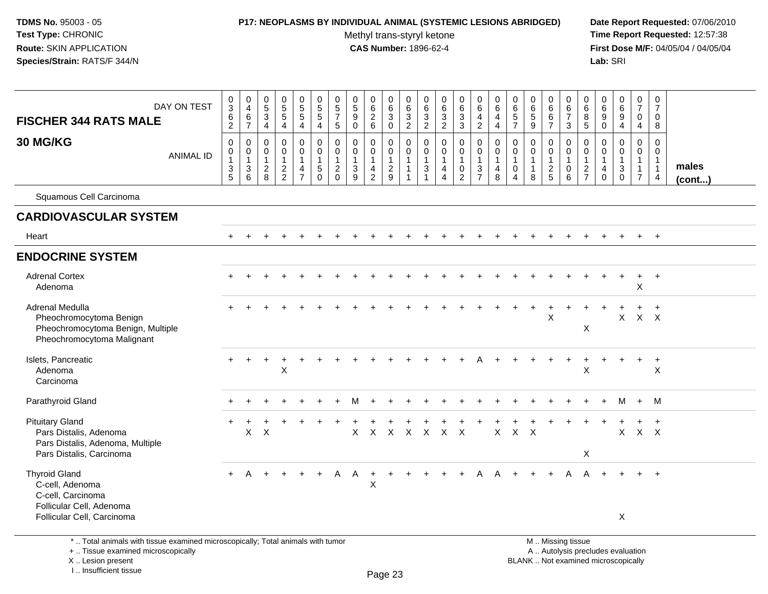**TDMS No.** 95003 - 05
**Test Type:** CHRONIC
**Route:** SKIN APPLICATION
**Species/Strain:** RATS/F 344/N

**P17: NEOPLASMS BY INDIVIDUAL ANIMAL (SYSTEMIC LESIONS ABRIDGED)**
Methyl trans-styryl ketone
**CAS Number:** 1896-62-4

**Date Report Requested:** 07/06/2010
**Time Report Requested:** 12:57:38
**First Dose M/F:** 04/05/04 / 04/05/04
**Lab:** SRI

| DAY ON TEST | 0362 | 0467 | 0534 | 0554 | 0554 | 0554 | 0575 | 0590 | 0626 | 0630 | 0632 | 0632 | 0632 | 0633 | 0642 | 0644 | 0657 | 0659 | 0667 | 0673 | 0685 | 0690 | 0694 | 0704 | 0708 | |
|---|---|---|---|---|---|---|---|---|---|---|---|---|---|---|---|---|---|---|---|---|---|---|---|---|---|---|
| **FISCHER 344 RATS MALE 30 MG/KG** ANIMAL ID | 00135 | 00136 | 00128 | 00122 | 00147 | 00150 | 00120 | 00139 | 00142 | 00129 | 00111 | 00131 | 00144 | 00102 | 00137 | 00148 | 00104 | 00118 | 00125 | 00106 | 00127 | 00140 | 00130 | 00117 | 00114 | **males (cont...)** |
| Squamous Cell Carcinoma | | | | | | | | | | | | | | | | | | | | | | | | | | |
| **CARDIOVASCULAR SYSTEM** | | | | | | | | | | | | | | | | | | | | | | | | | | |
| Heart | + | + | + | + | + | + | + | + | + | + | + | + | + | + | + | + | + | + | + | + | + | + | + | + | + | |
| **ENDOCRINE SYSTEM** | | | | | | | | | | | | | | | | | | | | | | | | | | |
| Adrenal Cortex | + | + | + | + | + | + | + | + | + | + | + | + | + | + | + | + | + | + | + | + | + | + | + | + | + | |
| Adenoma | | | | | | | | | | | | | | | | | | | | | | | | X | | |
| Adrenal Medulla | + | + | + | + | + | + | + | + | + | + | + | + | + | + | + | + | + | + | + | + | + | + | + | + | + | |
| Pheochromocytoma Benign | | | | | | | | | | | | | | | | | | | X | | | | X | X | X | |
| Pheochromocytoma Benign, Multiple | | | | | | | | | | | | | | | | | | | | | X | | | | | |
| Pheochromocytoma Malignant | | | | | | | | | | | | | | | | | | | | | | | | | | |
| Islets, Pancreatic | + | + | + | + | + | + | + | + | + | + | + | + | + | + | A | + | + | + | + | + | + | + | + | + | + | |
| Adenoma | | | | X | | | | | | | | | | | | | | | | | X | | | | X | |
| Carcinoma | | | | | | | | | | | | | | | | | | | | | | | | | | |
| Parathyroid Gland | + | + | + | + | + | + | + | M | + | + | + | + | + | + | + | + | + | + | + | + | + | + | M | + | M | |
| Pituitary Gland | + | + | + | + | + | + | + | + | + | + | + | + | + | + | + | + | + | + | + | + | + | + | + | + | + | |
| Pars Distalis, Adenoma | | X | X | | | | | X | X | X | X | X | X | X | | X | X | X | | | | | X | X | X | |
| Pars Distalis, Adenoma, Multiple | | | | | | | | | | | | | | | | | | | | | | | | | | |
| Pars Distalis, Carcinoma | | | | | | | | | | | | | | | | | | | | | X | | | | | |
| Thyroid Gland | + | A | + | + | + | + | A | A | + | + | + | + | + | + | A | A | + | + | + | A | A | + | + | + | + | |
| C-cell, Adenoma | | | | | | | | | X | | | | | | | | | | | | | | | | | |
| C-cell, Carcinoma | | | | | | | | | | | | | | | | | | | | | | | | | | |
| Follicular Cell, Adenoma | | | | | | | | | | | | | | | | | | | | | | | | | | |
| Follicular Cell, Carcinoma | | | | | | | | | | | | | | | | | | | | | | | X | | | |

\* .. Total animals with tissue examined microscopically; Total animals with tumor
\+ .. Tissue examined microscopically
X .. Lesion present
I .. Insufficient tissue

M .. Missing tissue
A .. Autolysis precludes evaluation
BLANK .. Not examined microscopically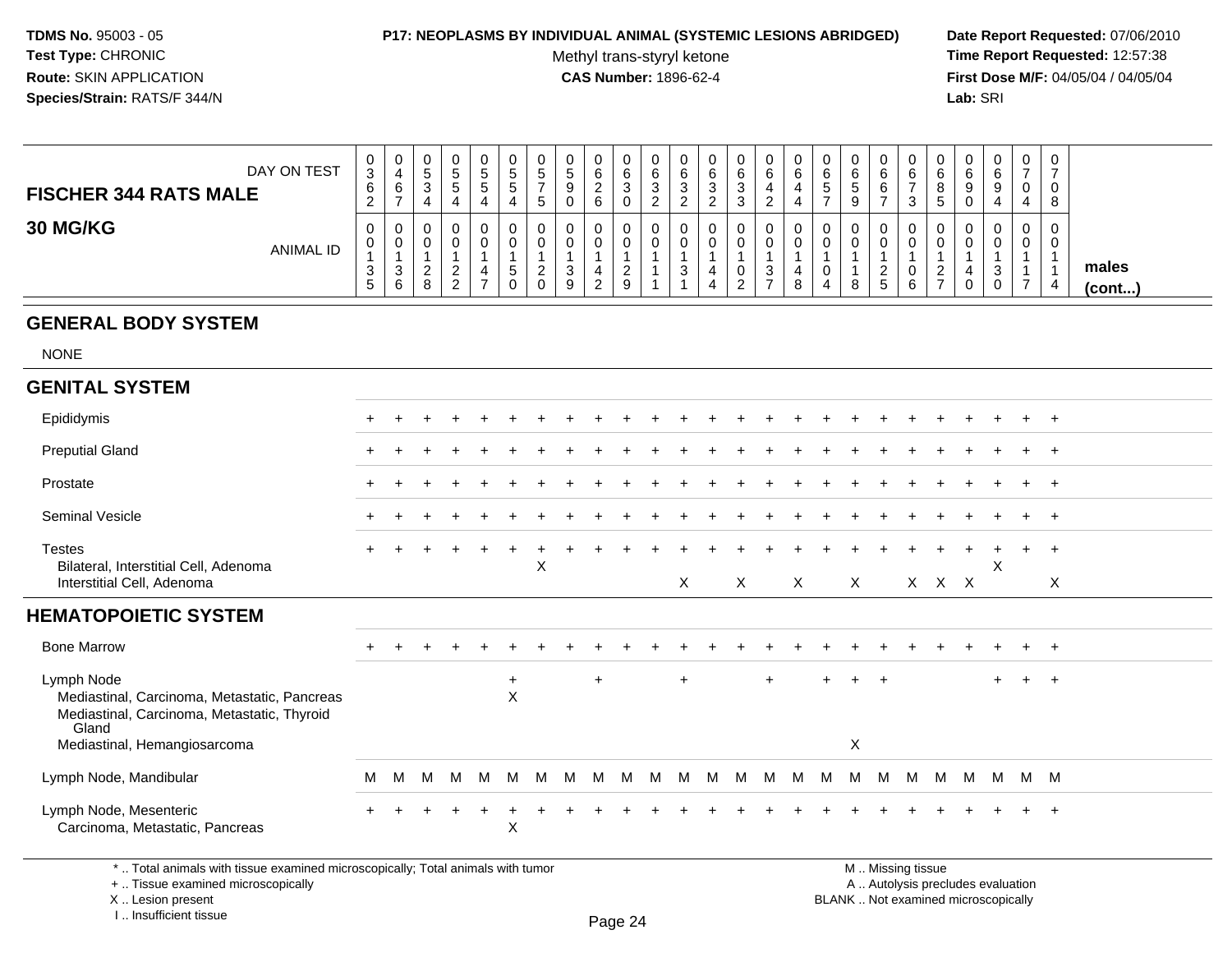**TDMS No.** 95003 - 05
**Test Type:** CHRONIC
**Route:** SKIN APPLICATION
**Species/Strain:** RATS/F 344/N

**P17: NEOPLASMS BY INDIVIDUAL ANIMAL (SYSTEMIC LESIONS ABRIDGED)**
Methyl trans-styryl ketone
**CAS Number:** 1896-62-4

**Date Report Requested:** 07/06/2010
**Time Report Requested:** 12:57:38
**First Dose M/F:** 04/05/04 / 04/05/04
**Lab:** SRI

| FISCHER 344 RATS MALE 30 MG/KG | 0362 | 0467 | 0534 | 0554 | 0554 | 0554 | 0575 | 0590 | 0626 | 0630 | 0632 | 0632 | 0632 | 0633 | 0642 | 0644 | 0657 | 0659 | 0667 | 0673 | 0685 | 0690 | 0694 | 0704 | 0708 | |
|---|---|---|---|---|---|---|---|---|---|---|---|---|---|---|---|---|---|---|---|---|---|---|---|---|---|---|
| ANIMAL ID | 00135 | 00136 | 00128 | 00122 | 00147 | 00150 | 00120 | 00139 | 00142 | 00129 | 00111 | 00131 | 00144 | 00102 | 00137 | 00148 | 00104 | 00118 | 00125 | 00106 | 00127 | 00140 | 00130 | 00117 | 00114 | males (cont...) |
| **GENERAL BODY SYSTEM** | | | | | | | | | | | | | | | | | | | | | | | | | | |
| NONE | | | | | | | | | | | | | | | | | | | | | | | | | | |
| **GENITAL SYSTEM** | | | | | | | | | | | | | | | | | | | | | | | | | | |
| Epididymis | + | + | + | + | + | + | + | + | + | + | + | + | + | + | + | + | + | + | + | + | + | + | + | + | + | |
| Preputial Gland | + | + | + | + | + | + | + | + | + | + | + | + | + | + | + | + | + | + | + | + | + | + | + | + | + | |
| Prostate | + | + | + | + | + | + | + | + | + | + | + | + | + | + | + | + | + | + | + | + | + | + | + | + | + | |
| Seminal Vesicle | + | + | + | + | + | + | + | + | + | + | + | + | + | + | + | + | + | + | + | + | + | + | + | + | + | |
| Testes | + | + | + | + | + | + | + | + | + | + | + | + | + | + | + | + | + | + | + | + | + | + | + | + | + | |
| Bilateral, Interstitial Cell, Adenoma | | | | | | | X | | | | | | | | | | | | | | | | X | | | |
| Interstitial Cell, Adenoma | | | | | | | | | | | | X | | X | | X | | X | | X | X | X | | | X | |
| **HEMATOPOIETIC SYSTEM** | | | | | | | | | | | | | | | | | | | | | | | | | | |
| Bone Marrow | + | + | + | + | + | + | + | + | + | + | + | + | + | + | + | + | + | + | + | + | + | + | + | + | + | |
| Lymph Node | | | | | | + | | | + | | | + | | | + | | + | + | + | | | | + | + | + | |
| Mediastinal, Carcinoma, Metastatic, Pancreas | | | | | | X | | | | | | | | | | | | | | | | | | | | |
| Mediastinal, Carcinoma, Metastatic, Thyroid Gland | | | | | | | | | | | | | | | | | | | | | | | | | | |
| Mediastinal, Hemangiosarcoma | | | | | | | | | | | | | | | | | | X | | | | | | | | |
| Lymph Node, Mandibular | M | M | M | M | M | M | M | M | M | M | M | M | M | M | M | M | M | M | M | M | M | M | M | M | M | |
| Lymph Node, Mesenteric | + | + | + | + | + | + | + | + | + | + | + | + | + | + | + | + | + | + | + | + | + | + | + | + | + | |
| Carcinoma, Metastatic, Pancreas | | | | | | X | | | | | | | | | | | | | | | | | | | | |

\* .. Total animals with tissue examined microscopically; Total animals with tumor
\+ .. Tissue examined microscopically
X .. Lesion present
I .. Insufficient tissue

M .. Missing tissue
A .. Autolysis precludes evaluation
BLANK .. Not examined microscopically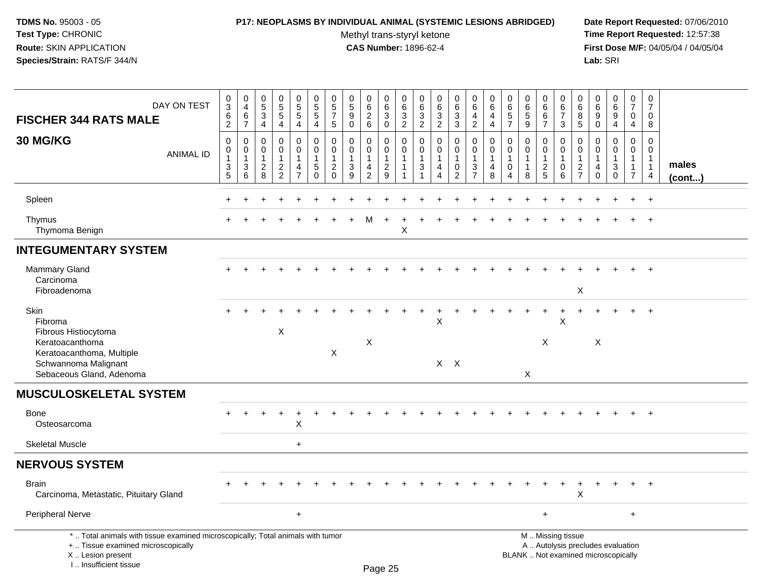**TDMS No.** 95003 - 05
**Test Type:** CHRONIC
**Route:** SKIN APPLICATION
**Species/Strain:** RATS/F 344/N

**P17: NEOPLASMS BY INDIVIDUAL ANIMAL (SYSTEMIC LESIONS ABRIDGED)**
Methyl trans-styryl ketone
**CAS Number:** 1896-62-4

**Date Report Requested:** 07/06/2010
**Time Report Requested:** 12:57:38
**First Dose M/F:** 04/05/04 / 04/05/04
**Lab:** SRI

| FISCHER 344 RATS MALE 30 MG/KG | 0362 | 0467 | 0534 | 0554 | 0554 | 0554 | 0575 | 0590 | 0626 | 0630 | 0632 | 0632 | 0632 | 0633 | 0642 | 0644 | 0657 | 0659 | 0667 | 0673 | 0685 | 0690 | 0694 | 0704 | 0708 | |
|---|---|---|---|---|---|---|---|---|---|---|---|---|---|---|---|---|---|---|---|---|---|---|---|---|---|---|
| ANIMAL ID | 00135 | 00136 | 00128 | 00122 | 00147 | 00150 | 00120 | 00139 | 00142 | 00129 | 00111 | 00131 | 00144 | 00102 | 00137 | 00148 | 00104 | 00118 | 00125 | 00106 | 00127 | 00140 | 00130 | 00117 | 00114 | males (cont...) |
| Spleen | + | + | + | + | + | + | + | + | + | + | + | + | + | + | + | + | + | + | + | + | + | + | + | + | + | |
| Thymus | + | + | + | + | + | + | + | + | M | + | + | + | + | + | + | + | + | + | + | + | + | + | + | + | + | |
| Thymoma Benign | | | | | | | | | | | X | | | | | | | | | | | | | | | |
| **INTEGUMENTARY SYSTEM** | | | | | | | | | | | | | | | | | | | | | | | | | | |
| Mammary Gland | + | + | + | + | + | + | + | + | + | + | + | + | + | + | + | + | + | + | + | + | + | + | + | + | + | |
| Carcinoma | | | | | | | | | | | | | | | | | | | | | | | | | | |
| Fibroadenoma | | | | | | | | | | | | | | | | | | | | | X | | | | | |
| Skin | + | + | + | + | + | + | + | + | + | + | + | + | + | + | + | + | + | + | + | + | + | + | + | + | + | |
| Fibroma | | | | | | | | | | | | | X | | | | | | | X | | | | | | |
| Fibrous Histiocytoma | | | | X | | | | | | | | | | | | | | | | | | | | | | |
| Keratoacanthoma | | | | | | | | | X | | | | | | | | | | X | | | X | | | | |
| Keratoacanthoma, Multiple | | | | | | | X | | | | | | | | | | | | | | | | | | | |
| Schwannoma Malignant | | | | | | | | | | | | | X | X | | | | | | | | | | | | |
| Sebaceous Gland, Adenoma | | | | | | | | | | | | | | | | | | X | | | | | | | | |
| **MUSCULOSKELETAL SYSTEM** | | | | | | | | | | | | | | | | | | | | | | | | | | |
| Bone | + | + | + | + | + | + | + | + | + | + | + | + | + | + | + | + | + | + | + | + | + | + | + | + | + | |
| Osteosarcoma | | | | | X | | | | | | | | | | | | | | | | | | | | | |
| Skeletal Muscle | | | | | + | | | | | | | | | | | | | | | | | | | | | |
| **NERVOUS SYSTEM** | | | | | | | | | | | | | | | | | | | | | | | | | | |
| Brain | + | + | + | + | + | + | + | + | + | + | + | + | + | + | + | + | + | + | + | + | + | + | + | + | + | |
| Carcinoma, Metastatic, Pituitary Gland | | | | | | | | | | | | | | | | | | | | | X | | | | | |
| Peripheral Nerve | | | | | + | | | | | | | | | | | | | | + | | | | | + | | |

\* .. Total animals with tissue examined microscopically; Total animals with tumor
\+ .. Tissue examined microscopically
X .. Lesion present
I .. Insufficient tissue

M .. Missing tissue
A .. Autolysis precludes evaluation
BLANK .. Not examined microscopically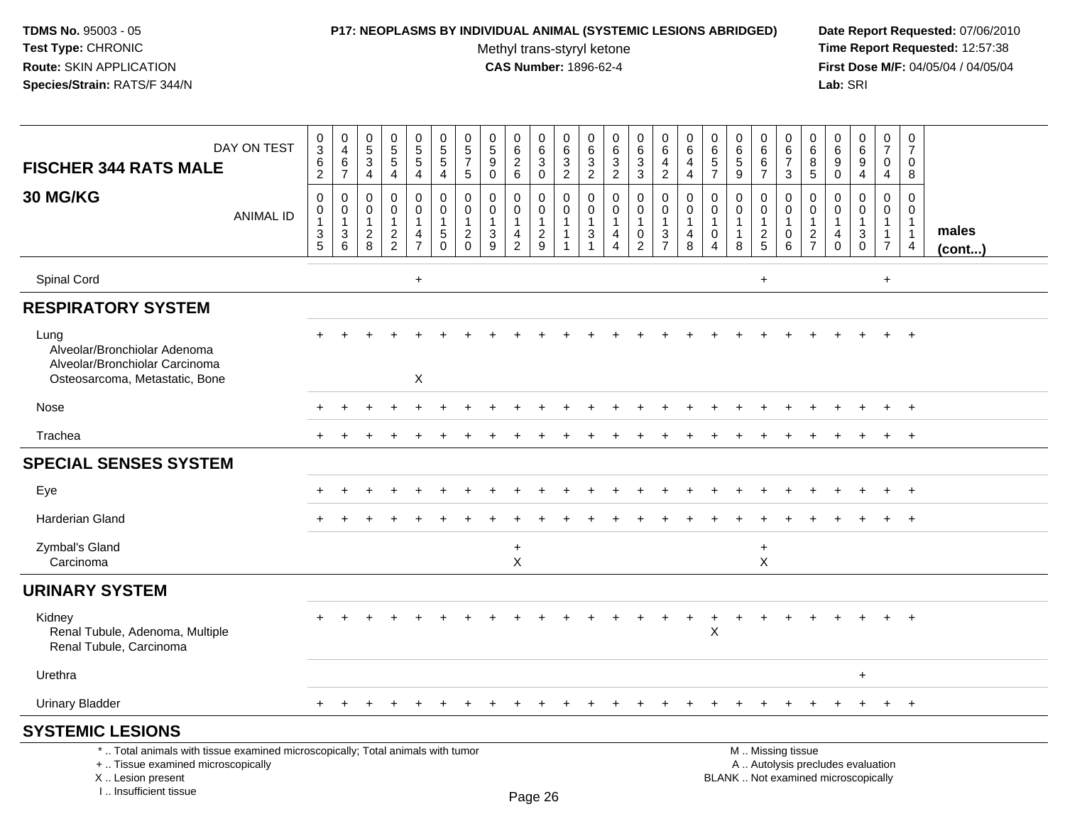TDMS No. 95003 - 05
Test Type: CHRONIC
Route: SKIN APPLICATION
Species/Strain: RATS/F 344/N

**P17: NEOPLASMS BY INDIVIDUAL ANIMAL (SYSTEMIC LESIONS ABRIDGED)**
Methyl trans-styryl ketone
**CAS Number:** 1896-62-4

Date Report Requested: 07/06/2010
Time Report Requested: 12:57:38
First Dose M/F: 04/05/04 / 04/05/04
Lab: SRI

| FISCHER 344 RATS MALE — DAY ON TEST | 0362 | 0467 | 0534 | 0554 | 0554 | 0554 | 0575 | 0590 | 0626 | 0630 | 0632 | 0632 | 0632 | 0633 | 0642 | 0644 | 0657 | 0659 | 0667 | 0673 | 0685 | 0690 | 0694 | 0704 | 0708 | |
|---|---|---|---|---|---|---|---|---|---|---|---|---|---|---|---|---|---|---|---|---|---|---|---|---|---|---|
| **30 MG/KG** — ANIMAL ID | 00135 | 00136 | 00128 | 00122 | 00147 | 00150 | 00120 | 00139 | 00142 | 00129 | 00111 | 00131 | 00144 | 00102 | 00137 | 00148 | 00104 | 00118 | 00125 | 00106 | 00127 | 00140 | 00130 | 00117 | 00114 | **males (cont...)** |
| Spinal Cord | | | | | + | | | | | | | | | | | | | | + | | | | | + | | |
| **RESPIRATORY SYSTEM** | | | | | | | | | | | | | | | | | | | | | | | | | | |
| Lung | + | + | + | + | + | + | + | + | + | + | + | + | + | + | + | + | + | + | + | + | + | + | + | + | + | |
| Alveolar/Bronchiolar Adenoma | | | | | | | | | | | | | | | | | | | | | | | | | | |
| Alveolar/Bronchiolar Carcinoma | | | | | | | | | | | | | | | | | | | | | | | | | | |
| Osteosarcoma, Metastatic, Bone | | | | | X | | | | | | | | | | | | | | | | | | | | | |
| Nose | + | + | + | + | + | + | + | + | + | + | + | + | + | + | + | + | + | + | + | + | + | + | + | + | + | |
| Trachea | + | + | + | + | + | + | + | + | + | + | + | + | + | + | + | + | + | + | + | + | + | + | + | + | + | |
| **SPECIAL SENSES SYSTEM** | | | | | | | | | | | | | | | | | | | | | | | | | | |
| Eye | + | + | + | + | + | + | + | + | + | + | + | + | + | + | + | + | + | + | + | + | + | + | + | + | + | |
| Harderian Gland | + | + | + | + | + | + | + | + | + | + | + | + | + | + | + | + | + | + | + | + | + | + | + | + | + | |
| Zymbal's Gland | | | | | | | | | + | | | | | | | | | | + | | | | | | | |
| Carcinoma | | | | | | | | | X | | | | | | | | | | X | | | | | | | |
| **URINARY SYSTEM** | | | | | | | | | | | | | | | | | | | | | | | | | | |
| Kidney | + | + | + | + | + | + | + | + | + | + | + | + | + | + | + | + | + | + | + | + | + | + | + | + | + | |
| Renal Tubule, Adenoma, Multiple | | | | | | | | | | | | | | | | | X | | | | | | | | | |
| Renal Tubule, Carcinoma | | | | | | | | | | | | | | | | | | | | | | | | | | |
| Urethra | | | | | | | | | | | | | | | | | | | | | | | + | | | |
| Urinary Bladder | + | + | + | + | + | + | + | + | + | + | + | + | + | + | + | + | + | + | + | + | + | + | + | + | + | |
| **SYSTEMIC LESIONS** | | | | | | | | | | | | | | | | | | | | | | | | | | |

\* .. Total animals with tissue examined microscopically; Total animals with tumor
\+ .. Tissue examined microscopically
X .. Lesion present
I .. Insufficient tissue

M .. Missing tissue
A .. Autolysis precludes evaluation
BLANK .. Not examined microscopically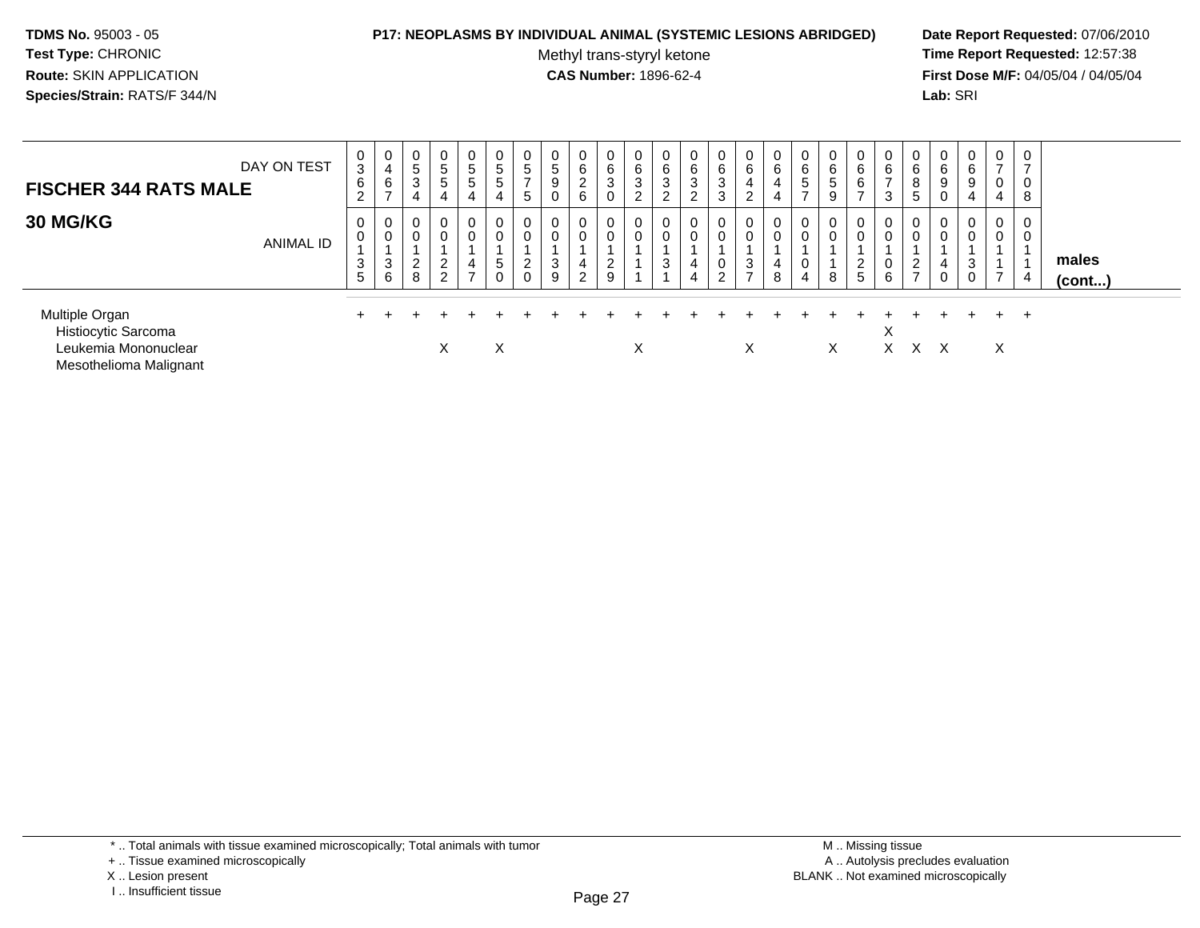**TDMS No.** 95003 - 05
**Test Type:** CHRONIC
**Route:** SKIN APPLICATION
**Species/Strain:** RATS/F 344/N

**P17: NEOPLASMS BY INDIVIDUAL ANIMAL (SYSTEMIC LESIONS ABRIDGED)**
Methyl trans-styryl ketone
**CAS Number:** 1896-62-4

**Date Report Requested:** 07/06/2010
**Time Report Requested:** 12:57:38
**First Dose M/F:** 04/05/04 / 04/05/04
**Lab:** SRI

| **FISCHER 344 RATS MALE** DAY ON TEST | 0362 | 0467 | 0534 | 0554 | 0554 | 0554 | 0575 | 0590 | 0626 | 0630 | 0632 | 0632 | 0632 | 0633 | 0642 | 0644 | 0657 | 0659 | 0667 | 0673 | 0685 | 0690 | 0694 | 0704 | 0708 | |
|---|---|---|---|---|---|---|---|---|---|---|---|---|---|---|---|---|---|---|---|---|---|---|---|---|---|---|
| **30 MG/KG** ANIMAL ID | 00135 | 00136 | 00128 | 00122 | 00147 | 00150 | 00120 | 00139 | 00142 | 00129 | 00111 | 00131 | 00144 | 00102 | 00137 | 00148 | 00104 | 00118 | 00125 | 00106 | 00127 | 00140 | 00130 | 00117 | 00114 | **males (cont...)** |
| Multiple Organ | + | + | + | + | + | + | + | + | + | + | + | + | + | + | + | + | + | + | + | + | + | + | + | + | + | |
| Histiocytic Sarcoma | | | | | | | | | | | | | | | | | | | | X | | | | | | |
| Leukemia Mononuclear | | | | X | | X | | | | | X | | | | X | | | X | | X | X | X | | X | | |
| Mesothelioma Malignant | | | | | | | | | | | | | | | | | | | | | | | | | | |

\* .. Total animals with tissue examined microscopically; Total animals with tumor
+ .. Tissue examined microscopically
X .. Lesion present
I .. Insufficient tissue

M .. Missing tissue
A .. Autolysis precludes evaluation
BLANK .. Not examined microscopically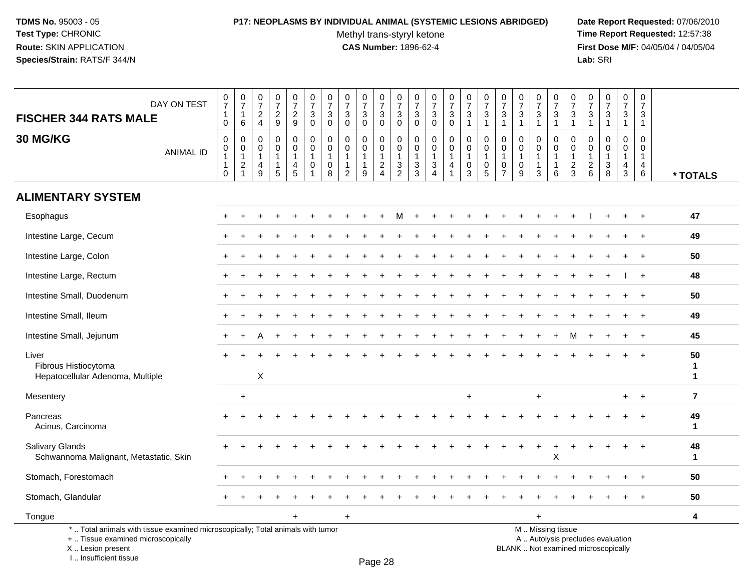TDMS No. 95003 - 05
Test Type: CHRONIC
Route: SKIN APPLICATION
Species/Strain: RATS/F 344/N

**P17: NEOPLASMS BY INDIVIDUAL ANIMAL (SYSTEMIC LESIONS ABRIDGED)**
Methyl trans-styryl ketone
**CAS Number:** 1896-62-4

Date Report Requested: 07/06/2010
Time Report Requested: 12:57:38
First Dose M/F: 04/05/04 / 04/05/04
Lab: SRI

## FISCHER 344 RATS MALE
## 30 MG/KG

| DAY ON TEST | 0710 | 0716 | 0724 | 0729 | 0729 | 0730 | 0730 | 0730 | 0730 | 0730 | 0730 | 0730 | 0730 | 0730 | 0731 | 0731 | 0731 | 0731 | 0731 | 0731 | 0731 | 0731 | 0731 | 0731 | 0731 | |
|---|---|---|---|---|---|---|---|---|---|---|---|---|---|---|---|---|---|---|---|---|---|---|---|---|---|---|
| **ANIMAL ID** | 00110 | 00121 | 00149 | 00115 | 00145 | 00101 | 00108 | 00112 | 00119 | 00124 | 00132 | 00133 | 00134 | 00141 | 00103 | 00105 | 00107 | 00109 | 00113 | 00116 | 00123 | 00126 | 00138 | 00143 | 00146 | *** TOTALS** |
| **ALIMENTARY SYSTEM** | | | | | | | | | | | | | | | | | | | | | | | | | | |
| Esophagus | + | + | + | + | + | + | + | + | + | + | M | + | + | + | + | + | + | + | + | + | + | I | + | + | + | 47 |
| Intestine Large, Cecum | + | + | + | + | + | + | + | + | + | + | + | + | + | + | + | + | + | + | + | + | + | + | + | + | + | 49 |
| Intestine Large, Colon | + | + | + | + | + | + | + | + | + | + | + | + | + | + | + | + | + | + | + | + | + | + | + | + | + | 50 |
| Intestine Large, Rectum | + | + | + | + | + | + | + | + | + | + | + | + | + | + | + | + | + | + | + | + | + | + | + | I | + | 48 |
| Intestine Small, Duodenum | + | + | + | + | + | + | + | + | + | + | + | + | + | + | + | + | + | + | + | + | + | + | + | + | + | 50 |
| Intestine Small, Ileum | + | + | + | + | + | + | + | + | + | + | + | + | + | + | + | + | + | + | + | + | + | + | + | + | + | 49 |
| Intestine Small, Jejunum | + | + | A | + | + | + | + | + | + | + | + | + | + | + | + | + | + | + | + | + | M | + | + | + | + | 45 |
| Liver | + | + | + | + | + | + | + | + | + | + | + | + | + | + | + | + | + | + | + | + | + | + | + | + | + | 50 |
| Fibrous Histiocytoma | | | | | | | | | | | | | | | | | | | | | | | | | | 1 |
| Hepatocellular Adenoma, Multiple | | | X | | | | | | | | | | | | | | | | | | | | | | | 1 |
| Mesentery | | + | | | | | | | | | | | | | + | | | | + | | | | | + | + | 7 |
| Pancreas | + | + | + | + | + | + | + | + | + | + | + | + | + | + | + | + | + | + | + | + | + | + | + | + | + | 49 |
| Acinus, Carcinoma | | | | | | | | | | | | | | | | | | | | | | | | | | 1 |
| Salivary Glands | + | + | + | + | + | + | + | + | + | + | + | + | + | + | + | + | + | + | + | + | + | + | + | + | + | 48 |
| Schwannoma Malignant, Metastatic, Skin | | | | | | | | | | | | | | | | | | | | X | | | | | | 1 |
| Stomach, Forestomach | + | + | + | + | + | + | + | + | + | + | + | + | + | + | + | + | + | + | + | + | + | + | + | + | + | 50 |
| Stomach, Glandular | + | + | + | + | + | + | + | + | + | + | + | + | + | + | + | + | + | + | + | + | + | + | + | + | + | 50 |
| Tongue | | | | | + | | | + | | | | | | | | | | | + | | | | | | | 4 |

\* .. Total animals with tissue examined microscopically; Total animals with tumor
\+ .. Tissue examined microscopically
X .. Lesion present
I .. Insufficient tissue

M .. Missing tissue
A .. Autolysis precludes evaluation
BLANK .. Not examined microscopically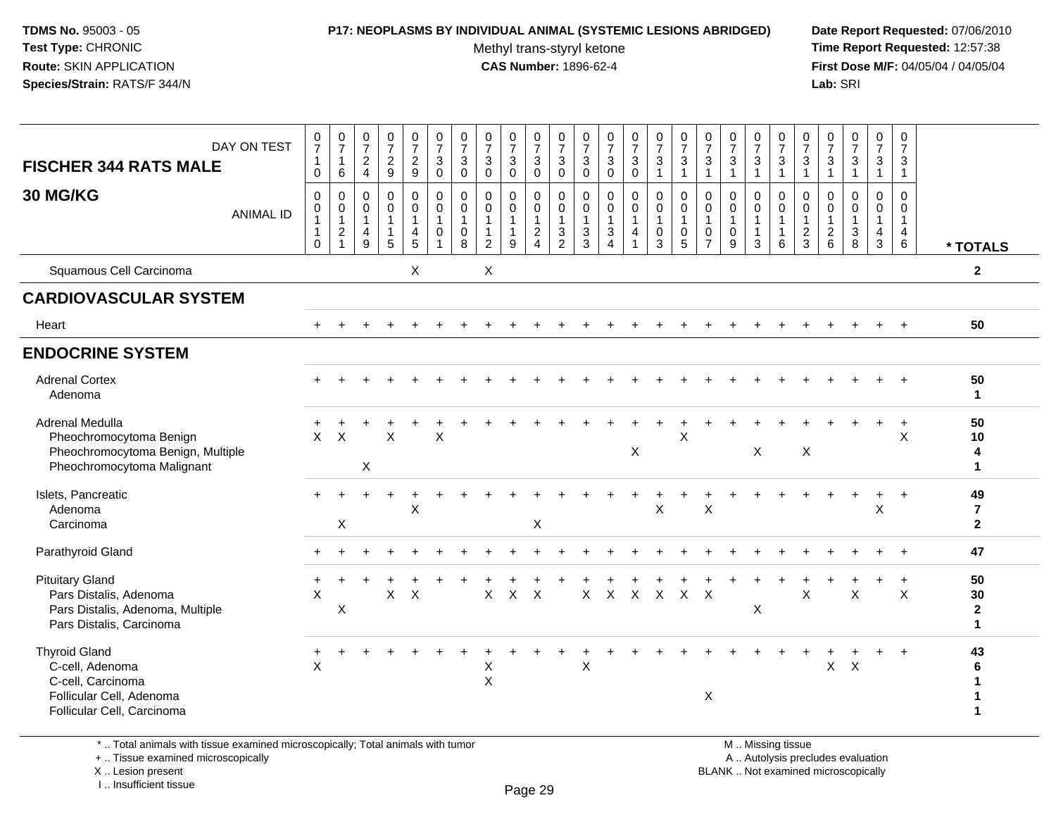**TDMS No.** 95003 - 05
**Test Type:** CHRONIC
**Route:** SKIN APPLICATION
**Species/Strain:** RATS/F 344/N

**P17: NEOPLASMS BY INDIVIDUAL ANIMAL (SYSTEMIC LESIONS ABRIDGED)**
Methyl trans-styryl ketone
**CAS Number:** 1896-62-4

**Date Report Requested:** 07/06/2010
**Time Report Requested:** 12:57:38
**First Dose M/F:** 04/05/04 / 04/05/04
**Lab:** SRI

**FISCHER 344 RATS MALE**
**30 MG/KG**

| DAY ON TEST | 0710 | 0716 | 0724 | 0729 | 0729 | 0730 | 0730 | 0730 | 0730 | 0730 | 0730 | 0730 | 0730 | 0730 | 0731 | 0731 | 0731 | 0731 | 0731 | 0731 | 0731 | 0731 | 0731 | 0731 | 0731 | |
|---|---|---|---|---|---|---|---|---|---|---|---|---|---|---|---|---|---|---|---|---|---|---|---|---|---|---|
| **ANIMAL ID** | 0110 | 0121 | 0149 | 0115 | 0145 | 0101 | 0108 | 0112 | 0119 | 0124 | 0132 | 0133 | 0134 | 0141 | 0103 | 0105 | 0107 | 0109 | 0113 | 0116 | 0123 | 0126 | 0138 | 0143 | 0146 | *** TOTALS** |
| Squamous Cell Carcinoma | | | | | X | | | X | | | | | | | | | | | | | | | | | | 2 |
| **CARDIOVASCULAR SYSTEM** | | | | | | | | | | | | | | | | | | | | | | | | | | |
| Heart | + | + | + | + | + | + | + | + | + | + | + | + | + | + | + | + | + | + | + | + | + | + | + | + | + | 50 |
| **ENDOCRINE SYSTEM** | | | | | | | | | | | | | | | | | | | | | | | | | | |
| Adrenal Cortex | + | + | + | + | + | + | + | + | + | + | + | + | + | + | + | + | + | + | + | + | + | + | + | + | + | 50 |
| Adenoma | | | | | | | | | | | | | | | | | | | | | | | | | | 1 |
| Adrenal Medulla | + | + | + | + | + | + | + | + | + | + | + | + | + | + | + | + | + | + | + | + | + | + | + | + | + | 50 |
| Pheochromocytoma Benign | X | X | | X | | X | | | | | | | | | | X | | | | | | | | | X | 10 |
| Pheochromocytoma Benign, Multiple | | | | | | | | | | | | | | X | | | | | X | | X | | | | | 4 |
| Pheochromocytoma Malignant | | | X | | | | | | | | | | | | | | | | | | | | | | | 1 |
| Islets, Pancreatic | + | + | + | | + | + | + | + | + | + | + | + | + | + | + | + | + | + | + | + | + | + | + | + | + | 49 |
| Adenoma | | | | | X | | | | | | | | | | X | | X | | | | | | | X | | 7 |
| Carcinoma | | X | | | | | | | | X | | | | | | | | | | | | | | | | 2 |
| Parathyroid Gland | + | + | + | + | + | + | + | + | + | + | + | + | + | + | + | + | + | + | + | + | + | + | + | + | + | 47 |
| Pituitary Gland | + | + | + | + | + | + | + | + | + | + | + | + | + | + | + | + | + | + | + | + | + | + | + | + | + | 50 |
| Pars Distalis, Adenoma | X | | | X | X | | | X | X | X | | X | X | X | X | X | X | | | | X | | X | | X | 30 |
| Pars Distalis, Adenoma, Multiple | | X | | | | | | | | | | | | | | | | | X | | | | | | | 2 |
| Pars Distalis, Carcinoma | | | | | | | | | | | | | | | | | | | | | | | | | | 1 |
| Thyroid Gland | + | + | + | + | + | + | + | + | + | + | + | + | + | + | + | + | + | + | + | + | + | + | + | + | + | 43 |
| C-cell, Adenoma | X | | | | | | | X | | | | X | | | | | | | | | | X | X | | | 6 |
| C-cell, Carcinoma | | | | | | | | X | | | | | | | | | | | | | | | | | | 1 |
| Follicular Cell, Adenoma | | | | | | | | | | | | | | | | | X | | | | | | | | | 1 |
| Follicular Cell, Carcinoma | | | | | | | | | | | | | | | | | | | | | | | | | | 1 |

\* .. Total animals with tissue examined microscopically; Total animals with tumor
\+ .. Tissue examined microscopically
X .. Lesion present
I .. Insufficient tissue

M .. Missing tissue
A .. Autolysis precludes evaluation
BLANK .. Not examined microscopically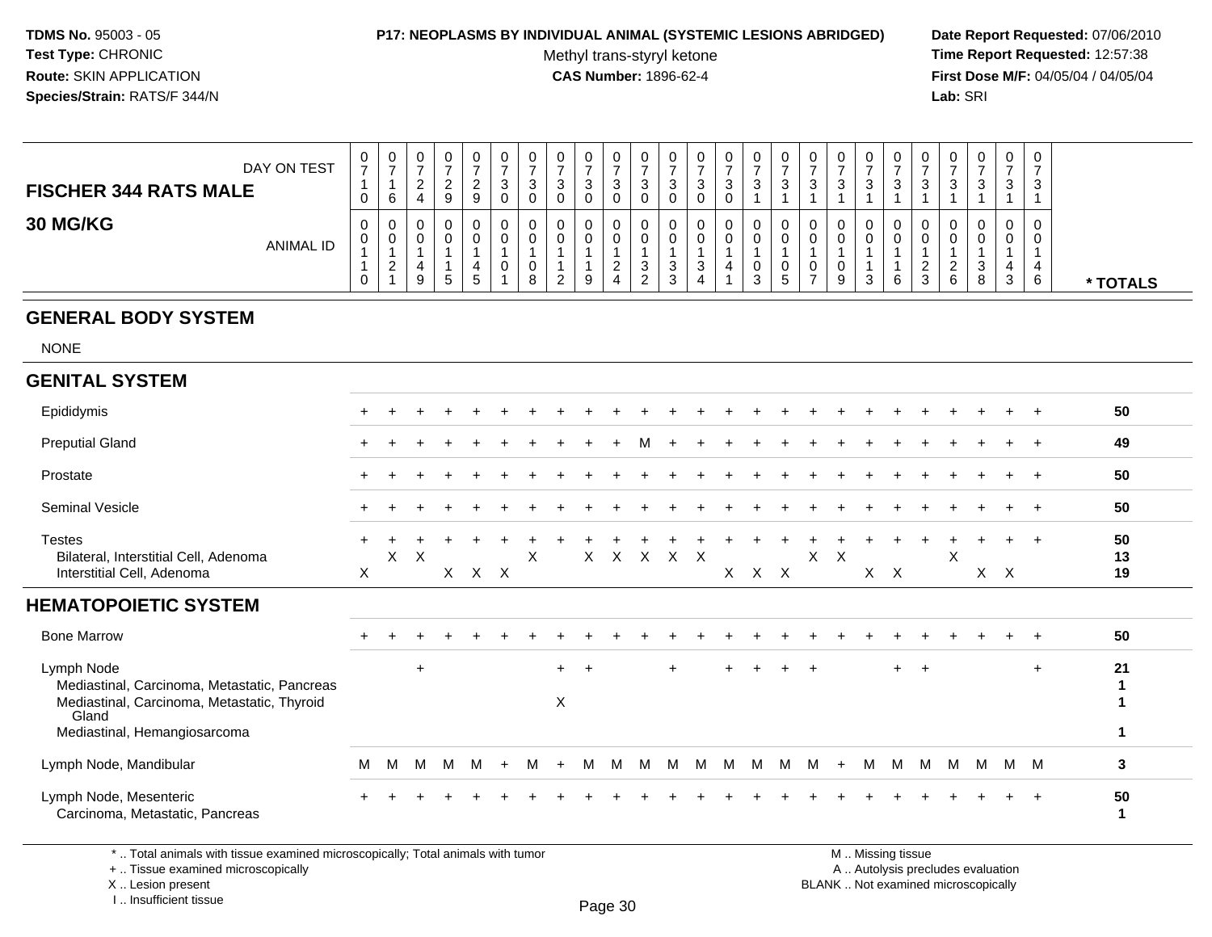**TDMS No.** 95003 - 05
**Test Type:** CHRONIC
**Route:** SKIN APPLICATION
**Species/Strain:** RATS/F 344/N

**P17: NEOPLASMS BY INDIVIDUAL ANIMAL (SYSTEMIC LESIONS ABRIDGED)**
Methyl trans-styryl ketone
**CAS Number:** 1896-62-4

**Date Report Requested:** 07/06/2010
**Time Report Requested:** 12:57:38
**First Dose M/F:** 04/05/04 / 04/05/04
**Lab:** SRI

## FISCHER 344 RATS MALE — 30 MG/KG

| DAY ON TEST | 0710 | 0716 | 0724 | 0729 | 0729 | 0730 | 0730 | 0730 | 0730 | 0730 | 0730 | 0730 | 0730 | 0730 | 0731 | 0731 | 0731 | 0731 | 0731 | 0731 | 0731 | 0731 | 0731 | 0731 | 0731 | |
|---|---|---|---|---|---|---|---|---|---|---|---|---|---|---|---|---|---|---|---|---|---|---|---|---|---|---|
| **ANIMAL ID** | 00110 | 00121 | 00149 | 00115 | 00145 | 00101 | 00108 | 00112 | 00119 | 00124 | 00132 | 00133 | 00134 | 00141 | 00103 | 00105 | 00107 | 00109 | 00113 | 00116 | 00123 | 00126 | 00138 | 00143 | 00146 | *** TOTALS** |
| **GENERAL BODY SYSTEM** | | | | | | | | | | | | | | | | | | | | | | | | | | |
| NONE | | | | | | | | | | | | | | | | | | | | | | | | | | |
| **GENITAL SYSTEM** | | | | | | | | | | | | | | | | | | | | | | | | | | |
| Epididymis | + | + | + | + | + | + | + | + | + | + | + | + | + | + | + | + | + | + | + | + | + | + | + | + | + | 50 |
| Preputial Gland | + | + | + | + | + | + | + | + | + | + | M | + | + | + | + | + | + | + | + | + | + | + | + | + | + | 49 |
| Prostate | + | + | + | + | + | + | + | + | + | + | + | + | + | + | + | + | + | + | + | + | + | + | + | + | + | 50 |
| Seminal Vesicle | + | + | + | + | + | + | + | + | + | + | + | + | + | + | + | + | + | + | + | + | + | + | + | + | + | 50 |
| Testes | + | + | + | + | + | + | + | + | + | + | + | + | + | + | + | + | + | + | + | + | + | + | + | + | + | 50 |
| Bilateral, Interstitial Cell, Adenoma | | X | X | | | | X | | X | X | X | X | X | | | | X | X | | | | X | | | | 13 |
| Interstitial Cell, Adenoma | X | | | X | X | X | | | | | | | | X | X | X | | | X | X | | | X | X | | 19 |
| **HEMATOPOIETIC SYSTEM** | | | | | | | | | | | | | | | | | | | | | | | | | | |
| Bone Marrow | + | + | + | + | + | + | + | + | + | + | + | + | + | + | + | + | + | + | + | + | + | + | + | + | + | 50 |
| Lymph Node | | | + | | | | | + | + | | | + | | + | + | + | + | | | + | + | | | | + | 21 |
| Mediastinal, Carcinoma, Metastatic, Pancreas | | | | | | | | | | | | | | | | | | | | | | | | | | 1 |
| Mediastinal, Carcinoma, Metastatic, Thyroid Gland | | | | | | | | X | | | | | | | | | | | | | | | | | | 1 |
| Mediastinal, Hemangiosarcoma | | | | | | | | | | | | | | | | | | | | | | | | | | 1 |
| Lymph Node, Mandibular | M | M | M | M | M | + | M | + | M | M | M | M | M | M | M | M | M | + | M | M | M | M | M | M | M | 3 |
| Lymph Node, Mesenteric | + | + | + | + | + | + | + | + | + | + | + | + | + | + | + | + | + | + | + | + | + | + | + | + | + | 50 |
| Carcinoma, Metastatic, Pancreas | | | | | | | | | | | | | | | | | | | | | | | | | | 1 |

\* .. Total animals with tissue examined microscopically; Total animals with tumor
\+ .. Tissue examined microscopically
X .. Lesion present
I .. Insufficient tissue

M .. Missing tissue
A .. Autolysis precludes evaluation
BLANK .. Not examined microscopically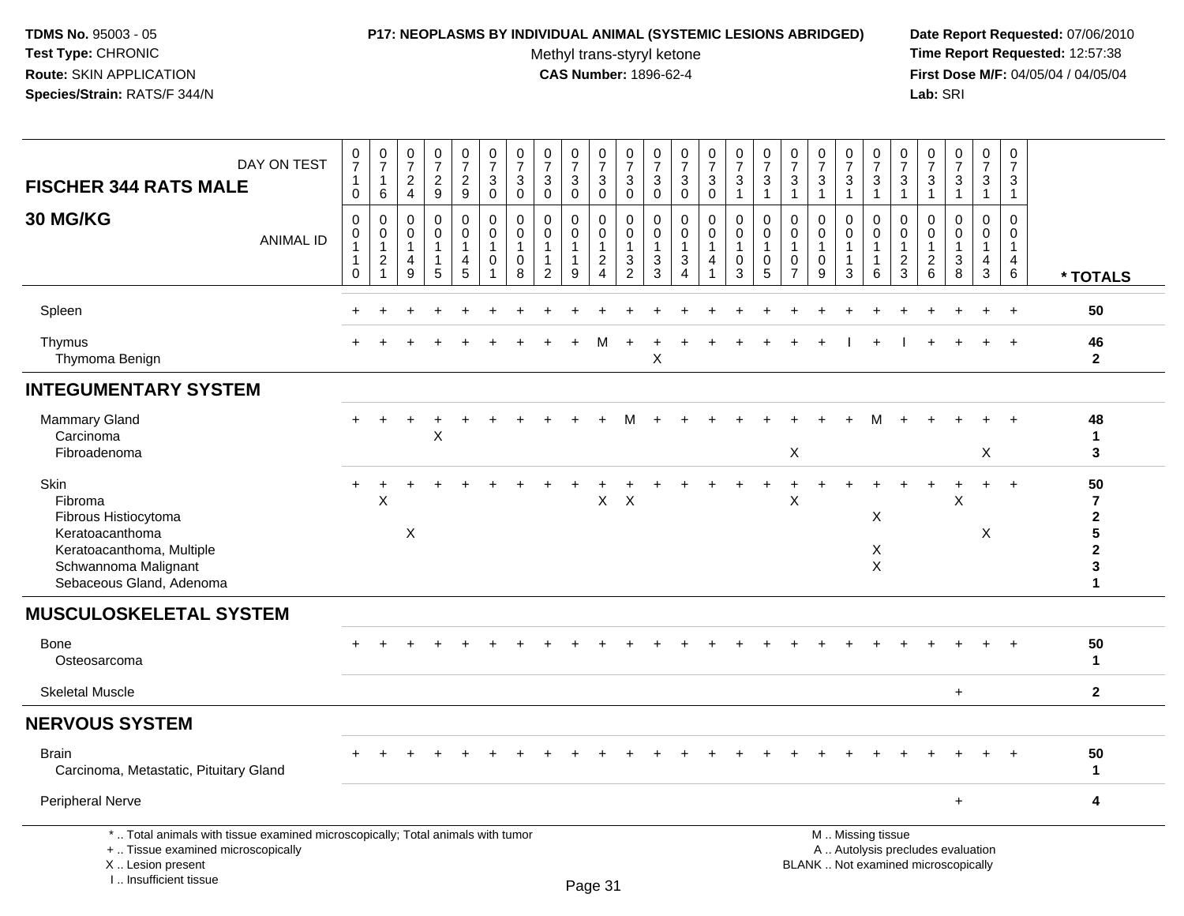**TDMS No.** 95003 - 05
**Test Type:** CHRONIC
**Route:** SKIN APPLICATION
**Species/Strain:** RATS/F 344/N

**P17: NEOPLASMS BY INDIVIDUAL ANIMAL (SYSTEMIC LESIONS ABRIDGED)**
Methyl trans-styryl ketone
**CAS Number:** 1896-62-4

**Date Report Requested:** 07/06/2010
**Time Report Requested:** 12:57:38
**First Dose M/F:** 04/05/04 / 04/05/04
**Lab:** SRI

| FISCHER 344 RATS MALE — DAY ON TEST | 0710 | 0716 | 0724 | 0729 | 0729 | 0730 | 0730 | 0730 | 0730 | 0730 | 0730 | 0730 | 0730 | 0730 | 0731 | 0731 | 0731 | 0731 | 0731 | 0731 | 0731 | 0731 | 0731 | 0731 | 0731 | |
|---|---|---|---|---|---|---|---|---|---|---|---|---|---|---|---|---|---|---|---|---|---|---|---|---|---|---|
| **30 MG/KG** — ANIMAL ID | 00110 | 00121 | 00149 | 00115 | 00145 | 00101 | 00108 | 00112 | 00119 | 00124 | 00132 | 00133 | 00134 | 00141 | 00103 | 00105 | 00107 | 00109 | 00113 | 00116 | 00123 | 00126 | 00138 | 00143 | 00146 | * TOTALS |
| Spleen | + | + | + | + | + | + | + | + | + | + | + | + | + | + | + | + | + | + | + | + | + | + | + | + | + | 50 |
| Thymus | + | + | + | + | + | + | + | + | + | M | + | + | + | + | + | + | + | + | I | + | I | + | + | + | + | 46 |
| Thymoma Benign | | | | | | | | | | | | X | | | | | | | | | | | | | | 2 |
| **INTEGUMENTARY SYSTEM** | | | | | | | | | | | | | | | | | | | | | | | | | | |
| Mammary Gland | + | + | + | + | + | + | + | + | + | + | M | + | + | + | + | + | + | + | + | M | + | + | + | + | + | 48 |
| Carcinoma | | | | X | | | | | | | | | | | | | | | | | | | | | | 1 |
| Fibroadenoma | | | | | | | | | | | | | | | | | X | | | | | | | X | | 3 |
| Skin | + | + | + | + | + | + | + | + | + | + | + | + | + | + | + | + | + | + | + | + | + | + | + | + | + | 50 |
| Fibroma | | X | | | | | | | | X | X | | | | | | X | | | | | | X | | | 7 |
| Fibrous Histiocytoma | | | | | | | | | | | | | | | | | | | | X | | | | | | 2 |
| Keratoacanthoma | | | X | | | | | | | | | | | | | | | | | | | | | X | | 5 |
| Keratoacanthoma, Multiple | | | | | | | | | | | | | | | | | | | | X | | | | | | 2 |
| Schwannoma Malignant | | | | | | | | | | | | | | | | | | | | X | | | | | | 3 |
| Sebaceous Gland, Adenoma | | | | | | | | | | | | | | | | | | | | | | | | | | 1 |
| **MUSCULOSKELETAL SYSTEM** | | | | | | | | | | | | | | | | | | | | | | | | | | |
| Bone | + | + | + | + | + | + | + | + | + | + | + | + | + | + | + | + | + | + | + | + | + | + | + | + | + | 50 |
| Osteosarcoma | | | | | | | | | | | | | | | | | | | | | | | | | | 1 |
| Skeletal Muscle | | | | | | | | | | | | | | | | | | | | | | | + | | | 2 |
| **NERVOUS SYSTEM** | | | | | | | | | | | | | | | | | | | | | | | | | | |
| Brain | + | + | + | + | + | + | + | + | + | + | + | + | + | + | + | + | + | + | + | + | + | + | + | + | + | 50 |
| Carcinoma, Metastatic, Pituitary Gland | | | | | | | | | | | | | | | | | | | | | | | | | | 1 |
| Peripheral Nerve | | | | | | | | | | | | | | | | | | | | | | | + | | | 4 |

\* .. Total animals with tissue examined microscopically; Total animals with tumor
\+ .. Tissue examined microscopically
X .. Lesion present
I .. Insufficient tissue

M .. Missing tissue
A .. Autolysis precludes evaluation
BLANK .. Not examined microscopically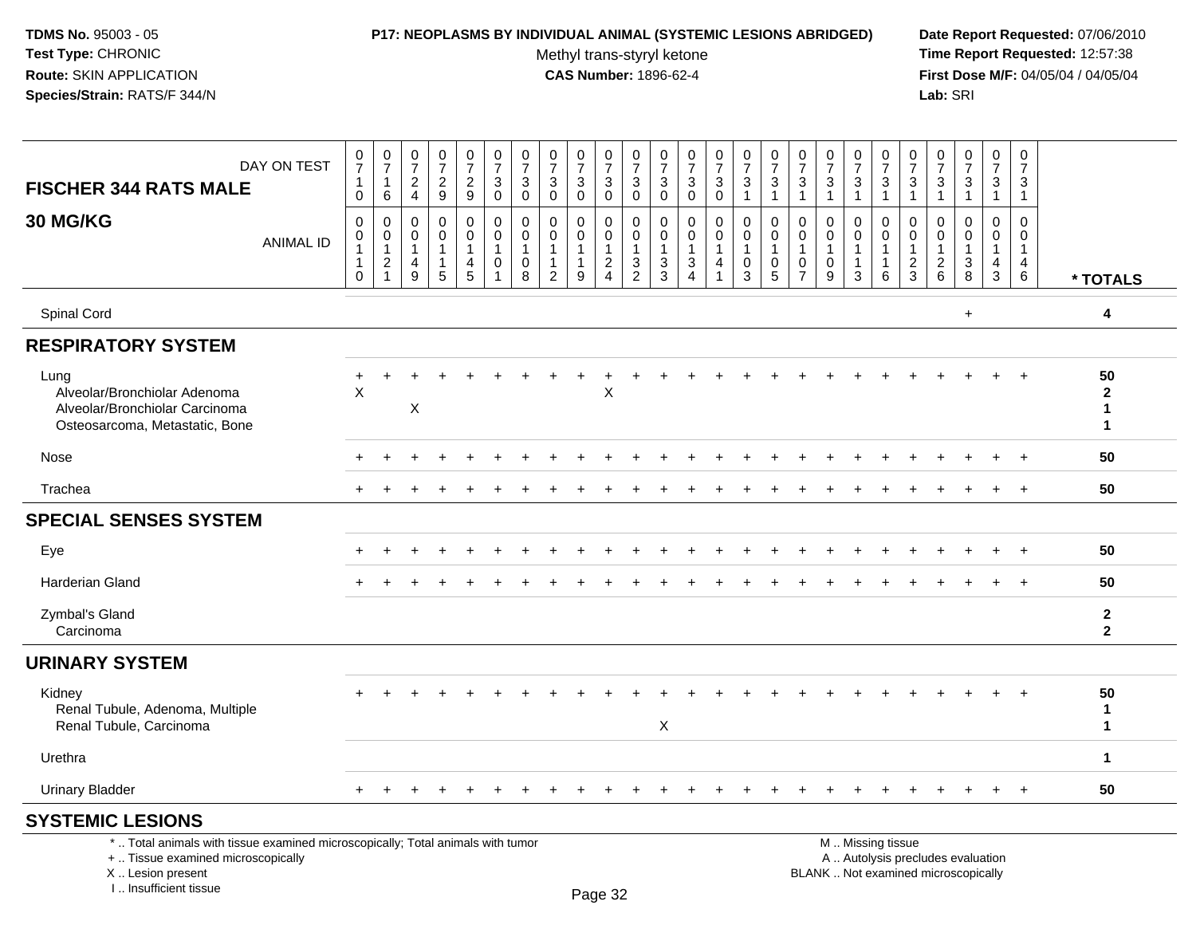**TDMS No.** 95003 - 05
**Test Type:** CHRONIC
**Route:** SKIN APPLICATION
**Species/Strain:** RATS/F 344/N

**P17: NEOPLASMS BY INDIVIDUAL ANIMAL (SYSTEMIC LESIONS ABRIDGED)**
Methyl trans-styryl ketone
**CAS Number:** 1896-62-4

**Date Report Requested:** 07/06/2010
**Time Report Requested:** 12:57:38
**First Dose M/F:** 04/05/04 / 04/05/04
**Lab:** SRI

| FISCHER 344 RATS MALE — DAY ON TEST | 0710 | 0716 | 0724 | 0729 | 0729 | 0730 | 0730 | 0730 | 0730 | 0730 | 0730 | 0730 | 0730 | 0730 | 0731 | 0731 | 0731 | 0731 | 0731 | 0731 | 0731 | 0731 | 0731 | 0731 | 0731 | |
|---|---|---|---|---|---|---|---|---|---|---|---|---|---|---|---|---|---|---|---|---|---|---|---|---|---|---|
| **30 MG/KG** — ANIMAL ID | 00110 | 00121 | 00149 | 00115 | 00145 | 00101 | 00108 | 00112 | 00119 | 00124 | 00132 | 00133 | 00134 | 00141 | 00103 | 00105 | 00107 | 00109 | 00113 | 00116 | 00123 | 00126 | 00138 | 00143 | 00146 | * TOTALS |
| Spinal Cord | | | | | | | | | | | | | | | | | | | | | | | + | | | 4 |
| **RESPIRATORY SYSTEM** | | | | | | | | | | | | | | | | | | | | | | | | | | |
| Lung | + | + | + | + | + | + | + | + | + | + | + | + | + | + | + | + | + | + | + | + | + | + | + | + | + | 50 |
| Alveolar/Bronchiolar Adenoma | X | | | | | | | | | X | | | | | | | | | | | | | | | | 2 |
| Alveolar/Bronchiolar Carcinoma | | | X | | | | | | | | | | | | | | | | | | | | | | | 1 |
| Osteosarcoma, Metastatic, Bone | | | | | | | | | | | | | | | | | | | | | | | | | | 1 |
| Nose | + | + | + | + | + | + | + | + | + | + | + | + | + | + | + | + | + | + | + | + | + | + | + | + | + | 50 |
| Trachea | + | + | + | + | + | + | + | + | + | + | + | + | + | + | + | + | + | + | + | + | + | + | + | + | + | 50 |
| **SPECIAL SENSES SYSTEM** | | | | | | | | | | | | | | | | | | | | | | | | | | |
| Eye | + | + | + | + | + | + | + | + | + | + | + | + | + | + | + | + | + | + | + | + | + | + | + | + | + | 50 |
| Harderian Gland | + | + | + | + | + | + | + | + | + | + | + | + | + | + | + | + | + | + | + | + | + | + | + | + | + | 50 |
| Zymbal's Gland | | | | | | | | | | | | | | | | | | | | | | | | | | 2 |
| Carcinoma | | | | | | | | | | | | | | | | | | | | | | | | | | 2 |
| **URINARY SYSTEM** | | | | | | | | | | | | | | | | | | | | | | | | | | |
| Kidney | + | + | + | + | + | + | + | + | + | + | + | + | + | + | + | + | + | + | + | + | + | + | + | + | + | 50 |
| Renal Tubule, Adenoma, Multiple | | | | | | | | | | | | | | | | | | | | | | | | | | 1 |
| Renal Tubule, Carcinoma | | | | | | | | | | | | X | | | | | | | | | | | | | | 1 |
| Urethra | | | | | | | | | | | | | | | | | | | | | | | | | | 1 |
| Urinary Bladder | + | + | + | + | + | + | + | + | + | + | + | + | + | + | + | + | + | + | + | + | + | + | + | + | + | 50 |
| **SYSTEMIC LESIONS** | | | | | | | | | | | | | | | | | | | | | | | | | | |

\* .. Total animals with tissue examined microscopically; Total animals with tumor
\+ .. Tissue examined microscopically
X .. Lesion present
I .. Insufficient tissue

M .. Missing tissue
A .. Autolysis precludes evaluation
BLANK .. Not examined microscopically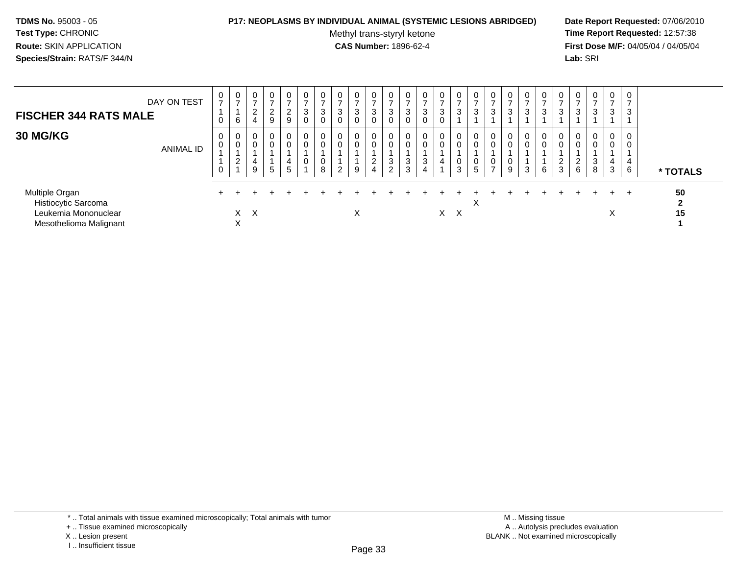**TDMS No.** 95003 - 05
**Test Type:** CHRONIC
**Route:** SKIN APPLICATION
**Species/Strain:** RATS/F 344/N

**P17: NEOPLASMS BY INDIVIDUAL ANIMAL (SYSTEMIC LESIONS ABRIDGED)**
Methyl trans-styryl ketone
**CAS Number:** 1896-62-4

**Date Report Requested:** 07/06/2010
**Time Report Requested:** 12:57:38
**First Dose M/F:** 04/05/04 / 04/05/04
**Lab:** SRI

| **FISCHER 344 RATS MALE** DAY ON TEST | 0710 | 0716 | 0724 | 0729 | 0729 | 0730 | 0730 | 0730 | 0730 | 0730 | 0730 | 0730 | 0730 | 0730 | 0731 | 0731 | 0731 | 0731 | 0731 | 0731 | 0731 | 0731 | 0731 | 0731 | 0731 | |
|---|---|---|---|---|---|---|---|---|---|---|---|---|---|---|---|---|---|---|---|---|---|---|---|---|---|---|
| **30 MG/KG** ANIMAL ID | 0110 | 0121 | 0149 | 0115 | 0145 | 0101 | 0108 | 0112 | 0119 | 0124 | 0132 | 0133 | 0134 | 0141 | 0103 | 0105 | 0107 | 0109 | 0113 | 0116 | 0123 | 0126 | 0138 | 0143 | 0146 | *** TOTALS** |
| Multiple Organ | + | + | + | + | + | + | + | + | + | + | + | + | + | + | + | + | + | + | + | + | + | + | + | + | + | **50** |
| Histiocytic Sarcoma | | | | | | | | | | | | | | | | X | | | | | | | | | | **2** |
| Leukemia Mononuclear | | X | X | | | | | | X | | | | | X | X | | | | | | | | | X | | **15** |
| Mesothelioma Malignant | | X | | | | | | | | | | | | | | | | | | | | | | | | **1** |

\* .. Total animals with tissue examined microscopically; Total animals with tumor
\+ .. Tissue examined microscopically
X .. Lesion present
I .. Insufficient tissue

M .. Missing tissue
A .. Autolysis precludes evaluation
BLANK .. Not examined microscopically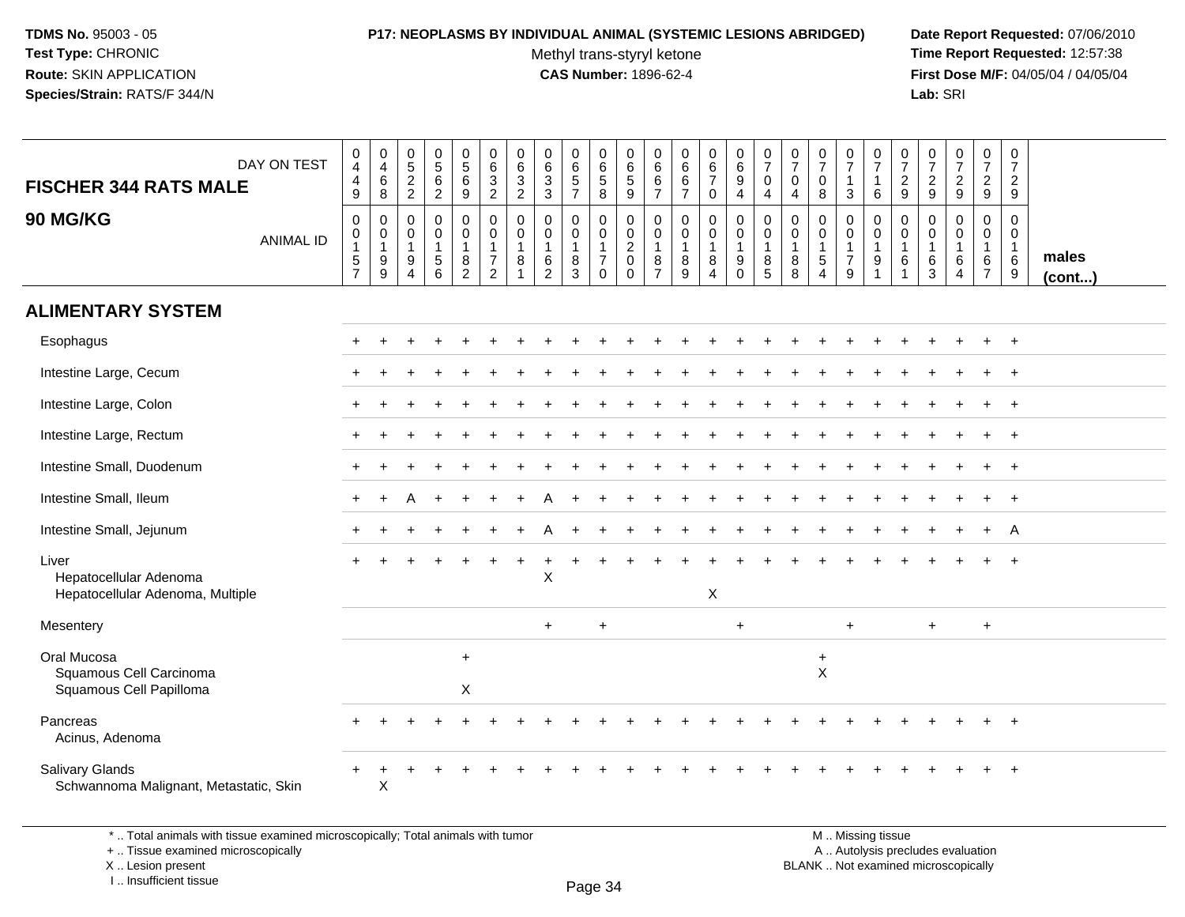**TDMS No.** 95003 - 05
**Test Type:** CHRONIC
**Route:** SKIN APPLICATION
**Species/Strain:** RATS/F 344/N

**P17: NEOPLASMS BY INDIVIDUAL ANIMAL (SYSTEMIC LESIONS ABRIDGED)**
Methyl trans-styryl ketone
**CAS Number:** 1896-62-4

**Date Report Requested:** 07/06/2010
**Time Report Requested:** 12:57:38
**First Dose M/F:** 04/05/04 / 04/05/04
**Lab:** SRI

| FISCHER 344 RATS MALE — DAY ON TEST | 0449 | 0468 | 0522 | 0562 | 0569 | 0632 | 0632 | 0633 | 0657 | 0658 | 0659 | 0667 | 0667 | 0670 | 0694 | 0704 | 0704 | 0708 | 0713 | 0716 | 0729 | 0729 | 0729 | 0729 | 0729 | |
|---|---|---|---|---|---|---|---|---|---|---|---|---|---|---|---|---|---|---|---|---|---|---|---|---|---|---|
| **90 MG/KG** — ANIMAL ID | 0157 | 0199 | 0194 | 0156 | 0182 | 0172 | 0181 | 0162 | 0183 | 0170 | 0200 | 0187 | 0189 | 0184 | 0190 | 0185 | 0188 | 0154 | 0179 | 0191 | 0161 | 0163 | 0164 | 0167 | 0169 | **males (cont...)** |
| **ALIMENTARY SYSTEM** | | | | | | | | | | | | | | | | | | | | | | | | | | |
| Esophagus | + | + | + | + | + | + | + | + | + | + | + | + | + | + | + | + | + | + | + | + | + | + | + | + | + | |
| Intestine Large, Cecum | + | + | + | + | + | + | + | + | + | + | + | + | + | + | + | + | + | + | + | + | + | + | + | + | + | |
| Intestine Large, Colon | + | + | + | + | + | + | + | + | + | + | + | + | + | + | + | + | + | + | + | + | + | + | + | + | + | |
| Intestine Large, Rectum | + | + | + | + | + | + | + | + | + | + | + | + | + | + | + | + | + | + | + | + | + | + | + | + | + | |
| Intestine Small, Duodenum | + | + | + | + | + | + | + | + | + | + | + | + | + | + | + | + | + | + | + | + | + | + | + | + | + | |
| Intestine Small, Ileum | + | + | A | + | + | + | + | A | + | + | + | + | + | + | + | + | + | + | + | + | + | + | + | + | + | |
| Intestine Small, Jejunum | + | + | + | + | + | + | + | A | + | + | + | + | + | + | + | + | + | + | + | + | + | + | + | + | A | |
| Liver | + | + | + | + | + | + | + | + | + | + | + | + | + | + | + | + | + | + | + | + | + | + | + | + | + | |
| Hepatocellular Adenoma | | | | | | | | X | | | | | | | | | | | | | | | | | | |
| Hepatocellular Adenoma, Multiple | | | | | | | | | | | | | | X | | | | | | | | | | | | |
| Mesentery | | | | | | | | + | | + | | | | | + | | | | + | | | + | | + | | |
| Oral Mucosa | | | | | + | | | | | | | | | | | | | + | | | | | | | | |
| Squamous Cell Carcinoma | | | | | | | | | | | | | | | | | | X | | | | | | | | |
| Squamous Cell Papilloma | | | | | X | | | | | | | | | | | | | | | | | | | | | |
| Pancreas | + | + | + | + | + | + | + | + | + | + | + | + | + | + | + | + | + | + | + | + | + | + | + | + | + | |
| Acinus, Adenoma | | | | | | | | | | | | | | | | | | | | | | | | | | |
| Salivary Glands | + | + | + | + | + | + | + | + | + | + | + | + | + | + | + | + | + | + | + | + | + | + | + | + | + | |
| Schwannoma Malignant, Metastatic, Skin | | X | | | | | | | | | | | | | | | | | | | | | | | | |

\* .. Total animals with tissue examined microscopically; Total animals with tumor
\+ .. Tissue examined microscopically
X .. Lesion present
I .. Insufficient tissue

M .. Missing tissue
A .. Autolysis precludes evaluation
BLANK .. Not examined microscopically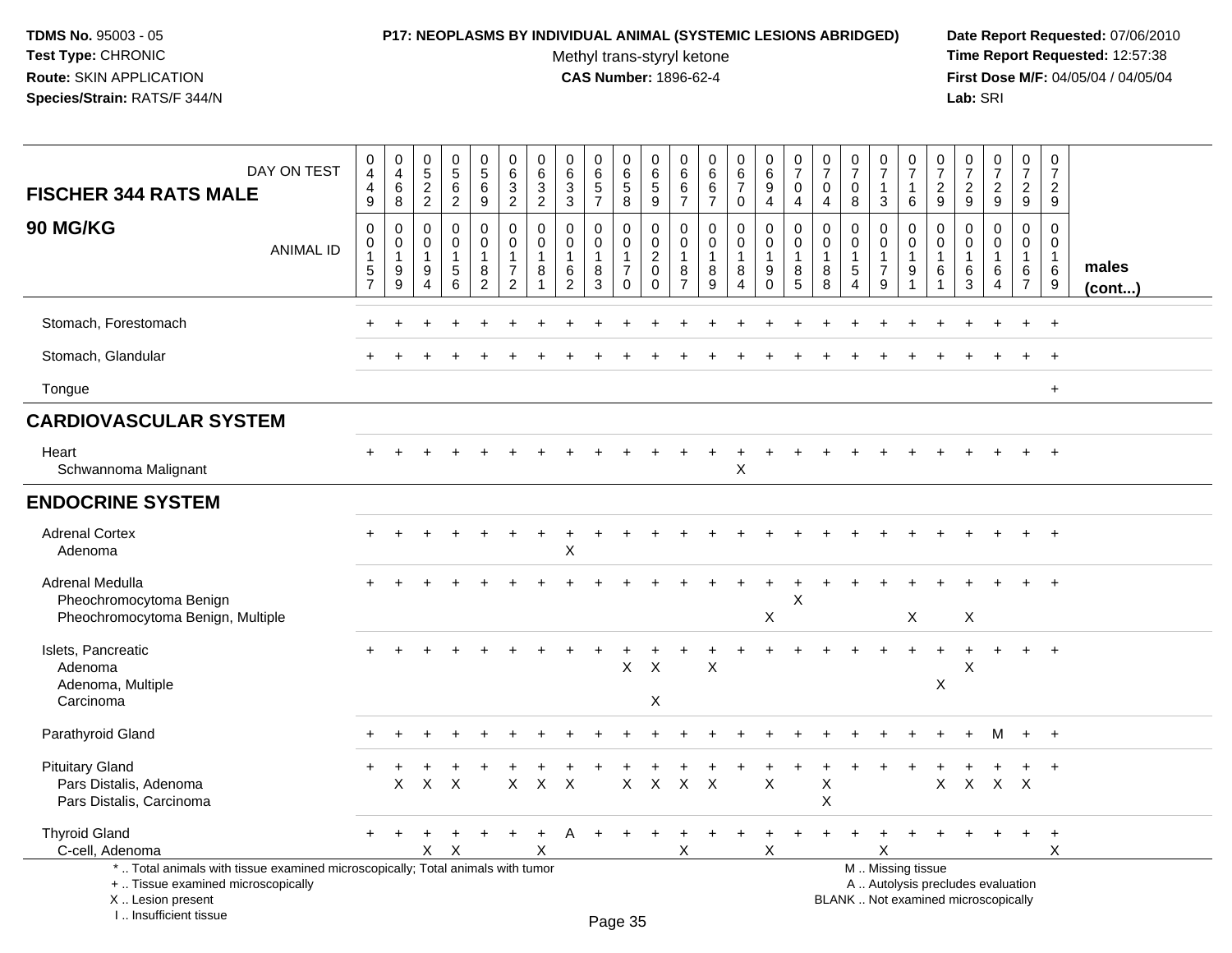**TDMS No.** 95003 - 05
**Test Type:** CHRONIC
**Route:** SKIN APPLICATION
**Species/Strain:** RATS/F 344/N

**P17: NEOPLASMS BY INDIVIDUAL ANIMAL (SYSTEMIC LESIONS ABRIDGED)**
Methyl trans-styryl ketone
**CAS Number:** 1896-62-4

**Date Report Requested:** 07/06/2010
**Time Report Requested:** 12:57:38
**First Dose M/F:** 04/05/04 / 04/05/04
**Lab:** SRI

| FISCHER 344 RATS MALE — DAY ON TEST | 0449 | 0468 | 0522 | 0562 | 0569 | 0632 | 0632 | 0633 | 0657 | 0658 | 0659 | 0667 | 0667 | 0670 | 0694 | 0704 | 0704 | 0708 | 0713 | 0716 | 0729 | 0729 | 0729 | 0729 | 0729 | |
|---|---|---|---|---|---|---|---|---|---|---|---|---|---|---|---|---|---|---|---|---|---|---|---|---|---|---|
| **90 MG/KG** — ANIMAL ID | 00157 | 00199 | 00194 | 00156 | 00182 | 00172 | 00181 | 00162 | 00183 | 00170 | 00200 | 00187 | 00189 | 00184 | 00190 | 00185 | 00188 | 00154 | 00179 | 00191 | 00161 | 00163 | 00164 | 00167 | 00169 | **males (cont...)** |
| Stomach, Forestomach | + | + | + | + | + | + | + | + | + | + | + | + | + | + | + | + | + | + | + | + | + | + | + | + | + | |
| Stomach, Glandular | + | + | + | + | + | + | + | + | + | + | + | + | + | + | + | + | + | + | + | + | + | + | + | + | + | |
| Tongue | | | | | | | | | | | | | | | | | | | | | | | | | + | |
| **CARDIOVASCULAR SYSTEM** | | | | | | | | | | | | | | | | | | | | | | | | | | |
| Heart | + | + | + | + | + | + | + | + | + | + | + | + | + | + | + | + | + | + | + | + | + | + | + | + | + | |
| Schwannoma Malignant | | | | | | | | | | | | | | X | | | | | | | | | | | | |
| **ENDOCRINE SYSTEM** | | | | | | | | | | | | | | | | | | | | | | | | | | |
| Adrenal Cortex | + | + | + | + | + | + | + | + | + | + | + | + | + | + | + | + | + | + | + | + | + | + | + | + | + | |
| Adenoma | | | | | | | | X | | | | | | | | | | | | | | | | | | |
| Adrenal Medulla | + | + | + | + | + | + | + | + | + | + | + | + | + | + | + | + | + | + | + | + | + | + | + | + | + | |
| Pheochromocytoma Benign | | | | | | | | | | | | | | | | X | | | | | | | | | | |
| Pheochromocytoma Benign, Multiple | | | | | | | | | | | | | | | X | | | | | X | | X | | | | |
| Islets, Pancreatic | + | + | + | + | + | + | + | + | + | + | + | + | + | + | + | + | + | + | + | + | + | + | + | + | + | |
| Adenoma | | | | | | | | | | X | X | | X | | | | | | | | | X | | | | |
| Adenoma, Multiple | | | | | | | | | | | | | | | | | | | | | X | | | | | |
| Carcinoma | | | | | | | | | | | X | | | | | | | | | | | | | | | |
| Parathyroid Gland | + | + | + | + | + | + | + | + | + | + | + | + | + | + | + | + | + | + | + | + | + | + | M | + | + | |
| Pituitary Gland | + | + | + | + | + | + | + | + | + | + | + | + | + | + | + | + | + | + | + | + | + | + | + | + | + | |
| Pars Distalis, Adenoma | | X | X | X | | X | X | X | | X | X | X | X | | X | | X | | | | X | X | X | X | | |
| Pars Distalis, Carcinoma | | | | | | | | | | | | | | | | | X | | | | | | | | | |
| Thyroid Gland | + | + | + | + | + | + | + | A | + | + | + | + | + | + | + | + | + | + | + | + | + | + | + | + | + | |
| C-cell, Adenoma | | | X | X | | | X | | | | | X | | | X | | | | X | | | | | | X | |

\* .. Total animals with tissue examined microscopically; Total animals with tumor
\+ .. Tissue examined microscopically
X .. Lesion present
I .. Insufficient tissue

M .. Missing tissue
A .. Autolysis precludes evaluation
BLANK .. Not examined microscopically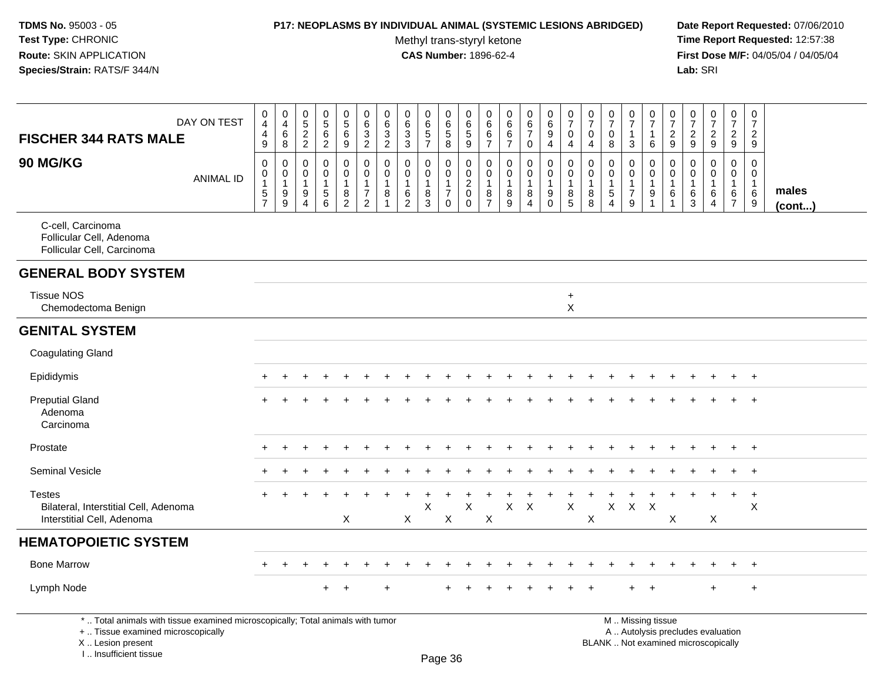**TDMS No.** 95003 - 05
**Test Type:** CHRONIC
**Route:** SKIN APPLICATION
**Species/Strain:** RATS/F 344/N

**P17: NEOPLASMS BY INDIVIDUAL ANIMAL (SYSTEMIC LESIONS ABRIDGED)**
Methyl trans-styryl ketone
**CAS Number:** 1896-62-4

**Date Report Requested:** 07/06/2010
**Time Report Requested:** 12:57:38
**First Dose M/F:** 04/05/04 / 04/05/04
**Lab:** SRI

| FISCHER 344 RATS MALE — DAY ON TEST | 0449 | 0468 | 0522 | 0562 | 0569 | 0632 | 0632 | 0633 | 0657 | 0658 | 0659 | 0667 | 0667 | 0670 | 0694 | 0704 | 0704 | 0708 | 0713 | 0716 | 0729 | 0729 | 0729 | 0729 | 0729 | |
|---|---|---|---|---|---|---|---|---|---|---|---|---|---|---|---|---|---|---|---|---|---|---|---|---|---|---|
| **90 MG/KG** — ANIMAL ID | 00157 | 00199 | 00194 | 00156 | 00182 | 00172 | 00181 | 00162 | 00183 | 00170 | 00200 | 00187 | 00189 | 00184 | 00190 | 00185 | 00188 | 00154 | 00179 | 00191 | 00161 | 00163 | 00164 | 00167 | 00169 | **males (cont...)** |
| C-cell, Carcinoma | | | | | | | | | | | | | | | | | | | | | | | | | | |
| Follicular Cell, Adenoma | | | | | | | | | | | | | | | | | | | | | | | | | | |
| Follicular Cell, Carcinoma | | | | | | | | | | | | | | | | | | | | | | | | | | |
| **GENERAL BODY SYSTEM** | | | | | | | | | | | | | | | | | | | | | | | | | | |
| Tissue NOS | | | | | | | | | | | | | | | | + | | | | | | | | | | |
| Chemodectoma Benign | | | | | | | | | | | | | | | | X | | | | | | | | | | |
| **GENITAL SYSTEM** | | | | | | | | | | | | | | | | | | | | | | | | | | |
| Coagulating Gland | | | | | | | | | | | | | | | | | | | | | | | | | | |
| Epididymis | + | + | + | + | + | + | + | + | + | + | + | + | + | + | + | + | + | + | + | + | + | + | + | + | + | |
| Preputial Gland | + | + | + | + | + | + | + | + | + | + | + | + | + | + | + | + | + | + | + | + | + | + | + | + | + | |
| Adenoma | | | | | | | | | | | | | | | | | | | | | | | | | | |
| Carcinoma | | | | | | | | | | | | | | | | | | | | | | | | | | |
| Prostate | + | + | + | + | + | + | + | + | + | + | + | + | + | + | + | + | + | + | + | + | + | + | + | + | + | |
| Seminal Vesicle | + | + | + | + | + | + | + | + | + | + | + | + | + | + | + | + | + | + | + | + | + | + | + | + | + | |
| Testes | + | + | + | + | + | + | + | + | + | + | + | + | + | + | + | + | + | + | + | + | + | + | + | + | + | |
| Bilateral, Interstitial Cell, Adenoma | | | | | | | | | X | | X | | X | X | | X | | X | X | X | | | | | X | |
| Interstitial Cell, Adenoma | | | | | X | | | X | | X | | X | | | | | X | | | | X | | X | | | |
| **HEMATOPOIETIC SYSTEM** | | | | | | | | | | | | | | | | | | | | | | | | | | |
| Bone Marrow | + | + | + | + | + | + | + | + | + | + | + | + | + | + | + | + | + | + | + | + | + | + | + | + | + | |
| Lymph Node | | | | + | + | | + | | | + | + | + | + | + | + | + | + | | + | + | | | + | | + | |

\* .. Total animals with tissue examined microscopically; Total animals with tumor
\+ .. Tissue examined microscopically
X .. Lesion present
I .. Insufficient tissue

M .. Missing tissue
A .. Autolysis precludes evaluation
BLANK .. Not examined microscopically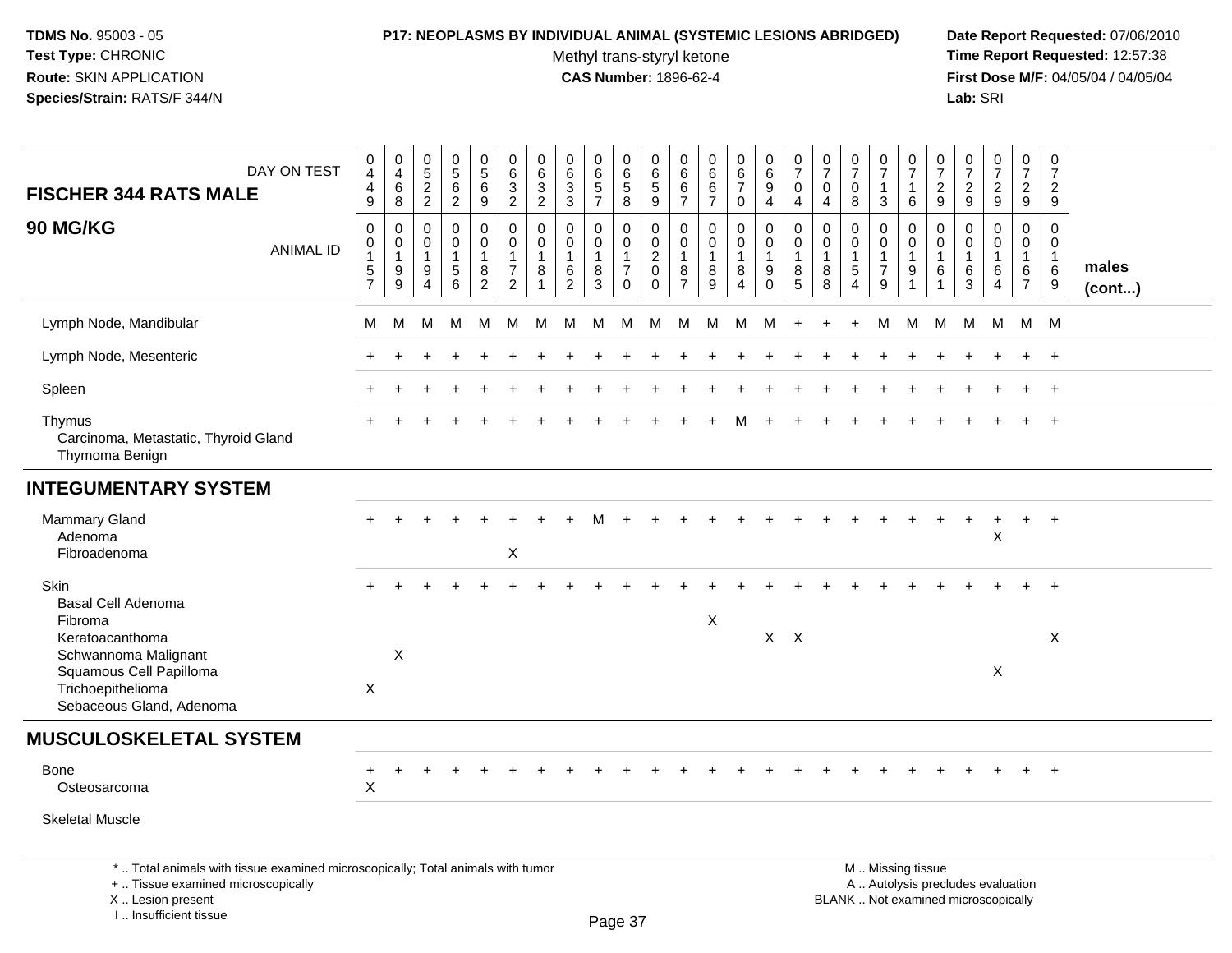**TDMS No.** 95003 - 05
**Test Type:** CHRONIC
**Route:** SKIN APPLICATION
**Species/Strain:** RATS/F 344/N

**P17: NEOPLASMS BY INDIVIDUAL ANIMAL (SYSTEMIC LESIONS ABRIDGED)**
Methyl trans-styryl ketone
**CAS Number:** 1896-62-4

**Date Report Requested:** 07/06/2010
**Time Report Requested:** 12:57:38
**First Dose M/F:** 04/05/04 / 04/05/04
**Lab:** SRI

## FISCHER 344 RATS MALE — 90 MG/KG

| DAY ON TEST | 0449 | 0468 | 0522 | 0562 | 0569 | 0632 | 0632 | 0633 | 0657 | 0658 | 0659 | 0667 | 0667 | 0670 | 0694 | 0704 | 0704 | 0708 | 0713 | 0716 | 0729 | 0729 | 0729 | 0729 | 0729 | |
|---|---|---|---|---|---|---|---|---|---|---|---|---|---|---|---|---|---|---|---|---|---|---|---|---|---|---|
| **ANIMAL ID** | 00157 | 00199 | 00194 | 00156 | 00182 | 00172 | 00181 | 00162 | 00183 | 00170 | 00200 | 00187 | 00189 | 00184 | 00190 | 00185 | 00188 | 00154 | 00179 | 00191 | 00161 | 00163 | 00164 | 00167 | 00169 | **males (cont...)** |
| Lymph Node, Mandibular | M | M | M | M | M | M | M | M | M | M | M | M | M | M | M | + | + | + | M | M | M | M | M | M | M | |
| Lymph Node, Mesenteric | + | + | + | + | + | + | + | + | + | + | + | + | + | + | + | + | + | + | + | + | + | + | + | + | + | |
| Spleen | + | + | + | + | + | + | + | + | + | + | + | + | + | + | + | + | + | + | + | + | + | + | + | + | + | |
| Thymus | + | + | + | + | + | + | + | + | + | + | + | + | + | M | + | + | + | + | + | + | + | + | + | + | + | |
| Carcinoma, Metastatic, Thyroid Gland | | | | | | | | | | | | | | | | | | | | | | | | | | |
| Thymoma Benign | | | | | | | | | | | | | | | | | | | | | | | | | | |
| **INTEGUMENTARY SYSTEM** | | | | | | | | | | | | | | | | | | | | | | | | | | |
| Mammary Gland | + | + | + | + | + | + | + | + | M | + | + | + | + | + | + | + | + | + | + | + | + | + | + | + | + | |
| Adenoma | | | | | | | | | | | | | | | | | | | | | | | X | | | |
| Fibroadenoma | | | | | | X | | | | | | | | | | | | | | | | | | | | |
| Skin | + | + | + | + | + | + | + | + | + | + | + | + | + | + | + | + | + | + | + | + | + | + | + | + | + | |
| Basal Cell Adenoma | | | | | | | | | | | | | | | | | | | | | | | | | | |
| Fibroma | | | | | | | | | | | | | X | | | | | | | | | | | | | |
| Keratoacanthoma | | | | | | | | | | | | | | | X | X | | | | | | | | | X | |
| Schwannoma Malignant | | X | | | | | | | | | | | | | | | | | | | | | | | | |
| Squamous Cell Papilloma | | | | | | | | | | | | | | | | | | | | | | | X | | | |
| Trichoepithelioma | X | | | | | | | | | | | | | | | | | | | | | | | | | |
| Sebaceous Gland, Adenoma | | | | | | | | | | | | | | | | | | | | | | | | | | |
| **MUSCULOSKELETAL SYSTEM** | | | | | | | | | | | | | | | | | | | | | | | | | | |
| Bone | + | + | + | + | + | + | + | + | + | + | + | + | + | + | + | + | + | + | + | + | + | + | + | + | + | |
| Osteosarcoma | X | | | | | | | | | | | | | | | | | | | | | | | | | |
| Skeletal Muscle | | | | | | | | | | | | | | | | | | | | | | | | | | |

\* .. Total animals with tissue examined microscopically; Total animals with tumor
\+ .. Tissue examined microscopically
X .. Lesion present
I .. Insufficient tissue

M .. Missing tissue
A .. Autolysis precludes evaluation
BLANK .. Not examined microscopically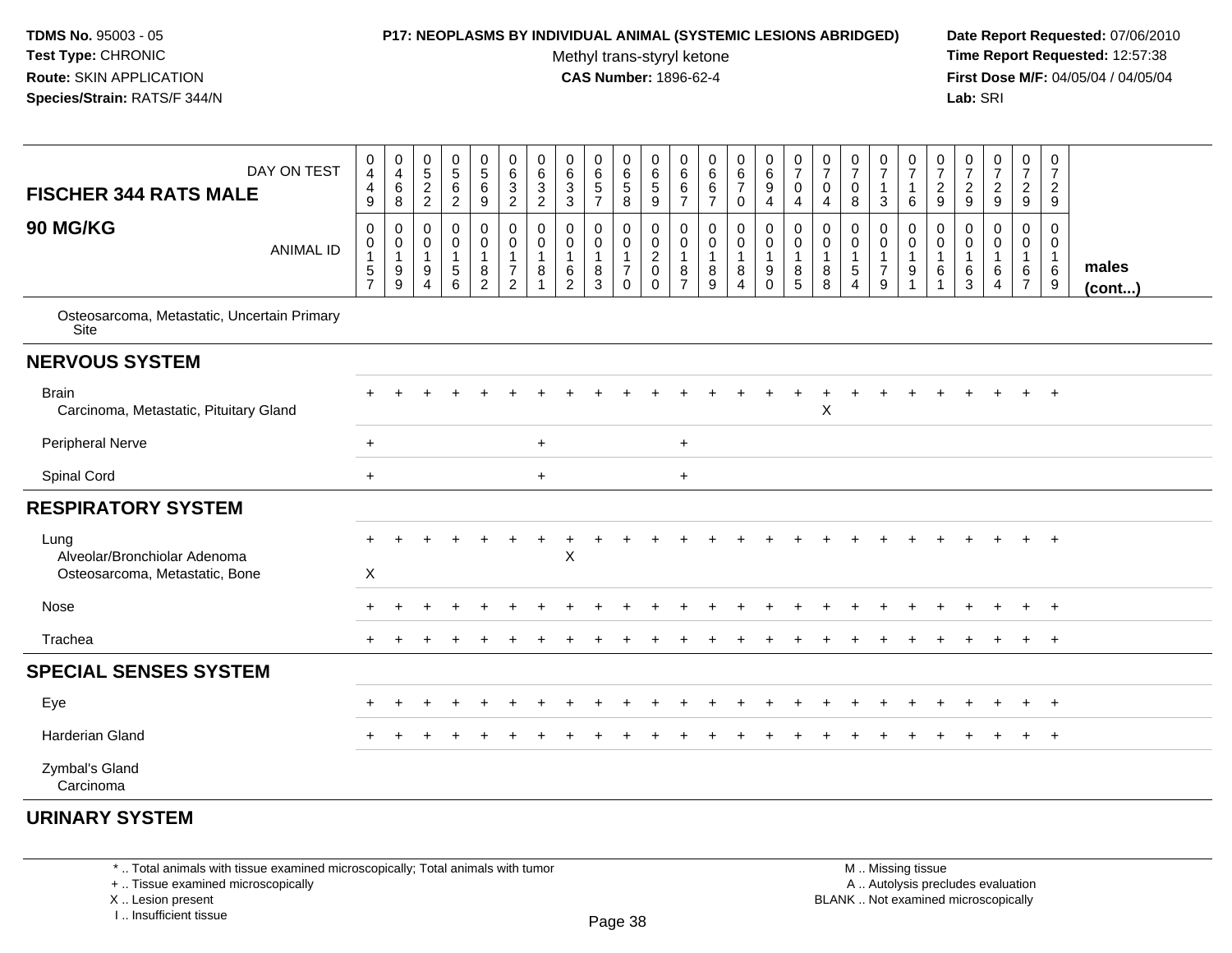**TDMS No.** 95003 - 05
**Test Type:** CHRONIC
**Route:** SKIN APPLICATION
**Species/Strain:** RATS/F 344/N

**P17: NEOPLASMS BY INDIVIDUAL ANIMAL (SYSTEMIC LESIONS ABRIDGED)**
Methyl trans-styryl ketone
**CAS Number:** 1896-62-4

**Date Report Requested:** 07/06/2010
**Time Report Requested:** 12:57:38
**First Dose M/F:** 04/05/04 / 04/05/04
**Lab:** SRI

| FISCHER 344 RATS MALE — DAY ON TEST | 0449 | 0468 | 0522 | 0562 | 0569 | 0632 | 0632 | 0633 | 0657 | 0658 | 0659 | 0667 | 0667 | 0670 | 0694 | 0704 | 0704 | 0708 | 0713 | 0716 | 0729 | 0729 | 0729 | 0729 | 0729 | |
|---|---|---|---|---|---|---|---|---|---|---|---|---|---|---|---|---|---|---|---|---|---|---|---|---|---|---|
| **90 MG/KG** — ANIMAL ID | 0157 | 0199 | 0194 | 0156 | 0182 | 0172 | 0181 | 0162 | 0183 | 0170 | 0200 | 0187 | 0189 | 0184 | 0190 | 0185 | 0188 | 0154 | 0179 | 0191 | 0161 | 0163 | 0164 | 0167 | 0169 | **males (cont...)** |
| Osteosarcoma, Metastatic, Uncertain Primary Site | | | | | | | | | | | | | | | | | | | | | | | | | | |
| **NERVOUS SYSTEM** | | | | | | | | | | | | | | | | | | | | | | | | | | |
| Brain | + | + | + | + | + | + | + | + | + | + | + | + | + | + | + | + | + | + | + | + | + | + | + | + | + | |
| Carcinoma, Metastatic, Pituitary Gland | | | | | | | | | | | | | | | | | X | | | | | | | | | |
| Peripheral Nerve | + | | | | | | + | | | | | + | | | | | | | | | | | | | | |
| Spinal Cord | + | | | | | | + | | | | | + | | | | | | | | | | | | | | |
| **RESPIRATORY SYSTEM** | | | | | | | | | | | | | | | | | | | | | | | | | | |
| Lung | + | + | + | + | + | + | + | + | + | + | + | + | + | + | + | + | + | + | + | + | + | + | + | + | + | |
| Alveolar/Bronchiolar Adenoma | | | | | | | | X | | | | | | | | | | | | | | | | | | |
| Osteosarcoma, Metastatic, Bone | X | | | | | | | | | | | | | | | | | | | | | | | | | |
| Nose | + | + | + | + | + | + | + | + | + | + | + | + | + | + | + | + | + | + | + | + | + | + | + | + | + | |
| Trachea | + | + | + | + | + | + | + | + | + | + | + | + | + | + | + | + | + | + | + | + | + | + | + | + | + | |
| **SPECIAL SENSES SYSTEM** | | | | | | | | | | | | | | | | | | | | | | | | | | |
| Eye | + | + | + | + | + | + | + | + | + | + | + | + | + | + | + | + | + | + | + | + | + | + | + | + | + | |
| Harderian Gland | + | + | + | + | + | + | + | + | + | + | + | + | + | + | + | + | + | + | + | + | + | + | + | + | + | |
| Zymbal's Gland | | | | | | | | | | | | | | | | | | | | | | | | | | |
| Carcinoma | | | | | | | | | | | | | | | | | | | | | | | | | | |
| **URINARY SYSTEM** | | | | | | | | | | | | | | | | | | | | | | | | | | |

\* .. Total animals with tissue examined microscopically; Total animals with tumor
\+ .. Tissue examined microscopically
X .. Lesion present
I .. Insufficient tissue

M .. Missing tissue
A .. Autolysis precludes evaluation
BLANK .. Not examined microscopically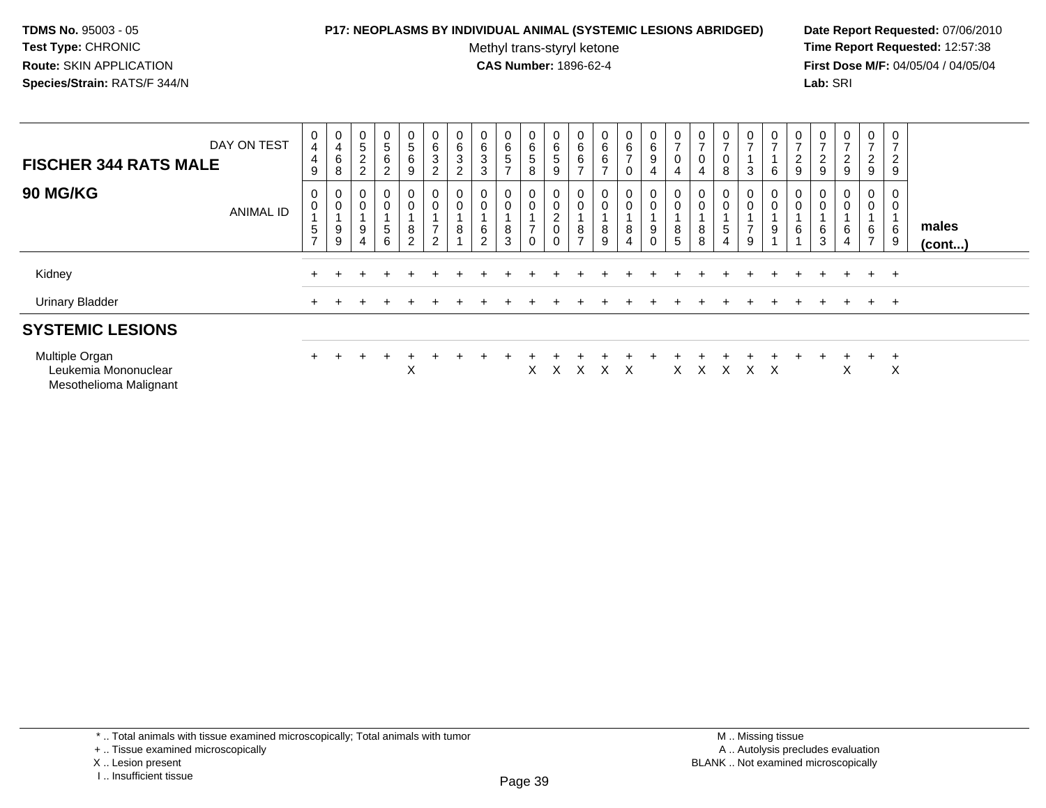**TDMS No.** 95003 - 05
**Test Type:** CHRONIC
**Route:** SKIN APPLICATION
**Species/Strain:** RATS/F 344/N

**P17: NEOPLASMS BY INDIVIDUAL ANIMAL (SYSTEMIC LESIONS ABRIDGED)**
Methyl trans-styryl ketone
**CAS Number:** 1896-62-4

**Date Report Requested:** 07/06/2010
**Time Report Requested:** 12:57:38
**First Dose M/F:** 04/05/04 / 04/05/04
**Lab:** SRI

| FISCHER 344 RATS MALE — DAY ON TEST | 0449 | 0468 | 0522 | 0562 | 0569 | 0632 | 0632 | 0633 | 0657 | 0658 | 0659 | 0667 | 0667 | 0670 | 0694 | 0704 | 0704 | 0708 | 0713 | 0716 | 0729 | 0729 | 0729 | 0729 | 0729 | |
|---|---|---|---|---|---|---|---|---|---|---|---|---|---|---|---|---|---|---|---|---|---|---|---|---|---|---|
| **90 MG/KG** — ANIMAL ID | 00157 | 00199 | 00194 | 00156 | 00182 | 00172 | 00181 | 00162 | 00183 | 00170 | 00200 | 00187 | 00189 | 00184 | 00190 | 00185 | 00188 | 00154 | 00179 | 00191 | 00161 | 00163 | 00164 | 00167 | 00169 | **males (cont...)** |
| Kidney | + | + | + | + | + | + | + | + | + | + | + | + | + | + | + | + | + | + | + | + | + | + | + | + | + | |
| Urinary Bladder | + | + | + | + | + | + | + | + | + | + | + | + | + | + | + | + | + | + | + | + | + | + | + | + | + | |
| **SYSTEMIC LESIONS** | | | | | | | | | | | | | | | | | | | | | | | | | | |
| Multiple Organ | + | + | + | + | + | + | + | + | + | + | + | + | + | + | + | + | + | + | + | + | + | + | + | + | + | |
| Leukemia Mononuclear | | | | | X | | | | | X | X | X | X | X | | X | X | X | X | X | | | X | | X | |
| Mesothelioma Malignant | | | | | | | | | | | | | | | | | | | | | | | | | | |

\* .. Total animals with tissue examined microscopically; Total animals with tumor
\+ .. Tissue examined microscopically
X .. Lesion present
I .. Insufficient tissue

M .. Missing tissue
A .. Autolysis precludes evaluation
BLANK .. Not examined microscopically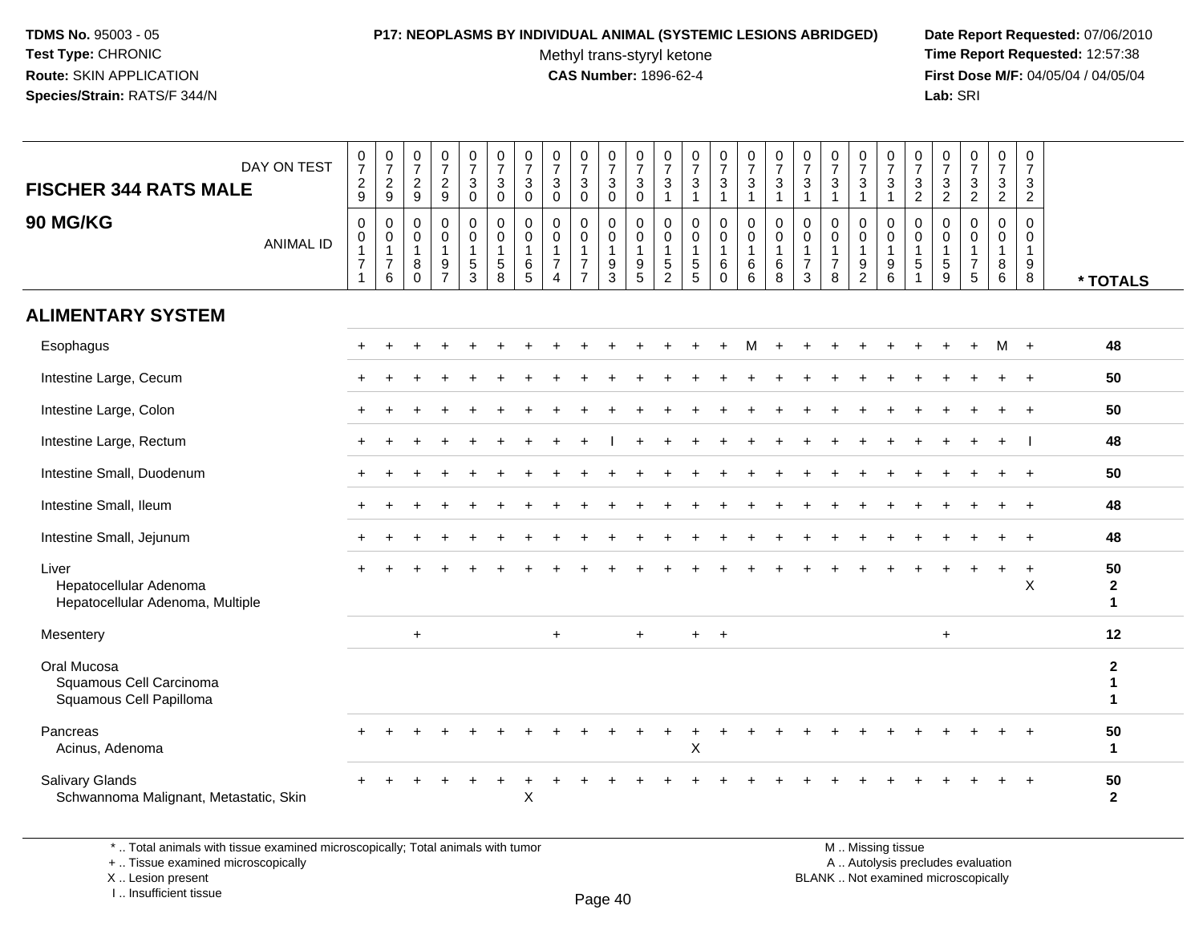**TDMS No.** 95003 - 05
**Test Type:** CHRONIC
**Route:** SKIN APPLICATION
**Species/Strain:** RATS/F 344/N

**P17: NEOPLASMS BY INDIVIDUAL ANIMAL (SYSTEMIC LESIONS ABRIDGED)**
Methyl trans-styryl ketone
**CAS Number:** 1896-62-4

**Date Report Requested:** 07/06/2010
**Time Report Requested:** 12:57:38
**First Dose M/F:** 04/05/04 / 04/05/04
**Lab:** SRI

**FISCHER 344 RATS MALE**

**90 MG/KG**

| DAY ON TEST | 0729 | 0729 | 0729 | 0729 | 0730 | 0730 | 0730 | 0730 | 0730 | 0730 | 0730 | 0731 | 0731 | 0731 | 0731 | 0731 | 0731 | 0731 | 0731 | 0731 | 0732 | 0732 | 0732 | 0732 | 0732 | |
|---|---|---|---|---|---|---|---|---|---|---|---|---|---|---|---|---|---|---|---|---|---|---|---|---|---|---|
| ANIMAL ID | 00171 | 00176 | 00180 | 00197 | 00153 | 00158 | 00165 | 00174 | 00177 | 00193 | 00195 | 00152 | 00155 | 00160 | 00166 | 00168 | 00173 | 00178 | 00192 | 00196 | 00151 | 00159 | 00175 | 00186 | 00198 | * TOTALS |
| **ALIMENTARY SYSTEM** | | | | | | | | | | | | | | | | | | | | | | | | | | |
| Esophagus | + | + | + | + | + | + | + | + | + | + | + | + | + | + | M | + | + | + | + | + | + | + | + | M | + | 48 |
| Intestine Large, Cecum | + | + | + | + | + | + | + | + | + | + | + | + | + | + | + | + | + | + | + | + | + | + | + | + | + | 50 |
| Intestine Large, Colon | + | + | + | + | + | + | + | + | + | + | + | + | + | + | + | + | + | + | + | + | + | + | + | + | + | 50 |
| Intestine Large, Rectum | + | + | + | + | + | + | + | + | + | I | + | + | + | + | + | + | + | + | + | + | + | + | + | + | I | 48 |
| Intestine Small, Duodenum | + | + | + | + | + | + | + | + | + | + | + | + | + | + | + | + | + | + | + | + | + | + | + | + | + | 50 |
| Intestine Small, Ileum | + | + | + | + | + | + | + | + | + | + | + | + | + | + | + | + | + | + | + | + | + | + | + | + | + | 48 |
| Intestine Small, Jejunum | + | + | + | + | + | + | + | + | + | + | + | + | + | + | + | + | + | + | + | + | + | + | + | + | + | 48 |
| Liver | + | + | + | + | + | + | + | + | + | + | + | + | + | + | + | + | + | + | + | + | + | + | + | + | + | 50 |
| Hepatocellular Adenoma | | | | | | | | | | | | | | | | | | | | | | | | | X | 2 |
| Hepatocellular Adenoma, Multiple | | | | | | | | | | | | | | | | | | | | | | | | | | 1 |
| Mesentery | | | + | | | | | + | | | + | | + | + | | | | | | | | + | | | | 12 |
| Oral Mucosa | | | | | | | | | | | | | | | | | | | | | | | | | | 2 |
| Squamous Cell Carcinoma | | | | | | | | | | | | | | | | | | | | | | | | | | 1 |
| Squamous Cell Papilloma | | | | | | | | | | | | | | | | | | | | | | | | | | 1 |
| Pancreas | + | + | + | + | + | + | + | + | + | + | + | + | + | + | + | + | + | + | + | + | + | + | + | + | + | 50 |
| Acinus, Adenoma | | | | | | | | | | | | | X | | | | | | | | | | | | | 1 |
| Salivary Glands | + | + | + | + | + | + | + | + | + | + | + | + | + | + | + | + | + | + | + | + | + | + | + | + | + | 50 |
| Schwannoma Malignant, Metastatic, Skin | | | | | | | X | | | | | | | | | | | | | | | | | | | 2 |

\* .. Total animals with tissue examined microscopically; Total animals with tumor
\+ .. Tissue examined microscopically
X .. Lesion present
I .. Insufficient tissue

M .. Missing tissue
A .. Autolysis precludes evaluation
BLANK .. Not examined microscopically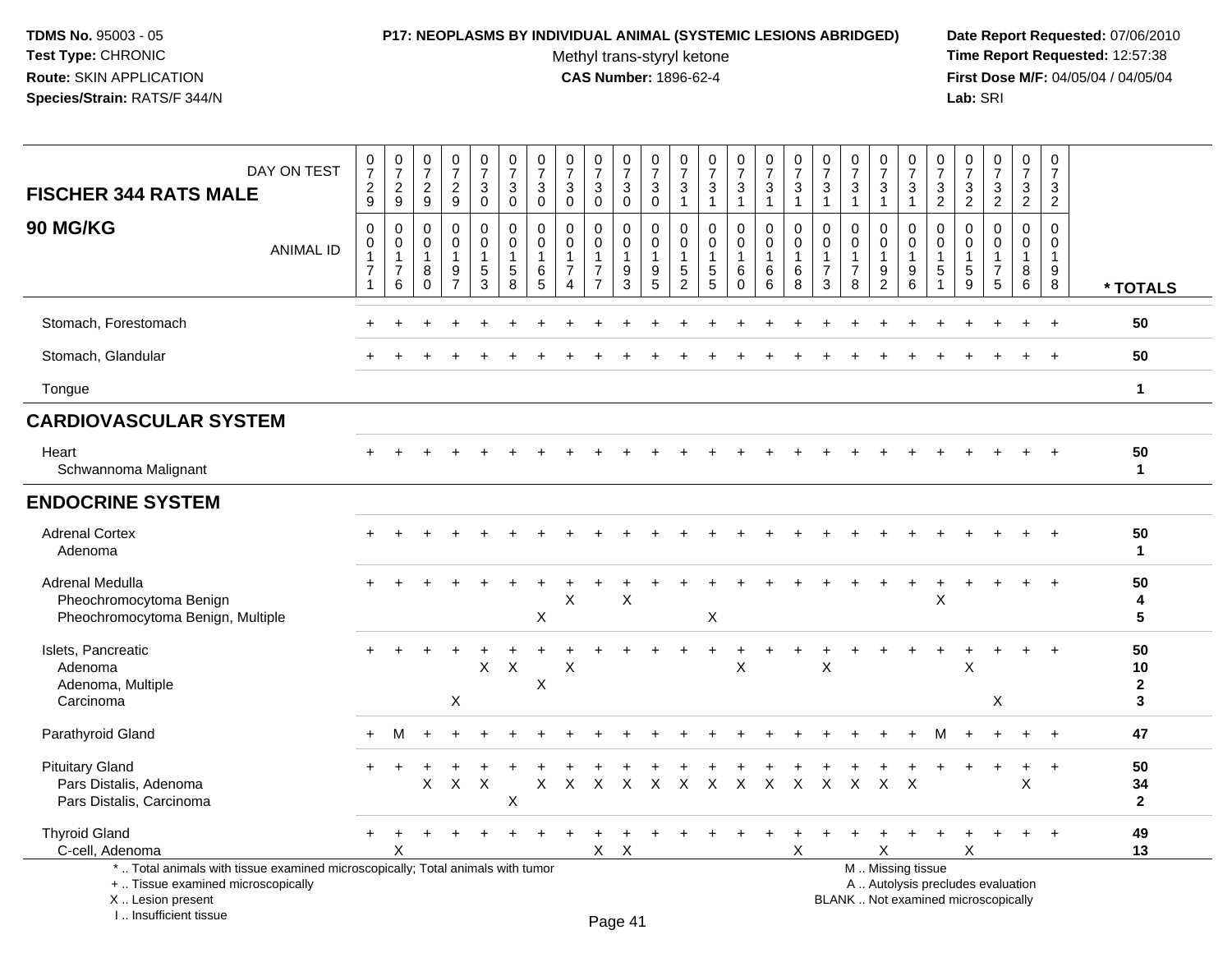**TDMS No.** 95003 - 05
**Test Type:** CHRONIC
**Route:** SKIN APPLICATION
**Species/Strain:** RATS/F 344/N

**P17: NEOPLASMS BY INDIVIDUAL ANIMAL (SYSTEMIC LESIONS ABRIDGED)**
Methyl trans-styryl ketone
**CAS Number:** 1896-62-4

**Date Report Requested:** 07/06/2010
**Time Report Requested:** 12:57:38
**First Dose M/F:** 04/05/04 / 04/05/04
**Lab:** SRI

## FISCHER 344 RATS MALE — 90 MG/KG

| DAY ON TEST | 0729 | 0729 | 0729 | 0729 | 0730 | 0730 | 0730 | 0730 | 0730 | 0730 | 0730 | 0731 | 0731 | 0731 | 0731 | 0731 | 0731 | 0731 | 0731 | 0731 | 0732 | 0732 | 0732 | 0732 | 0732 | |
|---|---|---|---|---|---|---|---|---|---|---|---|---|---|---|---|---|---|---|---|---|---|---|---|---|---|---|
| **ANIMAL ID** | 0171 | 0176 | 0180 | 0197 | 0153 | 0158 | 0165 | 0174 | 0177 | 0193 | 0195 | 0152 | 0155 | 0160 | 0166 | 0168 | 0173 | 0178 | 0192 | 0196 | 0151 | 0159 | 0175 | 0186 | 0198 | *** TOTALS** |
| Stomach, Forestomach | + | + | + | + | + | + | + | + | + | + | + | + | + | + | + | + | + | + | + | + | + | + | + | + | + | 50 |
| Stomach, Glandular | + | + | + | + | + | + | + | + | + | + | + | + | + | + | + | + | + | + | + | + | + | + | + | + | + | 50 |
| Tongue | | | | | | | | | | | | | | | | | | | | | | | | | | 1 |
| **CARDIOVASCULAR SYSTEM** | | | | | | | | | | | | | | | | | | | | | | | | | | |
| Heart | + | + | + | + | + | + | + | + | + | + | + | + | + | + | + | + | + | + | + | + | + | + | + | + | + | 50 |
| Schwannoma Malignant | | | | | | | | | | | | | | | | | | | | | | | | | | 1 |
| **ENDOCRINE SYSTEM** | | | | | | | | | | | | | | | | | | | | | | | | | | |
| Adrenal Cortex | + | + | + | + | + | + | + | + | + | + | + | + | + | + | + | + | + | + | + | + | + | + | + | + | + | 50 |
| Adenoma | | | | | | | | | | | | | | | | | | | | | | | | | | 1 |
| Adrenal Medulla | + | + | + | + | + | + | + | + | + | + | + | + | + | + | + | + | + | + | + | + | + | + | + | + | + | 50 |
| Pheochromocytoma Benign | | | | | | | | X | | X | | | | | | | | | | | X | | | | | 4 |
| Pheochromocytoma Benign, Multiple | | | | | | | X | | | | | | X | | | | | | | | | | | | | 5 |
| Islets, Pancreatic | + | + | + | + | + | + | + | + | + | + | + | + | + | + | + | + | + | + | + | + | + | + | + | + | + | 50 |
| Adenoma | | | | | X | X | | X | | | | | | X | | | X | | | | | X | | | | 10 |
| Adenoma, Multiple | | | | | | | X | | | | | | | | | | | | | | | | | | | 2 |
| Carcinoma | | | | X | | | | | | | | | | | | | | | | | | | X | | | 3 |
| Parathyroid Gland | + | M | + | + | + | + | + | + | + | + | + | + | + | + | + | + | + | + | + | + | M | + | + | + | + | 47 |
| Pituitary Gland | + | + | + | + | + | + | + | + | + | + | + | + | + | + | + | + | + | + | + | + | + | + | + | + | + | 50 |
| Pars Distalis, Adenoma | | | X | X | X | | X | X | X | X | X | X | X | X | X | X | X | X | X | X | | | | X | | 34 |
| Pars Distalis, Carcinoma | | | | | | X | | | | | | | | | | | | | | | | | | | | 2 |
| Thyroid Gland | + | + | + | + | + | + | + | + | + | + | + | + | + | + | + | + | + | + | + | + | + | + | + | + | + | 49 |
| C-cell, Adenoma | | X | | | | | | | X | X | | | | | | X | | | X | | | X | | | | 13 |

\* .. Total animals with tissue examined microscopically; Total animals with tumor
\+ .. Tissue examined microscopically
X .. Lesion present
I .. Insufficient tissue

M .. Missing tissue
A .. Autolysis precludes evaluation
BLANK .. Not examined microscopically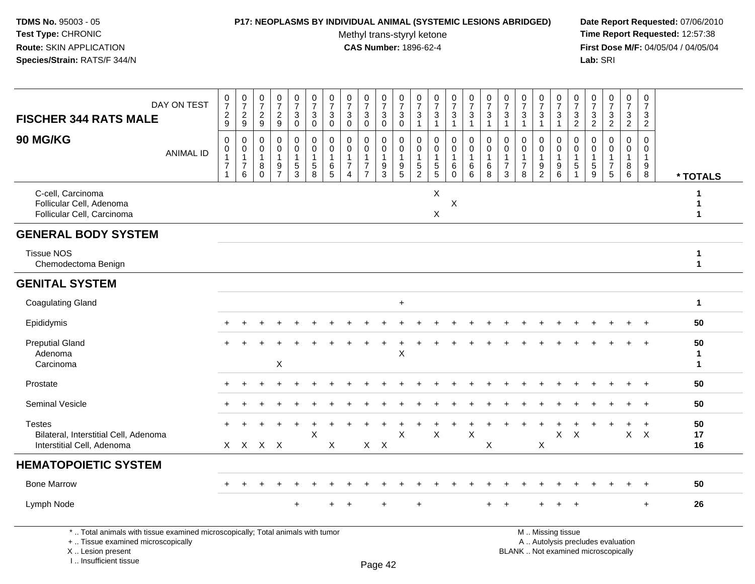| FISCHER 344 RATS MALE 90 MG/KG | | | | | | | | | | | | | | | | | | | | | | | | | | |
|---|---|---|---|---|---|---|---|---|---|---|---|---|---|---|---|---|---|---|---|---|---|---|---|---|---|---|
| DAY ON TEST | 0729 | 0729 | 0729 | 0729 | 0730 | 0730 | 0730 | 0730 | 0730 | 0730 | 0730 | 0731 | 0731 | 0731 | 0731 | 0731 | 0731 | 0731 | 0731 | 0731 | 0732 | 0732 | 0732 | 0732 | 0732 | |
| ANIMAL ID | 0171 | 0176 | 0180 | 0197 | 0153 | 0158 | 0165 | 0174 | 0177 | 0193 | 0195 | 0152 | 0155 | 0160 | 0166 | 0168 | 0173 | 0178 | 0192 | 0196 | 0151 | 0159 | 0175 | 0186 | 0198 | * TOTALS |
| C-cell, Carcinoma | | | | | | | | | | | | | X | | | | | | | | | | | | | 1 |
| Follicular Cell, Adenoma | | | | | | | | | | | | | | X | | | | | | | | | | | | 1 |
| Follicular Cell, Carcinoma | | | | | | | | | | | | | X | | | | | | | | | | | | | 1 |
| **GENERAL BODY SYSTEM** | | | | | | | | | | | | | | | | | | | | | | | | | | |
| Tissue NOS | | | | | | | | | | | | | | | | | | | | | | | | | | 1 |
| Chemodectoma Benign | | | | | | | | | | | | | | | | | | | | | | | | | | 1 |
| **GENITAL SYSTEM** | | | | | | | | | | | | | | | | | | | | | | | | | | |
| Coagulating Gland | | | | | | | | | | | + | | | | | | | | | | | | | | | 1 |
| Epididymis | + | + | + | + | + | + | + | + | + | + | + | + | + | + | + | + | + | + | + | + | + | + | + | + | + | 50 |
| Preputial Gland | + | + | + | + | + | + | + | + | + | + | + | + | + | + | + | + | + | + | + | + | + | + | + | + | + | 50 |
| Adenoma | | | | | | | | | | | X | | | | | | | | | | | | | | | 1 |
| Carcinoma | | | | X | | | | | | | | | | | | | | | | | | | | | | 1 |
| Prostate | + | + | + | + | + | + | + | + | + | + | + | + | + | + | + | + | + | + | + | + | + | + | + | + | + | 50 |
| Seminal Vesicle | + | + | + | + | + | + | + | + | + | + | + | + | + | + | + | + | + | + | + | + | + | + | + | + | + | 50 |
| Testes | + | + | + | + | + | + | + | + | + | + | + | + | + | + | + | + | + | + | + | + | + | + | + | + | + | 50 |
| Bilateral, Interstitial Cell, Adenoma | | | | | | X | | | | | X | | X | | X | | | | | X | X | | | X | X | 17 |
| Interstitial Cell, Adenoma | X | X | X | X | | | X | | X | X | | | | | | X | | | X | | | | | | | 16 |
| **HEMATOPOIETIC SYSTEM** | | | | | | | | | | | | | | | | | | | | | | | | | | |
| Bone Marrow | + | + | + | + | + | + | + | + | + | + | + | + | + | + | + | + | + | + | + | + | + | + | + | + | + | 50 |
| Lymph Node | | | | | + | | + | + | | + | | + | | | | + | + | | + | + | + | | | | + | 26 |

\* .. Total animals with tissue examined microscopically; Total animals with tumor
+ .. Tissue examined microscopically
X .. Lesion present
I .. Insufficient tissue
M .. Missing tissue
A .. Autolysis precludes evaluation
BLANK .. Not examined microscopically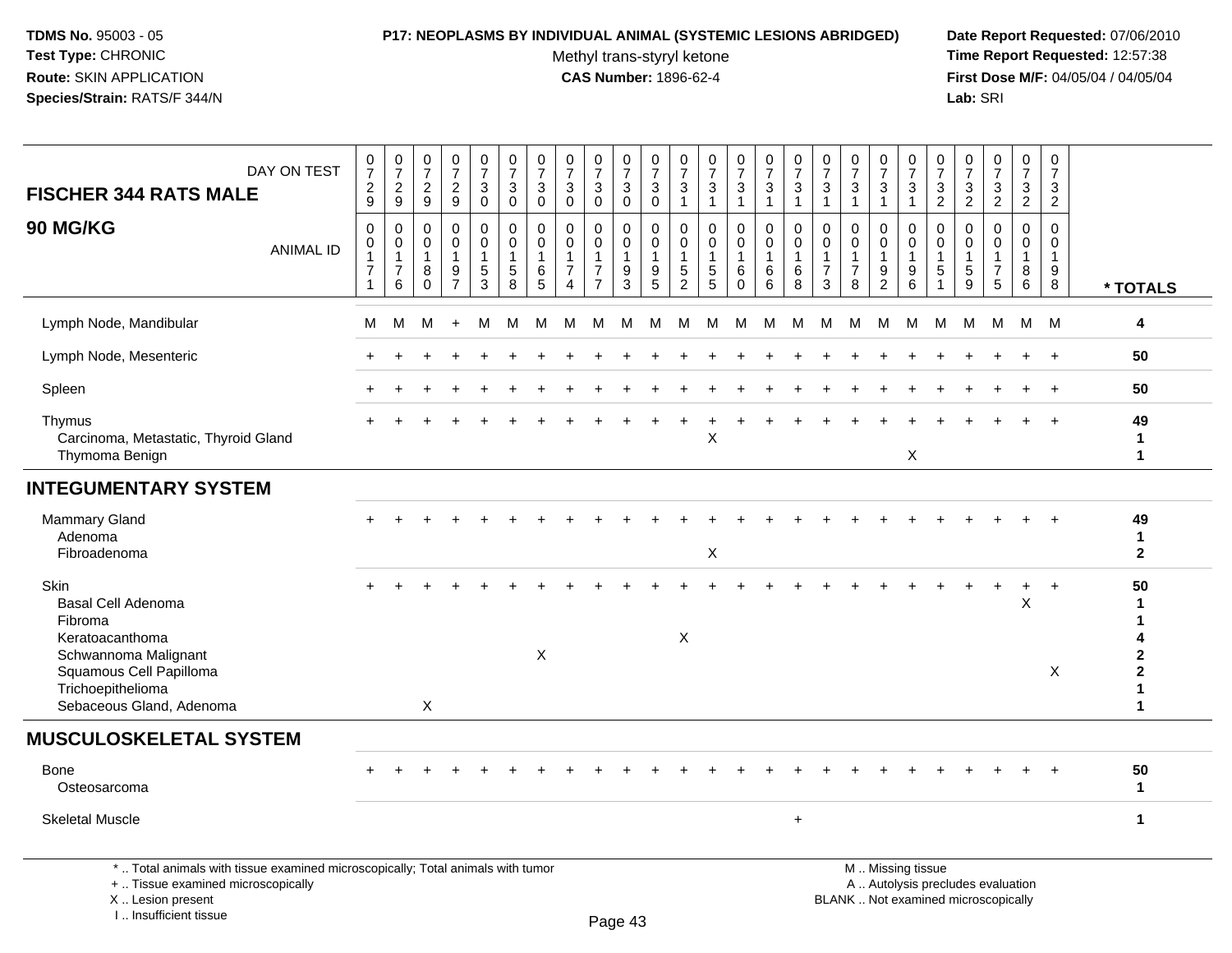| DAY ON TEST | 0729 | 0729 | 0729 | 0729 | 0730 | 0730 | 0730 | 0730 | 0730 | 0730 | 0730 | 0731 | 0731 | 0731 | 0731 | 0731 | 0731 | 0731 | 0731 | 0731 | 0732 | 0732 | 0732 | 0732 | 0732 | |
|---|---|---|---|---|---|---|---|---|---|---|---|---|---|---|---|---|---|---|---|---|---|---|---|---|---|---|
| **FISCHER 344 RATS MALE 90 MG/KG** ANIMAL ID | 0171 | 0176 | 0180 | 0197 | 0153 | 0158 | 0165 | 0174 | 0177 | 0193 | 0195 | 0152 | 0155 | 0160 | 0166 | 0168 | 0173 | 0178 | 0192 | 0196 | 0151 | 0159 | 0175 | 0186 | 0198 | **\* TOTALS** |
| Lymph Node, Mandibular | M | M | M | + | M | M | M | M | M | M | M | M | M | M | M | M | M | M | M | M | M | M | M | M | M | **4** |
| Lymph Node, Mesenteric | + | + | + | + | + | + | + | + | + | + | + | + | + | + | + | + | + | + | + | + | + | + | + | + | + | **50** |
| Spleen | + | + | + | + | + | + | + | + | + | + | + | + | + | + | + | + | + | + | + | + | + | + | + | + | + | **50** |
| Thymus | + | + | + | + | + | + | + | + | + | + | + | + | + | + | + | + | + | + | + | + | + | + | + | + | + | **49** |
| Carcinoma, Metastatic, Thyroid Gland | | | | | | | | | | | | | X | | | | | | | | | | | | | **1** |
| Thymoma Benign | | | | | | | | | | | | | | | | | | | | X | | | | | | **1** |
| **INTEGUMENTARY SYSTEM** | | | | | | | | | | | | | | | | | | | | | | | | | | |
| Mammary Gland | + | + | + | + | + | + | + | + | + | + | + | + | + | + | + | + | + | + | + | + | + | + | + | + | + | **49** |
| Adenoma | | | | | | | | | | | | | | | | | | | | | | | | | | **1** |
| Fibroadenoma | | | | | | | | | | | | | X | | | | | | | | | | | | | **2** |
| Skin | + | + | + | + | + | + | + | + | + | + | + | + | + | + | + | + | + | + | + | + | + | + | + | + | + | **50** |
| Basal Cell Adenoma | | | | | | | | | | | | | | | | | | | | | | | | X | | **1** |
| Fibroma | | | | | | | | | | | | | | | | | | | | | | | | | | **1** |
| Keratoacanthoma | | | | | | | | | | | | X | | | | | | | | | | | | | | **4** |
| Schwannoma Malignant | | | | | | | X | | | | | | | | | | | | | | | | | | | **2** |
| Squamous Cell Papilloma | | | | | | | | | | | | | | | | | | | | | | | | | X | **2** |
| Trichoepithelioma | | | | | | | | | | | | | | | | | | | | | | | | | | **1** |
| Sebaceous Gland, Adenoma | | | X | | | | | | | | | | | | | | | | | | | | | | | **1** |
| **MUSCULOSKELETAL SYSTEM** | | | | | | | | | | | | | | | | | | | | | | | | | | |
| Bone | + | + | + | + | + | + | + | + | + | + | + | + | + | + | + | + | + | + | + | + | + | + | + | + | + | **50** |
| Osteosarcoma | | | | | | | | | | | | | | | | | | | | | | | | | | **1** |
| Skeletal Muscle | | | | | | | | | | | | | | | | + | | | | | | | | | | **1** |

\* .. Total animals with tissue examined microscopically; Total animals with tumor
+ .. Tissue examined microscopically
X .. Lesion present
I .. Insufficient tissue
M .. Missing tissue
A .. Autolysis precludes evaluation
BLANK .. Not examined microscopically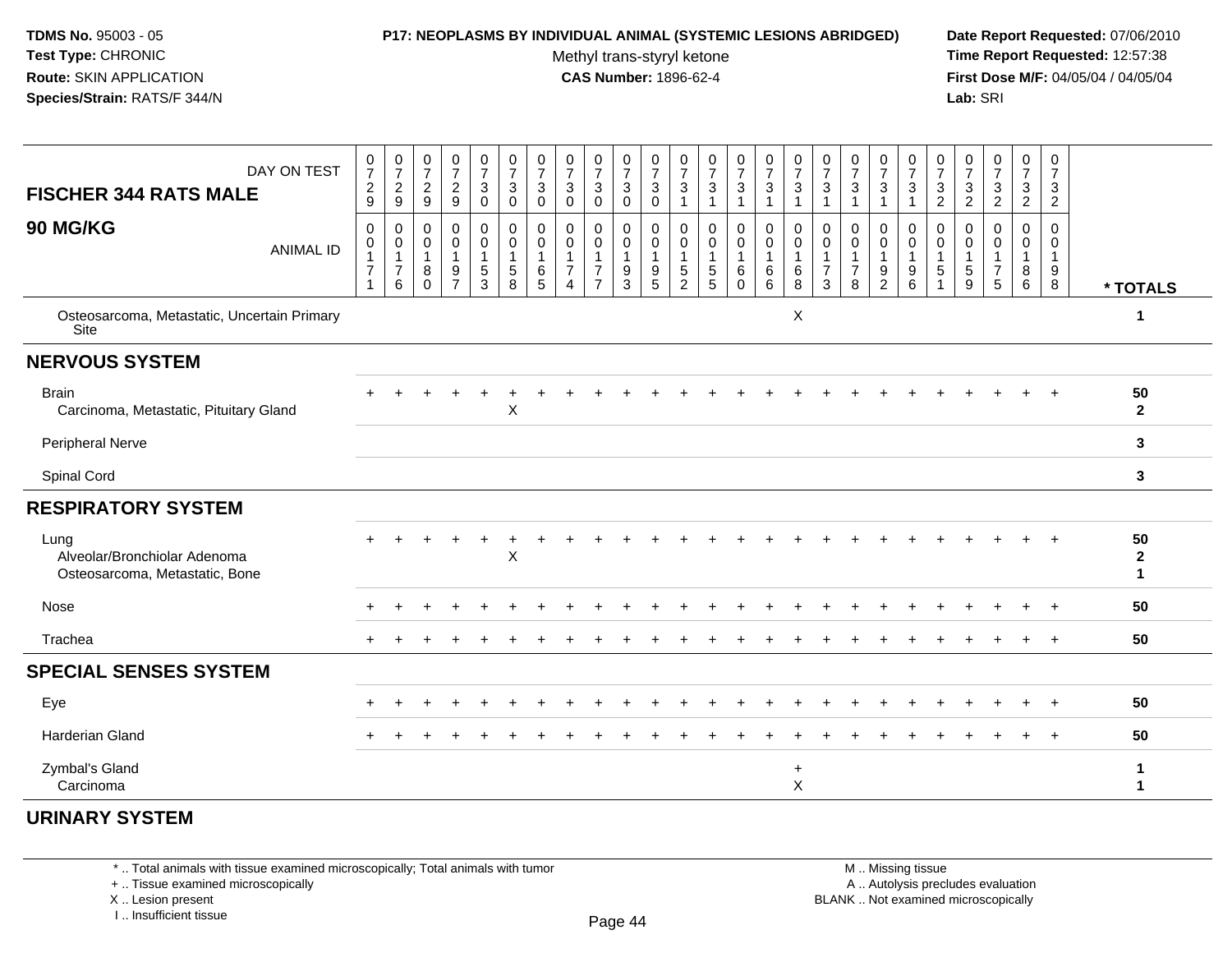**TDMS No.** 95003 - 05
**Test Type:** CHRONIC
**Route:** SKIN APPLICATION
**Species/Strain:** RATS/F 344/N

**P17: NEOPLASMS BY INDIVIDUAL ANIMAL (SYSTEMIC LESIONS ABRIDGED)**
Methyl trans-styryl ketone
**CAS Number:** 1896-62-4

**Date Report Requested:** 07/06/2010
**Time Report Requested:** 12:57:38
**First Dose M/F:** 04/05/04 / 04/05/04
**Lab:** SRI

| FISCHER 344 RATS MALE — DAY ON TEST | 0729 | 0729 | 0729 | 0729 | 0730 | 0730 | 0730 | 0730 | 0730 | 0730 | 0730 | 0731 | 0731 | 0731 | 0731 | 0731 | 0731 | 0731 | 0731 | 0731 | 0732 | 0732 | 0732 | 0732 | 0732 | |
|---|---|---|---|---|---|---|---|---|---|---|---|---|---|---|---|---|---|---|---|---|---|---|---|---|---|---|
| **90 MG/KG** — ANIMAL ID | 00171 | 00176 | 00180 | 00197 | 00153 | 00158 | 00165 | 00174 | 00177 | 00193 | 00195 | 00152 | 00155 | 00160 | 00166 | 00168 | 00173 | 00178 | 00192 | 00196 | 00151 | 00159 | 00175 | 00186 | 00198 | **\* TOTALS** |
| Osteosarcoma, Metastatic, Uncertain Primary Site | | | | | | | | | | | | | | | | X | | | | | | | | | | 1 |
| **NERVOUS SYSTEM** | | | | | | | | | | | | | | | | | | | | | | | | | | |
| Brain | + | + | + | + | + | + | + | + | + | + | + | + | + | + | + | + | + | + | + | + | + | + | + | + | + | 50 |
| Carcinoma, Metastatic, Pituitary Gland | | | | | | X | | | | | | | | | | | | | | | | | | | | 2 |
| Peripheral Nerve | | | | | | | | | | | | | | | | | | | | | | | | | | 3 |
| Spinal Cord | | | | | | | | | | | | | | | | | | | | | | | | | | 3 |
| **RESPIRATORY SYSTEM** | | | | | | | | | | | | | | | | | | | | | | | | | | |
| Lung | + | + | + | + | + | + | + | + | + | + | + | + | + | + | + | + | + | + | + | + | + | + | + | + | + | 50 |
| Alveolar/Bronchiolar Adenoma | | | | | | X | | | | | | | | | | | | | | | | | | | | 2 |
| Osteosarcoma, Metastatic, Bone | | | | | | | | | | | | | | | | | | | | | | | | | | 1 |
| Nose | + | + | + | + | + | + | + | + | + | + | + | + | + | + | + | + | + | + | + | + | + | + | + | + | + | 50 |
| Trachea | + | + | + | + | + | + | + | + | + | + | + | + | + | + | + | + | + | + | + | + | + | + | + | + | + | 50 |
| **SPECIAL SENSES SYSTEM** | | | | | | | | | | | | | | | | | | | | | | | | | | |
| Eye | + | + | + | + | + | + | + | + | + | + | + | + | + | + | + | + | + | + | + | + | + | + | + | + | + | 50 |
| Harderian Gland | + | + | + | + | + | + | + | + | + | + | + | + | + | + | + | + | + | + | + | + | + | + | + | + | + | 50 |
| Zymbal's Gland | | | | | | | | | | | | | | | | + | | | | | | | | | | 1 |
| Carcinoma | | | | | | | | | | | | | | | | X | | | | | | | | | | 1 |
| **URINARY SYSTEM** | | | | | | | | | | | | | | | | | | | | | | | | | | |

\* .. Total animals with tissue examined microscopically; Total animals with tumor
\+ .. Tissue examined microscopically
X .. Lesion present
I .. Insufficient tissue

M .. Missing tissue
A .. Autolysis precludes evaluation
BLANK .. Not examined microscopically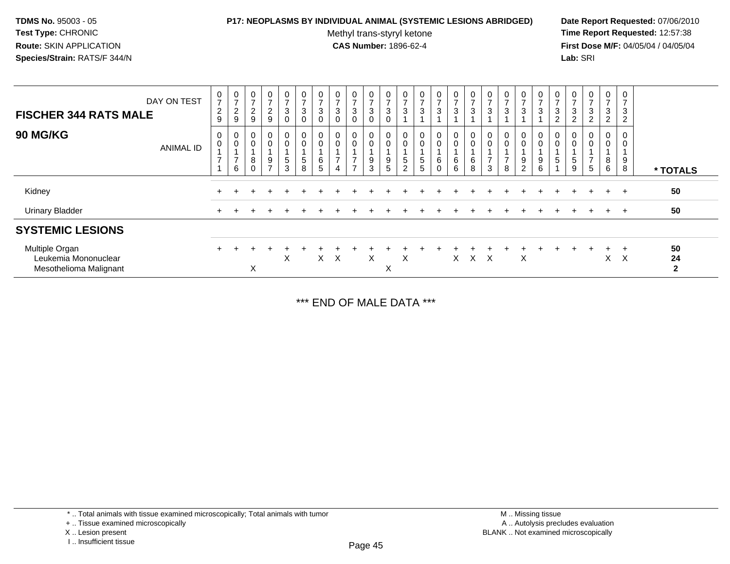**TDMS No.** 95003 - 05
**Test Type:** CHRONIC
**Route:** SKIN APPLICATION
**Species/Strain:** RATS/F 344/N

**P17: NEOPLASMS BY INDIVIDUAL ANIMAL (SYSTEMIC LESIONS ABRIDGED)**
Methyl trans-styryl ketone
**CAS Number:** 1896-62-4

**Date Report Requested:** 07/06/2010
**Time Report Requested:** 12:57:38
**First Dose M/F:** 04/05/04 / 04/05/04
**Lab:** SRI

| **FISCHER 344 RATS MALE** DAY ON TEST | 0729 | 0729 | 0729 | 0729 | 0730 | 0730 | 0730 | 0730 | 0730 | 0730 | 0730 | 0731 | 0731 | 0731 | 0731 | 0731 | 0731 | 0731 | 0731 | 0731 | 0732 | 0732 | 0732 | 0732 | 0732 | |
|---|---|---|---|---|---|---|---|---|---|---|---|---|---|---|---|---|---|---|---|---|---|---|---|---|---|---|
| **90 MG/KG** ANIMAL ID | 0171 | 0176 | 0180 | 0197 | 0153 | 0158 | 0165 | 0174 | 0177 | 0193 | 0195 | 0152 | 0155 | 0160 | 0166 | 0168 | 0173 | 0178 | 0192 | 0196 | 0151 | 0159 | 0175 | 0186 | 0198 | *** TOTALS** |
| Kidney | + | + | + | + | + | + | + | + | + | + | + | + | + | + | + | + | + | + | + | + | + | + | + | + | + | 50 |
| Urinary Bladder | + | + | + | + | + | + | + | + | + | + | + | + | + | + | + | + | + | + | + | + | + | + | + | + | + | 50 |
| **SYSTEMIC LESIONS** | | | | | | | | | | | | | | | | | | | | | | | | | | |
| Multiple Organ | + | + | + | + | + | + | + | + | + | + | + | + | + | + | + | + | + | + | + | + | + | + | + | + | + | 50 |
| Leukemia Mononuclear | | | | | X | | X | X | | X | | X | | | X | X | X | | X | | | | | X | X | 24 |
| Mesothelioma Malignant | | | X | | | | | | | | X | | | | | | | | | | | | | | | 2 |

*** END OF MALE DATA ***

\* .. Total animals with tissue examined microscopically; Total animals with tumor
\+ .. Tissue examined microscopically
X .. Lesion present
I .. Insufficient tissue

M .. Missing tissue
A .. Autolysis precludes evaluation
BLANK .. Not examined microscopically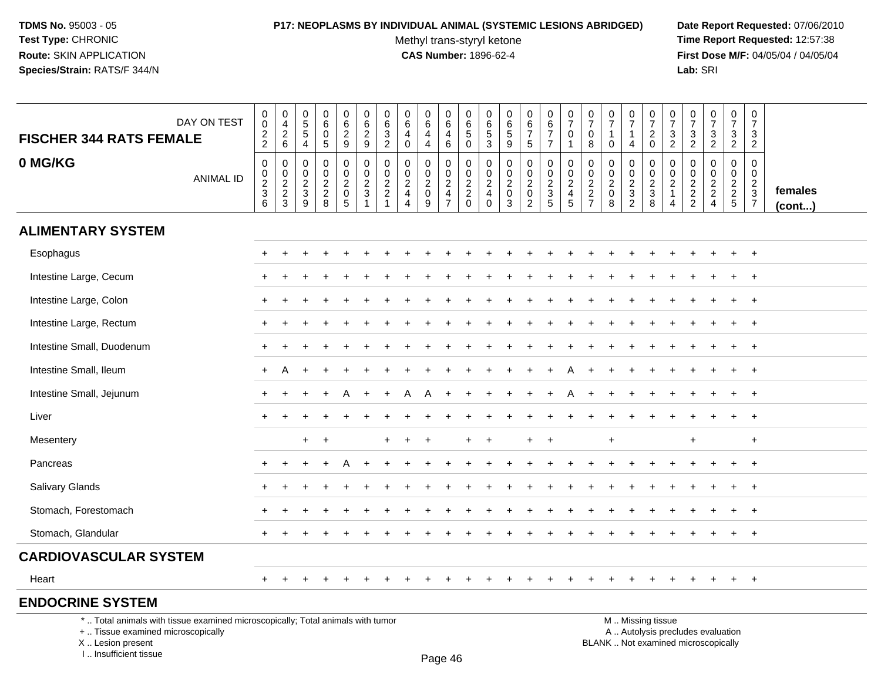**TDMS No.** 95003 - 05
**Test Type:** CHRONIC
**Route:** SKIN APPLICATION
**Species/Strain:** RATS/F 344/N

**P17: NEOPLASMS BY INDIVIDUAL ANIMAL (SYSTEMIC LESIONS ABRIDGED)**
Methyl trans-styryl ketone
**CAS Number:** 1896-62-4

**Date Report Requested:** 07/06/2010
**Time Report Requested:** 12:57:38
**First Dose M/F:** 04/05/04 / 04/05/04
**Lab:** SRI

| FISCHER 344 RATS FEMALE 0 MG/KG — DAY ON TEST | 0022 | 0426 | 0554 | 0605 | 0629 | 0629 | 0632 | 0640 | 0644 | 0646 | 0650 | 0653 | 0659 | 0675 | 0677 | 0701 | 0708 | 0710 | 0714 | 0720 | 0732 | 0732 | 0732 | 0732 | 0732 | |
|---|---|---|---|---|---|---|---|---|---|---|---|---|---|---|---|---|---|---|---|---|---|---|---|---|---|---|
| ANIMAL ID | 00236 | 00223 | 00239 | 00228 | 00205 | 00231 | 00221 | 00244 | 00209 | 00247 | 00220 | 00240 | 00203 | 00202 | 00235 | 00245 | 00227 | 00208 | 00232 | 00238 | 00214 | 00222 | 00224 | 00225 | 00237 | females (cont...) |
| **ALIMENTARY SYSTEM** | | | | | | | | | | | | | | | | | | | | | | | | | | |
| Esophagus | + | + | + | + | + | + | + | + | + | + | + | + | + | + | + | + | + | + | + | + | + | + | + | + | + | |
| Intestine Large, Cecum | + | + | + | + | + | + | + | + | + | + | + | + | + | + | + | + | + | + | + | + | + | + | + | + | + | |
| Intestine Large, Colon | + | + | + | + | + | + | + | + | + | + | + | + | + | + | + | + | + | + | + | + | + | + | + | + | + | |
| Intestine Large, Rectum | + | + | + | + | + | + | + | + | + | + | + | + | + | + | + | + | + | + | + | + | + | + | + | + | + | |
| Intestine Small, Duodenum | + | + | + | + | + | + | + | + | + | + | + | + | + | + | + | + | + | + | + | + | + | + | + | + | + | |
| Intestine Small, Ileum | + | A | + | + | + | + | + | + | + | + | + | + | + | + | + | A | + | + | + | + | + | + | + | + | + | |
| Intestine Small, Jejunum | + | + | + | + | A | + | + | A | A | + | + | + | + | + | + | A | + | + | + | + | + | + | + | + | + | |
| Liver | + | + | + | + | + | + | + | + | + | + | + | + | + | + | + | + | + | + | + | + | + | + | + | + | + | |
| Mesentery | | | + | + | | | + | + | + | | + | + | | + | + | | | + | | | | + | | | + | |
| Pancreas | + | + | + | + | A | + | + | + | + | + | + | + | + | + | + | + | + | + | + | + | + | + | + | + | + | |
| Salivary Glands | + | + | + | + | + | + | + | + | + | + | + | + | + | + | + | + | + | + | + | + | + | + | + | + | + | |
| Stomach, Forestomach | + | + | + | + | + | + | + | + | + | + | + | + | + | + | + | + | + | + | + | + | + | + | + | + | + | |
| Stomach, Glandular | + | + | + | + | + | + | + | + | + | + | + | + | + | + | + | + | + | + | + | + | + | + | + | + | + | |
| **CARDIOVASCULAR SYSTEM** | | | | | | | | | | | | | | | | | | | | | | | | | | |
| Heart | + | + | + | + | + | + | + | + | + | + | + | + | + | + | + | + | + | + | + | + | + | + | + | + | + | |
| **ENDOCRINE SYSTEM** | | | | | | | | | | | | | | | | | | | | | | | | | | |

\* .. Total animals with tissue examined microscopically; Total animals with tumor
\+ .. Tissue examined microscopically
X .. Lesion present
I .. Insufficient tissue

M .. Missing tissue
A .. Autolysis precludes evaluation
BLANK .. Not examined microscopically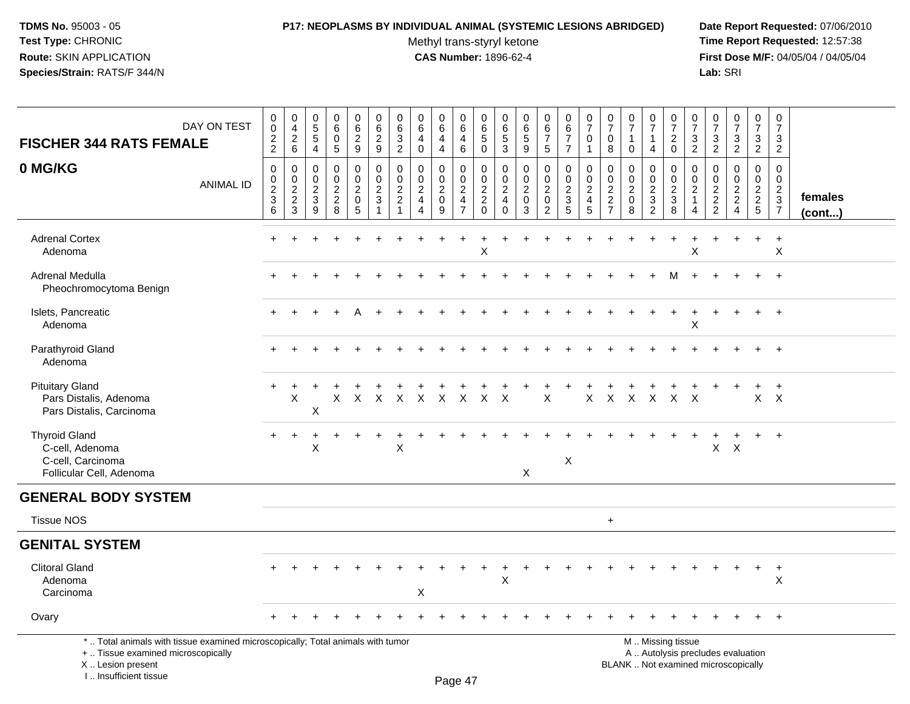**TDMS No.** 95003 - 05
**Test Type:** CHRONIC
**Route:** SKIN APPLICATION
**Species/Strain:** RATS/F 344/N

**P17: NEOPLASMS BY INDIVIDUAL ANIMAL (SYSTEMIC LESIONS ABRIDGED)**
Methyl trans-styryl ketone
**CAS Number:** 1896-62-4

**Date Report Requested:** 07/06/2010
**Time Report Requested:** 12:57:38
**First Dose M/F:** 04/05/04 / 04/05/04
**Lab:** SRI

## FISCHER 344 RATS FEMALE

## 0 MG/KG

| DAY ON TEST | 0022 | 0426 | 0554 | 0605 | 0629 | 0629 | 0632 | 0640 | 0644 | 0646 | 0650 | 0653 | 0659 | 0675 | 0677 | 0701 | 0708 | 0710 | 0714 | 0720 | 0732 | 0732 | 0732 | 0732 | 0732 | |
|---|---|---|---|---|---|---|---|---|---|---|---|---|---|---|---|---|---|---|---|---|---|---|---|---|---|---|
| **ANIMAL ID** | 00236 | 00223 | 00239 | 00228 | 00205 | 00231 | 00221 | 00244 | 00209 | 00247 | 00220 | 00240 | 00203 | 00202 | 00235 | 00245 | 00227 | 00208 | 00232 | 00238 | 00214 | 00222 | 00224 | 00225 | 00237 | **females (cont...)** |
| Adrenal Cortex | + | + | + | + | + | + | + | + | + | + | + | + | + | + | + | + | + | + | + | + | + | + | + | + | + | |
| Adenoma | | | | | | | | | | | X | | | | | | | | | | X | | | | X | |
| Adrenal Medulla | + | + | + | + | + | + | + | + | + | + | + | + | + | + | + | + | + | + | + | M | + | + | + | + | + | |
| Pheochromocytoma Benign | | | | | | | | | | | | | | | | | | | | | | | | | | |
| Islets, Pancreatic | + | + | + | + | A | + | + | + | + | + | + | + | + | + | + | + | + | + | + | + | + | + | + | + | + | |
| Adenoma | | | | | | | | | | | | | | | | | | | | | X | | | | | |
| Parathyroid Gland | + | + | + | + | + | + | + | + | + | + | + | + | + | + | + | + | + | + | + | + | + | + | + | + | + | |
| Adenoma | | | | | | | | | | | | | | | | | | | | | | | | | | |
| Pituitary Gland | + | + | + | + | + | + | + | + | + | + | + | + | + | + | + | + | + | + | + | + | + | + | + | + | + | |
| Pars Distalis, Adenoma | | X | | X | X | X | X | X | X | X | X | X | | X | | X | X | X | X | X | X | | | X | X | |
| Pars Distalis, Carcinoma | | | X | | | | | | | | | | | | | | | | | | | | | | | |
| Thyroid Gland | + | + | + | + | + | + | + | + | + | + | + | + | + | + | + | + | + | + | + | + | + | + | + | + | + | |
| C-cell, Adenoma | | | X | | | | X | | | | | | | | | | | | | | | X | X | | | |
| C-cell, Carcinoma | | | | | | | | | | | | | | | X | | | | | | | | | | | |
| Follicular Cell, Adenoma | | | | | | | | | | | | | X | | | | | | | | | | | | | |
| **GENERAL BODY SYSTEM** | | | | | | | | | | | | | | | | | | | | | | | | | | |
| Tissue NOS | | | | | | | | | | | | | | | | | + | | | | | | | | | |
| **GENITAL SYSTEM** | | | | | | | | | | | | | | | | | | | | | | | | | | |
| Clitoral Gland | + | + | + | + | + | + | + | + | + | + | + | + | + | + | + | + | + | + | + | + | + | + | + | + | + | |
| Adenoma | | | | | | | | | | | | X | | | | | | | | | | | | | X | |
| Carcinoma | | | | | | | | X | | | | | | | | | | | | | | | | | | |
| Ovary | + | + | + | + | + | + | + | + | + | + | + | + | + | + | + | + | + | + | + | + | + | + | + | + | + | |

\* .. Total animals with tissue examined microscopically; Total animals with tumor
\+ .. Tissue examined microscopically
X .. Lesion present
I .. Insufficient tissue

M .. Missing tissue
A .. Autolysis precludes evaluation
BLANK .. Not examined microscopically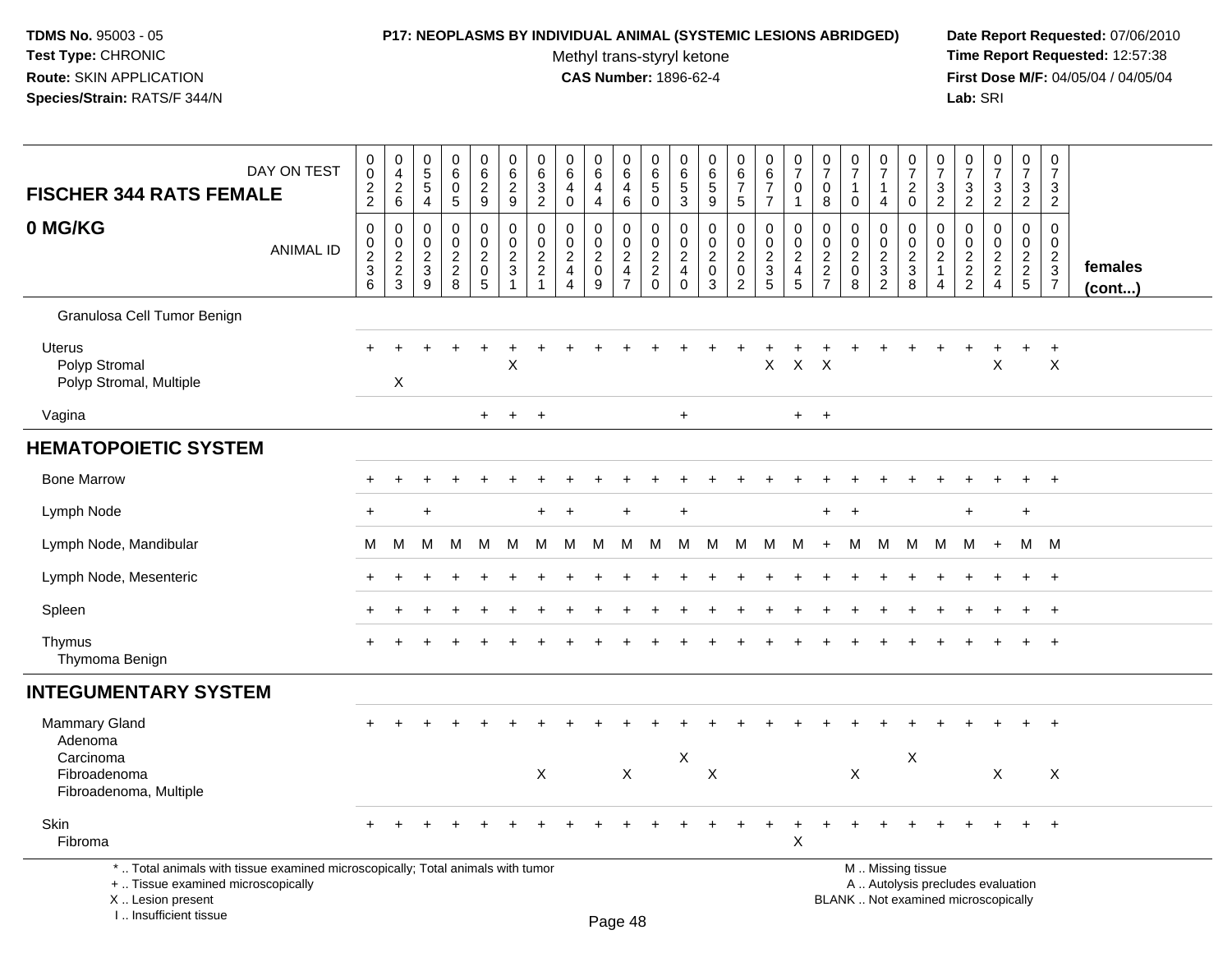## P17: NEOPLASMS BY INDIVIDUAL ANIMAL (SYSTEMIC LESIONS ABRIDGED)

Methyl trans-styryl ketone

**CAS Number:** 1896-62-4

| FISCHER 344 RATS FEMALE 0 MG/KG | | | | | | | | | | | | | | | | | | | | | | | | | | females (cont...) |
|---|---|---|---|---|---|---|---|---|---|---|---|---|---|---|---|---|---|---|---|---|---|---|---|---|---|---|
| DAY ON TEST | 0022 | 0426 | 0554 | 0605 | 0629 | 0629 | 0632 | 0640 | 0644 | 0646 | 0650 | 0653 | 0659 | 0675 | 0677 | 0701 | 0708 | 0710 | 0714 | 0720 | 0732 | 0732 | 0732 | 0732 | 0732 | |
| ANIMAL ID | 00236 | 00223 | 00239 | 00228 | 00205 | 00231 | 00221 | 00244 | 00209 | 00247 | 00220 | 00240 | 00203 | 00202 | 00235 | 00245 | 00227 | 00208 | 00232 | 00238 | 00214 | 00222 | 00224 | 00225 | 00237 | |
| Granulosa Cell Tumor Benign | | | | | | | | | | | | | | | | | | | | | | | | | | |
| Uterus | + | + | + | + | + | + | + | + | + | + | + | + | + | + | + | + | + | + | + | + | + | + | + | + | + | |
| Polyp Stromal | | | | | | X | | | | | | | | | X | X | X | | | | | | X | | X | |
| Polyp Stromal, Multiple | | X | | | | | | | | | | | | | | | | | | | | | | | | |
| Vagina | | | | | + | + | + | | | | | + | | | | + | + | | | | | | | | | |
| **HEMATOPOIETIC SYSTEM** | | | | | | | | | | | | | | | | | | | | | | | | | | |
| Bone Marrow | + | + | + | + | + | + | + | + | + | + | + | + | + | + | + | + | + | + | + | + | + | + | + | + | + | |
| Lymph Node | + | | + | | | | + | + | | + | | + | | | | | + | + | | | | + | | + | | |
| Lymph Node, Mandibular | M | M | M | M | M | M | M | M | M | M | M | M | M | M | M | M | + | M | M | M | M | M | + | M | M | |
| Lymph Node, Mesenteric | + | + | + | + | + | + | + | + | + | + | + | + | + | + | + | + | + | + | + | + | + | + | + | + | + | |
| Spleen | + | + | + | + | + | + | + | + | + | + | + | + | + | + | + | + | + | + | + | + | + | + | + | + | + | |
| Thymus | + | + | + | + | + | + | + | + | + | + | + | + | + | + | + | + | + | + | + | + | + | + | + | + | + | |
| Thymoma Benign | | | | | | | | | | | | | | | | | | | | | | | | | | |
| **INTEGUMENTARY SYSTEM** | | | | | | | | | | | | | | | | | | | | | | | | | | |
| Mammary Gland | + | + | + | + | + | + | + | + | + | + | + | + | + | + | + | + | + | + | + | + | + | + | + | + | + | |
| Adenoma | | | | | | | | | | | | | | | | | | | | | | | | | | |
| Carcinoma | | | | | | | | | | | | X | | | | | | | | X | | | | | | |
| Fibroadenoma | | | | | | | X | | | X | | | X | | | | | X | | | | | X | | X | |
| Fibroadenoma, Multiple | | | | | | | | | | | | | | | | | | | | | | | | | | |
| Skin | + | + | + | + | + | + | + | + | + | + | + | + | + | + | + | + | + | + | + | + | + | + | + | + | + | |
| Fibroma | | | | | | | | | | | | | | | | X | | | | | | | | | | |

\* .. Total animals with tissue examined microscopically; Total animals with tumor
\+ .. Tissue examined microscopically
X .. Lesion present
I .. Insufficient tissue

M .. Missing tissue
A .. Autolysis precludes evaluation
BLANK .. Not examined microscopically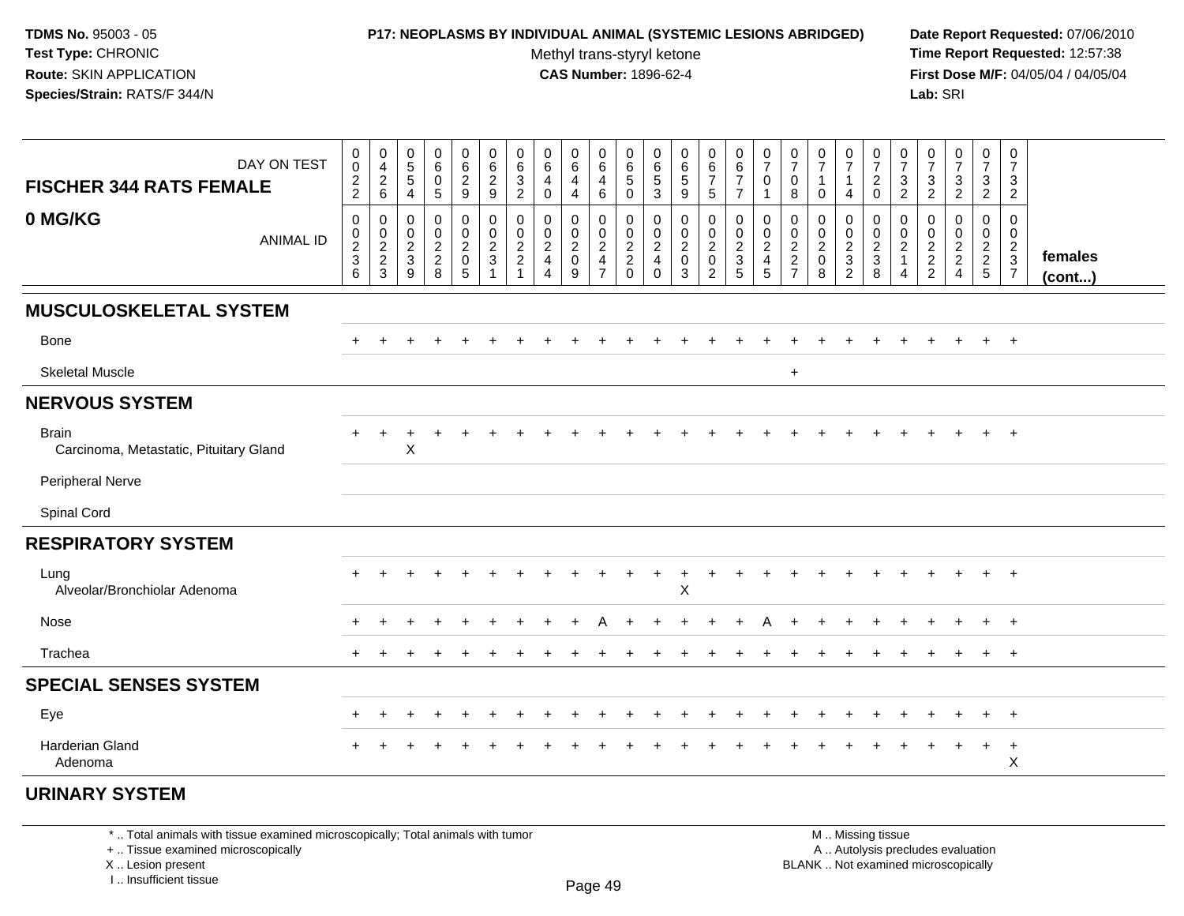**TDMS No.** 95003 - 05
**Test Type:** CHRONIC
**Route:** SKIN APPLICATION
**Species/Strain:** RATS/F 344/N

**P17: NEOPLASMS BY INDIVIDUAL ANIMAL (SYSTEMIC LESIONS ABRIDGED)**
Methyl trans-styryl ketone
**CAS Number:** 1896-62-4

**Date Report Requested:** 07/06/2010
**Time Report Requested:** 12:57:38
**First Dose M/F:** 04/05/04 / 04/05/04
**Lab:** SRI

| FISCHER 344 RATS FEMALE 0 MG/KG — DAY ON TEST | 0022 | 0426 | 0554 | 0605 | 0629 | 0629 | 0632 | 0640 | 0644 | 0646 | 0650 | 0653 | 0659 | 0675 | 0677 | 0701 | 0708 | 0710 | 0714 | 0720 | 0732 | 0732 | 0732 | 0732 | 0732 | |
|---|---|---|---|---|---|---|---|---|---|---|---|---|---|---|---|---|---|---|---|---|---|---|---|---|---|---|
| ANIMAL ID | 00236 | 00223 | 00239 | 00228 | 00205 | 00231 | 00221 | 00244 | 00209 | 00247 | 00220 | 00240 | 00203 | 00202 | 00235 | 00245 | 00227 | 00208 | 00232 | 00238 | 00214 | 00222 | 00224 | 00225 | 00237 | females (cont...) |
| **MUSCULOSKELETAL SYSTEM** | | | | | | | | | | | | | | | | | | | | | | | | | | |
| Bone | + | + | + | + | + | + | + | + | + | + | + | + | + | + | + | + | + | + | + | + | + | + | + | + | + | |
| Skeletal Muscle | | | | | | | | | | | | | | | | | + | | | | | | | | | |
| **NERVOUS SYSTEM** | | | | | | | | | | | | | | | | | | | | | | | | | | |
| Brain | + | + | + | + | + | + | + | + | + | + | + | + | + | + | + | + | + | + | + | + | + | + | + | + | + | |
| Carcinoma, Metastatic, Pituitary Gland | | | X | | | | | | | | | | | | | | | | | | | | | | | |
| Peripheral Nerve | | | | | | | | | | | | | | | | | | | | | | | | | | |
| Spinal Cord | | | | | | | | | | | | | | | | | | | | | | | | | | |
| **RESPIRATORY SYSTEM** | | | | | | | | | | | | | | | | | | | | | | | | | | |
| Lung | + | + | + | + | + | + | + | + | + | + | + | + | + | + | + | + | + | + | + | + | + | + | + | + | + | |
| Alveolar/Bronchiolar Adenoma | | | | | | | | | | | | | X | | | | | | | | | | | | | |
| Nose | + | + | + | + | + | + | + | + | + | A | + | + | + | + | + | A | + | + | + | + | + | + | + | + | + | |
| Trachea | + | + | + | + | + | + | + | + | + | + | + | + | + | + | + | + | + | + | + | + | + | + | + | + | + | |
| **SPECIAL SENSES SYSTEM** | | | | | | | | | | | | | | | | | | | | | | | | | | |
| Eye | + | + | + | + | + | + | + | + | + | + | + | + | + | + | + | + | + | + | + | + | + | + | + | + | + | |
| Harderian Gland | + | + | + | + | + | + | + | + | + | + | + | + | + | + | + | + | + | + | + | + | + | + | + | + | + | |
| Adenoma | | | | | | | | | | | | | | | | | | | | | | | | | X | |
| **URINARY SYSTEM** | | | | | | | | | | | | | | | | | | | | | | | | | | |

\* .. Total animals with tissue examined microscopically; Total animals with tumor
+ .. Tissue examined microscopically
X .. Lesion present
I .. Insufficient tissue

M .. Missing tissue
A .. Autolysis precludes evaluation
BLANK .. Not examined microscopically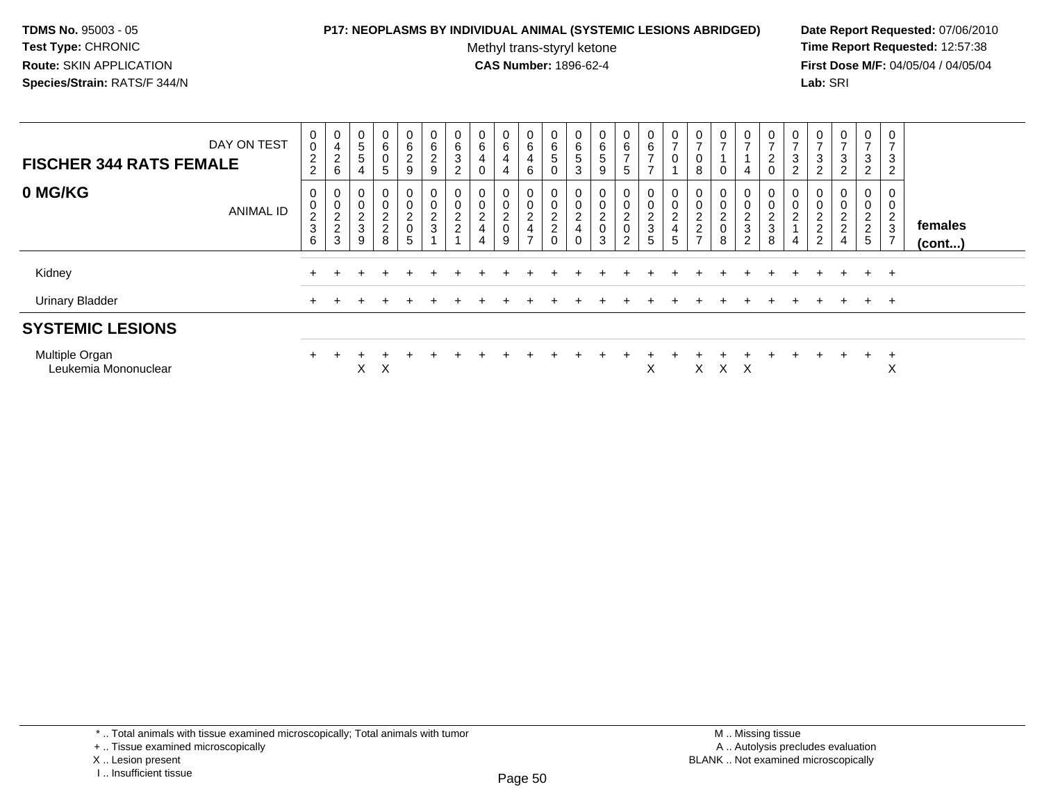**TDMS No.** 95003 - 05
**Test Type:** CHRONIC
**Route:** SKIN APPLICATION
**Species/Strain:** RATS/F 344/N

**P17: NEOPLASMS BY INDIVIDUAL ANIMAL (SYSTEMIC LESIONS ABRIDGED)**
Methyl trans-styryl ketone
**CAS Number:** 1896-62-4

**Date Report Requested:** 07/06/2010
**Time Report Requested:** 12:57:38
**First Dose M/F:** 04/05/04 / 04/05/04
**Lab:** SRI

## FISCHER 344 RATS FEMALE — 0 MG/KG

| DAY ON TEST | 0022 | 0426 | 0554 | 0605 | 0629 | 0629 | 0632 | 0640 | 0644 | 0646 | 0650 | 0653 | 0659 | 0675 | 0677 | 0701 | 0708 | 0710 | 0714 | 0720 | 0732 | 0732 | 0732 | 0732 | 0732 | |
|---|---|---|---|---|---|---|---|---|---|---|---|---|---|---|---|---|---|---|---|---|---|---|---|---|---|---|
| **ANIMAL ID** | 0236 | 0223 | 0239 | 0228 | 0205 | 0231 | 0221 | 0244 | 0209 | 0247 | 0220 | 0240 | 0203 | 0202 | 0235 | 0245 | 0227 | 0208 | 0232 | 0238 | 0214 | 0222 | 0224 | 0225 | 0237 | **females (cont...)** |
| Kidney | + | + | + | + | + | + | + | + | + | + | + | + | + | + | + | + | + | + | + | + | + | + | + | + | + | |
| Urinary Bladder | + | + | + | + | + | + | + | + | + | + | + | + | + | + | + | + | + | + | + | + | + | + | + | + | + | |
| **SYSTEMIC LESIONS** | | | | | | | | | | | | | | | | | | | | | | | | | | |
| Multiple Organ | + | + | + | + | + | + | + | + | + | + | + | + | + | + | + | + | + | + | + | + | + | + | + | + | + | |
| Leukemia Mononuclear | | | X | X | | | | | | | | | | | X | | X | X | X | | | | | | X | |

\* .. Total animals with tissue examined microscopically; Total animals with tumor
\+ .. Tissue examined microscopically
X .. Lesion present
I .. Insufficient tissue

M .. Missing tissue
A .. Autolysis precludes evaluation
BLANK .. Not examined microscopically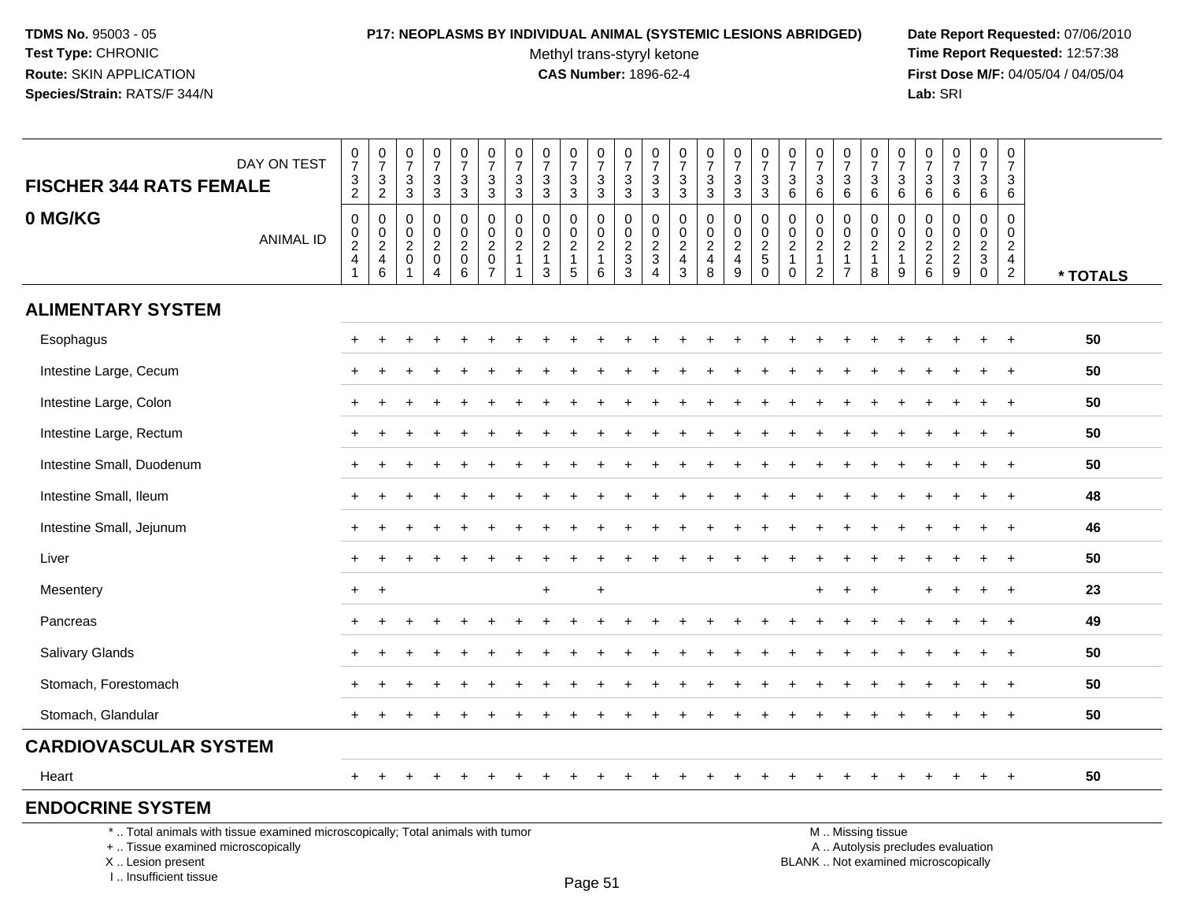**TDMS No.** 95003 - 05
**Test Type:** CHRONIC
**Route:** SKIN APPLICATION
**Species/Strain:** RATS/F 344/N

**P17: NEOPLASMS BY INDIVIDUAL ANIMAL (SYSTEMIC LESIONS ABRIDGED)**
Methyl trans-styryl ketone
**CAS Number:** 1896-62-4

**Date Report Requested:** 07/06/2010
**Time Report Requested:** 12:57:38
**First Dose M/F:** 04/05/04 / 04/05/04
**Lab:** SRI

## FISCHER 344 RATS FEMALE
## 0 MG/KG

| DAY ON TEST | 0732 | 0732 | 0733 | 0733 | 0733 | 0733 | 0733 | 0733 | 0733 | 0733 | 0733 | 0733 | 0733 | 0733 | 0733 | 0733 | 0736 | 0736 | 0736 | 0736 | 0736 | 0736 | 0736 | 0736 | 0736 | |
|---|---|---|---|---|---|---|---|---|---|---|---|---|---|---|---|---|---|---|---|---|---|---|---|---|---|---|
| ANIMAL ID | 00241 | 00246 | 00201 | 00204 | 00206 | 00207 | 00211 | 00213 | 00215 | 00216 | 00233 | 00234 | 00243 | 00248 | 00249 | 00250 | 00210 | 00212 | 00217 | 00218 | 00219 | 00226 | 00229 | 00230 | 00242 | * TOTALS |
| **ALIMENTARY SYSTEM** | | | | | | | | | | | | | | | | | | | | | | | | | | |
| Esophagus | + | + | + | + | + | + | + | + | + | + | + | + | + | + | + | + | + | + | + | + | + | + | + | + | + | 50 |
| Intestine Large, Cecum | + | + | + | + | + | + | + | + | + | + | + | + | + | + | + | + | + | + | + | + | + | + | + | + | + | 50 |
| Intestine Large, Colon | + | + | + | + | + | + | + | + | + | + | + | + | + | + | + | + | + | + | + | + | + | + | + | + | + | 50 |
| Intestine Large, Rectum | + | + | + | + | + | + | + | + | + | + | + | + | + | + | + | + | + | + | + | + | + | + | + | + | + | 50 |
| Intestine Small, Duodenum | + | + | + | + | + | + | + | + | + | + | + | + | + | + | + | + | + | + | + | + | + | + | + | + | + | 50 |
| Intestine Small, Ileum | + | + | + | + | + | + | + | + | + | + | + | + | + | + | + | + | + | + | + | + | + | + | + | + | + | 48 |
| Intestine Small, Jejunum | + | + | + | + | + | + | + | + | + | + | + | + | + | + | + | + | + | + | + | + | + | + | + | + | + | 46 |
| Liver | + | + | + | + | + | + | + | + | + | + | + | + | + | + | + | + | + | + | + | + | + | + | + | + | + | 50 |
| Mesentery | + | + | | | | | | + | | + | | | | | | | | + | + | + | | + | + | + | + | 23 |
| Pancreas | + | + | + | + | + | + | + | + | + | + | + | + | + | + | + | + | + | + | + | + | + | + | + | + | + | 49 |
| Salivary Glands | + | + | + | + | + | + | + | + | + | + | + | + | + | + | + | + | + | + | + | + | + | + | + | + | + | 50 |
| Stomach, Forestomach | + | + | + | + | + | + | + | + | + | + | + | + | + | + | + | + | + | + | + | + | + | + | + | + | + | 50 |
| Stomach, Glandular | + | + | + | + | + | + | + | + | + | + | + | + | + | + | + | + | + | + | + | + | + | + | + | + | + | 50 |
| **CARDIOVASCULAR SYSTEM** | | | | | | | | | | | | | | | | | | | | | | | | | | |
| Heart | + | + | + | + | + | + | + | + | + | + | + | + | + | + | + | + | + | + | + | + | + | + | + | + | + | 50 |
| **ENDOCRINE SYSTEM** | | | | | | | | | | | | | | | | | | | | | | | | | | |

\* .. Total animals with tissue examined microscopically; Total animals with tumor
\+ .. Tissue examined microscopically
X .. Lesion present
I .. Insufficient tissue

M .. Missing tissue
A .. Autolysis precludes evaluation
BLANK .. Not examined microscopically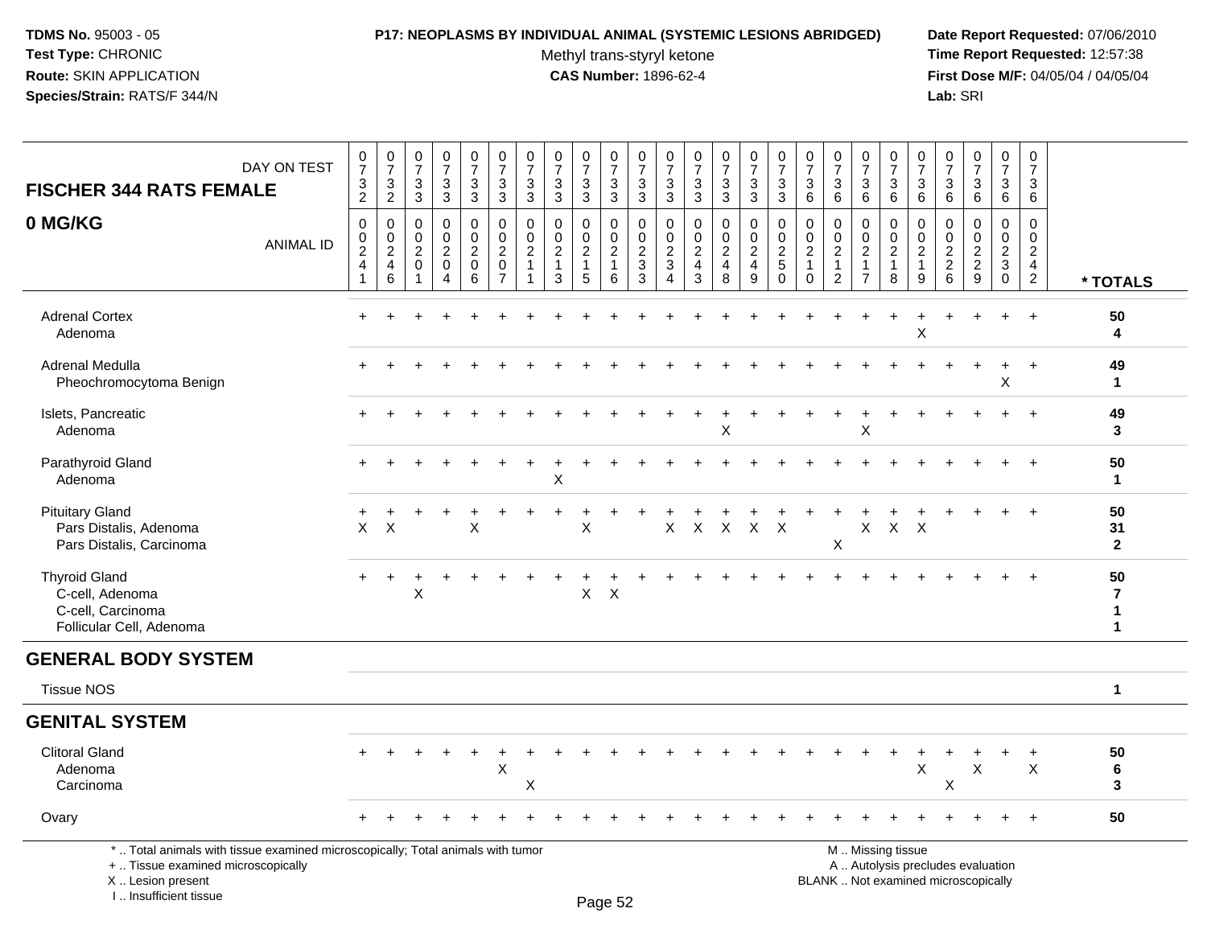**TDMS No.** 95003 - 05
**Test Type:** CHRONIC
**Route:** SKIN APPLICATION
**Species/Strain:** RATS/F 344/N

**P17: NEOPLASMS BY INDIVIDUAL ANIMAL (SYSTEMIC LESIONS ABRIDGED)**
Methyl trans-styryl ketone
**CAS Number:** 1896-62-4

**Date Report Requested:** 07/06/2010
**Time Report Requested:** 12:57:38
**First Dose M/F:** 04/05/04 / 04/05/04
**Lab:** SRI

## FISCHER 344 RATS FEMALE

## 0 MG/KG

| DAY ON TEST | 0732 | 0732 | 0733 | 0733 | 0733 | 0733 | 0733 | 0733 | 0733 | 0733 | 0733 | 0733 | 0733 | 0733 | 0733 | 0733 | 0736 | 0736 | 0736 | 0736 | 0736 | 0736 | 0736 | 0736 | 0736 | |
|---|---|---|---|---|---|---|---|---|---|---|---|---|---|---|---|---|---|---|---|---|---|---|---|---|---|---|
| **ANIMAL ID** | 0241 | 0246 | 0201 | 0204 | 0206 | 0207 | 0211 | 0213 | 0215 | 0216 | 0233 | 0234 | 0243 | 0248 | 0249 | 0250 | 0210 | 0212 | 0217 | 0218 | 0219 | 0226 | 0229 | 0230 | 0242 | *** TOTALS** |
| Adrenal Cortex | + | + | + | + | + | + | + | + | + | + | + | + | + | + | + | + | + | + | + | + | + | + | + | + | + | **50** |
| Adenoma | | | | | | | | | | | | | | | | | | | | | X | | | | | **4** |
| Adrenal Medulla | + | + | + | + | + | + | + | + | + | + | + | + | + | + | + | + | + | + | + | + | + | + | + | + | + | **49** |
| Pheochromocytoma Benign | | | | | | | | | | | | | | | | | | | | | | | | X | | **1** |
| Islets, Pancreatic | + | + | + | + | + | + | + | + | + | + | + | + | + | + | + | + | + | + | + | + | + | + | + | + | + | **49** |
| Adenoma | | | | | | | | | | | | | | X | | | | | X | | | | | | | **3** |
| Parathyroid Gland | + | + | + | + | + | + | + | + | + | + | + | + | + | + | + | + | + | + | + | + | + | + | + | + | + | **50** |
| Adenoma | | | | | | | | X | | | | | | | | | | | | | | | | | | **1** |
| Pituitary Gland | + | + | + | + | + | + | + | + | + | + | + | + | + | + | + | + | + | + | + | + | + | + | + | + | + | **50** |
| Pars Distalis, Adenoma | X | X | | | X | | | | X | | | X | X | X | X | X | | | X | X | X | | | | | **31** |
| Pars Distalis, Carcinoma | | | | | | | | | | | | | | | | | | X | | | | | | | | **2** |
| Thyroid Gland | + | + | + | + | + | + | + | + | + | + | + | + | + | + | + | + | + | + | + | + | + | + | + | + | + | **50** |
| C-cell, Adenoma | | | X | | | | | | X | X | | | | | | | | | | | | | | | | **7** |
| C-cell, Carcinoma | | | | | | | | | | | | | | | | | | | | | | | | | | **1** |
| Follicular Cell, Adenoma | | | | | | | | | | | | | | | | | | | | | | | | | | **1** |
| **GENERAL BODY SYSTEM** | | | | | | | | | | | | | | | | | | | | | | | | | | |
| Tissue NOS | | | | | | | | | | | | | | | | | | | | | | | | | | **1** |
| **GENITAL SYSTEM** | | | | | | | | | | | | | | | | | | | | | | | | | | |
| Clitoral Gland | + | + | + | + | + | + | + | + | + | + | + | + | + | + | + | + | + | + | + | + | + | + | + | + | + | **50** |
| Adenoma | | | | | | X | | | | | | | | | | | | | | | X | | X | | X | **6** |
| Carcinoma | | | | | | | X | | | | | | | | | | | | | | | X | | | | **3** |
| Ovary | + | + | + | + | + | + | + | + | + | + | + | + | + | + | + | + | + | + | + | + | + | + | + | + | + | **50** |

\* .. Total animals with tissue examined microscopically; Total animals with tumor
\+ .. Tissue examined microscopically
X .. Lesion present
I .. Insufficient tissue

M .. Missing tissue
A .. Autolysis precludes evaluation
BLANK .. Not examined microscopically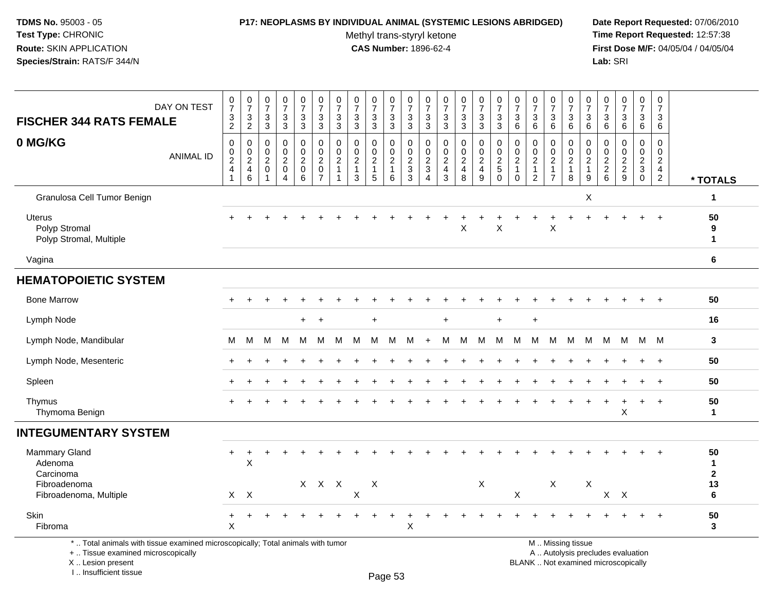**TDMS No.** 95003 - 05
**Test Type:** CHRONIC
**Route:** SKIN APPLICATION
**Species/Strain:** RATS/F 344/N

**P17: NEOPLASMS BY INDIVIDUAL ANIMAL (SYSTEMIC LESIONS ABRIDGED)**
Methyl trans-styryl ketone
**CAS Number:** 1896-62-4

**Date Report Requested:** 07/06/2010
**Time Report Requested:** 12:57:38
**First Dose M/F:** 04/05/04 / 04/05/04
**Lab:** SRI

## FISCHER 344 RATS FEMALE
## 0 MG/KG

| DAY ON TEST | 0732 | 0732 | 0733 | 0733 | 0733 | 0733 | 0733 | 0733 | 0733 | 0733 | 0733 | 0733 | 0733 | 0733 | 0733 | 0733 | 0736 | 0736 | 0736 | 0736 | 0736 | 0736 | 0736 | 0736 | 0736 | |
|---|---|---|---|---|---|---|---|---|---|---|---|---|---|---|---|---|---|---|---|---|---|---|---|---|---|---|
| **ANIMAL ID** | 00241 | 00246 | 00201 | 00204 | 00206 | 00207 | 00211 | 00213 | 00215 | 00216 | 00233 | 00234 | 00243 | 00248 | 00249 | 00250 | 00210 | 00212 | 00217 | 00218 | 00219 | 00226 | 00229 | 00230 | 00242 | *** TOTALS** |
| Granulosa Cell Tumor Benign | | | | | | | | | | | | | | | | | | | | | X | | | | | 1 |
| Uterus | + | + | + | + | + | + | + | + | + | + | + | + | + | + | + | + | + | + | + | + | + | + | + | + | + | 50 |
| Polyp Stromal | | | | | | | | | | | | | | X | | X | | | X | | | | | | | 9 |
| Polyp Stromal, Multiple | | | | | | | | | | | | | | | | | | | | | | | | | | 1 |
| Vagina | | | | | | | | | | | | | | | | | | | | | | | | | | 6 |
| **HEMATOPOIETIC SYSTEM** | | | | | | | | | | | | | | | | | | | | | | | | | | |
| Bone Marrow | + | + | + | + | + | + | + | + | + | + | + | + | + | + | + | + | + | + | + | + | + | + | + | + | + | 50 |
| Lymph Node | | | | | + | + | | | + | | | | + | | | + | | + | | | | | | | | 16 |
| Lymph Node, Mandibular | M | M | M | M | M | M | M | M | M | M | M | + | M | M | M | M | M | M | M | M | M | M | M | M | M | 3 |
| Lymph Node, Mesenteric | + | + | + | + | + | + | + | + | + | + | + | + | + | + | + | + | + | + | + | + | + | + | + | + | + | 50 |
| Spleen | + | + | + | + | + | + | + | + | + | + | + | + | + | + | + | + | + | + | + | + | + | + | + | + | + | 50 |
| Thymus | + | + | + | + | + | + | + | + | + | + | + | + | + | + | + | + | + | + | + | + | + | + | + | + | + | 50 |
| Thymoma Benign | | | | | | | | | | | | | | | | | | | | | | | X | | | 1 |
| **INTEGUMENTARY SYSTEM** | | | | | | | | | | | | | | | | | | | | | | | | | | |
| Mammary Gland | + | + | + | + | + | + | + | + | + | + | + | + | + | + | + | + | + | + | + | + | + | + | + | + | + | 50 |
| Adenoma | | X | | | | | | | | | | | | | | | | | | | | | | | | 1 |
| Carcinoma | | | | | | | | | | | | | | | | | | | | | | | | | | 2 |
| Fibroadenoma | | | | | X | X | X | | X | | | | | | X | | | | X | | X | | | | | 13 |
| Fibroadenoma, Multiple | X | X | | | | | | X | | | | | | | | | X | | | | | X | X | | | 6 |
| Skin | + | + | + | + | + | + | + | + | + | + | + | + | + | + | + | + | + | + | + | + | + | + | + | + | + | 50 |
| Fibroma | X | | | | | | | | | | X | | | | | | | | | | | | | | | 3 |

\* .. Total animals with tissue examined microscopically; Total animals with tumor
\+ .. Tissue examined microscopically
X .. Lesion present
I .. Insufficient tissue

M .. Missing tissue
A .. Autolysis precludes evaluation
BLANK .. Not examined microscopically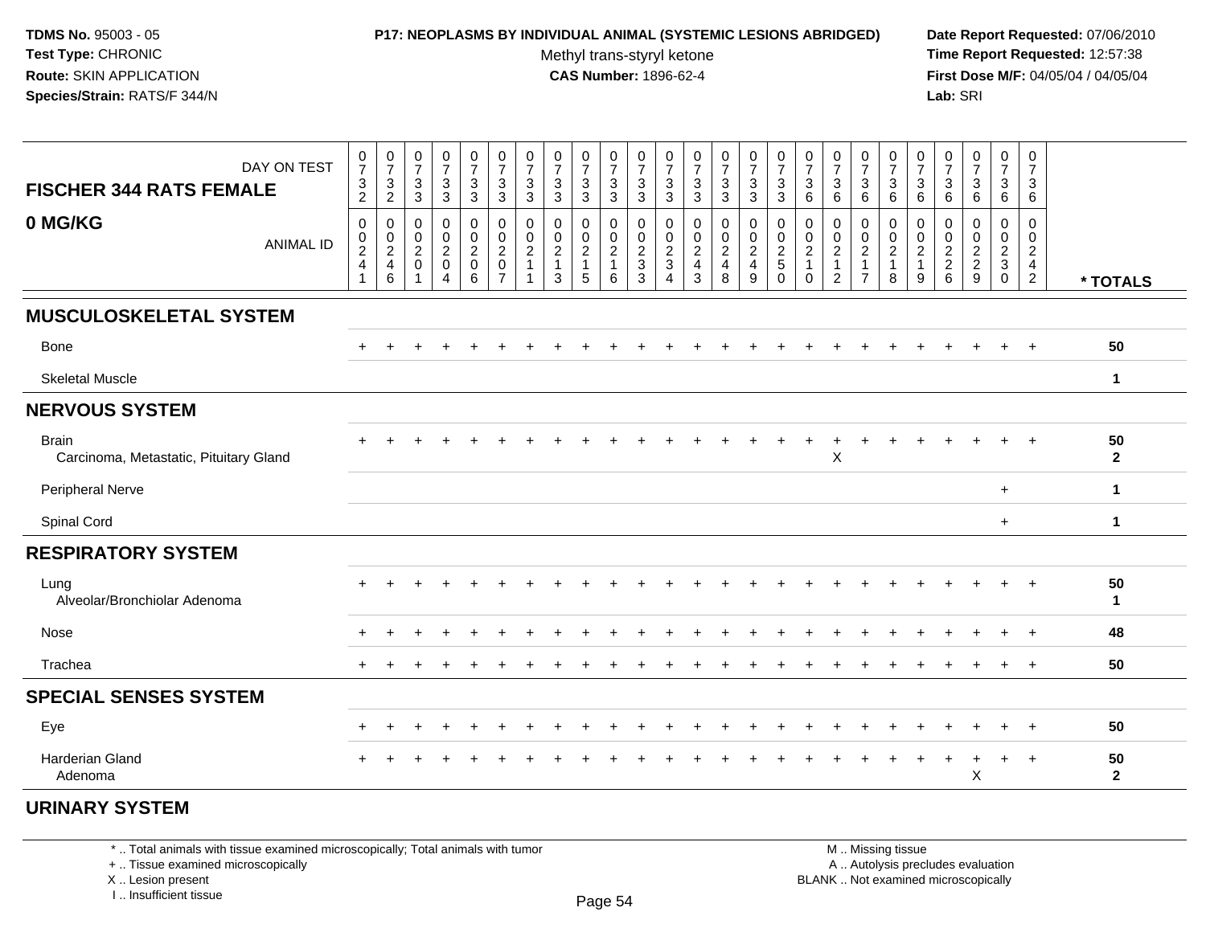**TDMS No.** 95003 - 05
**Test Type:** CHRONIC
**Route:** SKIN APPLICATION
**Species/Strain:** RATS/F 344/N

**P17: NEOPLASMS BY INDIVIDUAL ANIMAL (SYSTEMIC LESIONS ABRIDGED)**
Methyl trans-styryl ketone
**CAS Number:** 1896-62-4

**Date Report Requested:** 07/06/2010
**Time Report Requested:** 12:57:38
**First Dose M/F:** 04/05/04 / 04/05/04
**Lab:** SRI

**FISCHER 344 RATS FEMALE**

**0 MG/KG**

| DAY ON TEST | 0732 | 0732 | 0733 | 0733 | 0733 | 0733 | 0733 | 0733 | 0733 | 0733 | 0733 | 0733 | 0733 | 0733 | 0733 | 0733 | 0736 | 0736 | 0736 | 0736 | 0736 | 0736 | 0736 | 0736 | 0736 | |
|---|---|---|---|---|---|---|---|---|---|---|---|---|---|---|---|---|---|---|---|---|---|---|---|---|---|---|
| **ANIMAL ID** | 00241 | 00246 | 00201 | 00204 | 00206 | 00207 | 00211 | 00213 | 00215 | 00216 | 00233 | 00234 | 00243 | 00248 | 00249 | 00250 | 00210 | 00212 | 00217 | 00218 | 00219 | 00226 | 00229 | 00230 | 00242 | *** TOTALS** |
| **MUSCULOSKELETAL SYSTEM** | | | | | | | | | | | | | | | | | | | | | | | | | | |
| Bone | + | + | + | + | + | + | + | + | + | + | + | + | + | + | + | + | + | + | + | + | + | + | + | + | + | **50** |
| Skeletal Muscle | | | | | | | | | | | | | | | | | | | | | | | | | | **1** |
| **NERVOUS SYSTEM** | | | | | | | | | | | | | | | | | | | | | | | | | | |
| Brain | + | + | + | + | + | + | + | + | + | + | + | + | + | + | + | + | + | + | + | + | + | + | + | + | + | **50** |
| Carcinoma, Metastatic, Pituitary Gland | | | | | | | | | | | | | | | | | | X | | | | | | | | **2** |
| Peripheral Nerve | | | | | | | | | | | | | | | | | | | | | | | | + | | **1** |
| Spinal Cord | | | | | | | | | | | | | | | | | | | | | | | | + | | **1** |
| **RESPIRATORY SYSTEM** | | | | | | | | | | | | | | | | | | | | | | | | | | |
| Lung | + | + | + | + | + | + | + | + | + | + | + | + | + | + | + | + | + | + | + | + | + | + | + | + | + | **50** |
| Alveolar/Bronchiolar Adenoma | | | | | | | | | | | | | | | | | | | | | | | | | | **1** |
| Nose | + | + | + | + | + | + | + | + | + | + | + | + | + | + | + | + | + | + | + | + | + | + | + | + | + | **48** |
| Trachea | + | + | + | + | + | + | + | + | + | + | + | + | + | + | + | + | + | + | + | + | + | + | + | + | + | **50** |
| **SPECIAL SENSES SYSTEM** | | | | | | | | | | | | | | | | | | | | | | | | | | |
| Eye | + | + | + | + | + | + | + | + | + | + | + | + | + | + | + | + | + | + | + | + | + | + | + | + | + | **50** |
| Harderian Gland | + | + | + | + | + | + | + | + | + | + | + | + | + | + | + | + | + | + | + | + | + | + | + | + | + | **50** |
| Adenoma | | | | | | | | | | | | | | | | | | | | | | | X | | | **2** |
| **URINARY SYSTEM** | | | | | | | | | | | | | | | | | | | | | | | | | | |

* .. Total animals with tissue examined microscopically; Total animals with tumor
+ .. Tissue examined microscopically
X .. Lesion present
I .. Insufficient tissue

M .. Missing tissue
A .. Autolysis precludes evaluation
BLANK .. Not examined microscopically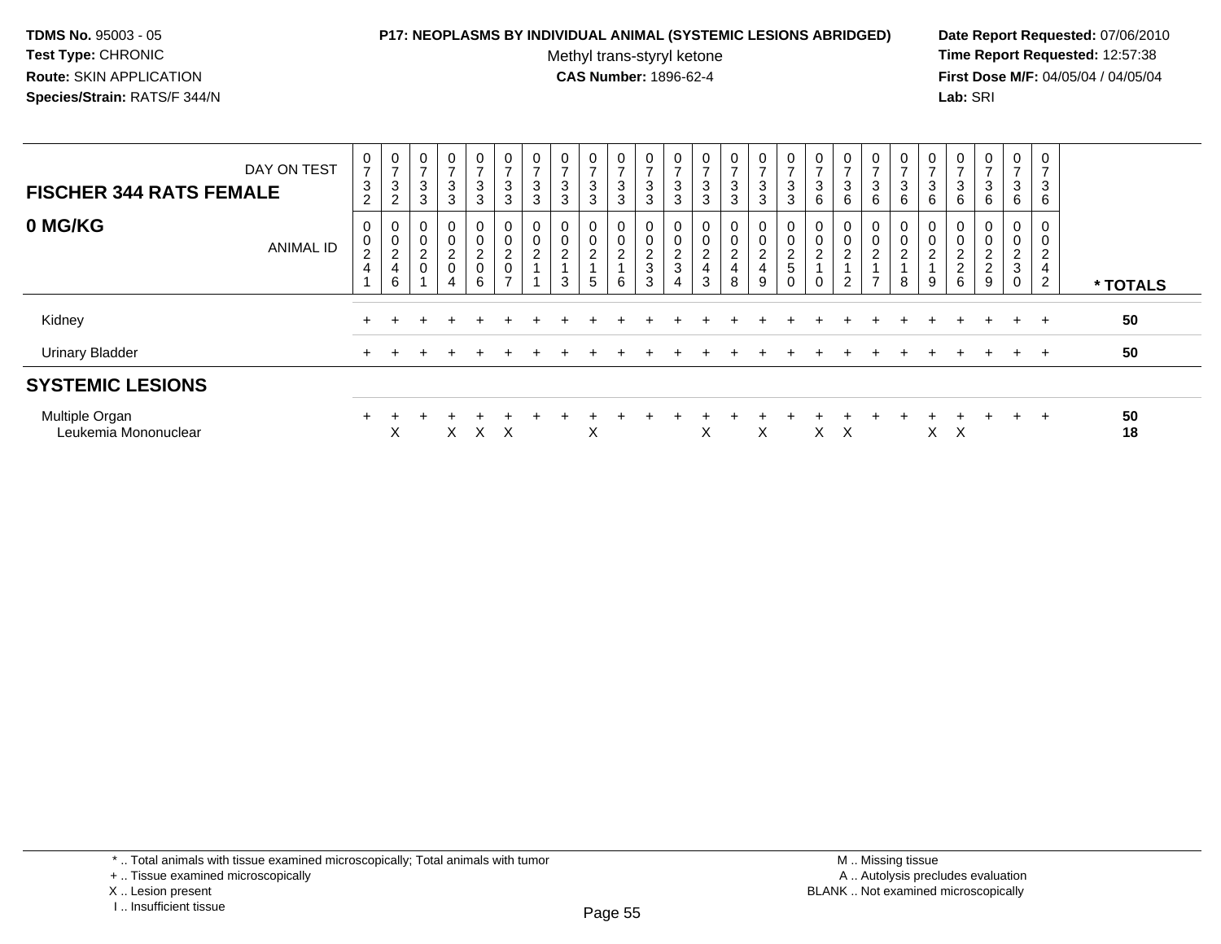**TDMS No.** 95003 - 05
**Test Type:** CHRONIC
**Route:** SKIN APPLICATION
**Species/Strain:** RATS/F 344/N

**P17: NEOPLASMS BY INDIVIDUAL ANIMAL (SYSTEMIC LESIONS ABRIDGED)**
Methyl trans-styryl ketone
**CAS Number:** 1896-62-4

**Date Report Requested:** 07/06/2010
**Time Report Requested:** 12:57:38
**First Dose M/F:** 04/05/04 / 04/05/04
**Lab:** SRI

| FISCHER 344 RATS FEMALE 0 MG/KG | DAY ON TEST | 0732 | 0732 | 0733 | 0733 | 0733 | 0733 | 0733 | 0733 | 0733 | 0733 | 0733 | 0733 | 0733 | 0733 | 0733 | 0733 | 0736 | 0736 | 0736 | 0736 | 0736 | 0736 | 0736 | 0736 | 0736 | |
|---|---|---|---|---|---|---|---|---|---|---|---|---|---|---|---|---|---|---|---|---|---|---|---|---|---|---|---|
| | ANIMAL ID | 00241 | 00246 | 00201 | 00204 | 00206 | 00207 | 00211 | 00213 | 00215 | 00216 | 00233 | 00234 | 00243 | 00248 | 00249 | 00250 | 00210 | 00212 | 00217 | 00218 | 00219 | 00226 | 00229 | 00230 | 00242 | * TOTALS |
| Kidney | | + | + | + | + | + | + | + | + | + | + | + | + | + | + | + | + | + | + | + | + | + | + | + | + | + | 50 |
| Urinary Bladder | | + | + | + | + | + | + | + | + | + | + | + | + | + | + | + | + | + | + | + | + | + | + | + | + | + | 50 |
| **SYSTEMIC LESIONS** | | | | | | | | | | | | | | | | | | | | | | | | | | | |
| Multiple Organ | | + | + | + | + | + | + | + | + | + | + | + | + | + | + | + | + | + | + | + | + | + | + | + | + | + | 50 |
| Leukemia Mononuclear | | | X | | X | X | X | | | X | | | | X | | X | | X | X | | | X | X | | | | 18 |

\* .. Total animals with tissue examined microscopically; Total animals with tumor
\+ .. Tissue examined microscopically
X .. Lesion present
I .. Insufficient tissue

M .. Missing tissue
A .. Autolysis precludes evaluation
BLANK .. Not examined microscopically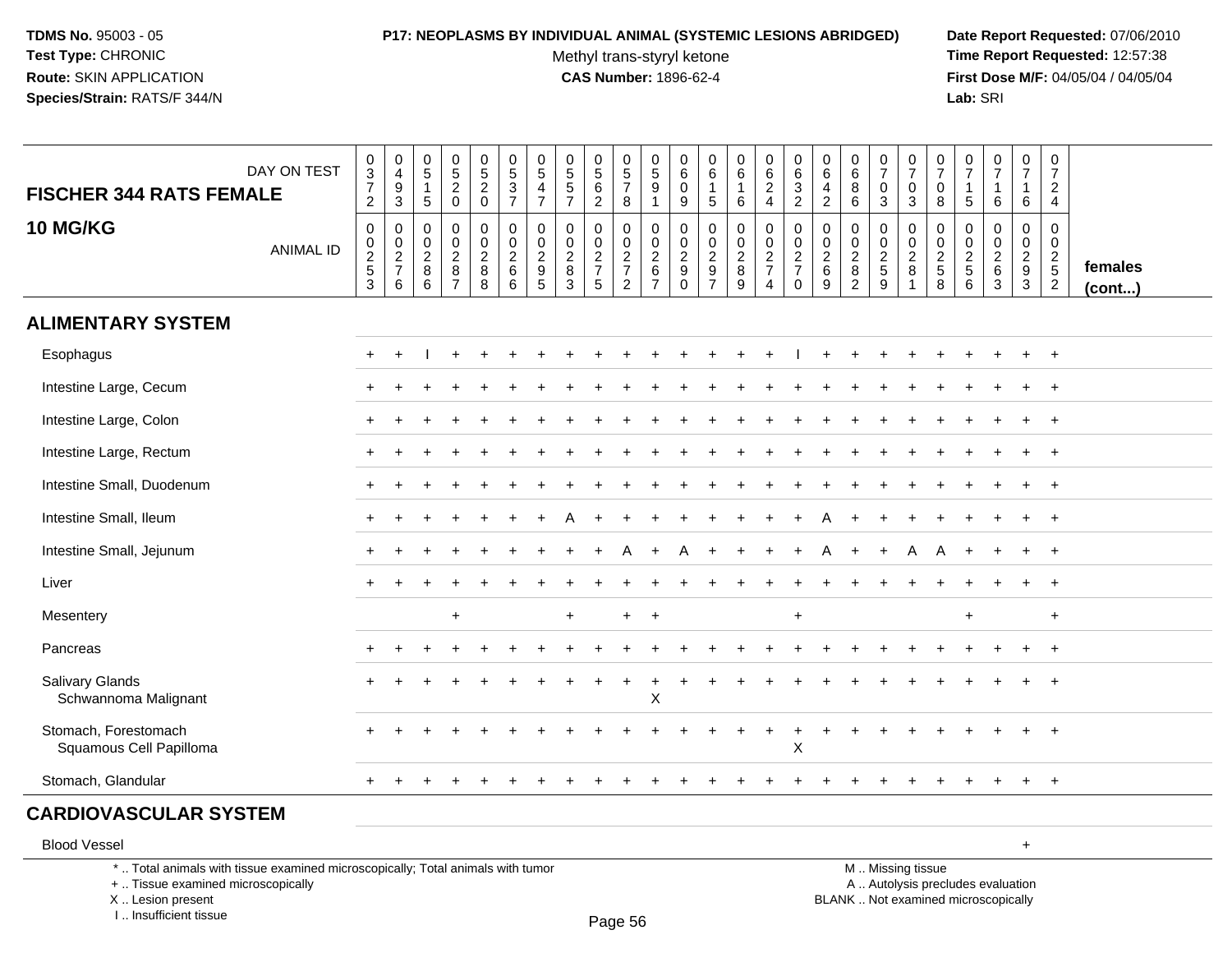**TDMS No.** 95003 - 05
**Test Type:** CHRONIC
**Route:** SKIN APPLICATION
**Species/Strain:** RATS/F 344/N

**P17: NEOPLASMS BY INDIVIDUAL ANIMAL (SYSTEMIC LESIONS ABRIDGED)**
Methyl trans-styryl ketone
**CAS Number:** 1896-62-4

**Date Report Requested:** 07/06/2010
**Time Report Requested:** 12:57:38
**First Dose M/F:** 04/05/04 / 04/05/04
**Lab:** SRI

## FISCHER 344 RATS FEMALE — 10 MG/KG

| DAY ON TEST | 0372 | 0493 | 0515 | 0520 | 0520 | 0537 | 0547 | 0557 | 0562 | 0578 | 0591 | 0609 | 0615 | 0616 | 0624 | 0632 | 0642 | 0686 | 0703 | 0703 | 0708 | 0715 | 0716 | 0716 | 0724 | |
|---|---|---|---|---|---|---|---|---|---|---|---|---|---|---|---|---|---|---|---|---|---|---|---|---|---|---|
| **ANIMAL ID** | 00253 | 00276 | 00286 | 00287 | 00288 | 00266 | 00295 | 00283 | 00275 | 00272 | 00267 | 00290 | 00297 | 00289 | 00274 | 00270 | 00269 | 00282 | 00259 | 00281 | 00258 | 00256 | 00263 | 00293 | 00252 | **females (cont...)** |
| **ALIMENTARY SYSTEM** | | | | | | | | | | | | | | | | | | | | | | | | | | |
| Esophagus | + | + | I | + | + | + | + | + | + | + | + | + | + | + | + | I | + | + | + | + | + | + | + | + | + | |
| Intestine Large, Cecum | + | + | + | + | + | + | + | + | + | + | + | + | + | + | + | + | + | + | + | + | + | + | + | + | + | |
| Intestine Large, Colon | + | + | + | + | + | + | + | + | + | + | + | + | + | + | + | + | + | + | + | + | + | + | + | + | + | |
| Intestine Large, Rectum | + | + | + | + | + | + | + | + | + | + | + | + | + | + | + | + | + | + | + | + | + | + | + | + | + | |
| Intestine Small, Duodenum | + | + | + | + | + | + | + | + | + | + | + | + | + | + | + | + | + | + | + | + | + | + | + | + | + | |
| Intestine Small, Ileum | + | + | + | + | + | + | + | A | + | + | + | + | + | + | + | + | A | + | + | + | + | + | + | + | + | |
| Intestine Small, Jejunum | + | + | + | + | + | + | + | + | + | A | + | A | + | + | + | + | A | + | + | A | A | + | + | + | + | |
| Liver | + | + | + | + | + | + | + | + | + | + | + | + | + | + | + | + | + | + | + | + | + | + | + | + | + | |
| Mesentery | | | | + | | | | + | | + | + | | | | | + | | | | | | + | | | + | |
| Pancreas | + | + | + | + | + | + | + | + | + | + | + | + | + | + | + | + | + | + | + | + | + | + | + | + | + | |
| Salivary Glands | + | + | + | + | + | + | + | + | + | + | + | + | + | + | + | + | + | + | + | + | + | + | + | + | + | |
| Schwannoma Malignant | | | | | | | | | | | X | | | | | | | | | | | | | | | |
| Stomach, Forestomach | + | + | + | + | + | + | + | + | + | + | + | + | + | + | + | + | + | + | + | + | + | + | + | + | + | |
| Squamous Cell Papilloma | | | | | | | | | | | | | | | | X | | | | | | | | | | |
| Stomach, Glandular | + | + | + | + | + | + | + | + | + | + | + | + | + | + | + | + | + | + | + | + | + | + | + | + | + | |
| **CARDIOVASCULAR SYSTEM** | | | | | | | | | | | | | | | | | | | | | | | | | | |
| Blood Vessel | | | | | | | | | | | | | | | | | | | | | | | | + | | |

\* .. Total animals with tissue examined microscopically; Total animals with tumor
\+ .. Tissue examined microscopically
X .. Lesion present
I .. Insufficient tissue

M .. Missing tissue
A .. Autolysis precludes evaluation
BLANK .. Not examined microscopically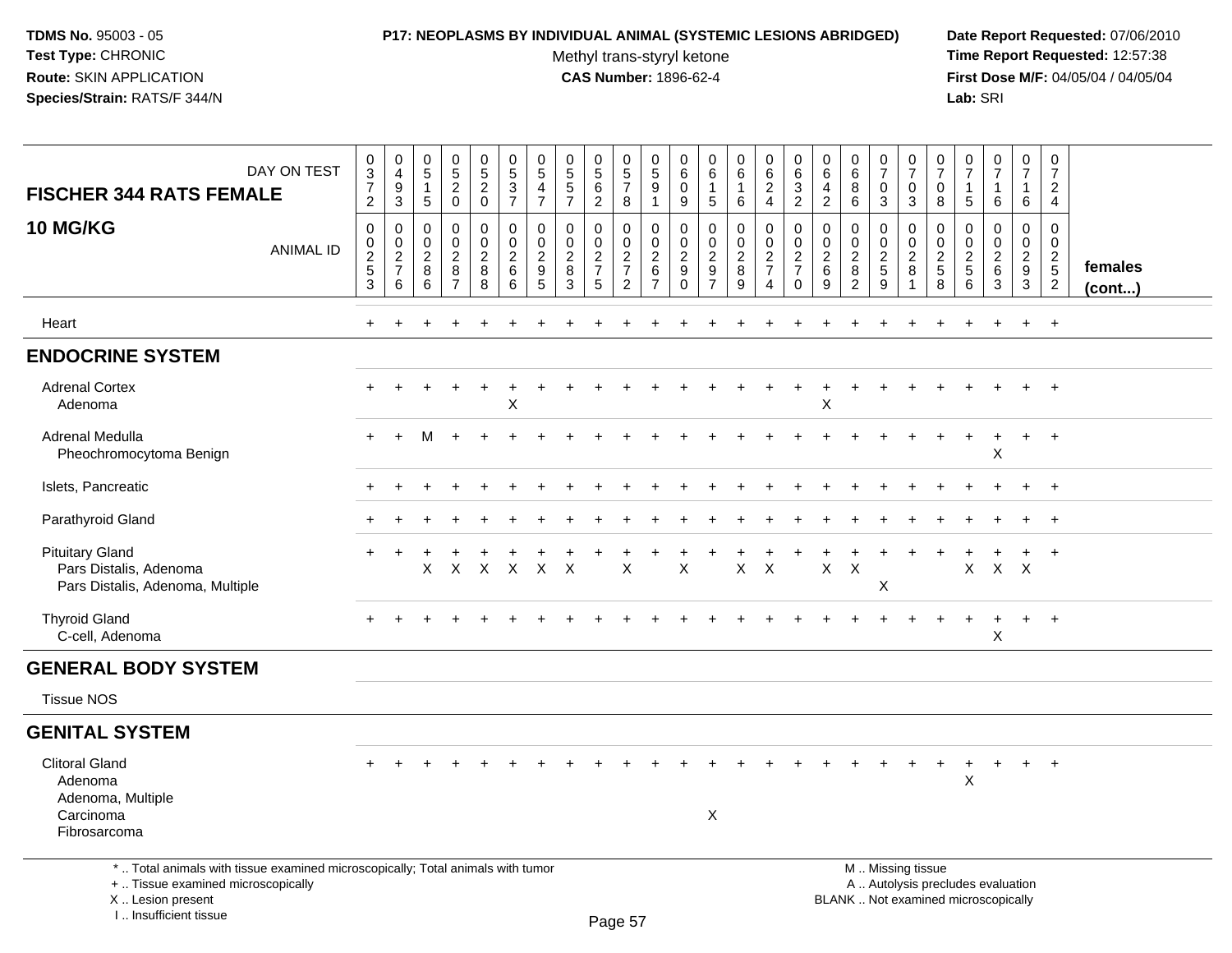TDMS No. 95003 - 05
Test Type: CHRONIC
Route: SKIN APPLICATION
Species/Strain: RATS/F 344/N

**P17: NEOPLASMS BY INDIVIDUAL ANIMAL (SYSTEMIC LESIONS ABRIDGED)**
Methyl trans-styryl ketone
**CAS Number:** 1896-62-4

Date Report Requested: 07/06/2010
Time Report Requested: 12:57:38
First Dose M/F: 04/05/04 / 04/05/04
Lab: SRI

| FISCHER 344 RATS FEMALE — DAY ON TEST | 0372 | 0493 | 0515 | 0520 | 0520 | 0537 | 0547 | 0557 | 0562 | 0578 | 0591 | 0609 | 0615 | 0616 | 0624 | 0632 | 0642 | 0686 | 0703 | 0703 | 0708 | 0715 | 0716 | 0716 | 0724 | |
|---|---|---|---|---|---|---|---|---|---|---|---|---|---|---|---|---|---|---|---|---|---|---|---|---|---|---|
| **10 MG/KG** — ANIMAL ID | 0253 | 0276 | 0286 | 0287 | 0288 | 0266 | 0295 | 0283 | 0275 | 0272 | 0267 | 0290 | 0297 | 0289 | 0274 | 0270 | 0269 | 0282 | 0259 | 0281 | 0258 | 0256 | 0263 | 0293 | 0252 | **females (cont...)** |
| Heart | + | + | + | + | + | + | + | + | + | + | + | + | + | + | + | + | + | + | + | + | + | + | + | + | + | |
| **ENDOCRINE SYSTEM** | | | | | | | | | | | | | | | | | | | | | | | | | | |
| Adrenal Cortex | + | + | + | + | + | + | + | + | + | + | + | + | + | + | + | + | + | + | + | + | + | + | + | + | + | |
| Adenoma | | | | | | X | | | | | | | | | | | X | | | | | | | | | |
| Adrenal Medulla | + | + | M | + | + | + | + | + | + | + | + | + | + | + | + | + | + | + | + | + | + | + | + | + | + | |
| Pheochromocytoma Benign | | | | | | | | | | | | | | | | | | | | | | | X | | | |
| Islets, Pancreatic | + | + | + | + | + | + | + | + | + | + | + | + | + | + | + | + | + | + | + | + | + | + | + | + | + | |
| Parathyroid Gland | + | + | + | + | + | + | + | + | + | + | + | + | + | + | + | + | + | + | + | + | + | + | + | + | + | |
| Pituitary Gland | + | + | + | + | + | + | + | + | + | + | + | + | + | + | + | + | + | + | + | + | + | + | + | + | + | |
| Pars Distalis, Adenoma | | | X | X | X | X | X | X | | X | | X | | X | X | | X | X | | | | X | X | X | | |
| Pars Distalis, Adenoma, Multiple | | | | | | | | | | | | | | | | | | | X | | | | | | | |
| Thyroid Gland | + | + | + | + | + | + | + | + | + | + | + | + | + | + | + | + | + | + | + | + | + | + | + | + | + | |
| C-cell, Adenoma | | | | | | | | | | | | | | | | | | | | | | | X | | | |
| **GENERAL BODY SYSTEM** | | | | | | | | | | | | | | | | | | | | | | | | | | |
| Tissue NOS | | | | | | | | | | | | | | | | | | | | | | | | | | |
| **GENITAL SYSTEM** | | | | | | | | | | | | | | | | | | | | | | | | | | |
| Clitoral Gland | + | + | + | + | + | + | + | + | + | + | + | + | + | + | + | + | + | + | + | + | + | + | + | + | + | |
| Adenoma | | | | | | | | | | | | | | | | | | | | | | X | | | | |
| Adenoma, Multiple | | | | | | | | | | | | | | | | | | | | | | | | | | |
| Carcinoma | | | | | | | | | | | | | X | | | | | | | | | | | | | |
| Fibrosarcoma | | | | | | | | | | | | | | | | | | | | | | | | | | |

* .. Total animals with tissue examined microscopically; Total animals with tumor
+ .. Tissue examined microscopically
X .. Lesion present
I .. Insufficient tissue

M .. Missing tissue
A .. Autolysis precludes evaluation
BLANK .. Not examined microscopically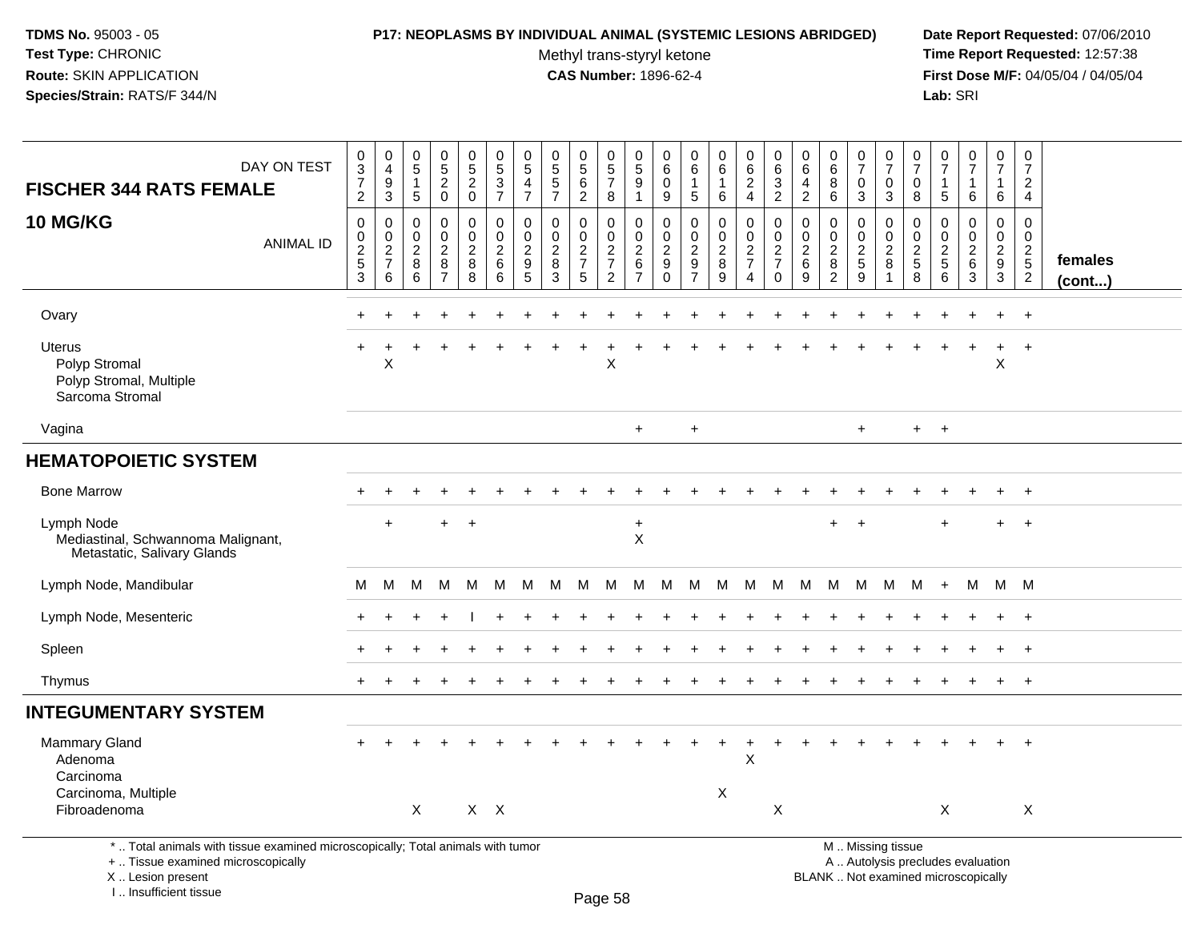TDMS No. 95003 - 05
Test Type: CHRONIC
Route: SKIN APPLICATION
Species/Strain: RATS/F 344/N

**P17: NEOPLASMS BY INDIVIDUAL ANIMAL (SYSTEMIC LESIONS ABRIDGED)**
Methyl trans-styryl ketone
**CAS Number:** 1896-62-4

Date Report Requested: 07/06/2010
Time Report Requested: 12:57:38
First Dose M/F: 04/05/04 / 04/05/04
Lab: SRI

| FISCHER 344 RATS FEMALE 10 MG/KG — DAY ON TEST | 0372 | 0493 | 0515 | 0520 | 0520 | 0537 | 0547 | 0557 | 0562 | 0578 | 0591 | 0609 | 0615 | 0616 | 0624 | 0632 | 0642 | 0686 | 0703 | 0703 | 0708 | 0715 | 0716 | 0716 | 0724 | |
|---|---|---|---|---|---|---|---|---|---|---|---|---|---|---|---|---|---|---|---|---|---|---|---|---|---|---|
| ANIMAL ID | 00253 | 00276 | 00286 | 00287 | 00288 | 00266 | 00295 | 00283 | 00275 | 00272 | 00267 | 00290 | 00297 | 00289 | 00274 | 00270 | 00269 | 00282 | 00259 | 00281 | 00258 | 00256 | 00263 | 00293 | 00252 | females (cont...) |
| Ovary | + | + | + | + | + | + | + | + | + | + | + | + | + | + | + | + | + | + | + | + | + | + | + | + | + | |
| Uterus | + | + | + | + | + | + | + | + | + | + | + | + | + | + | + | + | + | + | + | + | + | + | + | + | + | |
| Polyp Stromal | | X | | | | | | | | X | | | | | | | | | | | | | | X | | |
| Polyp Stromal, Multiple | | | | | | | | | | | | | | | | | | | | | | | | | | |
| Sarcoma Stromal | | | | | | | | | | | | | | | | | | | | | | | | | | |
| Vagina | | | | | | | | | | | + | | + | | | | | | + | | + | + | | | | |
| **HEMATOPOIETIC SYSTEM** | | | | | | | | | | | | | | | | | | | | | | | | | | |
| Bone Marrow | + | + | + | + | + | + | + | + | + | + | + | + | + | + | + | + | + | + | + | + | + | + | + | + | + | |
| Lymph Node | | + | | + | + | | | | | | + | | | | | | | + | + | | | + | | + | + | |
| Mediastinal, Schwannoma Malignant, Metastatic, Salivary Glands | | | | | | | | | | | X | | | | | | | | | | | | | | | |
| Lymph Node, Mandibular | M | M | M | M | M | M | M | M | M | M | M | M | M | M | M | M | M | M | M | M | M | + | M | M | M | |
| Lymph Node, Mesenteric | + | + | + | + | I | + | + | + | + | + | + | + | + | + | + | + | + | + | + | + | + | + | + | + | + | |
| Spleen | + | + | + | + | + | + | + | + | + | + | + | + | + | + | + | + | + | + | + | + | + | + | + | + | + | |
| Thymus | + | + | + | + | + | + | + | + | + | + | + | + | + | + | + | + | + | + | + | + | + | + | + | + | + | |
| **INTEGUMENTARY SYSTEM** | | | | | | | | | | | | | | | | | | | | | | | | | | |
| Mammary Gland | + | + | + | + | + | + | + | + | + | + | + | + | + | + | + | + | + | + | + | + | + | + | + | + | + | |
| Adenoma | | | | | | | | | | | | | | | X | | | | | | | | | | | |
| Carcinoma | | | | | | | | | | | | | | | | | | | | | | | | | | |
| Carcinoma, Multiple | | | | | | | | | | | | | | X | | | | | | | | | | | | |
| Fibroadenoma | | | X | | X | X | | | | | | | | | | X | | | | | | X | | | X | |

\* .. Total animals with tissue examined microscopically; Total animals with tumor
\+ .. Tissue examined microscopically
X .. Lesion present
I .. Insufficient tissue

M .. Missing tissue
A .. Autolysis precludes evaluation
BLANK .. Not examined microscopically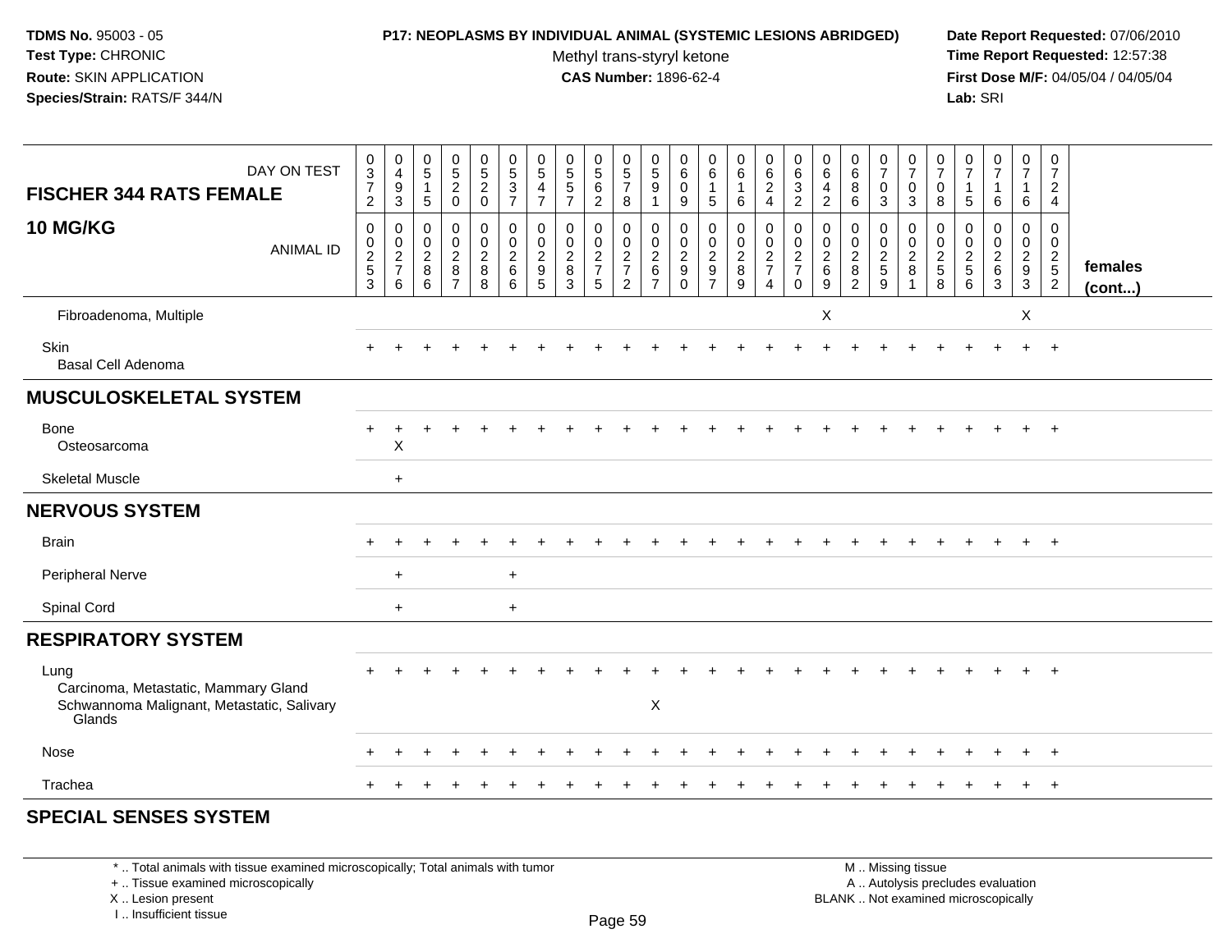**TDMS No.** 95003 - 05
**Test Type:** CHRONIC
**Route:** SKIN APPLICATION
**Species/Strain:** RATS/F 344/N

**P17: NEOPLASMS BY INDIVIDUAL ANIMAL (SYSTEMIC LESIONS ABRIDGED)**
Methyl trans-styryl ketone
**CAS Number:** 1896-62-4

**Date Report Requested:** 07/06/2010
**Time Report Requested:** 12:57:38
**First Dose M/F:** 04/05/04 / 04/05/04
**Lab:** SRI

| FISCHER 344 RATS FEMALE — DAY ON TEST | 0372 | 0493 | 0515 | 0520 | 0520 | 0537 | 0547 | 0557 | 0562 | 0578 | 0591 | 0609 | 0615 | 0616 | 0624 | 0632 | 0642 | 0686 | 0703 | 0703 | 0708 | 0715 | 0716 | 0716 | 0724 | |
|---|---|---|---|---|---|---|---|---|---|---|---|---|---|---|---|---|---|---|---|---|---|---|---|---|---|---|
| **10 MG/KG** — ANIMAL ID | 00253 | 00276 | 00286 | 00287 | 00288 | 00266 | 00295 | 00283 | 00275 | 00272 | 00267 | 00290 | 00297 | 00289 | 00274 | 00270 | 00269 | 00282 | 00259 | 00281 | 00258 | 00256 | 00263 | 00293 | 00252 | **females (cont...)** |
| Fibroadenoma, Multiple | | | | | | | | | | | | | | | | | X | | | | | | | X | | |
| Skin | + | + | + | + | + | + | + | + | + | + | + | + | + | + | + | + | + | + | + | + | + | + | + | + | + | |
| Basal Cell Adenoma | | | | | | | | | | | | | | | | | | | | | | | | | | |
| **MUSCULOSKELETAL SYSTEM** | | | | | | | | | | | | | | | | | | | | | | | | | | |
| Bone | + | + | + | + | + | + | + | + | + | + | + | + | + | + | + | + | + | + | + | + | + | + | + | + | + | |
| Osteosarcoma | | X | | | | | | | | | | | | | | | | | | | | | | | | |
| Skeletal Muscle | | + | | | | | | | | | | | | | | | | | | | | | | | | |
| **NERVOUS SYSTEM** | | | | | | | | | | | | | | | | | | | | | | | | | | |
| Brain | + | + | + | + | + | + | + | + | + | + | + | + | + | + | + | + | + | + | + | + | + | + | + | + | + | |
| Peripheral Nerve | | + | | | | + | | | | | | | | | | | | | | | | | | | | |
| Spinal Cord | | + | | | | + | | | | | | | | | | | | | | | | | | | | |
| **RESPIRATORY SYSTEM** | | | | | | | | | | | | | | | | | | | | | | | | | | |
| Lung | + | + | + | + | + | + | + | + | + | + | + | + | + | + | + | + | + | + | + | + | + | + | + | + | + | |
| Carcinoma, Metastatic, Mammary Gland | | | | | | | | | | | | | | | | | | | | | | | | | | |
| Schwannoma Malignant, Metastatic, Salivary Glands | | | | | | | | | | | X | | | | | | | | | | | | | | | |
| Nose | + | + | + | + | + | + | + | + | + | + | + | + | + | + | + | + | + | + | + | + | + | + | + | + | + | |
| Trachea | + | + | + | + | + | + | + | + | + | + | + | + | + | + | + | + | + | + | + | + | + | + | + | + | + | |
| **SPECIAL SENSES SYSTEM** | | | | | | | | | | | | | | | | | | | | | | | | | | |

\* .. Total animals with tissue examined microscopically; Total animals with tumor
\+ .. Tissue examined microscopically
X .. Lesion present
I .. Insufficient tissue

M .. Missing tissue
A .. Autolysis precludes evaluation
BLANK .. Not examined microscopically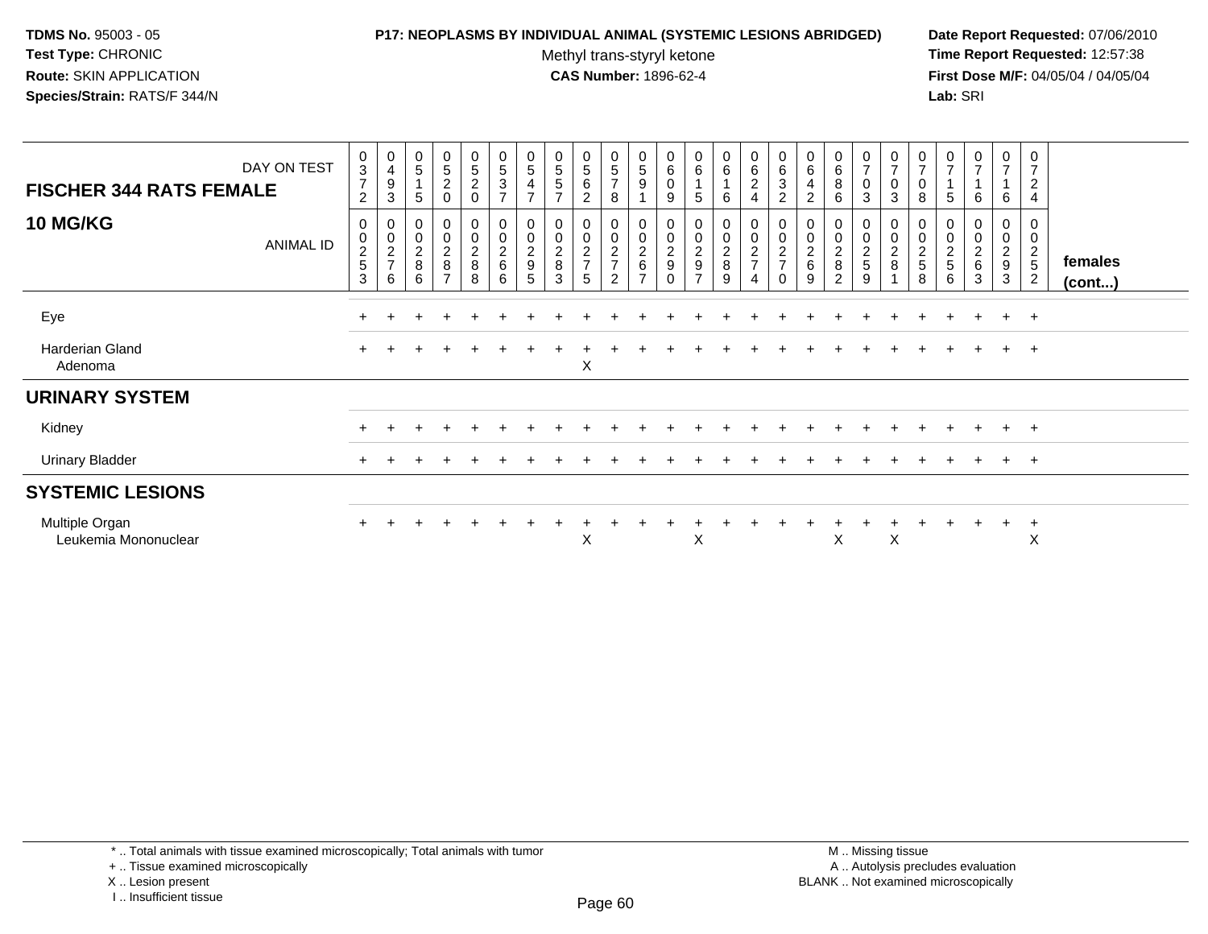TDMS No. 95003 - 05
Test Type: CHRONIC
Route: SKIN APPLICATION
Species/Strain: RATS/F 344/N

**P17: NEOPLASMS BY INDIVIDUAL ANIMAL (SYSTEMIC LESIONS ABRIDGED)**
Methyl trans-styryl ketone
**CAS Number:** 1896-62-4

Date Report Requested: 07/06/2010
Time Report Requested: 12:57:38
First Dose M/F: 04/05/04 / 04/05/04
Lab: SRI

| FISCHER 344 RATS FEMALE — DAY ON TEST | 0372 | 0493 | 0515 | 0520 | 0520 | 0537 | 0547 | 0557 | 0562 | 0578 | 0591 | 0609 | 0615 | 0616 | 0624 | 0632 | 0642 | 0686 | 0703 | 0703 | 0708 | 0715 | 0716 | 0716 | 0724 | |
|---|---|---|---|---|---|---|---|---|---|---|---|---|---|---|---|---|---|---|---|---|---|---|---|---|---|---|
| **10 MG/KG** — ANIMAL ID | 00253 | 00276 | 00286 | 00287 | 00288 | 00266 | 00295 | 00283 | 00275 | 00272 | 00267 | 00290 | 00297 | 00289 | 00274 | 00270 | 00269 | 00282 | 00259 | 00281 | 00258 | 00256 | 00263 | 00293 | 00252 | **females (cont...)** |
| Eye | + | + | + | + | + | + | + | + | + | + | + | + | + | + | + | + | + | + | + | + | + | + | + | + | + | |
| Harderian Gland | + | + | + | + | + | + | + | + | + | + | + | + | + | + | + | + | + | + | + | + | + | + | + | + | + | |
| Adenoma | | | | | | | | | X | | | | | | | | | | | | | | | | | |
| **URINARY SYSTEM** | | | | | | | | | | | | | | | | | | | | | | | | | | |
| Kidney | + | + | + | + | + | + | + | + | + | + | + | + | + | + | + | + | + | + | + | + | + | + | + | + | + | |
| Urinary Bladder | + | + | + | + | + | + | + | + | + | + | + | + | + | + | + | + | + | + | + | + | + | + | + | + | + | |
| **SYSTEMIC LESIONS** | | | | | | | | | | | | | | | | | | | | | | | | | | |
| Multiple Organ | + | + | + | + | + | + | + | + | + | + | + | + | + | + | + | + | + | + | + | + | + | + | + | + | + | |
| Leukemia Mononuclear | | | | | | | | | X | | | | X | | | | | X | | X | | | | | X | |

\* .. Total animals with tissue examined microscopically; Total animals with tumor
\+ .. Tissue examined microscopically
X .. Lesion present
I .. Insufficient tissue

M .. Missing tissue
A .. Autolysis precludes evaluation
BLANK .. Not examined microscopically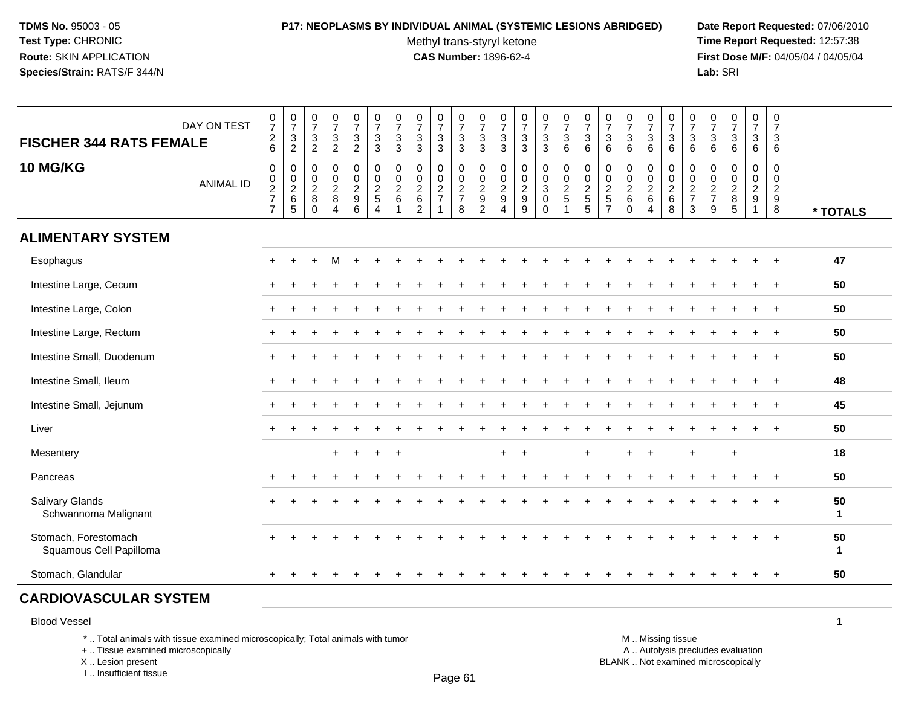**TDMS No.** 95003 - 05
**Test Type:** CHRONIC
**Route:** SKIN APPLICATION
**Species/Strain:** RATS/F 344/N

**P17: NEOPLASMS BY INDIVIDUAL ANIMAL (SYSTEMIC LESIONS ABRIDGED)**
Methyl trans-styryl ketone
**CAS Number:** 1896-62-4

**Date Report Requested:** 07/06/2010
**Time Report Requested:** 12:57:38
**First Dose M/F:** 04/05/04 / 04/05/04
**Lab:** SRI

## FISCHER 344 RATS FEMALE
## 10 MG/KG

| DAY ON TEST | 0726 | 0732 | 0732 | 0732 | 0732 | 0733 | 0733 | 0733 | 0733 | 0733 | 0733 | 0733 | 0733 | 0733 | 0736 | 0736 | 0736 | 0736 | 0736 | 0736 | 0736 | 0736 | 0736 | 0736 | 0736 | |
|---|---|---|---|---|---|---|---|---|---|---|---|---|---|---|---|---|---|---|---|---|---|---|---|---|---|---|
| **ANIMAL ID** | 0277 | 0265 | 0280 | 0284 | 0296 | 0254 | 0261 | 0262 | 0271 | 0278 | 0292 | 0294 | 0299 | 0300 | 0251 | 0255 | 0257 | 0260 | 0264 | 0268 | 0273 | 0279 | 0285 | 0291 | 0298 | *** TOTALS** |
| **ALIMENTARY SYSTEM** | | | | | | | | | | | | | | | | | | | | | | | | | | |
| Esophagus | + | + | + | M | + | + | + | + | + | + | + | + | + | + | + | + | + | + | + | + | + | + | + | + | + | 47 |
| Intestine Large, Cecum | + | + | + | + | + | + | + | + | + | + | + | + | + | + | + | + | + | + | + | + | + | + | + | + | + | 50 |
| Intestine Large, Colon | + | + | + | + | + | + | + | + | + | + | + | + | + | + | + | + | + | + | + | + | + | + | + | + | + | 50 |
| Intestine Large, Rectum | + | + | + | + | + | + | + | + | + | + | + | + | + | + | + | + | + | + | + | + | + | + | + | + | + | 50 |
| Intestine Small, Duodenum | + | + | + | + | + | + | + | + | + | + | + | + | + | + | + | + | + | + | + | + | + | + | + | + | + | 50 |
| Intestine Small, Ileum | + | + | + | + | + | + | + | + | + | + | + | + | + | + | + | + | + | + | + | + | + | + | + | + | + | 48 |
| Intestine Small, Jejunum | + | + | + | + | + | + | + | + | + | + | + | + | + | + | + | + | + | + | + | + | + | + | + | + | + | 45 |
| Liver | + | + | + | + | + | + | + | + | + | + | + | + | + | + | + | + | + | + | + | + | + | + | + | + | + | 50 |
| Mesentery | | | | + | + | + | + | | | | | + | + | | | + | | + | + | | + | | + | | | 18 |
| Pancreas | + | + | + | + | + | + | + | + | + | + | + | + | + | + | + | + | + | + | + | + | + | + | + | + | + | 50 |
| Salivary Glands | + | + | + | + | + | + | + | + | + | + | + | + | + | + | + | + | + | + | + | + | + | + | + | + | + | 50 |
| Schwannoma Malignant | | | | | | | | | | | | | | | | | | | | | | | | | | 1 |
| Stomach, Forestomach | + | + | + | + | + | + | + | + | + | + | + | + | + | + | + | + | + | + | + | + | + | + | + | + | + | 50 |
| Squamous Cell Papilloma | | | | | | | | | | | | | | | | | | | | | | | | | | 1 |
| Stomach, Glandular | + | + | + | + | + | + | + | + | + | + | + | + | + | + | + | + | + | + | + | + | + | + | + | + | + | 50 |
| **CARDIOVASCULAR SYSTEM** | | | | | | | | | | | | | | | | | | | | | | | | | | |
| Blood Vessel | | | | | | | | | | | | | | | | | | | | | | | | | | 1 |

\* .. Total animals with tissue examined microscopically; Total animals with tumor
\+ .. Tissue examined microscopically
X .. Lesion present
I .. Insufficient tissue

M .. Missing tissue
A .. Autolysis precludes evaluation
BLANK .. Not examined microscopically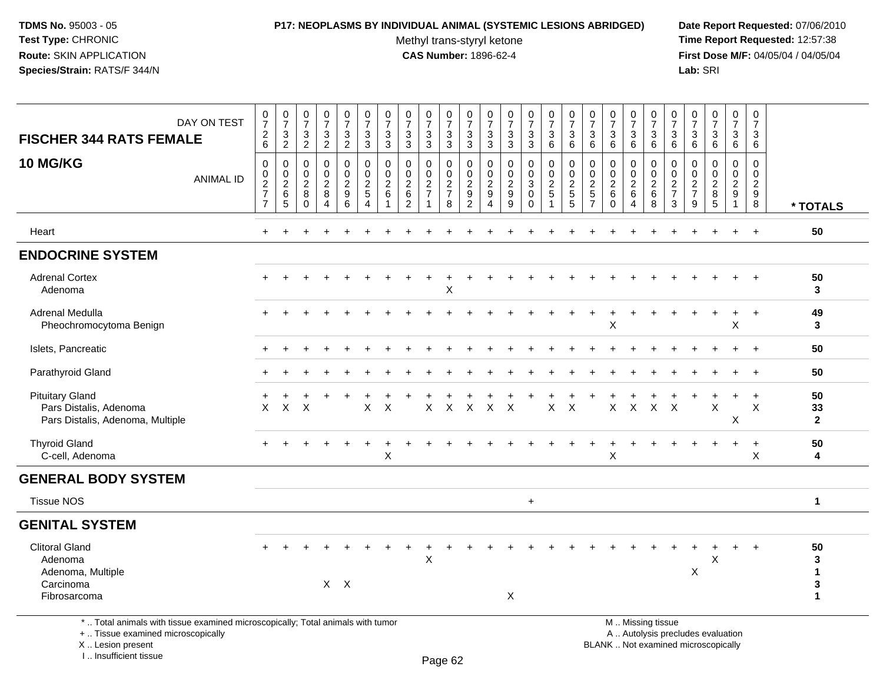**TDMS No.** 95003 - 05
**Test Type:** CHRONIC
**Route:** SKIN APPLICATION
**Species/Strain:** RATS/F 344/N

**P17: NEOPLASMS BY INDIVIDUAL ANIMAL (SYSTEMIC LESIONS ABRIDGED)**
Methyl trans-styryl ketone
**CAS Number:** 1896-62-4

**Date Report Requested:** 07/06/2010
**Time Report Requested:** 12:57:38
**First Dose M/F:** 04/05/04 / 04/05/04
**Lab:** SRI

| FISCHER 344 RATS FEMALE 10 MG/KG | | | | | | | | | | | | | | | | | | | | | | | | | | |
|---|---|---|---|---|---|---|---|---|---|---|---|---|---|---|---|---|---|---|---|---|---|---|---|---|---|---|
| DAY ON TEST | 0726 | 0732 | 0732 | 0732 | 0732 | 0733 | 0733 | 0733 | 0733 | 0733 | 0733 | 0733 | 0733 | 0733 | 0736 | 0736 | 0736 | 0736 | 0736 | 0736 | 0736 | 0736 | 0736 | 0736 | 0736 | |
| ANIMAL ID | 0277 | 0265 | 0280 | 0284 | 0296 | 0254 | 0261 | 0262 | 0271 | 0278 | 0292 | 0294 | 0299 | 0300 | 0251 | 0255 | 0257 | 0260 | 0264 | 0268 | 0273 | 0279 | 0285 | 0291 | 0298 | * TOTALS |
| Heart | + | + | + | + | + | + | + | + | + | + | + | + | + | + | + | + | + | + | + | + | + | + | + | + | + | 50 |
| **ENDOCRINE SYSTEM** | | | | | | | | | | | | | | | | | | | | | | | | | | |
| Adrenal Cortex | + | + | + | + | + | + | + | + | + | + | + | + | + | + | + | + | + | + | + | + | + | + | + | + | + | 50 |
| Adenoma | | | | | | | | | | X | | | | | | | | | | | | | | | | 3 |
| Adrenal Medulla | + | + | + | + | + | + | + | + | + | + | + | + | + | + | + | + | + | + | + | + | + | + | + | + | + | 49 |
| Pheochromocytoma Benign | | | | | | | | | | | | | | | | | | X | | | | | | X | | 3 |
| Islets, Pancreatic | + | + | + | + | + | + | + | + | + | + | + | + | + | + | + | + | + | + | + | + | + | + | + | + | + | 50 |
| Parathyroid Gland | + | + | + | + | + | + | + | + | + | + | + | + | + | + | + | + | + | + | + | + | + | + | + | + | + | 50 |
| Pituitary Gland | + | + | + | + | + | + | + | + | + | + | + | + | + | + | + | + | + | + | + | + | + | + | + | + | + | 50 |
| Pars Distalis, Adenoma | X | X | X | | | X | X | | X | X | X | X | X | | X | X | | X | X | X | X | | X | | X | 33 |
| Pars Distalis, Adenoma, Multiple | | | | | | | | | | | | | | | | | | | | | | | | X | | 2 |
| Thyroid Gland | + | + | + | + | + | + | + | + | + | + | + | + | + | + | + | + | + | + | + | + | + | + | + | + | + | 50 |
| C-cell, Adenoma | | | | | | | X | | | | | | | | | | | X | | | | | | | X | 4 |
| **GENERAL BODY SYSTEM** | | | | | | | | | | | | | | | | | | | | | | | | | | |
| Tissue NOS | | | | | | | | | | | | | | + | | | | | | | | | | | | 1 |
| **GENITAL SYSTEM** | | | | | | | | | | | | | | | | | | | | | | | | | | |
| Clitoral Gland | + | + | + | + | + | + | + | + | + | + | + | + | + | + | + | + | + | + | + | + | + | + | + | + | + | 50 |
| Adenoma | | | | | | | | | X | | | | | | | | | | | | | | X | | | 3 |
| Adenoma, Multiple | | | | | | | | | | | | | | | | | | | | | | X | | | | 1 |
| Carcinoma | | | | X | X | | | | | | | | | | | | | | | | | | | | | 3 |
| Fibrosarcoma | | | | | | | | | | | | | X | | | | | | | | | | | | | 1 |

\* .. Total animals with tissue examined microscopically; Total animals with tumor
\+ .. Tissue examined microscopically
X .. Lesion present
I .. Insufficient tissue

M .. Missing tissue
A .. Autolysis precludes evaluation
BLANK .. Not examined microscopically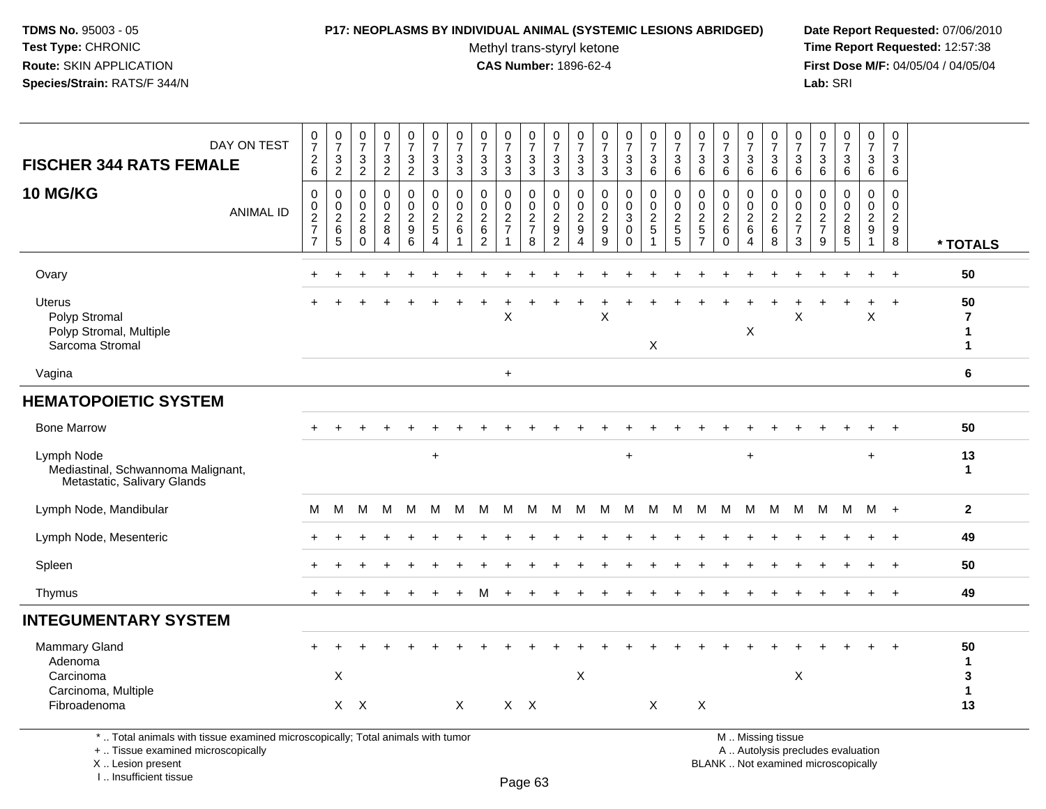**P17: NEOPLASMS BY INDIVIDUAL ANIMAL (SYSTEMIC LESIONS ABRIDGED)**

Methyl trans-styryl ketone

**CAS Number:** 1896-62-4

**TDMS No.** 95003 - 05
**Test Type:** CHRONIC
**Route:** SKIN APPLICATION
**Species/Strain:** RATS/F 344/N

**Date Report Requested:** 07/06/2010
**Time Report Requested:** 12:57:38
**First Dose M/F:** 04/05/04 / 04/05/04
**Lab:** SRI

**FISCHER 344 RATS FEMALE**

**10 MG/KG**

| DAY ON TEST | 0726 | 0732 | 0732 | 0732 | 0732 | 0733 | 0733 | 0733 | 0733 | 0733 | 0733 | 0733 | 0733 | 0733 | 0736 | 0736 | 0736 | 0736 | 0736 | 0736 | 0736 | 0736 | 0736 | 0736 | 0736 | |
|---|---|---|---|---|---|---|---|---|---|---|---|---|---|---|---|---|---|---|---|---|---|---|---|---|---|---|
| **ANIMAL ID** | 00277 | 00265 | 00280 | 00284 | 00296 | 00254 | 00261 | 00262 | 00271 | 00278 | 00292 | 00294 | 00299 | 00300 | 00251 | 00255 | 00257 | 00260 | 00264 | 00268 | 00273 | 00279 | 00285 | 00291 | 00298 | **\* TOTALS** |
| Ovary | + | + | + | + | + | + | + | + | + | + | + | + | + | + | + | + | + | + | + | + | + | + | + | + | + | **50** |
| Uterus | + | + | + | + | + | + | + | + | + | + | + | + | + | + | + | + | + | + | + | + | + | + | + | + | + | **50** |
| Polyp Stromal | | | | | | | | | X | | | | X | | | | | | | | X | | | X | | **7** |
| Polyp Stromal, Multiple | | | | | | | | | | | | | | | | | | | X | | | | | | | **1** |
| Sarcoma Stromal | | | | | | | | | | | | | | | X | | | | | | | | | | | **1** |
| Vagina | | | | | | | | | + | | | | | | | | | | | | | | | | | **6** |
| **HEMATOPOIETIC SYSTEM** | | | | | | | | | | | | | | | | | | | | | | | | | | |
| Bone Marrow | + | + | + | + | + | + | + | + | + | + | + | + | + | + | + | + | + | + | + | + | + | + | + | + | + | **50** |
| Lymph Node | | | | | | + | | | | | | | | + | | | | | + | | | | | + | | **13** |
| Mediastinal, Schwannoma Malignant, Metastatic, Salivary Glands | | | | | | | | | | | | | | | | | | | | | | | | | | **1** |
| Lymph Node, Mandibular | M | M | M | M | M | M | M | M | M | M | M | M | M | M | M | M | M | M | M | M | M | M | M | M | + | **2** |
| Lymph Node, Mesenteric | + | + | + | + | + | + | + | + | + | + | + | + | + | + | + | + | + | + | + | + | + | + | + | + | + | **49** |
| Spleen | + | + | + | + | + | + | + | + | + | + | + | + | + | + | + | + | + | + | + | + | + | + | + | + | + | **50** |
| Thymus | + | + | + | + | + | + | + | M | + | + | + | + | + | + | + | + | + | + | + | + | + | + | + | + | + | **49** |
| **INTEGUMENTARY SYSTEM** | | | | | | | | | | | | | | | | | | | | | | | | | | |
| Mammary Gland | + | + | + | + | + | + | + | + | + | + | + | + | + | + | + | + | + | + | + | + | + | + | + | + | + | **50** |
| Adenoma | | | | | | | | | | | | | | | | | | | | | | | | | | **1** |
| Carcinoma | | X | | | | | | | | | | X | | | | | | | | | X | | | | | **3** |
| Carcinoma, Multiple | | | | | | | | | | | | | | | | | | | | | | | | | | **1** |
| Fibroadenoma | | X | X | | | | X | | X | X | | | | | X | | X | | | | | | | | | **13** |

\* .. Total animals with tissue examined microscopically; Total animals with tumor
\+ .. Tissue examined microscopically
X .. Lesion present
I .. Insufficient tissue

M .. Missing tissue
A .. Autolysis precludes evaluation
BLANK .. Not examined microscopically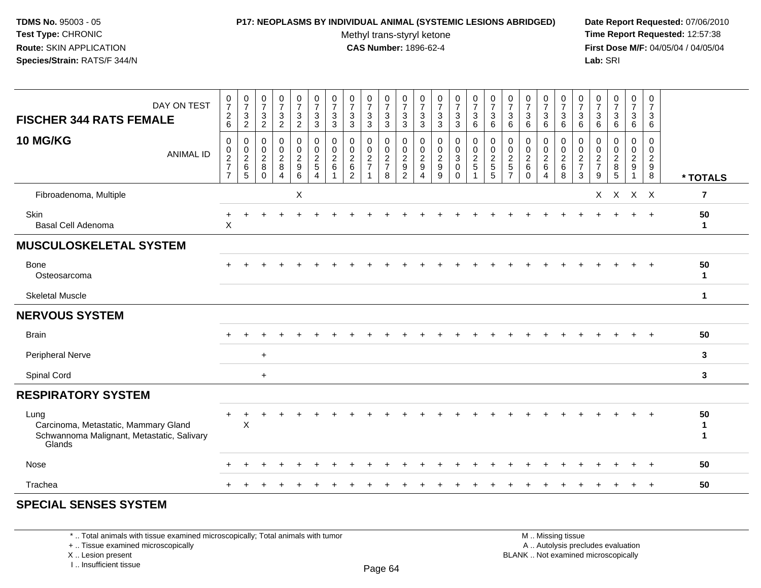**TDMS No.** 95003 - 05
**Test Type:** CHRONIC
**Route:** SKIN APPLICATION
**Species/Strain:** RATS/F 344/N

**P17: NEOPLASMS BY INDIVIDUAL ANIMAL (SYSTEMIC LESIONS ABRIDGED)**
Methyl trans-styryl ketone
**CAS Number:** 1896-62-4

**Date Report Requested:** 07/06/2010
**Time Report Requested:** 12:57:38
**First Dose M/F:** 04/05/04 / 04/05/04
**Lab:** SRI

| FISCHER 344 RATS FEMALE 10 MG/KG | 0726 | 0732 | 0732 | 0732 | 0732 | 0733 | 0733 | 0733 | 0733 | 0733 | 0733 | 0733 | 0733 | 0733 | 0736 | 0736 | 0736 | 0736 | 0736 | 0736 | 0736 | 0736 | 0736 | 0736 | 0736 | |
|---|---|---|---|---|---|---|---|---|---|---|---|---|---|---|---|---|---|---|---|---|---|---|---|---|---|---|
| ANIMAL ID | 00277 | 00265 | 00280 | 00284 | 00296 | 00254 | 00261 | 00262 | 00271 | 00278 | 00292 | 00294 | 00299 | 00300 | 00251 | 00255 | 00257 | 00260 | 00264 | 00268 | 00273 | 00279 | 00285 | 00291 | 00298 | * TOTALS |
| Fibroadenoma, Multiple | | | | | X | | | | | | | | | | | | | | | | | X | X | X | X | 7 |
| Skin | + | + | + | + | + | + | + | + | + | + | + | + | + | + | + | + | + | + | + | + | + | + | + | + | + | 50 |
| Basal Cell Adenoma | X | | | | | | | | | | | | | | | | | | | | | | | | | 1 |
| **MUSCULOSKELETAL SYSTEM** | | | | | | | | | | | | | | | | | | | | | | | | | | |
| Bone | + | + | + | + | + | + | + | + | + | + | + | + | + | + | + | + | + | + | + | + | + | + | + | + | + | 50 |
| Osteosarcoma | | | | | | | | | | | | | | | | | | | | | | | | | | 1 |
| Skeletal Muscle | | | | | | | | | | | | | | | | | | | | | | | | | | 1 |
| **NERVOUS SYSTEM** | | | | | | | | | | | | | | | | | | | | | | | | | | |
| Brain | + | + | + | + | + | + | + | + | + | + | + | + | + | + | + | + | + | + | + | + | + | + | + | + | + | 50 |
| Peripheral Nerve | | | + | | | | | | | | | | | | | | | | | | | | | | | 3 |
| Spinal Cord | | | + | | | | | | | | | | | | | | | | | | | | | | | 3 |
| **RESPIRATORY SYSTEM** | | | | | | | | | | | | | | | | | | | | | | | | | | |
| Lung | + | + | + | + | + | + | + | + | + | + | + | + | + | + | + | + | + | + | + | + | + | + | + | + | + | 50 |
| Carcinoma, Metastatic, Mammary Gland | | X | | | | | | | | | | | | | | | | | | | | | | | | 1 |
| Schwannoma Malignant, Metastatic, Salivary Glands | | | | | | | | | | | | | | | | | | | | | | | | | | 1 |
| Nose | + | + | + | + | + | + | + | + | + | + | + | + | + | + | + | + | + | + | + | + | + | + | + | + | + | 50 |
| Trachea | + | + | + | + | + | + | + | + | + | + | + | + | + | + | + | + | + | + | + | + | + | + | + | + | + | 50 |
| **SPECIAL SENSES SYSTEM** | | | | | | | | | | | | | | | | | | | | | | | | | | |

\* .. Total animals with tissue examined microscopically; Total animals with tumor
\+ .. Tissue examined microscopically
X .. Lesion present
I .. Insufficient tissue

M .. Missing tissue
A .. Autolysis precludes evaluation
BLANK .. Not examined microscopically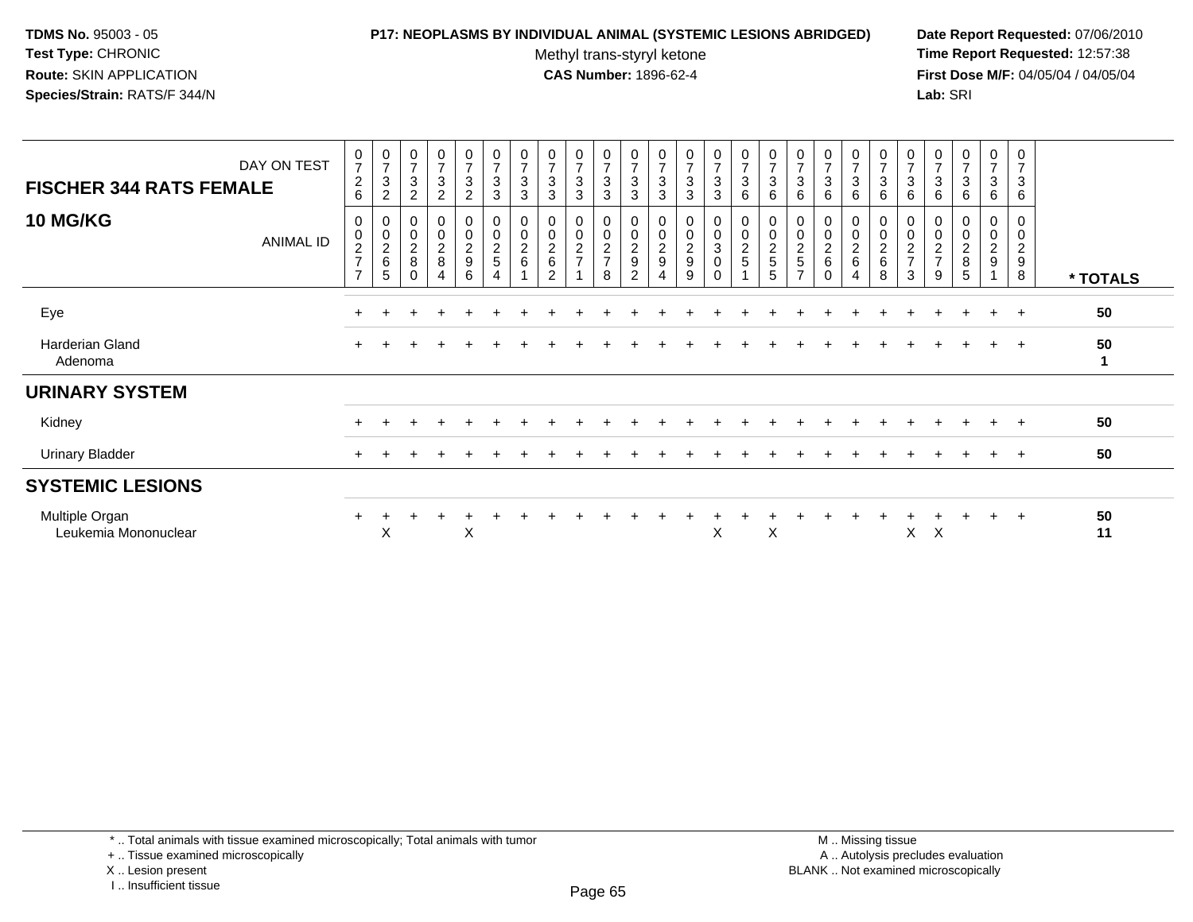**TDMS No.** 95003 - 05
**Test Type:** CHRONIC
**Route:** SKIN APPLICATION
**Species/Strain:** RATS/F 344/N

**P17: NEOPLASMS BY INDIVIDUAL ANIMAL (SYSTEMIC LESIONS ABRIDGED)**
Methyl trans-styryl ketone
**CAS Number:** 1896-62-4

**Date Report Requested:** 07/06/2010
**Time Report Requested:** 12:57:38
**First Dose M/F:** 04/05/04 / 04/05/04
**Lab:** SRI

| FISCHER 344 RATS FEMALE 10 MG/KG | DAY ON TEST | 0726 | 0732 | 0732 | 0732 | 0732 | 0733 | 0733 | 0733 | 0733 | 0733 | 0733 | 0733 | 0733 | 0733 | 0736 | 0736 | 0736 | 0736 | 0736 | 0736 | 0736 | 0736 | 0736 | 0736 | 0736 | |
|---|---|---|---|---|---|---|---|---|---|---|---|---|---|---|---|---|---|---|---|---|---|---|---|---|---|---|---|
| | ANIMAL ID | 0277 | 0265 | 0280 | 0284 | 0296 | 0254 | 0261 | 0262 | 0271 | 0278 | 0292 | 0294 | 0299 | 0300 | 0251 | 0255 | 0257 | 0260 | 0264 | 0268 | 0273 | 0279 | 0285 | 0291 | 0298 | * TOTALS |
| Eye | | + | + | + | + | + | + | + | + | + | + | + | + | + | + | + | + | + | + | + | + | + | + | + | + | + | 50 |
| Harderian Gland | | + | + | + | + | + | + | + | + | + | + | + | + | + | + | + | + | + | + | + | + | + | + | + | + | + | 50 |
| Adenoma | | | | | | | | | | | | | | | | | | | | | | | | | | | 1 |
| **URINARY SYSTEM** | | | | | | | | | | | | | | | | | | | | | | | | | | | |
| Kidney | | + | + | + | + | + | + | + | + | + | + | + | + | + | + | + | + | + | + | + | + | + | + | + | + | + | 50 |
| Urinary Bladder | | + | + | + | + | + | + | + | + | + | + | + | + | + | + | + | + | + | + | + | + | + | + | + | + | + | 50 |
| **SYSTEMIC LESIONS** | | | | | | | | | | | | | | | | | | | | | | | | | | | |
| Multiple Organ | | + | + | + | + | + | + | + | + | + | + | + | + | + | + | + | + | + | + | + | + | + | + | + | + | + | 50 |
| Leukemia Mononuclear | | | X | | | X | | | | | | | | | X | | X | | | | | X | X | | | | 11 |

* .. Total animals with tissue examined microscopically; Total animals with tumor
+ .. Tissue examined microscopically
X .. Lesion present
I .. Insufficient tissue

M .. Missing tissue
A .. Autolysis precludes evaluation
BLANK .. Not examined microscopically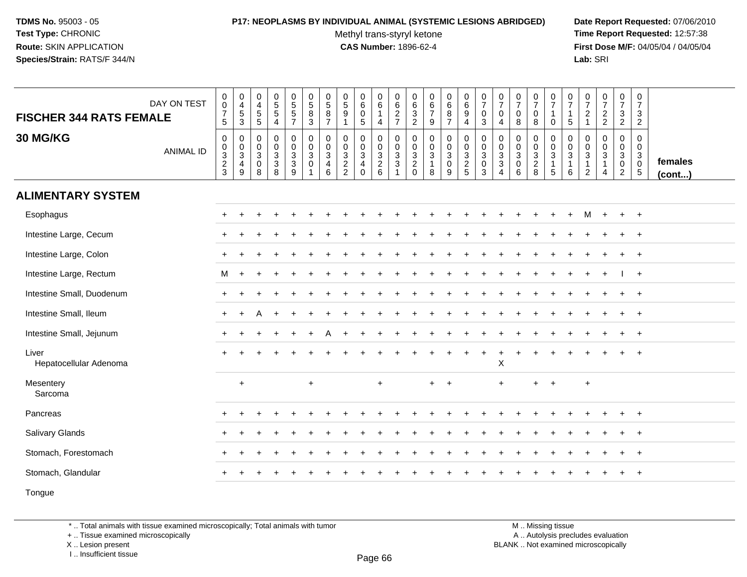**TDMS No.** 95003 - 05
**Test Type:** CHRONIC
**Route:** SKIN APPLICATION
**Species/Strain:** RATS/F 344/N

**P17: NEOPLASMS BY INDIVIDUAL ANIMAL (SYSTEMIC LESIONS ABRIDGED)**
Methyl trans-styryl ketone
**CAS Number:** 1896-62-4

**Date Report Requested:** 07/06/2010
**Time Report Requested:** 12:57:38
**First Dose M/F:** 04/05/04 / 04/05/04
**Lab:** SRI

| FISCHER 344 RATS FEMALE 30 MG/KG | | | | | | | | | | | | | | | | | | | | | | | | | | females (cont...) |
|---|---|---|---|---|---|---|---|---|---|---|---|---|---|---|---|---|---|---|---|---|---|---|---|---|---|---|
| DAY ON TEST | 0075 | 0453 | 0455 | 0554 | 0557 | 0583 | 0587 | 0591 | 0605 | 0614 | 0627 | 0632 | 0679 | 0687 | 0694 | 0703 | 0704 | 0708 | 0708 | 0710 | 0715 | 0721 | 0722 | 0732 | 0732 | |
| ANIMAL ID | 00323 | 00349 | 00308 | 00338 | 00339 | 00301 | 00346 | 00322 | 00340 | 00326 | 00331 | 00320 | 00318 | 00309 | 00325 | 00303 | 00334 | 00306 | 00328 | 00315 | 00316 | 00312 | 00314 | 00302 | 00305 | |
| **ALIMENTARY SYSTEM** | | | | | | | | | | | | | | | | | | | | | | | | | | |
| Esophagus | + | + | + | + | + | + | + | + | + | + | + | + | + | + | + | + | + | + | + | + | + | M | + | + | + | |
| Intestine Large, Cecum | + | + | + | + | + | + | + | + | + | + | + | + | + | + | + | + | + | + | + | + | + | + | + | + | + | |
| Intestine Large, Colon | + | + | + | + | + | + | + | + | + | + | + | + | + | + | + | + | + | + | + | + | + | + | + | + | + | |
| Intestine Large, Rectum | M | + | + | + | + | + | + | + | + | + | + | + | + | + | + | + | + | + | + | + | + | + | + | I | + | |
| Intestine Small, Duodenum | + | + | + | + | + | + | + | + | + | + | + | + | + | + | + | + | + | + | + | + | + | + | + | + | + | |
| Intestine Small, Ileum | + | + | A | + | + | + | + | + | + | + | + | + | + | + | + | + | + | + | + | + | + | + | + | + | + | |
| Intestine Small, Jejunum | + | + | + | + | + | + | A | + | + | + | + | + | + | + | + | + | + | + | + | + | + | + | + | + | + | |
| Liver | + | + | + | + | + | + | + | + | + | + | + | + | + | + | + | + | + | + | + | + | + | + | + | + | + | |
| Hepatocellular Adenoma | | | | | | | | | | | | | | | | | X | | | | | | | | | |
| Mesentery | | + | | | | + | | | | + | | | + | + | | | + | | + | + | | + | | | | |
| Sarcoma | | | | | | | | | | | | | | | | | | | | | | | | | | |
| Pancreas | + | + | + | + | + | + | + | + | + | + | + | + | + | + | + | + | + | + | + | + | + | + | + | + | + | |
| Salivary Glands | + | + | + | + | + | + | + | + | + | + | + | + | + | + | + | + | + | + | + | + | + | + | + | + | + | |
| Stomach, Forestomach | + | + | + | + | + | + | + | + | + | + | + | + | + | + | + | + | + | + | + | + | + | + | + | + | + | |
| Stomach, Glandular | + | + | + | + | + | + | + | + | + | + | + | + | + | + | + | + | + | + | + | + | + | + | + | + | + | |
| Tongue | | | | | | | | | | | | | | | | | | | | | | | | | | |

\* .. Total animals with tissue examined microscopically; Total animals with tumor
\+ .. Tissue examined microscopically
X .. Lesion present
I .. Insufficient tissue

M .. Missing tissue
A .. Autolysis precludes evaluation
BLANK .. Not examined microscopically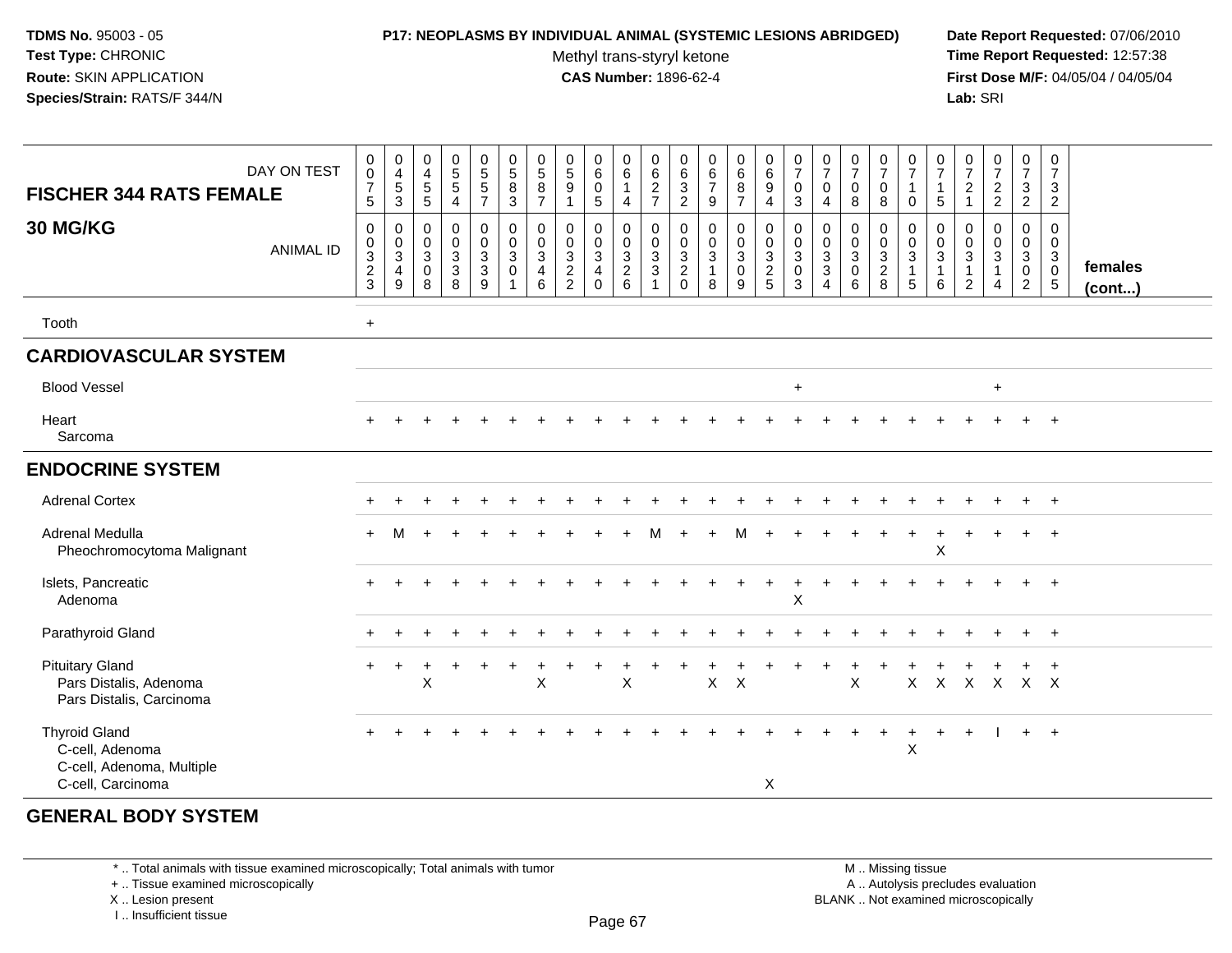**TDMS No.** 95003 - 05
**Test Type:** CHRONIC
**Route:** SKIN APPLICATION
**Species/Strain:** RATS/F 344/N

**P17: NEOPLASMS BY INDIVIDUAL ANIMAL (SYSTEMIC LESIONS ABRIDGED)**
Methyl trans-styryl ketone
**CAS Number:** 1896-62-4

**Date Report Requested:** 07/06/2010
**Time Report Requested:** 12:57:38
**First Dose M/F:** 04/05/04 / 04/05/04
**Lab:** SRI

| FISCHER 344 RATS FEMALE 30 MG/KG | DAY ON TEST | 0075 | 0453 | 0455 | 0554 | 0557 | 0583 | 0587 | 0591 | 0605 | 0614 | 0627 | 0632 | 0679 | 0687 | 0694 | 0703 | 0704 | 0708 | 0708 | 0710 | 0715 | 0721 | 0722 | 0732 | 0732 | |
|---|---|---|---|---|---|---|---|---|---|---|---|---|---|---|---|---|---|---|---|---|---|---|---|---|---|---|---|
| | ANIMAL ID | 0032 3 | 0034 9 | 0030 8 | 0033 8 | 0033 9 | 0030 1 | 0034 6 | 0032 2 | 0034 0 | 0032 6 | 0033 1 | 0032 0 | 0031 8 | 0030 9 | 0032 5 | 0030 3 | 0033 4 | 0030 6 | 0032 8 | 0031 5 | 0031 6 | 0031 2 | 0031 4 | 0030 2 | 0030 5 | **females (cont...)** |
| Tooth | | + | | | | | | | | | | | | | | | | | | | | | | | | | |
| **CARDIOVASCULAR SYSTEM** | | | | | | | | | | | | | | | | | | | | | | | | | | | |
| Blood Vessel | | | | | | | | | | | | | | | | | + | | | | | | | + | | | |
| Heart | | + | + | + | + | + | + | + | + | + | + | + | + | + | + | + | + | + | + | + | + | + | + | + | + | + | |
| Sarcoma | | | | | | | | | | | | | | | | | | | | | | | | | | | |
| **ENDOCRINE SYSTEM** | | | | | | | | | | | | | | | | | | | | | | | | | | | |
| Adrenal Cortex | | + | + | + | + | + | + | + | + | + | + | + | + | + | + | + | + | + | + | + | + | + | + | + | + | + | |
| Adrenal Medulla | | + | M | + | + | + | + | + | + | + | + | M | + | + | M | + | + | + | + | + | + | + | + | + | + | + | |
| Pheochromocytoma Malignant | | | | | | | | | | | | | | | | | | | | | | X | | | | | |
| Islets, Pancreatic | | + | + | + | + | + | + | + | + | + | + | + | + | + | + | + | + | + | + | + | + | + | + | + | + | + | |
| Adenoma | | | | | | | | | | | | | | | | | X | | | | | | | | | | |
| Parathyroid Gland | | + | + | + | + | + | + | + | + | + | + | + | + | + | + | + | + | + | + | + | + | + | + | + | + | + | |
| Pituitary Gland | | + | + | + | + | + | + | + | + | + | + | + | + | + | + | + | + | + | + | + | + | + | + | + | + | + | |
| Pars Distalis, Adenoma | | | | X | | | | X | | | X | | | X | X | | | | X | | X | X | X | X | X | X | |
| Pars Distalis, Carcinoma | | | | | | | | | | | | | | | | | | | | | | | | | | | |
| Thyroid Gland | | + | + | + | + | + | + | + | + | + | + | + | + | + | + | + | + | + | + | + | + | + | + | I | + | + | |
| C-cell, Adenoma | | | | | | | | | | | | | | | | | | | | | X | | | | | | |
| C-cell, Adenoma, Multiple | | | | | | | | | | | | | | | | | | | | | | | | | | | |
| C-cell, Carcinoma | | | | | | | | | | | | | | | | X | | | | | | | | | | | |
| **GENERAL BODY SYSTEM** | | | | | | | | | | | | | | | | | | | | | | | | | | | |

\* .. Total animals with tissue examined microscopically; Total animals with tumor
\+ .. Tissue examined microscopically
X .. Lesion present
I .. Insufficient tissue

M .. Missing tissue
A .. Autolysis precludes evaluation
BLANK .. Not examined microscopically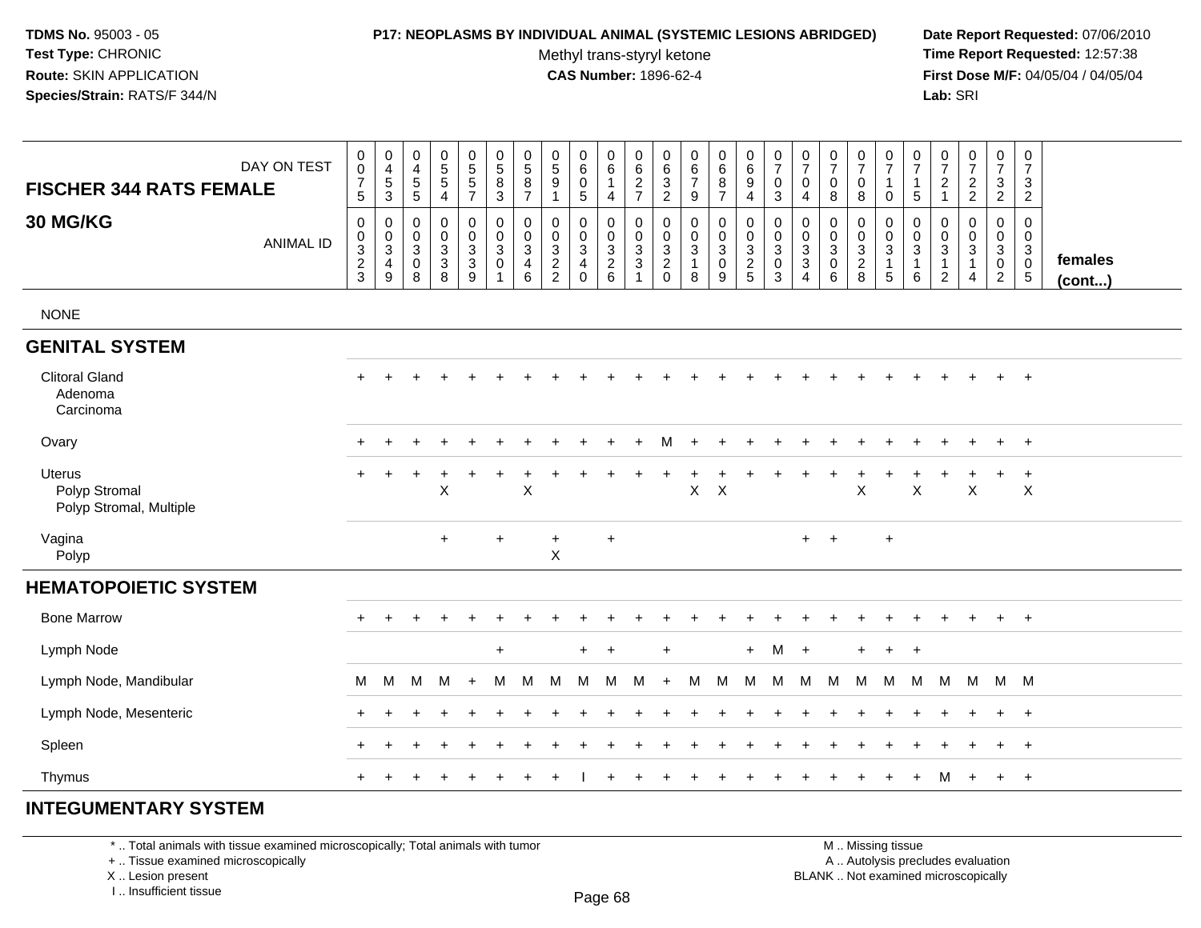**TDMS No.** 95003 - 05
**Test Type:** CHRONIC
**Route:** SKIN APPLICATION
**Species/Strain:** RATS/F 344/N

**P17: NEOPLASMS BY INDIVIDUAL ANIMAL (SYSTEMIC LESIONS ABRIDGED)**
Methyl trans-styryl ketone
**CAS Number:** 1896-62-4

**Date Report Requested:** 07/06/2010
**Time Report Requested:** 12:57:38
**First Dose M/F:** 04/05/04 / 04/05/04
**Lab:** SRI

| FISCHER 344 RATS FEMALE 30 MG/KG — DAY ON TEST | 0075 | 0453 | 0455 | 0554 | 0557 | 0583 | 0587 | 0591 | 0605 | 0614 | 0627 | 0632 | 0679 | 0687 | 0694 | 0703 | 0704 | 0708 | 0708 | 0710 | 0715 | 0721 | 0722 | 0732 | 0732 | |
|---|---|---|---|---|---|---|---|---|---|---|---|---|---|---|---|---|---|---|---|---|---|---|---|---|---|---|
| ANIMAL ID | 00323 | 00349 | 00308 | 00338 | 00339 | 00301 | 00346 | 00322 | 00340 | 00326 | 00331 | 00320 | 00318 | 00309 | 00325 | 00303 | 00334 | 00306 | 00328 | 00315 | 00316 | 00312 | 00314 | 00302 | 00305 | females (cont...) |
| NONE | | | | | | | | | | | | | | | | | | | | | | | | | | |
| **GENITAL SYSTEM** | | | | | | | | | | | | | | | | | | | | | | | | | | |
| Clitoral Gland | + | + | + | + | + | + | + | + | + | + | + | + | + | + | + | + | + | + | + | + | + | + | + | + | + | |
| Adenoma | | | | | | | | | | | | | | | | | | | | | | | | | | |
| Carcinoma | | | | | | | | | | | | | | | | | | | | | | | | | | |
| Ovary | + | + | + | + | + | + | + | + | + | + | + | M | + | + | + | + | + | + | + | + | + | + | + | + | + | |
| Uterus | + | + | + | + | + | + | + | + | + | + | + | + | + | + | + | + | + | + | + | + | + | + | + | + | + | |
| Polyp Stromal | | | | X | | | X | | | | | | X | X | | | | | X | | X | | X | | X | |
| Polyp Stromal, Multiple | | | | | | | | | | | | | | | | | | | | | | | | | | |
| Vagina | | | | + | | + | | + | | + | | | | | | | + | + | | + | | | | | | |
| Polyp | | | | | | | | X | | | | | | | | | | | | | | | | | | |
| **HEMATOPOIETIC SYSTEM** | | | | | | | | | | | | | | | | | | | | | | | | | | |
| Bone Marrow | + | + | + | + | + | + | + | + | + | + | + | + | + | + | + | + | + | + | + | + | + | + | + | + | + | |
| Lymph Node | | | | | | + | | | + | + | | + | | | + | M | + | | + | + | + | | | | | |
| Lymph Node, Mandibular | M | M | M | M | + | M | M | M | M | M | M | + | M | M | M | M | M | M | M | M | M | M | M | M | M | |
| Lymph Node, Mesenteric | + | + | + | + | + | + | + | + | + | + | + | + | + | + | + | + | + | + | + | + | + | + | + | + | + | |
| Spleen | + | + | + | + | + | + | + | + | + | + | + | + | + | + | + | + | + | + | + | + | + | + | + | + | + | |
| Thymus | + | + | + | + | + | + | + | + | I | + | + | + | + | + | + | + | + | + | + | + | + | M | + | + | + | |
| **INTEGUMENTARY SYSTEM** | | | | | | | | | | | | | | | | | | | | | | | | | | |

\* .. Total animals with tissue examined microscopically; Total animals with tumor
\+ .. Tissue examined microscopically
X .. Lesion present
I .. Insufficient tissue

M .. Missing tissue
A .. Autolysis precludes evaluation
BLANK .. Not examined microscopically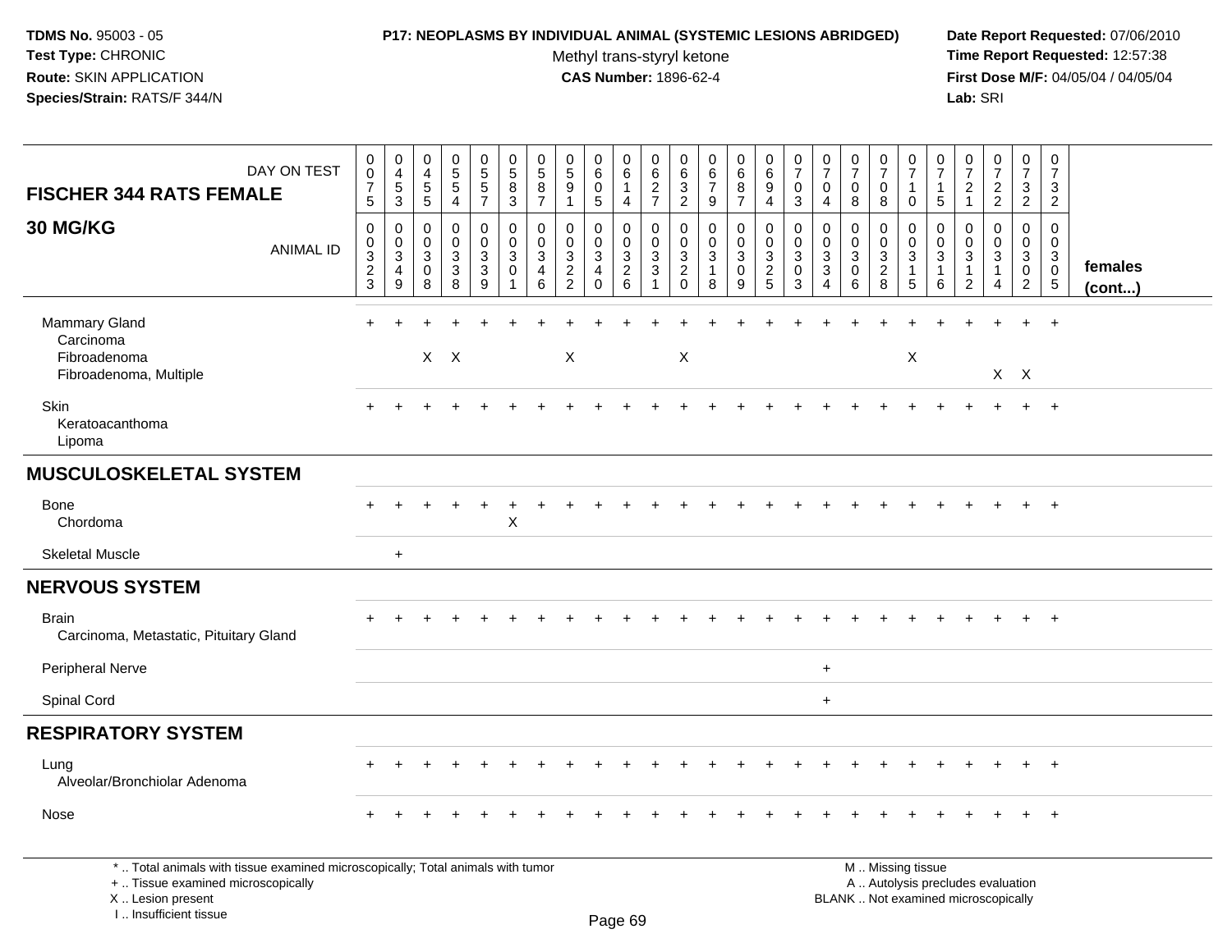**TDMS No.** 95003 - 05
**Test Type:** CHRONIC
**Route:** SKIN APPLICATION
**Species/Strain:** RATS/F 344/N

**P17: NEOPLASMS BY INDIVIDUAL ANIMAL (SYSTEMIC LESIONS ABRIDGED)**
Methyl trans-styryl ketone
**CAS Number:** 1896-62-4

**Date Report Requested:** 07/06/2010
**Time Report Requested:** 12:57:38
**First Dose M/F:** 04/05/04 / 04/05/04
**Lab:** SRI

## FISCHER 344 RATS FEMALE — 30 MG/KG

| DAY ON TEST | 0075 | 0453 | 0455 | 0554 | 0557 | 0583 | 0587 | 0591 | 0605 | 0614 | 0627 | 0632 | 0679 | 0687 | 0694 | 0703 | 0704 | 0708 | 0708 | 0710 | 0715 | 0721 | 0722 | 0732 | 0732 | |
|---|---|---|---|---|---|---|---|---|---|---|---|---|---|---|---|---|---|---|---|---|---|---|---|---|---|---|
| **ANIMAL ID** | 00323 | 00349 | 00308 | 00338 | 00339 | 00301 | 00346 | 00322 | 00340 | 00326 | 00331 | 00320 | 00318 | 00309 | 00325 | 00303 | 00334 | 00306 | 00328 | 00315 | 00316 | 00312 | 00314 | 00302 | 00305 | **females (cont...)** |
| Mammary Gland | + | + | + | + | + | + | + | + | + | + | + | + | + | + | + | + | + | + | + | + | + | + | + | + | + | |
| Carcinoma | | | | | | | | | | | | | | | | | | | | | | | | | | |
| Fibroadenoma | | | X | X | | | | X | | | | X | | | | | | | | X | | | | | | |
| Fibroadenoma, Multiple | | | | | | | | | | | | | | | | | | | | | | | X | X | | |
| Skin | + | + | + | + | + | + | + | + | + | + | + | + | + | + | + | + | + | + | + | + | + | + | + | + | + | |
| Keratoacanthoma | | | | | | | | | | | | | | | | | | | | | | | | | | |
| Lipoma | | | | | | | | | | | | | | | | | | | | | | | | | | |
| **MUSCULOSKELETAL SYSTEM** | | | | | | | | | | | | | | | | | | | | | | | | | | |
| Bone | + | + | + | + | + | + | + | + | + | + | + | + | + | + | + | + | + | + | + | + | + | + | + | + | + | |
| Chordoma | | | | | | X | | | | | | | | | | | | | | | | | | | | |
| Skeletal Muscle | | + | | | | | | | | | | | | | | | | | | | | | | | | |
| **NERVOUS SYSTEM** | | | | | | | | | | | | | | | | | | | | | | | | | | |
| Brain | + | + | + | + | + | + | + | + | + | + | + | + | + | + | + | + | + | + | + | + | + | + | + | + | + | |
| Carcinoma, Metastatic, Pituitary Gland | | | | | | | | | | | | | | | | | | | | | | | | | | |
| Peripheral Nerve | | | | | | | | | | | | | | | | | + | | | | | | | | | |
| Spinal Cord | | | | | | | | | | | | | | | | | + | | | | | | | | | |
| **RESPIRATORY SYSTEM** | | | | | | | | | | | | | | | | | | | | | | | | | | |
| Lung | + | + | + | + | + | + | + | + | + | + | + | + | + | + | + | + | + | + | + | + | + | + | + | + | + | |
| Alveolar/Bronchiolar Adenoma | | | | | | | | | | | | | | | | | | | | | | | | | | |
| Nose | + | + | + | + | + | + | + | + | + | + | + | + | + | + | + | + | + | + | + | + | + | + | + | + | + | |

\* .. Total animals with tissue examined microscopically; Total animals with tumor
\+ .. Tissue examined microscopically
X .. Lesion present
I .. Insufficient tissue

M .. Missing tissue
A .. Autolysis precludes evaluation
BLANK .. Not examined microscopically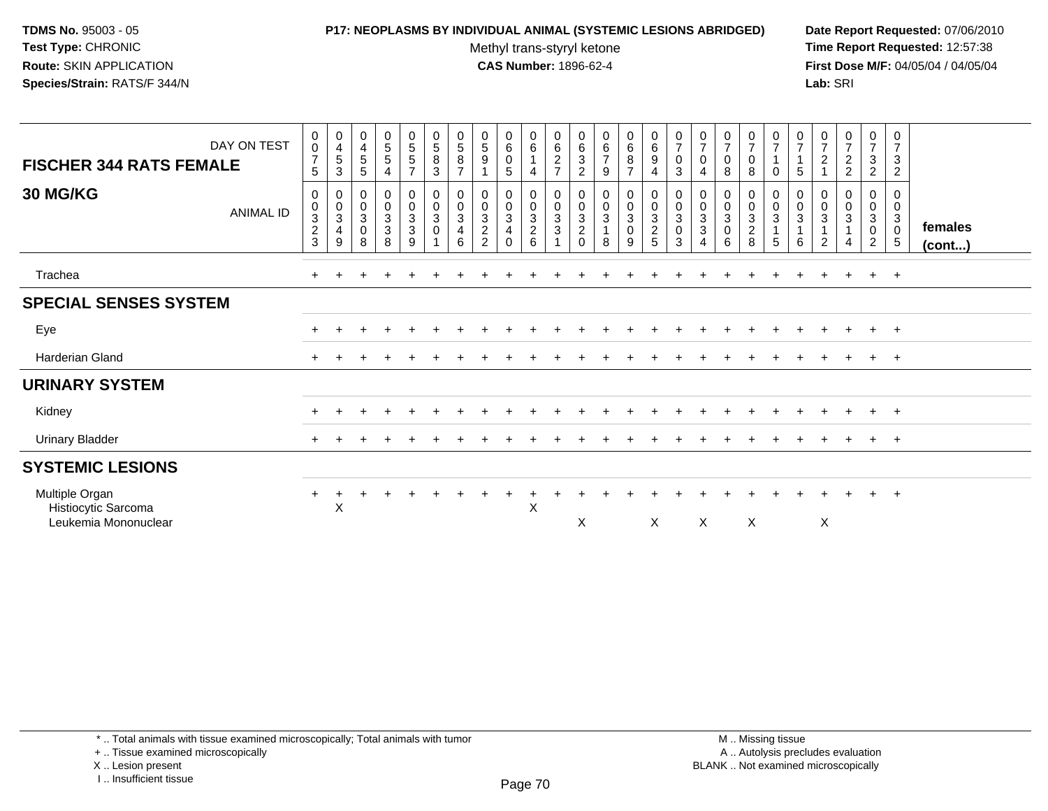**TDMS No.** 95003 - 05
**Test Type:** CHRONIC
**Route:** SKIN APPLICATION
**Species/Strain:** RATS/F 344/N

**P17: NEOPLASMS BY INDIVIDUAL ANIMAL (SYSTEMIC LESIONS ABRIDGED)**
Methyl trans-styryl ketone
**CAS Number:** 1896-62-4

**Date Report Requested:** 07/06/2010
**Time Report Requested:** 12:57:38
**First Dose M/F:** 04/05/04 / 04/05/04
**Lab:** SRI

| FISCHER 344 RATS FEMALE 30 MG/KG | DAY ON TEST | 0075 | 0453 | 0455 | 0554 | 0557 | 0583 | 0587 | 0591 | 0605 | 0614 | 0627 | 0632 | 0679 | 0687 | 0694 | 0703 | 0704 | 0708 | 0708 | 0710 | 0715 | 0721 | 0722 | 0732 | 0732 | |
|---|---|---|---|---|---|---|---|---|---|---|---|---|---|---|---|---|---|---|---|---|---|---|---|---|---|---|---|
| | ANIMAL ID | 0323 | 0349 | 0308 | 0338 | 0339 | 0301 | 0346 | 0322 | 0340 | 0326 | 0331 | 0320 | 0318 | 0309 | 0325 | 0303 | 0334 | 0306 | 0328 | 0315 | 0316 | 0312 | 0314 | 0302 | 0305 | females (cont...) |
| Trachea | | + | + | + | + | + | + | + | + | + | + | + | + | + | + | + | + | + | + | + | + | + | + | + | + | + | |
| **SPECIAL SENSES SYSTEM** | | | | | | | | | | | | | | | | | | | | | | | | | | | |
| Eye | | + | + | + | + | + | + | + | + | + | + | + | + | + | + | + | + | + | + | + | + | + | + | + | + | + | |
| Harderian Gland | | + | + | + | + | + | + | + | + | + | + | + | + | + | + | + | + | + | + | + | + | + | + | + | + | + | |
| **URINARY SYSTEM** | | | | | | | | | | | | | | | | | | | | | | | | | | | |
| Kidney | | + | + | + | + | + | + | + | + | + | + | + | + | + | + | + | + | + | + | + | + | + | + | + | + | + | |
| Urinary Bladder | | + | + | + | + | + | + | + | + | + | + | + | + | + | + | + | + | + | + | + | + | + | + | + | + | + | |
| **SYSTEMIC LESIONS** | | | | | | | | | | | | | | | | | | | | | | | | | | | |
| Multiple Organ | | + | + | + | + | + | + | + | + | + | + | + | + | + | + | + | + | + | + | + | + | + | + | + | + | + | |
| Histiocytic Sarcoma | | | X | | | | | | | | X | | | | | | | | | | | | | | | | |
| Leukemia Mononuclear | | | | | | | | | | | | | X | | | X | | X | | X | | | X | | | | |

\* .. Total animals with tissue examined microscopically; Total animals with tumor
+ .. Tissue examined microscopically
X .. Lesion present
I .. Insufficient tissue

M .. Missing tissue
A .. Autolysis precludes evaluation
BLANK .. Not examined microscopically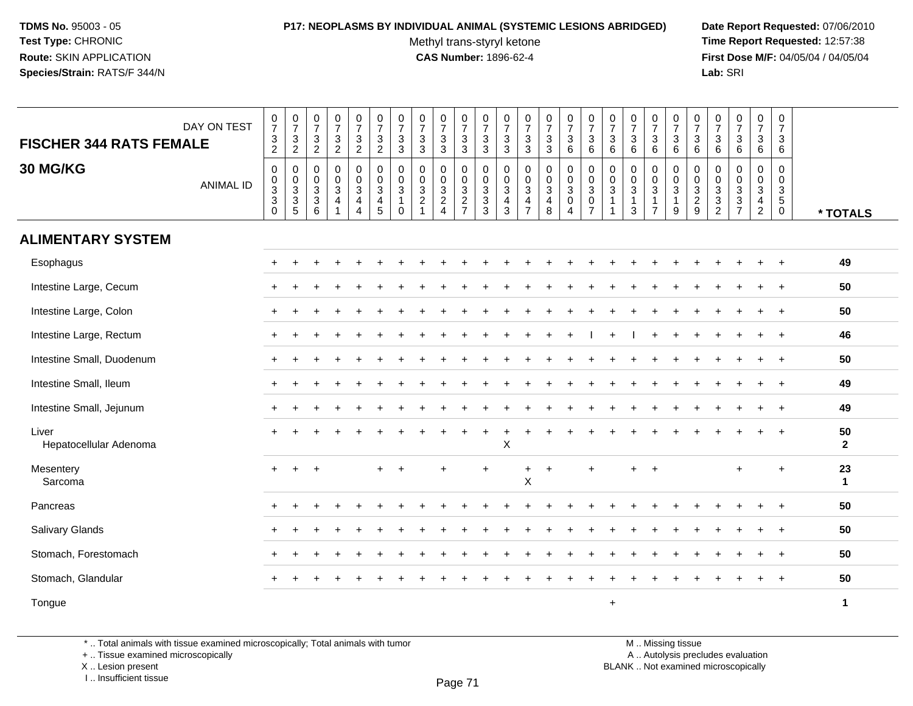**TDMS No.** 95003 - 05
**Test Type:** CHRONIC
**Route:** SKIN APPLICATION
**Species/Strain:** RATS/F 344/N

**P17: NEOPLASMS BY INDIVIDUAL ANIMAL (SYSTEMIC LESIONS ABRIDGED)**
Methyl trans-styryl ketone
**CAS Number:** 1896-62-4

**Date Report Requested:** 07/06/2010
**Time Report Requested:** 12:57:38
**First Dose M/F:** 04/05/04 / 04/05/04
**Lab:** SRI

| FISCHER 344 RATS FEMALE 30 MG/KG | | | | | | | | | | | | | | | | | | | | | | | | | | |
|---|---|---|---|---|---|---|---|---|---|---|---|---|---|---|---|---|---|---|---|---|---|---|---|---|---|---|
| DAY ON TEST | 0732 | 0732 | 0732 | 0732 | 0732 | 0732 | 0733 | 0733 | 0733 | 0733 | 0733 | 0733 | 0733 | 0733 | 0736 | 0736 | 0736 | 0736 | 0736 | 0736 | 0736 | 0736 | 0736 | 0736 | 0736 | |
| ANIMAL ID | 00330 | 00335 | 00336 | 00341 | 00344 | 00345 | 00310 | 00321 | 00324 | 00327 | 00333 | 00343 | 00347 | 00348 | 00304 | 00307 | 00311 | 00313 | 00317 | 00319 | 00329 | 00332 | 00337 | 00342 | 00350 | * TOTALS |
| **ALIMENTARY SYSTEM** | | | | | | | | | | | | | | | | | | | | | | | | | | |
| Esophagus | + | + | + | + | + | + | + | + | + | + | + | + | + | + | + | + | + | + | + | + | + | + | + | + | + | 49 |
| Intestine Large, Cecum | + | + | + | + | + | + | + | + | + | + | + | + | + | + | + | + | + | + | + | + | + | + | + | + | + | 50 |
| Intestine Large, Colon | + | + | + | + | + | + | + | + | + | + | + | + | + | + | + | + | + | + | + | + | + | + | + | + | + | 50 |
| Intestine Large, Rectum | + | + | + | + | + | + | + | + | + | + | + | + | + | + | + | I | + | I | + | + | + | + | + | + | + | 46 |
| Intestine Small, Duodenum | + | + | + | + | + | + | + | + | + | + | + | + | + | + | + | + | + | + | + | + | + | + | + | + | + | 50 |
| Intestine Small, Ileum | + | + | + | + | + | + | + | + | + | + | + | + | + | + | + | + | + | + | + | + | + | + | + | + | + | 49 |
| Intestine Small, Jejunum | + | + | + | + | + | + | + | + | + | + | + | + | + | + | + | + | + | + | + | + | + | + | + | + | + | 49 |
| Liver | + | + | + | + | + | + | + | + | + | + | + | + | + | + | + | + | + | + | + | + | + | + | + | + | + | 50 |
| Hepatocellular Adenoma | | | | | | | | | | | | X | | | | | | | | | | | | | | 2 |
| Mesentery | + | + | + | | | + | + | | + | | + | | + | + | | + | | + | + | | | | + | | + | 23 |
| Sarcoma | | | | | | | | | | | | | X | | | | | | | | | | | | | 1 |
| Pancreas | + | + | + | + | + | + | + | + | + | + | + | + | + | + | + | + | + | + | + | + | + | + | + | + | + | 50 |
| Salivary Glands | + | + | + | + | + | + | + | + | + | + | + | + | + | + | + | + | + | + | + | + | + | + | + | + | + | 50 |
| Stomach, Forestomach | + | + | + | + | + | + | + | + | + | + | + | + | + | + | + | + | + | + | + | + | + | + | + | + | + | 50 |
| Stomach, Glandular | + | + | + | + | + | + | + | + | + | + | + | + | + | + | + | + | + | + | + | + | + | + | + | + | + | 50 |
| Tongue | | | | | | | | | | | | | | | | | + | | | | | | | | | 1 |

\* .. Total animals with tissue examined microscopically; Total animals with tumor
\+ .. Tissue examined microscopically
X .. Lesion present
I .. Insufficient tissue

M .. Missing tissue
A .. Autolysis precludes evaluation
BLANK .. Not examined microscopically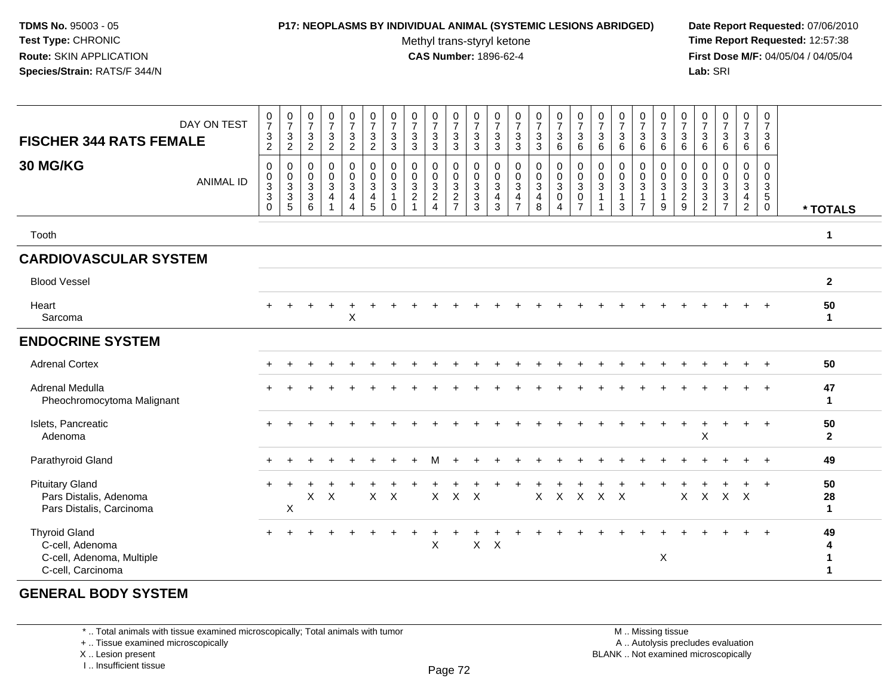**TDMS No.** 95003 - 05
**Test Type:** CHRONIC
**Route:** SKIN APPLICATION
**Species/Strain:** RATS/F 344/N

**P17: NEOPLASMS BY INDIVIDUAL ANIMAL (SYSTEMIC LESIONS ABRIDGED)**
Methyl trans-styryl ketone
**CAS Number:** 1896-62-4

**Date Report Requested:** 07/06/2010
**Time Report Requested:** 12:57:38
**First Dose M/F:** 04/05/04 / 04/05/04
**Lab:** SRI

## FISCHER 344 RATS FEMALE 30 MG/KG

| DAY ON TEST | 0732 | 0732 | 0732 | 0732 | 0732 | 0732 | 0733 | 0733 | 0733 | 0733 | 0733 | 0733 | 0733 | 0733 | 0736 | 0736 | 0736 | 0736 | 0736 | 0736 | 0736 | 0736 | 0736 | 0736 | 0736 | |
|---|---|---|---|---|---|---|---|---|---|---|---|---|---|---|---|---|---|---|---|---|---|---|---|---|---|---|
| ANIMAL ID | 00330 | 00335 | 00336 | 00341 | 00344 | 00345 | 00310 | 00321 | 00324 | 00327 | 00333 | 00343 | 00347 | 00348 | 00304 | 00307 | 00311 | 00313 | 00317 | 00319 | 00329 | 00332 | 00337 | 00342 | 00350 | * TOTALS |
| Tooth | | | | | | | | | | | | | | | | | | | | | | | | | | 1 |
| **CARDIOVASCULAR SYSTEM** | | | | | | | | | | | | | | | | | | | | | | | | | | |
| Blood Vessel | | | | | | | | | | | | | | | | | | | | | | | | | | 2 |
| Heart | + | + | + | + | + | + | + | + | + | + | + | + | + | + | + | + | + | + | + | + | + | + | + | + | + | 50 |
| Sarcoma | | | | | X | | | | | | | | | | | | | | | | | | | | | 1 |
| **ENDOCRINE SYSTEM** | | | | | | | | | | | | | | | | | | | | | | | | | | |
| Adrenal Cortex | + | + | + | + | + | + | + | + | + | + | + | + | + | + | + | + | + | + | + | + | + | + | + | + | + | 50 |
| Adrenal Medulla | + | + | + | + | + | + | + | + | + | + | + | + | + | + | + | + | + | + | + | + | + | + | + | + | + | 47 |
| Pheochromocytoma Malignant | | | | | | | | | | | | | | | | | | | | | | | | | | 1 |
| Islets, Pancreatic | + | + | + | + | + | + | + | + | + | + | + | + | + | + | + | + | + | + | + | + | + | + | + | + | + | 50 |
| Adenoma | | | | | | | | | | | | | | | | | | | | | | X | | | | 2 |
| Parathyroid Gland | + | + | + | + | + | + | + | + | M | + | + | + | + | + | + | + | + | + | + | + | + | + | + | + | + | 49 |
| Pituitary Gland | + | + | + | + | + | + | + | + | + | + | + | + | + | + | + | + | + | + | + | + | + | + | + | + | + | 50 |
| Pars Distalis, Adenoma | | | X | X | | X | X | | X | X | X | | | X | X | X | X | X | | | X | X | X | X | | 28 |
| Pars Distalis, Carcinoma | | X | | | | | | | | | | | | | | | | | | | | | | | | 1 |
| Thyroid Gland | + | + | + | + | + | + | + | + | + | + | + | + | + | + | + | + | + | + | + | + | + | + | + | + | + | 49 |
| C-cell, Adenoma | | | | | | | | | X | | X | X | | | | | | | | | | | | | | 4 |
| C-cell, Adenoma, Multiple | | | | | | | | | | | | | | | | | | | | X | | | | | | 1 |
| C-cell, Carcinoma | | | | | | | | | | | | | | | | | | | | | | | | | | 1 |
| **GENERAL BODY SYSTEM** | | | | | | | | | | | | | | | | | | | | | | | | | | |

\* .. Total animals with tissue examined microscopically; Total animals with tumor
\+ .. Tissue examined microscopically
X .. Lesion present
I .. Insufficient tissue

M .. Missing tissue
A .. Autolysis precludes evaluation
BLANK .. Not examined microscopically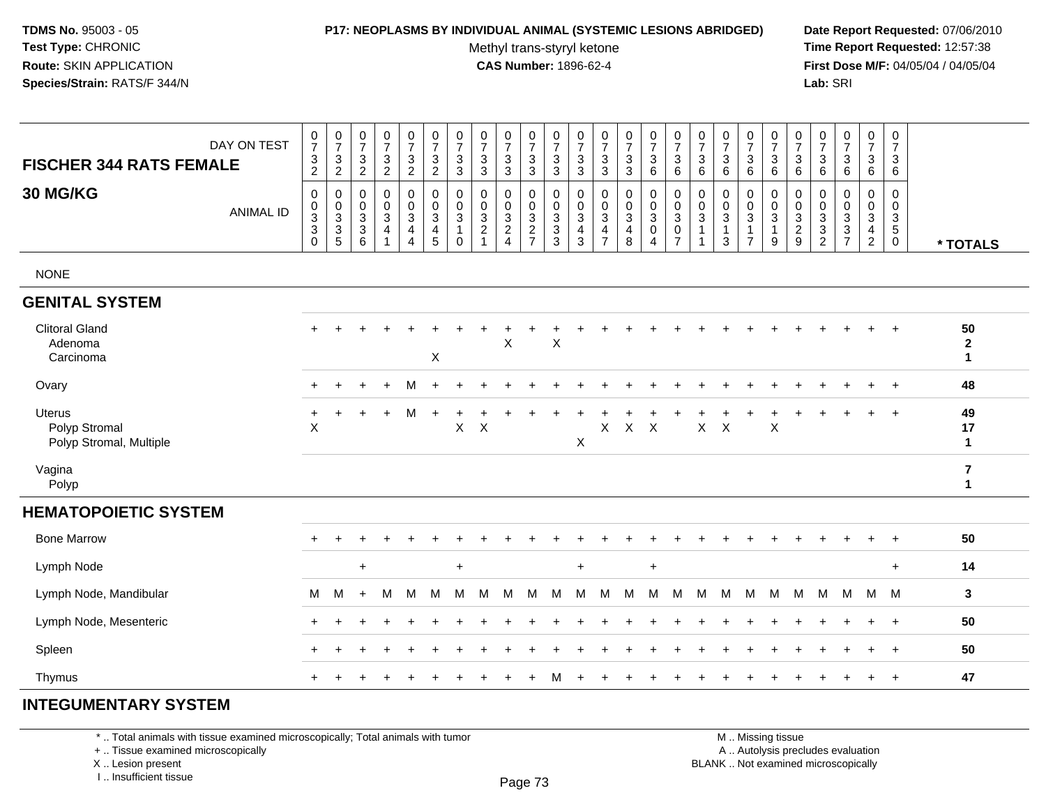**TDMS No.** 95003 - 05
**Test Type:** CHRONIC
**Route:** SKIN APPLICATION
**Species/Strain:** RATS/F 344/N

**P17: NEOPLASMS BY INDIVIDUAL ANIMAL (SYSTEMIC LESIONS ABRIDGED)**
Methyl trans-styryl ketone
**CAS Number:** 1896-62-4

**Date Report Requested:** 07/06/2010
**Time Report Requested:** 12:57:38
**First Dose M/F:** 04/05/04 / 04/05/04
**Lab:** SRI

## FISCHER 344 RATS FEMALE 30 MG/KG

| DAY ON TEST | 0732 | 0732 | 0732 | 0732 | 0732 | 0732 | 0733 | 0733 | 0733 | 0733 | 0733 | 0733 | 0733 | 0733 | 0736 | 0736 | 0736 | 0736 | 0736 | 0736 | 0736 | 0736 | 0736 | 0736 | 0736 | |
|---|---|---|---|---|---|---|---|---|---|---|---|---|---|---|---|---|---|---|---|---|---|---|---|---|---|---|
| ANIMAL ID | 00330 | 00335 | 00336 | 00341 | 00344 | 00345 | 00310 | 00321 | 00324 | 00327 | 00333 | 00343 | 00347 | 00348 | 00304 | 00307 | 00311 | 00313 | 00317 | 00319 | 00329 | 00332 | 00337 | 00342 | 00350 | * TOTALS |
| NONE | | | | | | | | | | | | | | | | | | | | | | | | | | |
| **GENITAL SYSTEM** | | | | | | | | | | | | | | | | | | | | | | | | | | |
| Clitoral Gland | + | + | + | + | + | + | + | + | + | + | + | + | + | + | + | + | + | + | + | + | + | + | + | + | + | 50 |
| Adenoma | | | | | | | | | X | | X | | | | | | | | | | | | | | | 2 |
| Carcinoma | | | | | | X | | | | | | | | | | | | | | | | | | | | 1 |
| Ovary | + | + | + | + | M | + | + | + | + | + | + | + | + | + | + | + | + | + | + | + | + | + | + | + | + | 48 |
| Uterus | + | + | + | + | M | + | + | + | + | + | + | + | + | + | + | + | + | + | + | + | + | + | + | + | + | 49 |
| Polyp Stromal | X | | | | | | X | X | | | | | X | X | X | | X | X | | X | | | | | | 17 |
| Polyp Stromal, Multiple | | | | | | | | | | | | X | | | | | | | | | | | | | | 1 |
| Vagina | | | | | | | | | | | | | | | | | | | | | | | | | | 7 |
| Polyp | | | | | | | | | | | | | | | | | | | | | | | | | | 1 |
| **HEMATOPOIETIC SYSTEM** | | | | | | | | | | | | | | | | | | | | | | | | | | |
| Bone Marrow | + | + | + | + | + | + | + | + | + | + | + | + | + | + | + | + | + | + | + | + | + | + | + | + | + | 50 |
| Lymph Node | | | + | | | | + | | | | | + | | | + | | | | | | | | | | + | 14 |
| Lymph Node, Mandibular | M | M | + | M | M | M | M | M | M | M | M | M | M | M | M | M | M | M | M | M | M | M | M | M | M | 3 |
| Lymph Node, Mesenteric | + | + | + | + | + | + | + | + | + | + | + | + | + | + | + | + | + | + | + | + | + | + | + | + | + | 50 |
| Spleen | + | + | + | + | + | + | + | + | + | + | + | + | + | + | + | + | + | + | + | + | + | + | + | + | + | 50 |
| Thymus | + | + | + | + | + | + | + | + | + | + | M | + | + | + | + | + | + | + | + | + | + | + | + | + | + | 47 |
| **INTEGUMENTARY SYSTEM** | | | | | | | | | | | | | | | | | | | | | | | | | | |

\* .. Total animals with tissue examined microscopically; Total animals with tumor
+ .. Tissue examined microscopically
X .. Lesion present
I .. Insufficient tissue

M .. Missing tissue
A .. Autolysis precludes evaluation
BLANK .. Not examined microscopically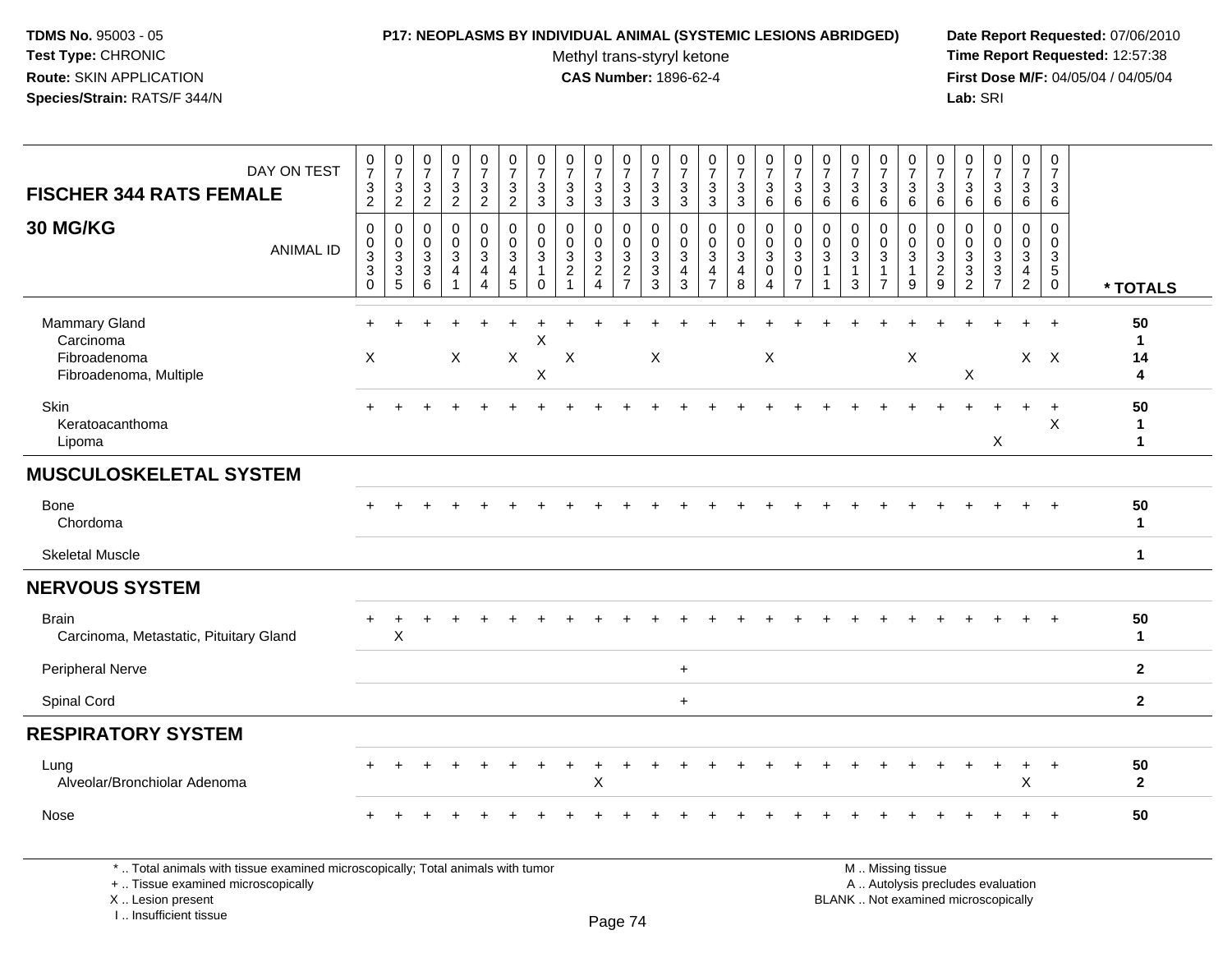**TDMS No.** 95003 - 05
**Test Type:** CHRONIC
**Route:** SKIN APPLICATION
**Species/Strain:** RATS/F 344/N

**P17: NEOPLASMS BY INDIVIDUAL ANIMAL (SYSTEMIC LESIONS ABRIDGED)**
Methyl trans-styryl ketone
**CAS Number:** 1896-62-4

**Date Report Requested:** 07/06/2010
**Time Report Requested:** 12:57:38
**First Dose M/F:** 04/05/04 / 04/05/04
**Lab:** SRI

| FISCHER 344 RATS FEMALE 30 MG/KG — DAY ON TEST | 0732 | 0732 | 0732 | 0732 | 0732 | 0732 | 0733 | 0733 | 0733 | 0733 | 0733 | 0733 | 0733 | 0733 | 0736 | 0736 | 0736 | 0736 | 0736 | 0736 | 0736 | 0736 | 0736 | 0736 | 0736 | |
|---|---|---|---|---|---|---|---|---|---|---|---|---|---|---|---|---|---|---|---|---|---|---|---|---|---|---|
| ANIMAL ID | 0330 | 0335 | 0336 | 0341 | 0344 | 0345 | 0310 | 0321 | 0324 | 0327 | 0333 | 0343 | 0347 | 0348 | 0304 | 0307 | 0311 | 0313 | 0317 | 0319 | 0329 | 0332 | 0337 | 0342 | 0350 | * TOTALS |
| Mammary Gland | + | + | + | + | + | + | + | + | + | + | + | + | + | + | + | + | + | + | + | + | + | + | + | + | + | 50 |
| Carcinoma | | | | | | | X | | | | | | | | | | | | | | | | | | | 1 |
| Fibroadenoma | X | | | X | | X | | X | | | X | | | | X | | | | | X | | | | X | X | 14 |
| Fibroadenoma, Multiple | | | | | | | X | | | | | | | | | | | | | | | X | | | | 4 |
| Skin | + | + | + | + | + | + | + | + | + | + | + | + | + | + | + | + | + | + | + | + | + | + | + | + | + | 50 |
| Keratoacanthoma | | | | | | | | | | | | | | | | | | | | | | | | | X | 1 |
| Lipoma | | | | | | | | | | | | | | | | | | | | | | | X | | | 1 |
| **MUSCULOSKELETAL SYSTEM** | | | | | | | | | | | | | | | | | | | | | | | | | | |
| Bone | + | + | + | + | + | + | + | + | + | + | + | + | + | + | + | + | + | + | + | + | + | + | + | + | + | 50 |
| Chordoma | | | | | | | | | | | | | | | | | | | | | | | | | | 1 |
| Skeletal Muscle | | | | | | | | | | | | | | | | | | | | | | | | | | 1 |
| **NERVOUS SYSTEM** | | | | | | | | | | | | | | | | | | | | | | | | | | |
| Brain | + | + | + | + | + | + | + | + | + | + | + | + | + | + | + | + | + | + | + | + | + | + | + | + | + | 50 |
| Carcinoma, Metastatic, Pituitary Gland | | X | | | | | | | | | | | | | | | | | | | | | | | | 1 |
| Peripheral Nerve | | | | | | | | | | | | + | | | | | | | | | | | | | | 2 |
| Spinal Cord | | | | | | | | | | | | + | | | | | | | | | | | | | | 2 |
| **RESPIRATORY SYSTEM** | | | | | | | | | | | | | | | | | | | | | | | | | | |
| Lung | + | + | + | + | + | + | + | + | + | + | + | + | + | + | + | + | + | + | + | + | + | + | + | + | + | 50 |
| Alveolar/Bronchiolar Adenoma | | | | | | | | | X | | | | | | | | | | | | | | | X | | 2 |
| Nose | + | + | + | + | + | + | + | + | + | + | + | + | + | + | + | + | + | + | + | + | + | + | + | + | + | 50 |

* .. Total animals with tissue examined microscopically; Total animals with tumor
+ .. Tissue examined microscopically
X .. Lesion present
I .. Insufficient tissue

M .. Missing tissue
A .. Autolysis precludes evaluation
BLANK .. Not examined microscopically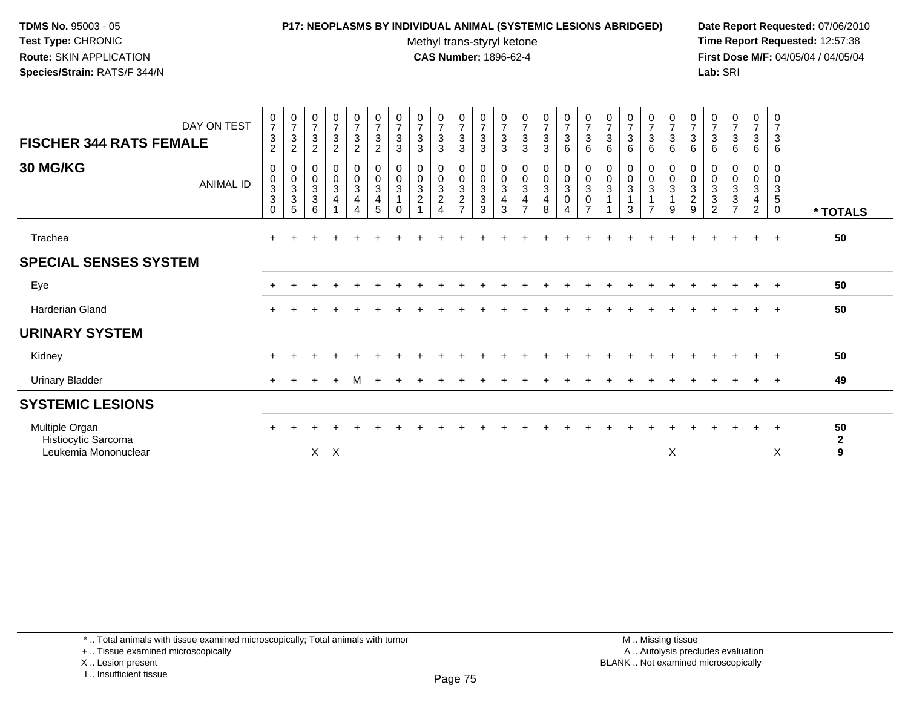**TDMS No.** 95003 - 05
**Test Type:** CHRONIC
**Route:** SKIN APPLICATION
**Species/Strain:** RATS/F 344/N

**P17: NEOPLASMS BY INDIVIDUAL ANIMAL (SYSTEMIC LESIONS ABRIDGED)**
Methyl trans-styryl ketone
**CAS Number:** 1896-62-4

**Date Report Requested:** 07/06/2010
**Time Report Requested:** 12:57:38
**First Dose M/F:** 04/05/04 / 04/05/04
**Lab:** SRI

## FISCHER 344 RATS FEMALE — 30 MG/KG

| DAY ON TEST | 0732 | 0732 | 0732 | 0732 | 0732 | 0732 | 0733 | 0733 | 0733 | 0733 | 0733 | 0733 | 0733 | 0733 | 0736 | 0736 | 0736 | 0736 | 0736 | 0736 | 0736 | 0736 | 0736 | 0736 | 0736 | |
|---|---|---|---|---|---|---|---|---|---|---|---|---|---|---|---|---|---|---|---|---|---|---|---|---|---|---|
| **ANIMAL ID** | 00330 | 00335 | 00336 | 00341 | 00344 | 00345 | 00310 | 00321 | 00324 | 00327 | 00333 | 00343 | 00347 | 00348 | 00304 | 00307 | 00311 | 00313 | 00317 | 00319 | 00329 | 00332 | 00337 | 00342 | 00350 | *** TOTALS** |
| Trachea | + | + | + | + | + | + | + | + | + | + | + | + | + | + | + | + | + | + | + | + | + | + | + | + | + | 50 |
| **SPECIAL SENSES SYSTEM** | | | | | | | | | | | | | | | | | | | | | | | | | | |
| Eye | + | + | + | + | + | + | + | + | + | + | + | + | + | + | + | + | + | + | + | + | + | + | + | + | + | 50 |
| Harderian Gland | + | + | + | + | + | + | + | + | + | + | + | + | + | + | + | + | + | + | + | + | + | + | + | + | + | 50 |
| **URINARY SYSTEM** | | | | | | | | | | | | | | | | | | | | | | | | | | |
| Kidney | + | + | + | + | + | + | + | + | + | + | + | + | + | + | + | + | + | + | + | + | + | + | + | + | + | 50 |
| Urinary Bladder | + | + | + | + | M | + | + | + | + | + | + | + | + | + | + | + | + | + | + | + | + | + | + | + | + | 49 |
| **SYSTEMIC LESIONS** | | | | | | | | | | | | | | | | | | | | | | | | | | |
| Multiple Organ | + | + | + | + | + | + | + | + | + | + | + | + | + | + | + | + | + | + | + | + | + | + | + | + | + | 50 |
| Histiocytic Sarcoma | | | | | | | | | | | | | | | | | | | | | | | | | | 2 |
| Leukemia Mononuclear | | | X | X | | | | | | | | | | | | | | | | X | | | | | X | 9 |

\* .. Total animals with tissue examined microscopically; Total animals with tumor
\+ .. Tissue examined microscopically
X .. Lesion present
I .. Insufficient tissue

M .. Missing tissue
A .. Autolysis precludes evaluation
BLANK .. Not examined microscopically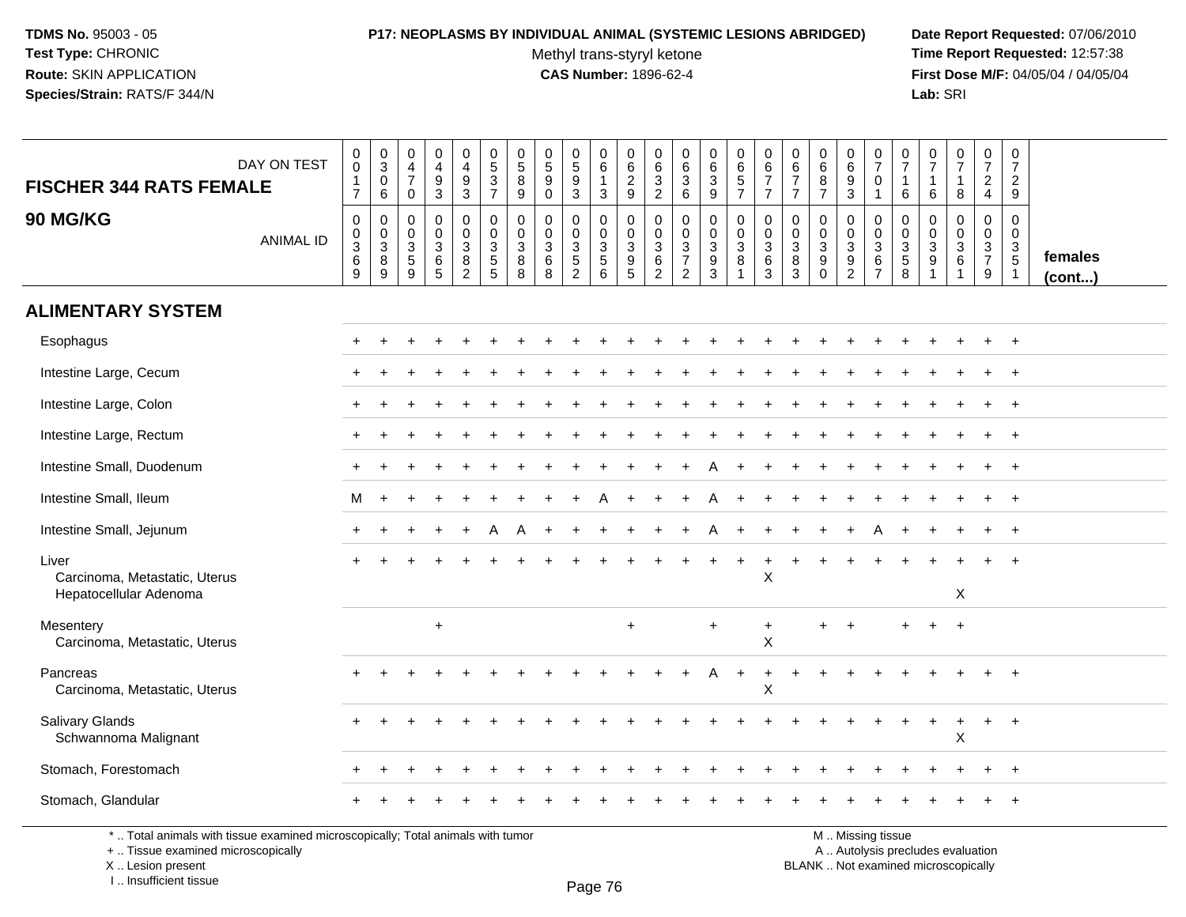**TDMS No.** 95003 - 05
**Test Type:** CHRONIC
**Route:** SKIN APPLICATION
**Species/Strain:** RATS/F 344/N

**P17: NEOPLASMS BY INDIVIDUAL ANIMAL (SYSTEMIC LESIONS ABRIDGED)**
Methyl trans-styryl ketone
**CAS Number:** 1896-62-4

**Date Report Requested:** 07/06/2010
**Time Report Requested:** 12:57:38
**First Dose M/F:** 04/05/04 / 04/05/04
**Lab:** SRI

## FISCHER 344 RATS FEMALE

## 90 MG/KG

| DAY ON TEST | 0017 | 0306 | 0470 | 0493 | 0493 | 0537 | 0589 | 0590 | 0593 | 0613 | 0629 | 0632 | 0636 | 0639 | 0657 | 0677 | 0677 | 0687 | 0693 | 0701 | 0716 | 0716 | 0718 | 0724 | 0729 | |
|---|---|---|---|---|---|---|---|---|---|---|---|---|---|---|---|---|---|---|---|---|---|---|---|---|---|---|
| ANIMAL ID | 0369 | 0389 | 0359 | 0365 | 0382 | 0355 | 0388 | 0368 | 0352 | 0356 | 0395 | 0362 | 0372 | 0393 | 0381 | 0363 | 0383 | 0390 | 0392 | 0367 | 0358 | 0391 | 0361 | 0379 | 0351 | **females (cont...)** |
| **ALIMENTARY SYSTEM** | | | | | | | | | | | | | | | | | | | | | | | | | | |
| Esophagus | + | + | + | + | + | + | + | + | + | + | + | + | + | + | + | + | + | + | + | + | + | + | + | + | + | |
| Intestine Large, Cecum | + | + | + | + | + | + | + | + | + | + | + | + | + | + | + | + | + | + | + | + | + | + | + | + | + | |
| Intestine Large, Colon | + | + | + | + | + | + | + | + | + | + | + | + | + | + | + | + | + | + | + | + | + | + | + | + | + | |
| Intestine Large, Rectum | + | + | + | + | + | + | + | + | + | + | + | + | + | + | + | + | + | + | + | + | + | + | + | + | + | |
| Intestine Small, Duodenum | + | + | + | + | + | + | + | + | + | + | + | + | + | A | + | + | + | + | + | + | + | + | + | + | + | |
| Intestine Small, Ileum | M | + | + | + | + | + | + | + | + | A | + | + | + | A | + | + | + | + | + | + | + | + | + | + | + | |
| Intestine Small, Jejunum | + | + | + | + | + | A | A | + | + | + | + | + | + | A | + | + | + | + | + | A | + | + | + | + | + | |
| Liver | + | + | + | + | + | + | + | + | + | + | + | + | + | + | + | + | + | + | + | + | + | + | + | + | + | |
| Carcinoma, Metastatic, Uterus | | | | | | | | | | | | | | | | X | | | | | | | | | | |
| Hepatocellular Adenoma | | | | | | | | | | | | | | | | | | | | | | | X | | | |
| Mesentery | | | | + | | | | | | | + | | | + | | + | | + | + | | + | + | + | | | |
| Carcinoma, Metastatic, Uterus | | | | | | | | | | | | | | | | X | | | | | | | | | | |
| Pancreas | + | + | + | + | + | + | + | + | + | + | + | + | + | A | + | + | + | + | + | + | + | + | + | + | + | |
| Carcinoma, Metastatic, Uterus | | | | | | | | | | | | | | | | X | | | | | | | | | | |
| Salivary Glands | + | + | + | + | + | + | + | + | + | + | + | + | + | + | + | + | + | + | + | + | + | + | + | + | + | |
| Schwannoma Malignant | | | | | | | | | | | | | | | | | | | | | | | X | | | |
| Stomach, Forestomach | + | + | + | + | + | + | + | + | + | + | + | + | + | + | + | + | + | + | + | + | + | + | + | + | + | |
| Stomach, Glandular | + | + | + | + | + | + | + | + | + | + | + | + | + | + | + | + | + | + | + | + | + | + | + | + | + | |

\* .. Total animals with tissue examined microscopically; Total animals with tumor
\+ .. Tissue examined microscopically
X .. Lesion present
I .. Insufficient tissue

M .. Missing tissue
A .. Autolysis precludes evaluation
BLANK .. Not examined microscopically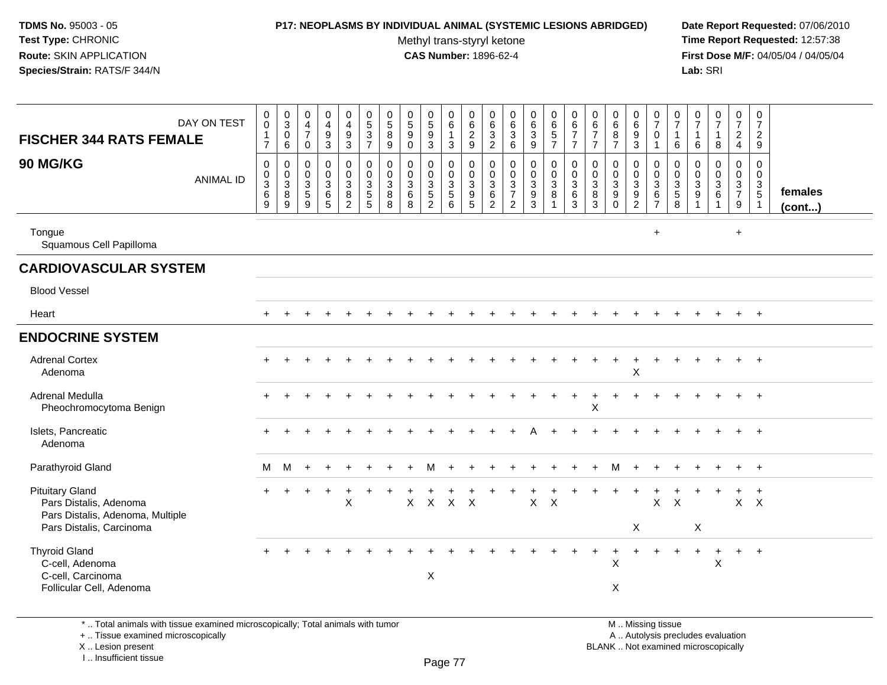**TDMS No.** 95003 - 05
**Test Type:** CHRONIC
**Route:** SKIN APPLICATION
**Species/Strain:** RATS/F 344/N

**P17: NEOPLASMS BY INDIVIDUAL ANIMAL (SYSTEMIC LESIONS ABRIDGED)**
Methyl trans-styryl ketone
**CAS Number:** 1896-62-4

**Date Report Requested:** 07/06/2010
**Time Report Requested:** 12:57:38
**First Dose M/F:** 04/05/04 / 04/05/04
**Lab:** SRI

| FISCHER 344 RATS FEMALE — DAY ON TEST | 017 | 306 | 470 | 493 | 493 | 537 | 589 | 590 | 593 | 613 | 629 | 632 | 636 | 639 | 657 | 677 | 677 | 687 | 693 | 701 | 716 | 716 | 718 | 724 | 729 | |
|---|---|---|---|---|---|---|---|---|---|---|---|---|---|---|---|---|---|---|---|---|---|---|---|---|---|---|
| **90 MG/KG** — ANIMAL ID | 0369 | 0389 | 0359 | 0365 | 0382 | 0355 | 0388 | 0368 | 0352 | 0356 | 0395 | 0362 | 0372 | 0393 | 0381 | 0363 | 0383 | 0390 | 0392 | 0367 | 0358 | 0391 | 0361 | 0379 | 0351 | **females (cont...)** |
| Tongue | | | | | | | | | | | | | | | | | | | | + | | | | + | | |
| Squamous Cell Papilloma | | | | | | | | | | | | | | | | | | | | | | | | | | |
| **CARDIOVASCULAR SYSTEM** | | | | | | | | | | | | | | | | | | | | | | | | | | |
| Blood Vessel | | | | | | | | | | | | | | | | | | | | | | | | | | |
| Heart | + | + | + | + | + | + | + | + | + | + | + | + | + | + | + | + | + | + | + | + | + | + | + | + | + | |
| **ENDOCRINE SYSTEM** | | | | | | | | | | | | | | | | | | | | | | | | | | |
| Adrenal Cortex | + | + | + | + | + | + | + | + | + | + | + | + | + | + | + | + | + | + | + | + | + | + | + | + | + | |
| Adenoma | | | | | | | | | | | | | | | | | | | X | | | | | | | |
| Adrenal Medulla | + | + | + | + | + | + | + | + | + | + | + | + | + | + | + | + | + | + | + | + | + | + | + | + | + | |
| Pheochromocytoma Benign | | | | | | | | | | | | | | | | | X | | | | | | | | | |
| Islets, Pancreatic | + | + | + | + | + | + | + | + | + | + | + | + | + | A | + | + | + | + | + | + | + | + | + | + | + | |
| Adenoma | | | | | | | | | | | | | | | | | | | | | | | | | | |
| Parathyroid Gland | M | M | + | + | + | + | + | + | M | + | + | + | + | + | + | + | + | M | + | + | + | + | + | + | + | |
| Pituitary Gland | + | + | + | + | + | + | + | + | + | + | + | + | + | + | + | + | + | + | + | + | + | + | + | + | + | |
| Pars Distalis, Adenoma | | | | | X | | | X | X | X | X | | | X | X | | | | | X | X | | | X | X | |
| Pars Distalis, Adenoma, Multiple | | | | | | | | | | | | | | | | | | | | | | | | | | |
| Pars Distalis, Carcinoma | | | | | | | | | | | | | | | | | | | X | | | X | | | | |
| Thyroid Gland | + | + | + | + | + | + | + | + | + | + | + | + | + | + | + | + | + | + | + | + | + | + | + | + | + | |
| C-cell, Adenoma | | | | | | | | | | | | | | | | | | X | | | | | X | | | |
| C-cell, Carcinoma | | | | | | | | | X | | | | | | | | | | | | | | | | | |
| Follicular Cell, Adenoma | | | | | | | | | | | | | | | | | | X | | | | | | | | |

* .. Total animals with tissue examined microscopically; Total animals with tumor
+ .. Tissue examined microscopically
X .. Lesion present
I .. Insufficient tissue

M .. Missing tissue
A .. Autolysis precludes evaluation
BLANK .. Not examined microscopically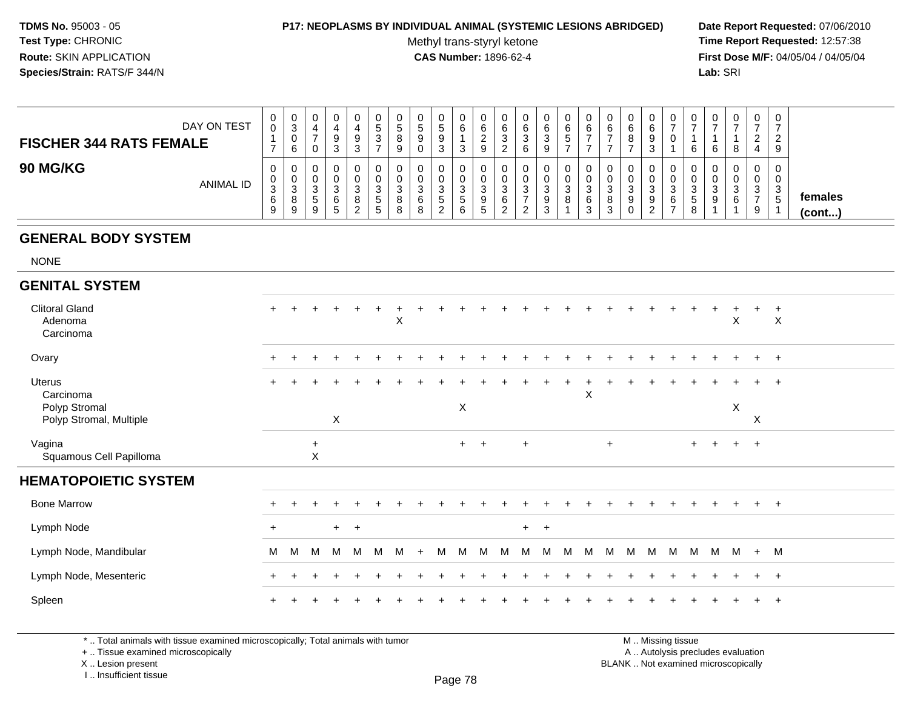**TDMS No.** 95003 - 05
**Test Type:** CHRONIC
**Route:** SKIN APPLICATION
**Species/Strain:** RATS/F 344/N

**P17: NEOPLASMS BY INDIVIDUAL ANIMAL (SYSTEMIC LESIONS ABRIDGED)**
Methyl trans-styryl ketone
**CAS Number:** 1896-62-4

**Date Report Requested:** 07/06/2010
**Time Report Requested:** 12:57:38
**First Dose M/F:** 04/05/04 / 04/05/04
**Lab:** SRI

| FISCHER 344 RATS FEMALE 90 MG/KG | DAY ON TEST | 0017 | 0306 | 0470 | 0493 | 0493 | 0537 | 0589 | 0590 | 0593 | 0613 | 0629 | 0632 | 0636 | 0639 | 0657 | 0677 | 0677 | 0687 | 0693 | 0701 | 0716 | 0716 | 0718 | 0724 | 0729 | |
|---|---|---|---|---|---|---|---|---|---|---|---|---|---|---|---|---|---|---|---|---|---|---|---|---|---|---|---|
| | ANIMAL ID | 0369 | 0389 | 0359 | 0365 | 0382 | 0355 | 0388 | 0368 | 0352 | 0356 | 0395 | 0362 | 0372 | 0393 | 0381 | 0363 | 0383 | 0390 | 0392 | 0367 | 0358 | 0391 | 0361 | 0379 | 0351 | females (cont...) |
| **GENERAL BODY SYSTEM** | | | | | | | | | | | | | | | | | | | | | | | | | | | |
| NONE | | | | | | | | | | | | | | | | | | | | | | | | | | | |
| **GENITAL SYSTEM** | | | | | | | | | | | | | | | | | | | | | | | | | | | |
| Clitoral Gland | | + | + | + | + | + | + | + | + | + | + | + | + | + | + | + | + | + | + | + | + | + | + | + | + | + | |
| Adenoma | | | | | | | | X | | | | | | | | | | | | | | | | X | | X | |
| Carcinoma | | | | | | | | | | | | | | | | | | | | | | | | | | | |
| Ovary | | + | + | + | + | + | + | + | + | + | + | + | + | + | + | + | + | + | + | + | + | + | + | + | + | + | |
| Uterus | | + | + | + | + | + | + | + | + | + | + | + | + | + | + | + | + | + | + | + | + | + | + | + | + | + | |
| Carcinoma | | | | | | | | | | | | | | | | | X | | | | | | | | | | |
| Polyp Stromal | | | | | | | | | | | X | | | | | | | | | | | | | X | | | |
| Polyp Stromal, Multiple | | | | | X | | | | | | | | | | | | | | | | | | | | X | | |
| Vagina | | | | + | | | | | | | + | + | | + | | | | + | | | | + | + | + | + | | |
| Squamous Cell Papilloma | | | | X | | | | | | | | | | | | | | | | | | | | | | | |
| **HEMATOPOIETIC SYSTEM** | | | | | | | | | | | | | | | | | | | | | | | | | | | |
| Bone Marrow | | + | + | + | + | + | + | + | + | + | + | + | + | + | + | + | + | + | + | + | + | + | + | + | + | + | |
| Lymph Node | | + | | | + | + | | | | | | | | + | + | | | | | | | | | | | | |
| Lymph Node, Mandibular | | M | M | M | M | M | M | M | + | M | M | M | M | M | M | M | M | M | M | M | M | M | M | M | + | M | |
| Lymph Node, Mesenteric | | + | + | + | + | + | + | + | + | + | + | + | + | + | + | + | + | + | + | + | + | + | + | + | + | + | |
| Spleen | | + | + | + | + | + | + | + | + | + | + | + | + | + | + | + | + | + | + | + | + | + | + | + | + | + | |

\* .. Total animals with tissue examined microscopically; Total animals with tumor
\+ .. Tissue examined microscopically
X .. Lesion present
I .. Insufficient tissue

M .. Missing tissue
A .. Autolysis precludes evaluation
BLANK .. Not examined microscopically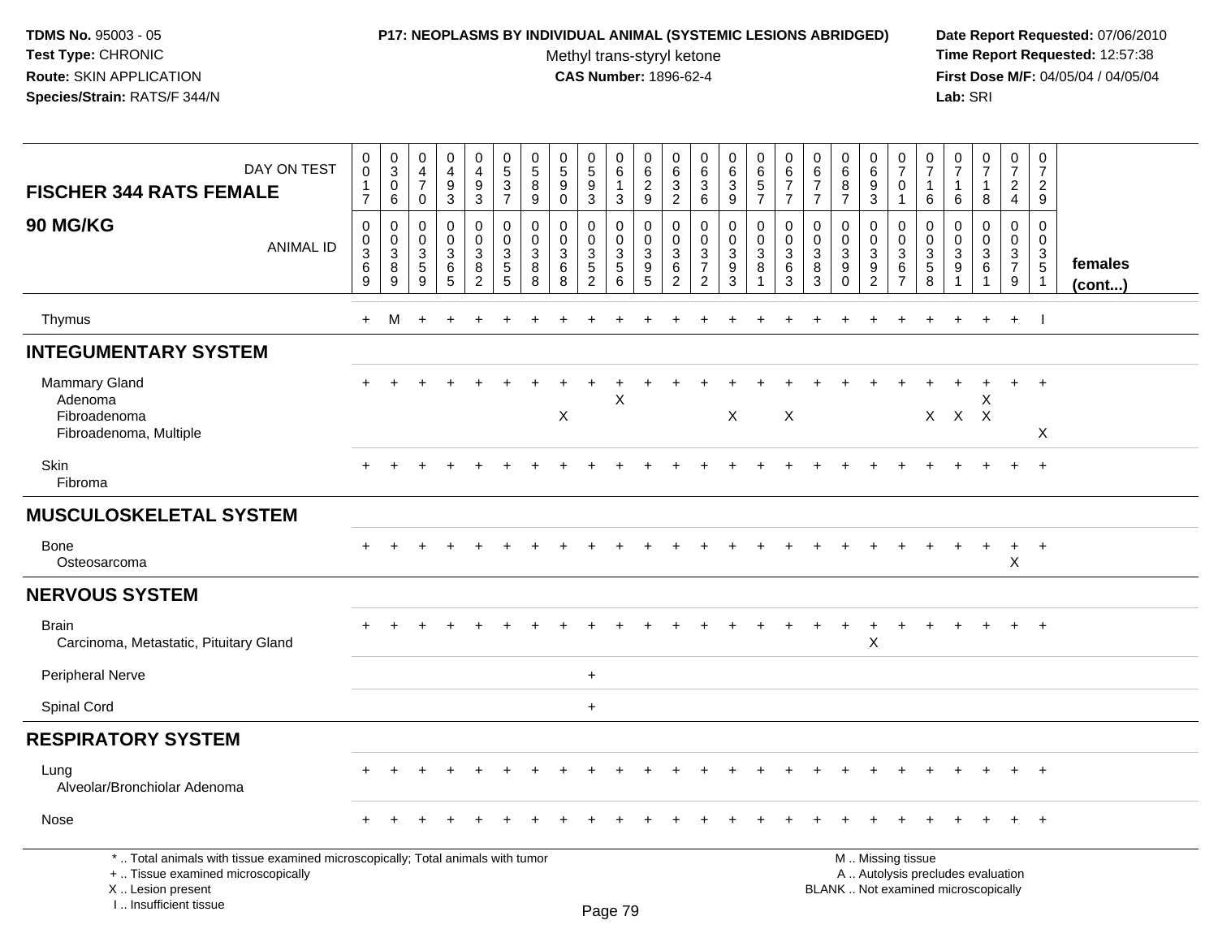**TDMS No.** 95003 - 05
**Test Type:** CHRONIC
**Route:** SKIN APPLICATION
**Species/Strain:** RATS/F 344/N

**P17: NEOPLASMS BY INDIVIDUAL ANIMAL (SYSTEMIC LESIONS ABRIDGED)**
Methyl trans-styryl ketone
**CAS Number:** 1896-62-4

**Date Report Requested:** 07/06/2010
**Time Report Requested:** 12:57:38
**First Dose M/F:** 04/05/04 / 04/05/04
**Lab:** SRI

| FISCHER 344 RATS FEMALE — DAY ON TEST | 0017 | 0306 | 0470 | 0493 | 0493 | 0537 | 0589 | 0590 | 0593 | 0613 | 0629 | 0632 | 0636 | 0639 | 0657 | 0677 | 0677 | 0687 | 0693 | 0701 | 0716 | 0716 | 0718 | 0724 | 0729 | |
|---|---|---|---|---|---|---|---|---|---|---|---|---|---|---|---|---|---|---|---|---|---|---|---|---|---|---|
| **90 MG/KG** — ANIMAL ID | 00369 | 00389 | 00359 | 00365 | 00382 | 00355 | 00388 | 00368 | 00352 | 00356 | 00395 | 00362 | 00372 | 00393 | 00381 | 00363 | 00383 | 00390 | 00392 | 00367 | 00358 | 00391 | 00361 | 00379 | 00351 | **females (cont...)** |
| Thymus | + | M | + | + | + | + | + | + | + | + | + | + | + | + | + | + | + | + | + | + | + | + | + | + | I | |
| **INTEGUMENTARY SYSTEM** | | | | | | | | | | | | | | | | | | | | | | | | | | |
| Mammary Gland | + | + | + | + | + | + | + | + | + | + | + | + | + | + | + | + | + | + | + | + | + | + | + | + | + | |
| Adenoma | | | | | | | | | | X | | | | | | | | | | | | | X | | | |
| Fibroadenoma | | | | | | | | X | | | | | | X | | X | | | | | X | X | X | | | |
| Fibroadenoma, Multiple | | | | | | | | | | | | | | | | | | | | | | | | | X | |
| Skin | + | + | + | + | + | + | + | + | + | + | + | + | + | + | + | + | + | + | + | + | + | + | + | + | + | |
| Fibroma | | | | | | | | | | | | | | | | | | | | | | | | | | |
| **MUSCULOSKELETAL SYSTEM** | | | | | | | | | | | | | | | | | | | | | | | | | | |
| Bone | + | + | + | + | + | + | + | + | + | + | + | + | + | + | + | + | + | + | + | + | + | + | + | + | + | |
| Osteosarcoma | | | | | | | | | | | | | | | | | | | | | | | | X | | |
| **NERVOUS SYSTEM** | | | | | | | | | | | | | | | | | | | | | | | | | | |
| Brain | + | + | + | + | + | + | + | + | + | + | + | + | + | + | + | + | + | + | + | + | + | + | + | + | + | |
| Carcinoma, Metastatic, Pituitary Gland | | | | | | | | | | | | | | | | | | | X | | | | | | | |
| Peripheral Nerve | | | | | | | | | + | | | | | | | | | | | | | | | | | |
| Spinal Cord | | | | | | | | | + | | | | | | | | | | | | | | | | | |
| **RESPIRATORY SYSTEM** | | | | | | | | | | | | | | | | | | | | | | | | | | |
| Lung | + | + | + | + | + | + | + | + | + | + | + | + | + | + | + | + | + | + | + | + | + | + | + | + | + | |
| Alveolar/Bronchiolar Adenoma | | | | | | | | | | | | | | | | | | | | | | | | | | |
| Nose | + | + | + | + | + | + | + | + | + | + | + | + | + | + | + | + | + | + | + | + | + | + | + | + | + | |

\* .. Total animals with tissue examined microscopically; Total animals with tumor
\+ .. Tissue examined microscopically
X .. Lesion present
I .. Insufficient tissue

M .. Missing tissue
A .. Autolysis precludes evaluation
BLANK .. Not examined microscopically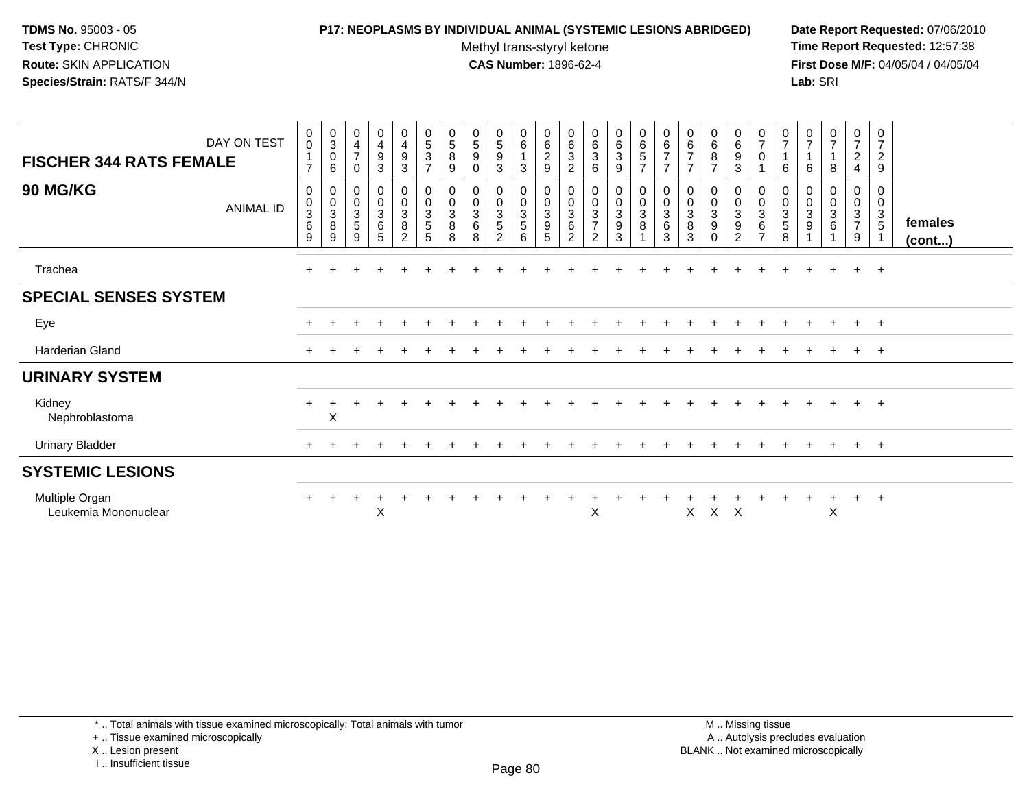**TDMS No.** 95003 - 05
**Test Type:** CHRONIC
**Route:** SKIN APPLICATION
**Species/Strain:** RATS/F 344/N

**P17: NEOPLASMS BY INDIVIDUAL ANIMAL (SYSTEMIC LESIONS ABRIDGED)**
Methyl trans-styryl ketone
**CAS Number:** 1896-62-4

**Date Report Requested:** 07/06/2010
**Time Report Requested:** 12:57:38
**First Dose M/F:** 04/05/04 / 04/05/04
**Lab:** SRI

| FISCHER 344 RATS FEMALE 90 MG/KG — DAY ON TEST | 0017 | 0306 | 0470 | 0493 | 0493 | 0537 | 0589 | 0590 | 0593 | 0613 | 0629 | 0632 | 0636 | 0639 | 0657 | 0677 | 0677 | 0687 | 0693 | 0701 | 0716 | 0716 | 0718 | 0724 | 0729 | |
|---|---|---|---|---|---|---|---|---|---|---|---|---|---|---|---|---|---|---|---|---|---|---|---|---|---|---|
| **ANIMAL ID** | 00369 | 00389 | 00359 | 00365 | 00382 | 00355 | 00388 | 00368 | 00352 | 00356 | 00395 | 00362 | 00372 | 00393 | 00381 | 00363 | 00383 | 00390 | 00392 | 00367 | 00358 | 00391 | 00361 | 00379 | 00351 | **females (cont...)** |
| Trachea | + | + | + | + | + | + | + | + | + | + | + | + | + | + | + | + | + | + | + | + | + | + | + | + | + | |
| **SPECIAL SENSES SYSTEM** | | | | | | | | | | | | | | | | | | | | | | | | | | |
| Eye | + | + | + | + | + | + | + | + | + | + | + | + | + | + | + | + | + | + | + | + | + | + | + | + | + | |
| Harderian Gland | + | + | + | + | + | + | + | + | + | + | + | + | + | + | + | + | + | + | + | + | + | + | + | + | + | |
| **URINARY SYSTEM** | | | | | | | | | | | | | | | | | | | | | | | | | | |
| Kidney | + | + | + | + | + | + | + | + | + | + | + | + | + | + | + | + | + | + | + | + | + | + | + | + | + | |
| Nephroblastoma | | X | | | | | | | | | | | | | | | | | | | | | | | | |
| Urinary Bladder | + | + | + | + | + | + | + | + | + | + | + | + | + | + | + | + | + | + | + | + | + | + | + | + | + | |
| **SYSTEMIC LESIONS** | | | | | | | | | | | | | | | | | | | | | | | | | | |
| Multiple Organ | + | + | + | + | + | + | + | + | + | + | + | + | + | + | + | + | + | + | + | + | + | + | + | + | + | |
| Leukemia Mononuclear | | | | X | | | | | | | | | X | | | | X | X | X | | | | X | | | |

\* .. Total animals with tissue examined microscopically; Total animals with tumor
\+ .. Tissue examined microscopically
X .. Lesion present
I .. Insufficient tissue

M .. Missing tissue
A .. Autolysis precludes evaluation
BLANK .. Not examined microscopically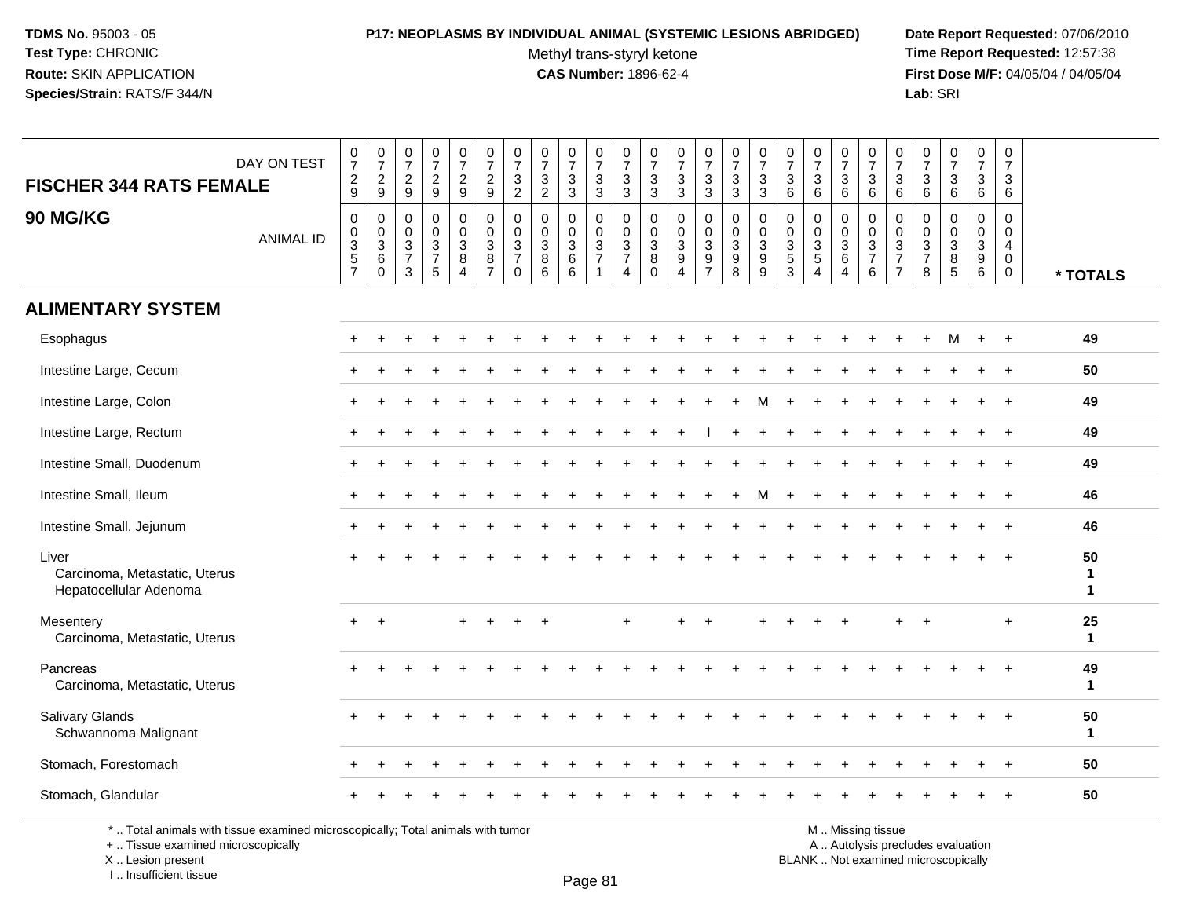TDMS No. 95003 - 05
Test Type: CHRONIC
Route: SKIN APPLICATION
Species/Strain: RATS/F 344/N

**P17: NEOPLASMS BY INDIVIDUAL ANIMAL (SYSTEMIC LESIONS ABRIDGED)**
Methyl trans-styryl ketone
**CAS Number:** 1896-62-4

Date Report Requested: 07/06/2010
Time Report Requested: 12:57:38
First Dose M/F: 04/05/04 / 04/05/04
Lab: SRI

| DAY ON TEST | 0729 | 0729 | 0729 | 0729 | 0729 | 0729 | 0732 | 0732 | 0733 | 0733 | 0733 | 0733 | 0733 | 0733 | 0733 | 0733 | 0736 | 0736 | 0736 | 0736 | 0736 | 0736 | 0736 | 0736 | 0736 | |
|---|---|---|---|---|---|---|---|---|---|---|---|---|---|---|---|---|---|---|---|---|---|---|---|---|---|---|
| **FISCHER 344 RATS FEMALE 90 MG/KG** ANIMAL ID | 00357 | 00360 | 00373 | 00375 | 00384 | 00387 | 00370 | 00386 | 00366 | 00371 | 00374 | 00380 | 00394 | 00397 | 00398 | 00399 | 00353 | 00354 | 00364 | 00376 | 00377 | 00378 | 00385 | 00396 | 00400 | * TOTALS |
| **ALIMENTARY SYSTEM** | | | | | | | | | | | | | | | | | | | | | | | | | | |
| Esophagus | + | + | + | + | + | + | + | + | + | + | + | + | + | + | + | + | + | + | + | + | + | + | M | + | + | 49 |
| Intestine Large, Cecum | + | + | + | + | + | + | + | + | + | + | + | + | + | + | + | + | + | + | + | + | + | + | + | + | + | 50 |
| Intestine Large, Colon | + | + | + | + | + | + | + | + | + | + | + | + | + | + | + | M | + | + | + | + | + | + | + | + | + | 49 |
| Intestine Large, Rectum | + | + | + | + | + | + | + | + | + | + | + | + | + | I | + | + | + | + | + | + | + | + | + | + | + | 49 |
| Intestine Small, Duodenum | + | + | + | + | + | + | + | + | + | + | + | + | + | + | + | + | + | + | + | + | + | + | + | + | + | 49 |
| Intestine Small, Ileum | + | + | + | + | + | + | + | + | + | + | + | + | + | + | + | M | + | + | + | + | + | + | + | + | + | 46 |
| Intestine Small, Jejunum | + | + | + | + | + | + | + | + | + | + | + | + | + | + | + | + | + | + | + | + | + | + | + | + | + | 46 |
| Liver | + | + | + | + | + | + | + | + | + | + | + | + | + | + | + | + | + | + | + | + | + | + | + | + | + | 50 |
| Carcinoma, Metastatic, Uterus | | | | | | | | | | | | | | | | | | | | | | | | | | 1 |
| Hepatocellular Adenoma | | | | | | | | | | | | | | | | | | | | | | | | | | 1 |
| Mesentery | + | + | | | + | + | + | + | | | + | | + | + | | + | + | + | + | | + | + | | | + | 25 |
| Carcinoma, Metastatic, Uterus | | | | | | | | | | | | | | | | | | | | | | | | | | 1 |
| Pancreas | + | + | + | + | + | + | + | + | + | + | + | + | + | + | + | + | + | + | + | + | + | + | + | + | + | 49 |
| Carcinoma, Metastatic, Uterus | | | | | | | | | | | | | | | | | | | | | | | | | | 1 |
| Salivary Glands | + | + | + | + | + | + | + | + | + | + | + | + | + | + | + | + | + | + | + | + | + | + | + | + | + | 50 |
| Schwannoma Malignant | | | | | | | | | | | | | | | | | | | | | | | | | | 1 |
| Stomach, Forestomach | + | + | + | + | + | + | + | + | + | + | + | + | + | + | + | + | + | + | + | + | + | + | + | + | + | 50 |
| Stomach, Glandular | + | + | + | + | + | + | + | + | + | + | + | + | + | + | + | + | + | + | + | + | + | + | + | + | + | 50 |

\* .. Total animals with tissue examined microscopically; Total animals with tumor
\+ .. Tissue examined microscopically
X .. Lesion present
I .. Insufficient tissue

M .. Missing tissue
A .. Autolysis precludes evaluation
BLANK .. Not examined microscopically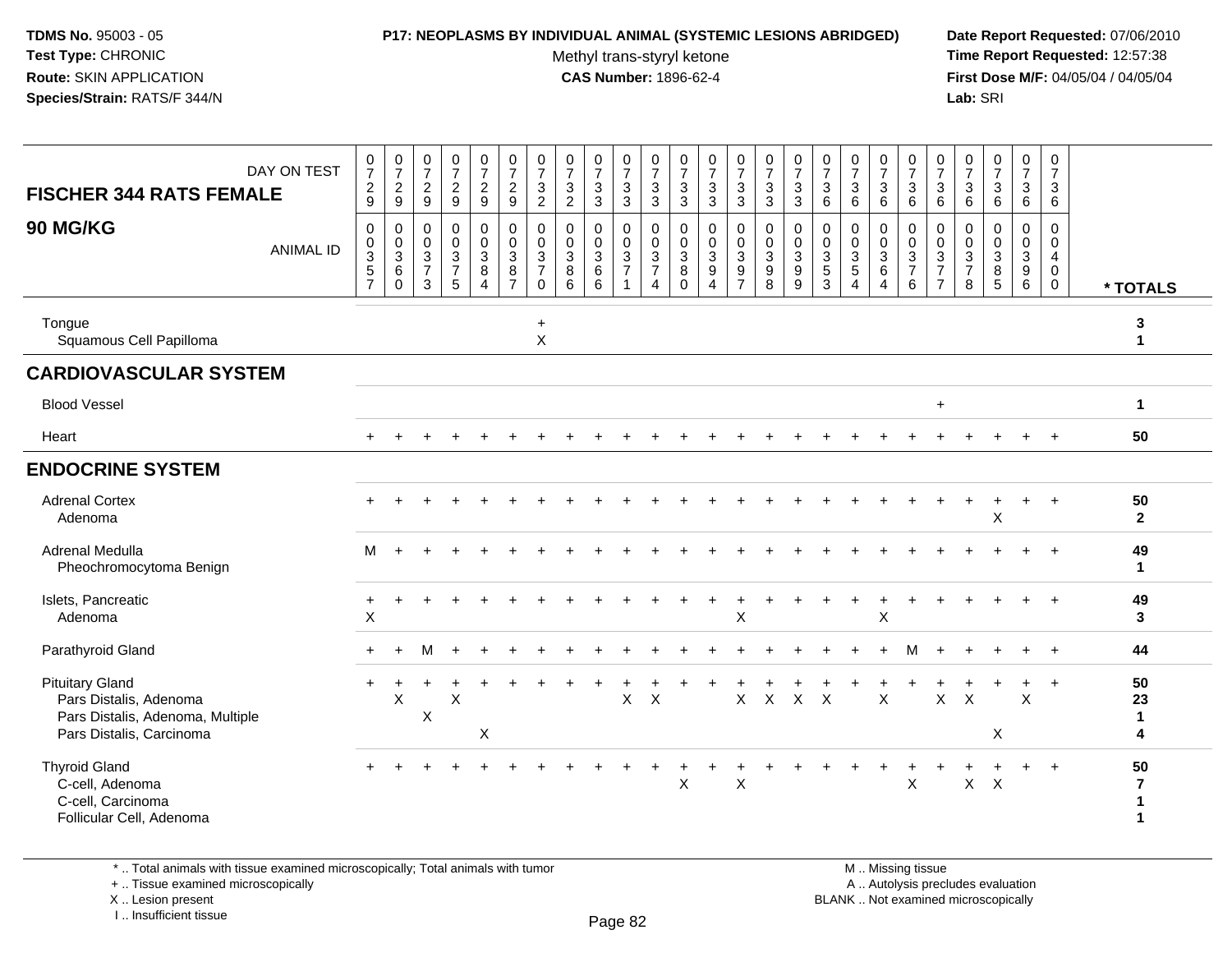**TDMS No.** 95003 - 05
**Test Type:** CHRONIC
**Route:** SKIN APPLICATION
**Species/Strain:** RATS/F 344/N

**P17: NEOPLASMS BY INDIVIDUAL ANIMAL (SYSTEMIC LESIONS ABRIDGED)**
Methyl trans-styryl ketone
**CAS Number:** 1896-62-4

**Date Report Requested:** 07/06/2010
**Time Report Requested:** 12:57:38
**First Dose M/F:** 04/05/04 / 04/05/04
**Lab:** SRI

| FISCHER 344 RATS FEMALE 90 MG/KG — ANIMAL ID | 00357 | 00360 | 00373 | 00375 | 00384 | 00387 | 00370 | 00386 | 00366 | 00371 | 00374 | 00380 | 00394 | 00397 | 00398 | 00399 | 00353 | 00354 | 00364 | 00376 | 00377 | 00378 | 00385 | 00396 | 00400 | * TOTALS |
|---|---|---|---|---|---|---|---|---|---|---|---|---|---|---|---|---|---|---|---|---|---|---|---|---|---|---|
| DAY ON TEST | 0729 | 0729 | 0729 | 0729 | 0729 | 0729 | 0732 | 0732 | 0733 | 0733 | 0733 | 0733 | 0733 | 0733 | 0733 | 0733 | 0736 | 0736 | 0736 | 0736 | 0736 | 0736 | 0736 | 0736 | 0736 | |
| Tongue | | | | | | | + | | | | | | | | | | | | | | | | | | | **3** |
| Squamous Cell Papilloma | | | | | | | X | | | | | | | | | | | | | | | | | | | **1** |
| **CARDIOVASCULAR SYSTEM** | | | | | | | | | | | | | | | | | | | | | | | | | | |
| Blood Vessel | | | | | | | | | | | | | | | | | | | | | + | | | | | **1** |
| Heart | + | + | + | + | + | + | + | + | + | + | + | + | + | + | + | + | + | + | + | + | + | + | + | + | + | **50** |
| **ENDOCRINE SYSTEM** | | | | | | | | | | | | | | | | | | | | | | | | | | |
| Adrenal Cortex | + | + | + | + | + | + | + | + | + | + | + | + | + | + | + | + | + | + | + | + | + | + | + | + | + | **50** |
| Adenoma | | | | | | | | | | | | | | | | | | | | | | | X | | | **2** |
| Adrenal Medulla | M | + | + | + | + | + | + | + | + | + | + | + | + | + | + | + | + | + | + | + | + | + | + | + | + | **49** |
| Pheochromocytoma Benign | | | | | | | | | | | | | | | | | | | | | | | | | | **1** |
| Islets, Pancreatic | + | + | + | + | + | + | + | + | + | + | + | + | + | + | + | + | + | + | + | + | + | + | + | + | + | **49** |
| Adenoma | X | | | | | | | | | | | | | X | | | | | X | | | | | | | **3** |
| Parathyroid Gland | + | + | M | + | + | + | + | + | + | + | + | + | + | + | + | + | + | + | + | M | + | + | + | + | + | **44** |
| Pituitary Gland | + | + | + | + | + | + | + | + | + | + | + | + | + | + | + | + | + | + | + | + | + | + | + | + | + | **50** |
| Pars Distalis, Adenoma | | X | | X | | | | | | X | X | | | X | X | X | X | | X | | X | X | | X | | **23** |
| Pars Distalis, Adenoma, Multiple | | | X | | | | | | | | | | | | | | | | | | | | | | | **1** |
| Pars Distalis, Carcinoma | | | | | X | | | | | | | | | | | | | | | | | | X | | | **4** |
| Thyroid Gland | + | + | + | + | + | + | + | + | + | + | + | + | + | + | + | + | + | + | + | + | + | + | + | + | + | **50** |
| C-cell, Adenoma | | | | | | | | | | | | X | | X | | | | | | X | | X | X | | | **7** |
| C-cell, Carcinoma | | | | | | | | | | | | | | | | | | | | | | | | | | **1** |
| Follicular Cell, Adenoma | | | | | | | | | | | | | | | | | | | | | | | | | | **1** |

\* .. Total animals with tissue examined microscopically; Total animals with tumor
\+ .. Tissue examined microscopically
X .. Lesion present
I .. Insufficient tissue

M .. Missing tissue
A .. Autolysis precludes evaluation
BLANK .. Not examined microscopically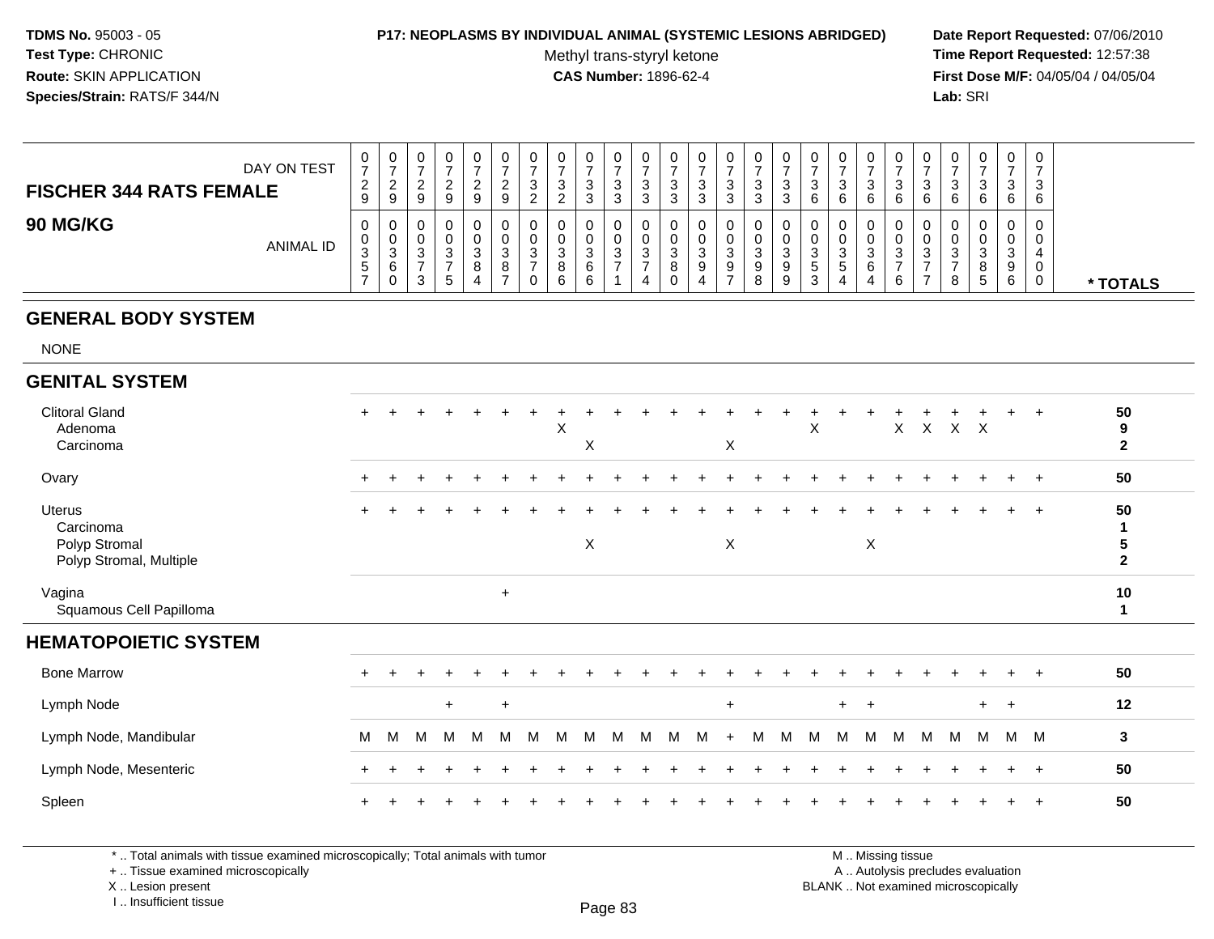**TDMS No.** 95003 - 05
**Test Type:** CHRONIC
**Route:** SKIN APPLICATION
**Species/Strain:** RATS/F 344/N

**P17: NEOPLASMS BY INDIVIDUAL ANIMAL (SYSTEMIC LESIONS ABRIDGED)**
Methyl trans-styryl ketone
**CAS Number:** 1896-62-4

**Date Report Requested:** 07/06/2010
**Time Report Requested:** 12:57:38
**First Dose M/F:** 04/05/04 / 04/05/04
**Lab:** SRI

## FISCHER 344 RATS FEMALE
## 90 MG/KG

| DAY ON TEST | 0729 | 0729 | 0729 | 0729 | 0729 | 0729 | 0732 | 0732 | 0733 | 0733 | 0733 | 0733 | 0733 | 0733 | 0733 | 0733 | 0736 | 0736 | 0736 | 0736 | 0736 | 0736 | 0736 | 0736 | 0736 | |
|---|---|---|---|---|---|---|---|---|---|---|---|---|---|---|---|---|---|---|---|---|---|---|---|---|---|---|
| ANIMAL ID | 00357 | 00360 | 00373 | 00375 | 00384 | 00387 | 00370 | 00386 | 00366 | 00371 | 00374 | 00380 | 00394 | 00397 | 00398 | 00399 | 00353 | 00354 | 00364 | 00376 | 00377 | 00378 | 00385 | 00396 | 00400 | * TOTALS |
| **GENERAL BODY SYSTEM** | | | | | | | | | | | | | | | | | | | | | | | | | | |
| NONE | | | | | | | | | | | | | | | | | | | | | | | | | | |
| **GENITAL SYSTEM** | | | | | | | | | | | | | | | | | | | | | | | | | | |
| Clitoral Gland | + | + | + | + | + | + | + | + | + | + | + | + | + | + | + | + | + | + | + | + | + | + | + | + | + | 50 |
| Adenoma | | | | | | | | X | | | | | | | | | X | | | X | X | X | X | | | 9 |
| Carcinoma | | | | | | | | | X | | | | | X | | | | | | | | | | | | 2 |
| Ovary | + | + | + | + | + | + | + | + | + | + | + | + | + | + | + | + | + | + | + | + | + | + | + | + | + | 50 |
| Uterus | + | + | + | + | + | + | + | + | + | + | + | + | + | + | + | + | + | + | + | + | + | + | + | + | + | 50 |
| Carcinoma | | | | | | | | | | | | | | | | | | | | | | | | | | 1 |
| Polyp Stromal | | | | | | | | | X | | | | | X | | | | | X | | | | | | | 5 |
| Polyp Stromal, Multiple | | | | | | | | | | | | | | | | | | | | | | | | | | 2 |
| Vagina | | | | | | + | | | | | | | | | | | | | | | | | | | | 10 |
| Squamous Cell Papilloma | | | | | | | | | | | | | | | | | | | | | | | | | | 1 |
| **HEMATOPOIETIC SYSTEM** | | | | | | | | | | | | | | | | | | | | | | | | | | |
| Bone Marrow | + | + | + | + | + | + | + | + | + | + | + | + | + | + | + | + | + | + | + | + | + | + | + | + | + | 50 |
| Lymph Node | | | | + | | + | | | | | | | | + | | | | + | + | | | | + | + | | 12 |
| Lymph Node, Mandibular | M | M | M | M | M | M | M | M | M | M | M | M | M | + | M | M | M | M | M | M | M | M | M | M | M | 3 |
| Lymph Node, Mesenteric | + | + | + | + | + | + | + | + | + | + | + | + | + | + | + | + | + | + | + | + | + | + | + | + | + | 50 |
| Spleen | + | + | + | + | + | + | + | + | + | + | + | + | + | + | + | + | + | + | + | + | + | + | + | + | + | 50 |

\* .. Total animals with tissue examined microscopically; Total animals with tumor
\+ .. Tissue examined microscopically
X .. Lesion present
I .. Insufficient tissue

M .. Missing tissue
A .. Autolysis precludes evaluation
BLANK .. Not examined microscopically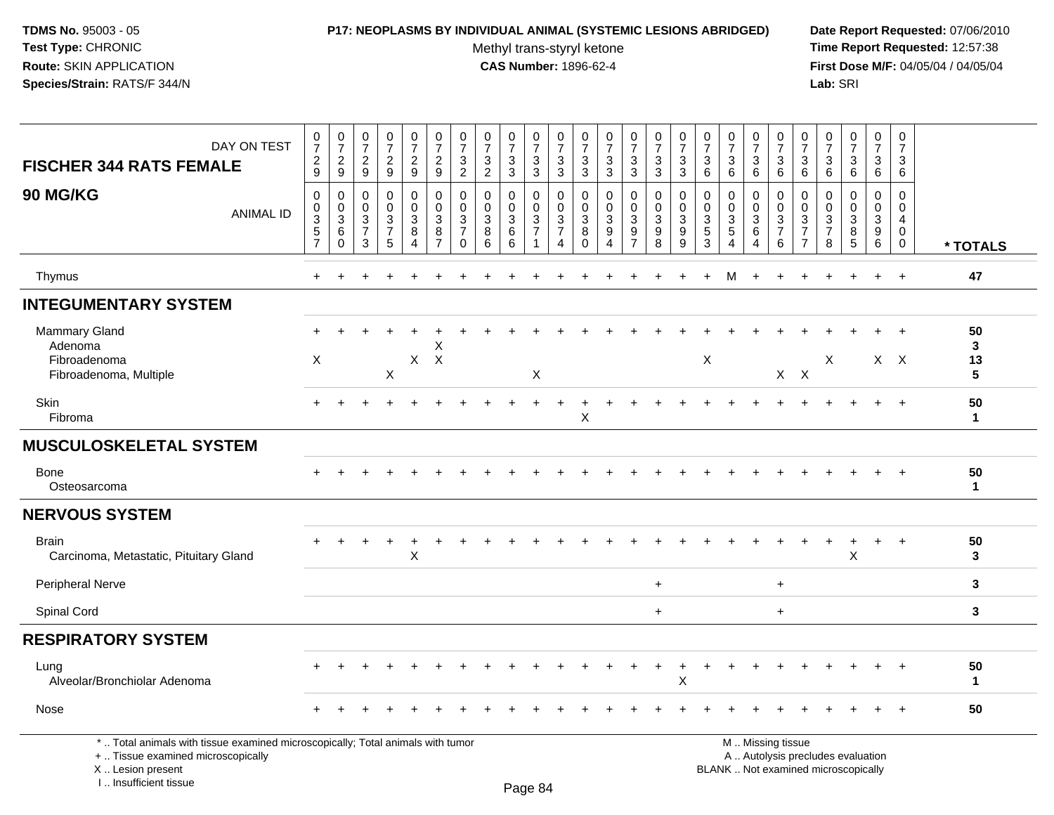**TDMS No.** 95003 - 05
**Test Type:** CHRONIC
**Route:** SKIN APPLICATION
**Species/Strain:** RATS/F 344/N

**P17: NEOPLASMS BY INDIVIDUAL ANIMAL (SYSTEMIC LESIONS ABRIDGED)**
Methyl trans-styryl ketone
**CAS Number:** 1896-62-4

**Date Report Requested:** 07/06/2010
**Time Report Requested:** 12:57:38
**First Dose M/F:** 04/05/04 / 04/05/04
**Lab:** SRI

| DAY ON TEST | 0729 | 0729 | 0729 | 0729 | 0729 | 0729 | 0732 | 0732 | 0733 | 0733 | 0733 | 0733 | 0733 | 0733 | 0733 | 0733 | 0736 | 0736 | 0736 | 0736 | 0736 | 0736 | 0736 | 0736 | 0736 | |
|---|---|---|---|---|---|---|---|---|---|---|---|---|---|---|---|---|---|---|---|---|---|---|---|---|---|---|
| **FISCHER 344 RATS FEMALE 90 MG/KG** ANIMAL ID | 00357 | 00360 | 00373 | 00375 | 00384 | 00387 | 00370 | 00386 | 00366 | 00371 | 00374 | 00380 | 00394 | 00397 | 00398 | 00399 | 00353 | 00354 | 00364 | 00376 | 00377 | 00378 | 00385 | 00396 | 00400 | * TOTALS |
| Thymus | + | + | + | + | + | + | + | + | + | + | + | + | + | + | + | + | + | M | + | + | + | + | + | + | + | 47 |
| **INTEGUMENTARY SYSTEM** | | | | | | | | | | | | | | | | | | | | | | | | | | |
| Mammary Gland | + | + | + | + | + | + | + | + | + | + | + | + | + | + | + | + | + | + | + | + | + | + | + | + | + | 50 |
| Adenoma | | | | | | X | | | | | | | | | | | | | | | | | | | | 3 |
| Fibroadenoma | X | | | | X | X | | | | | | | | | | | X | | | | | X | | X | X | 13 |
| Fibroadenoma, Multiple | | | | X | | | | | | X | | | | | | | | | | X | X | | | | | 5 |
| Skin | + | + | + | + | + | + | + | + | + | + | + | + | + | + | + | + | + | + | + | + | + | + | + | + | + | 50 |
| Fibroma | | | | | | | | | | | | X | | | | | | | | | | | | | | 1 |
| **MUSCULOSKELETAL SYSTEM** | | | | | | | | | | | | | | | | | | | | | | | | | | |
| Bone | + | + | + | + | + | + | + | + | + | + | + | + | + | + | + | + | + | + | + | + | + | + | + | + | + | 50 |
| Osteosarcoma | | | | | | | | | | | | | | | | | | | | | | | | | | 1 |
| **NERVOUS SYSTEM** | | | | | | | | | | | | | | | | | | | | | | | | | | |
| Brain | + | + | + | + | + | + | + | + | + | + | + | + | + | + | + | + | + | + | + | + | + | + | + | + | + | 50 |
| Carcinoma, Metastatic, Pituitary Gland | | | | | X | | | | | | | | | | | | | | | | | | X | | | 3 |
| Peripheral Nerve | | | | | | | | | | | | | | | + | | | | | + | | | | | | 3 |
| Spinal Cord | | | | | | | | | | | | | | | + | | | | | + | | | | | | 3 |
| **RESPIRATORY SYSTEM** | | | | | | | | | | | | | | | | | | | | | | | | | | |
| Lung | + | + | + | + | + | + | + | + | + | + | + | + | + | + | + | + | + | + | + | + | + | + | + | + | + | 50 |
| Alveolar/Bronchiolar Adenoma | | | | | | | | | | | | | | | | X | | | | | | | | | | 1 |
| Nose | + | + | + | + | + | + | + | + | + | + | + | + | + | + | + | + | + | + | + | + | + | + | + | + | + | 50 |

\* .. Total animals with tissue examined microscopically; Total animals with tumor
\+ .. Tissue examined microscopically
X .. Lesion present
I .. Insufficient tissue

M .. Missing tissue
A .. Autolysis precludes evaluation
BLANK .. Not examined microscopically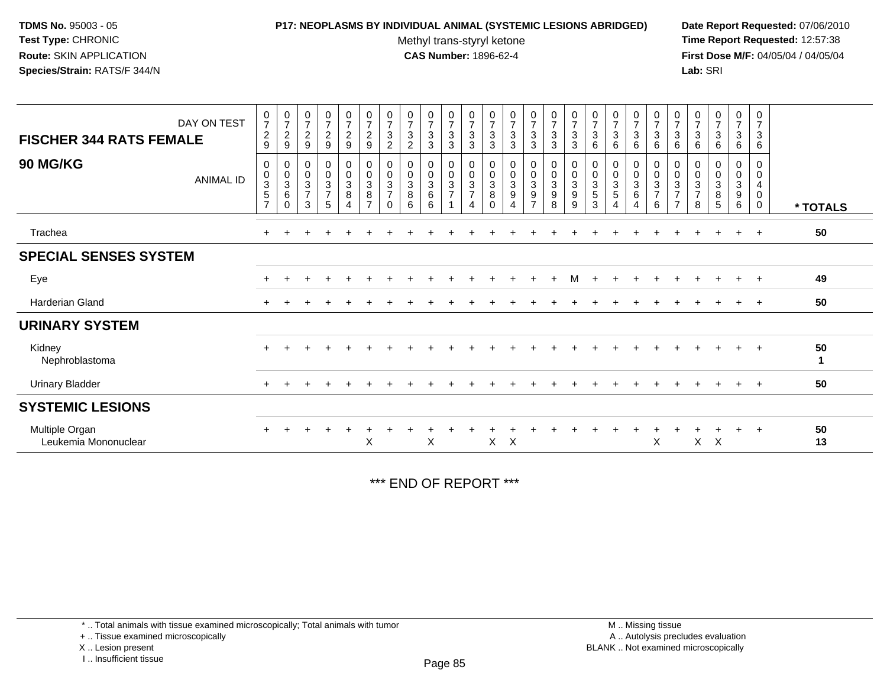**P17: NEOPLASMS BY INDIVIDUAL ANIMAL (SYSTEMIC LESIONS ABRIDGED)**

Methyl trans-styryl ketone

**CAS Number:** 1896-62-4

**FISCHER 344 RATS FEMALE**

**90 MG/KG**

| DAY ON TEST | 0729 | 0729 | 0729 | 0729 | 0729 | 0729 | 0732 | 0732 | 0733 | 0733 | 0733 | 0733 | 0733 | 0733 | 0733 | 0733 | 0736 | 0736 | 0736 | 0736 | 0736 | 0736 | 0736 | 0736 | 0736 | |
|---|---|---|---|---|---|---|---|---|---|---|---|---|---|---|---|---|---|---|---|---|---|---|---|---|---|---|
| **ANIMAL ID** | 0357 | 0360 | 0373 | 0375 | 0384 | 0387 | 0370 | 0386 | 0366 | 0371 | 0374 | 0380 | 0394 | 0397 | 0398 | 0399 | 0353 | 0354 | 0364 | 0376 | 0377 | 0378 | 0385 | 0396 | 0400 | *** TOTALS** |
| Trachea | + | + | + | + | + | + | + | + | + | + | + | + | + | + | + | + | + | + | + | + | + | + | + | + | + | 50 |
| **SPECIAL SENSES SYSTEM** | | | | | | | | | | | | | | | | | | | | | | | | | | |
| Eye | + | + | + | + | + | + | + | + | + | + | + | + | + | + | + | M | + | + | + | + | + | + | + | + | + | 49 |
| Harderian Gland | + | + | + | + | + | + | + | + | + | + | + | + | + | + | + | + | + | + | + | + | + | + | + | + | + | 50 |
| **URINARY SYSTEM** | | | | | | | | | | | | | | | | | | | | | | | | | | |
| Kidney | + | + | + | + | + | + | + | + | + | + | + | + | + | + | + | + | + | + | + | + | + | + | + | + | + | 50 |
| Nephroblastoma | | | | | | | | | | | | | | | | | | | | | | | | | | 1 |
| Urinary Bladder | + | + | + | + | + | + | + | + | + | + | + | + | + | + | + | + | + | + | + | + | + | + | + | + | + | 50 |
| **SYSTEMIC LESIONS** | | | | | | | | | | | | | | | | | | | | | | | | | | |
| Multiple Organ | + | + | + | + | + | + | + | + | + | + | + | + | + | + | + | + | + | + | + | + | + | + | + | + | + | 50 |
| Leukemia Mononuclear | | | | | | X | | | X | | | X | X | | | | | | | X | | X | X | | | 13 |

*** END OF REPORT ***

* .. Total animals with tissue examined microscopically; Total animals with tumor
+ .. Tissue examined microscopically
X .. Lesion present
I .. Insufficient tissue

M .. Missing tissue
A .. Autolysis precludes evaluation
BLANK .. Not examined microscopically